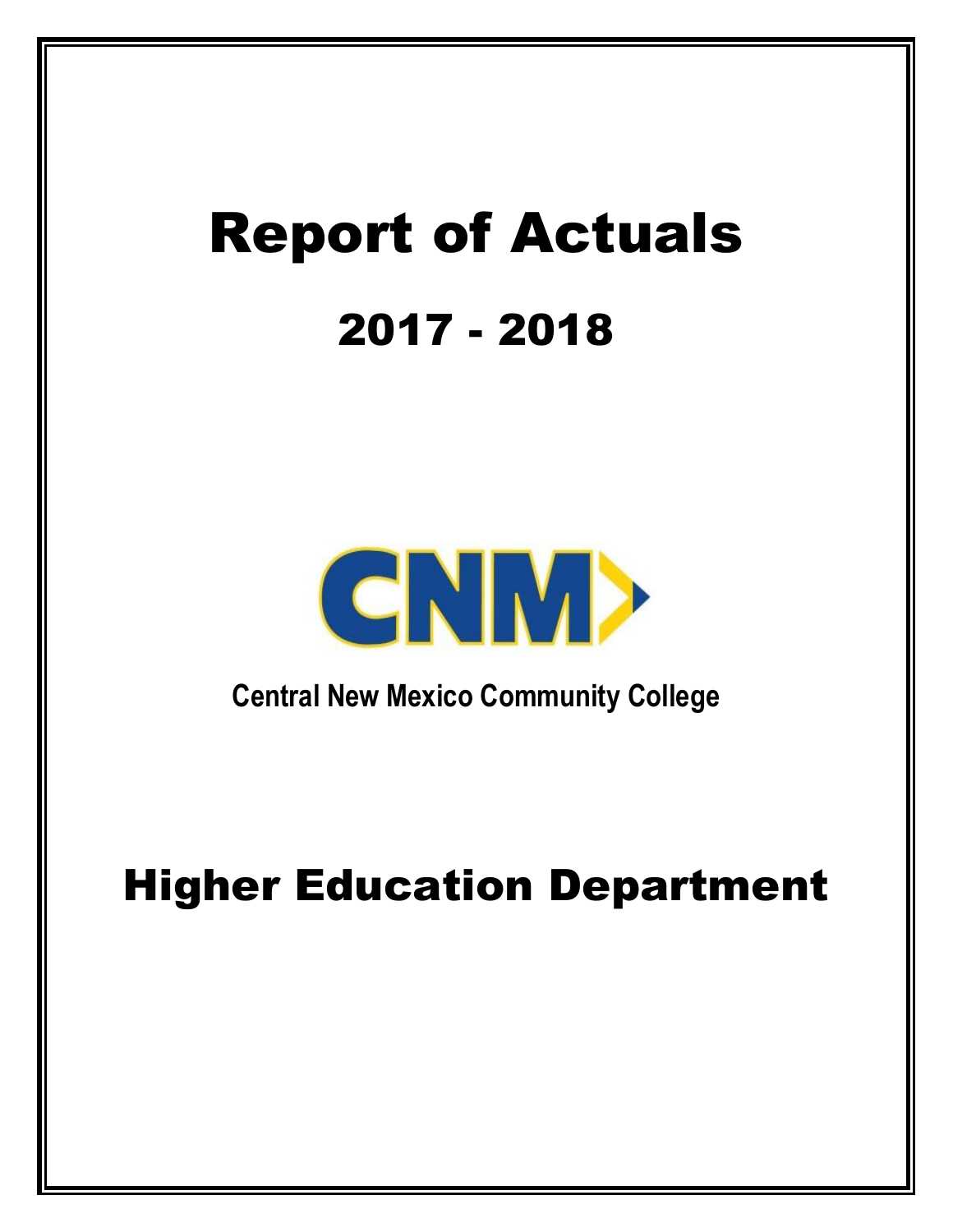# Report of Actuals

## 2017 - 2018

CNM

**Central New Mexico Community College**

# Higher Education Department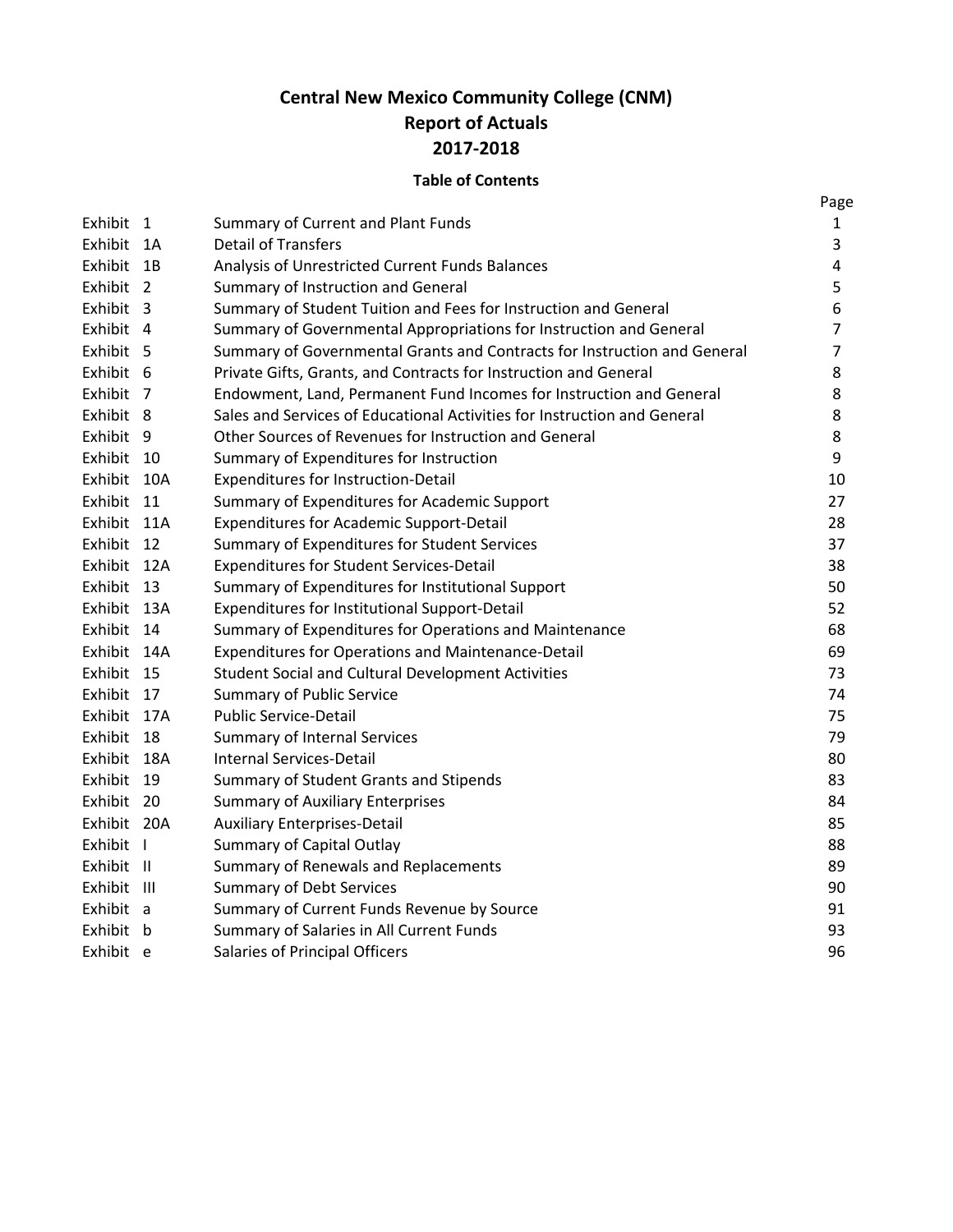# Central New Mexico Community College (CNM)
# Report of Actuals
# 2017-2018

## Table of Contents

| | | Page |
|---|---|---|
| Exhibit 1 | Summary of Current and Plant Funds | 1 |
| Exhibit 1A | Detail of Transfers | 3 |
| Exhibit 1B | Analysis of Unrestricted Current Funds Balances | 4 |
| Exhibit 2 | Summary of Instruction and General | 5 |
| Exhibit 3 | Summary of Student Tuition and Fees for Instruction and General | 6 |
| Exhibit 4 | Summary of Governmental Appropriations for Instruction and General | 7 |
| Exhibit 5 | Summary of Governmental Grants and Contracts for Instruction and General | 7 |
| Exhibit 6 | Private Gifts, Grants, and Contracts for Instruction and General | 8 |
| Exhibit 7 | Endowment, Land, Permanent Fund Incomes for Instruction and General | 8 |
| Exhibit 8 | Sales and Services of Educational Activities for Instruction and General | 8 |
| Exhibit 9 | Other Sources of Revenues for Instruction and General | 8 |
| Exhibit 10 | Summary of Expenditures for Instruction | 9 |
| Exhibit 10A | Expenditures for Instruction-Detail | 10 |
| Exhibit 11 | Summary of Expenditures for Academic Support | 27 |
| Exhibit 11A | Expenditures for Academic Support-Detail | 28 |
| Exhibit 12 | Summary of Expenditures for Student Services | 37 |
| Exhibit 12A | Expenditures for Student Services-Detail | 38 |
| Exhibit 13 | Summary of Expenditures for Institutional Support | 50 |
| Exhibit 13A | Expenditures for Institutional Support-Detail | 52 |
| Exhibit 14 | Summary of Expenditures for Operations and Maintenance | 68 |
| Exhibit 14A | Expenditures for Operations and Maintenance-Detail | 69 |
| Exhibit 15 | Student Social and Cultural Development Activities | 73 |
| Exhibit 17 | Summary of Public Service | 74 |
| Exhibit 17A | Public Service-Detail | 75 |
| Exhibit 18 | Summary of Internal Services | 79 |
| Exhibit 18A | Internal Services-Detail | 80 |
| Exhibit 19 | Summary of Student Grants and Stipends | 83 |
| Exhibit 20 | Summary of Auxiliary Enterprises | 84 |
| Exhibit 20A | Auxiliary Enterprises-Detail | 85 |
| Exhibit I | Summary of Capital Outlay | 88 |
| Exhibit II | Summary of Renewals and Replacements | 89 |
| Exhibit III | Summary of Debt Services | 90 |
| Exhibit a | Summary of Current Funds Revenue by Source | 91 |
| Exhibit b | Summary of Salaries in All Current Funds | 93 |
| Exhibit e | Salaries of Principal Officers | 96 |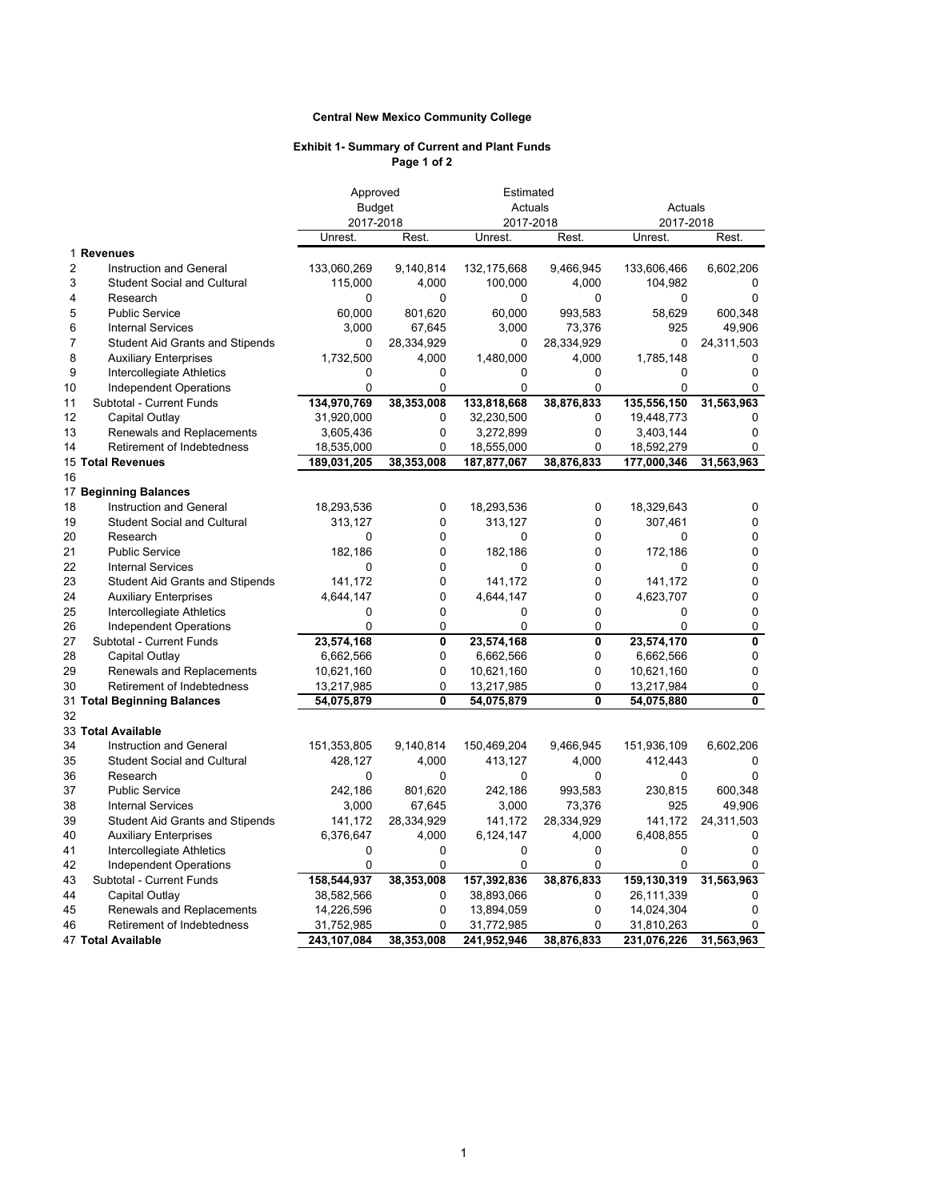**Central New Mexico Community College**

**Exhibit 1- Summary of Current and Plant Funds**
**Page 1 of 2**

| | | Approved Budget 2017-2018 | | Estimated Actuals 2017-2018 | | Actuals 2017-2018 | |
|---|---|---|---|---|---|---|---|
| | | Unrest. | Rest. | Unrest. | Rest. | Unrest. | Rest. |
| 1 | **Revenues** | | | | | | |
| 2 | Instruction and General | 133,060,269 | 9,140,814 | 132,175,668 | 9,466,945 | 133,606,466 | 6,602,206 |
| 3 | Student Social and Cultural | 115,000 | 4,000 | 100,000 | 4,000 | 104,982 | 0 |
| 4 | Research | 0 | 0 | 0 | 0 | 0 | 0 |
| 5 | Public Service | 60,000 | 801,620 | 60,000 | 993,583 | 58,629 | 600,348 |
| 6 | Internal Services | 3,000 | 67,645 | 3,000 | 73,376 | 925 | 49,906 |
| 7 | Student Aid Grants and Stipends | 0 | 28,334,929 | 0 | 28,334,929 | 0 | 24,311,503 |
| 8 | Auxiliary Enterprises | 1,732,500 | 4,000 | 1,480,000 | 4,000 | 1,785,148 | 0 |
| 9 | Intercollegiate Athletics | 0 | 0 | 0 | 0 | 0 | 0 |
| 10 | Independent Operations | 0 | 0 | 0 | 0 | 0 | 0 |
| 11 | Subtotal - Current Funds | **134,970,769** | **38,353,008** | **133,818,668** | **38,876,833** | **135,556,150** | **31,563,963** |
| 12 | Capital Outlay | 31,920,000 | 0 | 32,230,500 | 0 | 19,448,773 | 0 |
| 13 | Renewals and Replacements | 3,605,436 | 0 | 3,272,899 | 0 | 3,403,144 | 0 |
| 14 | Retirement of Indebtedness | 18,535,000 | 0 | 18,555,000 | 0 | 18,592,279 | 0 |
| 15 | **Total Revenues** | **189,031,205** | **38,353,008** | **187,877,067** | **38,876,833** | **177,000,346** | **31,563,963** |
| 16 | | | | | | | |
| 17 | **Beginning Balances** | | | | | | |
| 18 | Instruction and General | 18,293,536 | 0 | 18,293,536 | 0 | 18,329,643 | 0 |
| 19 | Student Social and Cultural | 313,127 | 0 | 313,127 | 0 | 307,461 | 0 |
| 20 | Research | 0 | 0 | 0 | 0 | 0 | 0 |
| 21 | Public Service | 182,186 | 0 | 182,186 | 0 | 172,186 | 0 |
| 22 | Internal Services | 0 | 0 | 0 | 0 | 0 | 0 |
| 23 | Student Aid Grants and Stipends | 141,172 | 0 | 141,172 | 0 | 141,172 | 0 |
| 24 | Auxiliary Enterprises | 4,644,147 | 0 | 4,644,147 | 0 | 4,623,707 | 0 |
| 25 | Intercollegiate Athletics | 0 | 0 | 0 | 0 | 0 | 0 |
| 26 | Independent Operations | 0 | 0 | 0 | 0 | 0 | 0 |
| 27 | Subtotal - Current Funds | **23,574,168** | **0** | **23,574,168** | **0** | **23,574,170** | **0** |
| 28 | Capital Outlay | 6,662,566 | 0 | 6,662,566 | 0 | 6,662,566 | 0 |
| 29 | Renewals and Replacements | 10,621,160 | 0 | 10,621,160 | 0 | 10,621,160 | 0 |
| 30 | Retirement of Indebtedness | 13,217,985 | 0 | 13,217,985 | 0 | 13,217,984 | 0 |
| 31 | **Total Beginning Balances** | **54,075,879** | **0** | **54,075,879** | **0** | **54,075,880** | **0** |
| 32 | | | | | | | |
| 33 | **Total Available** | | | | | | |
| 34 | Instruction and General | 151,353,805 | 9,140,814 | 150,469,204 | 9,466,945 | 151,936,109 | 6,602,206 |
| 35 | Student Social and Cultural | 428,127 | 4,000 | 413,127 | 4,000 | 412,443 | 0 |
| 36 | Research | 0 | 0 | 0 | 0 | 0 | 0 |
| 37 | Public Service | 242,186 | 801,620 | 242,186 | 993,583 | 230,815 | 600,348 |
| 38 | Internal Services | 3,000 | 67,645 | 3,000 | 73,376 | 925 | 49,906 |
| 39 | Student Aid Grants and Stipends | 141,172 | 28,334,929 | 141,172 | 28,334,929 | 141,172 | 24,311,503 |
| 40 | Auxiliary Enterprises | 6,376,647 | 4,000 | 6,124,147 | 4,000 | 6,408,855 | 0 |
| 41 | Intercollegiate Athletics | 0 | 0 | 0 | 0 | 0 | 0 |
| 42 | Independent Operations | 0 | 0 | 0 | 0 | 0 | 0 |
| 43 | Subtotal - Current Funds | **158,544,937** | **38,353,008** | **157,392,836** | **38,876,833** | **159,130,319** | **31,563,963** |
| 44 | Capital Outlay | 38,582,566 | 0 | 38,893,066 | 0 | 26,111,339 | 0 |
| 45 | Renewals and Replacements | 14,226,596 | 0 | 13,894,059 | 0 | 14,024,304 | 0 |
| 46 | Retirement of Indebtedness | 31,752,985 | 0 | 31,772,985 | 0 | 31,810,263 | 0 |
| 47 | **Total Available** | **243,107,084** | **38,353,008** | **241,952,946** | **38,876,833** | **231,076,226** | **31,563,963** |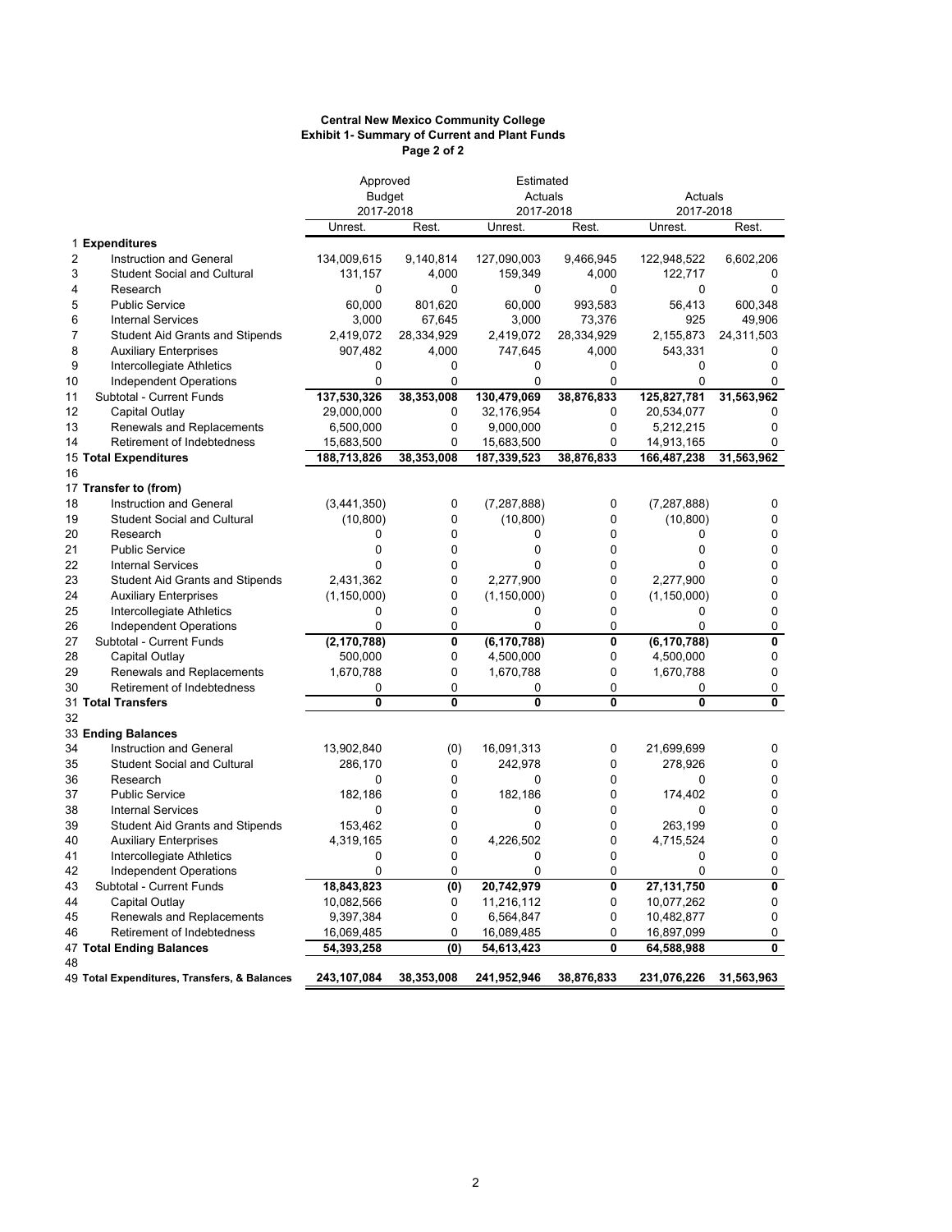**Central New Mexico Community College**
**Exhibit 1- Summary of Current and Plant Funds**
**Page 2 of 2**

| | | Approved Budget 2017-2018 | | Estimated Actuals 2017-2018 | | Actuals 2017-2018 | |
|---|---|---|---|---|---|---|---|
| | | Unrest. | Rest. | Unrest. | Rest. | Unrest. | Rest. |
| 1 | **Expenditures** | | | | | | |
| 2 | Instruction and General | 134,009,615 | 9,140,814 | 127,090,003 | 9,466,945 | 122,948,522 | 6,602,206 |
| 3 | Student Social and Cultural | 131,157 | 4,000 | 159,349 | 4,000 | 122,717 | 0 |
| 4 | Research | 0 | 0 | 0 | 0 | 0 | 0 |
| 5 | Public Service | 60,000 | 801,620 | 60,000 | 993,583 | 56,413 | 600,348 |
| 6 | Internal Services | 3,000 | 67,645 | 3,000 | 73,376 | 925 | 49,906 |
| 7 | Student Aid Grants and Stipends | 2,419,072 | 28,334,929 | 2,419,072 | 28,334,929 | 2,155,873 | 24,311,503 |
| 8 | Auxiliary Enterprises | 907,482 | 4,000 | 747,645 | 4,000 | 543,331 | 0 |
| 9 | Intercollegiate Athletics | 0 | 0 | 0 | 0 | 0 | 0 |
| 10 | Independent Operations | 0 | 0 | 0 | 0 | 0 | 0 |
| 11 | Subtotal - Current Funds | **137,530,326** | **38,353,008** | **130,479,069** | **38,876,833** | **125,827,781** | **31,563,962** |
| 12 | Capital Outlay | 29,000,000 | 0 | 32,176,954 | 0 | 20,534,077 | 0 |
| 13 | Renewals and Replacements | 6,500,000 | 0 | 9,000,000 | 0 | 5,212,215 | 0 |
| 14 | Retirement of Indebtedness | 15,683,500 | 0 | 15,683,500 | 0 | 14,913,165 | 0 |
| 15 | **Total Expenditures** | **188,713,826** | **38,353,008** | **187,339,523** | **38,876,833** | **166,487,238** | **31,563,962** |
| 16 | | | | | | | |
| 17 | **Transfer to (from)** | | | | | | |
| 18 | Instruction and General | (3,441,350) | 0 | (7,287,888) | 0 | (7,287,888) | 0 |
| 19 | Student Social and Cultural | (10,800) | 0 | (10,800) | 0 | (10,800) | 0 |
| 20 | Research | 0 | 0 | 0 | 0 | 0 | 0 |
| 21 | Public Service | 0 | 0 | 0 | 0 | 0 | 0 |
| 22 | Internal Services | 0 | 0 | 0 | 0 | 0 | 0 |
| 23 | Student Aid Grants and Stipends | 2,431,362 | 0 | 2,277,900 | 0 | 2,277,900 | 0 |
| 24 | Auxiliary Enterprises | (1,150,000) | 0 | (1,150,000) | 0 | (1,150,000) | 0 |
| 25 | Intercollegiate Athletics | 0 | 0 | 0 | 0 | 0 | 0 |
| 26 | Independent Operations | 0 | 0 | 0 | 0 | 0 | 0 |
| 27 | Subtotal - Current Funds | **(2,170,788)** | **0** | **(6,170,788)** | **0** | **(6,170,788)** | **0** |
| 28 | Capital Outlay | 500,000 | 0 | 4,500,000 | 0 | 4,500,000 | 0 |
| 29 | Renewals and Replacements | 1,670,788 | 0 | 1,670,788 | 0 | 1,670,788 | 0 |
| 30 | Retirement of Indebtedness | 0 | 0 | 0 | 0 | 0 | 0 |
| 31 | **Total Transfers** | **0** | **0** | **0** | **0** | **0** | **0** |
| 32 | | | | | | | |
| 33 | **Ending Balances** | | | | | | |
| 34 | Instruction and General | 13,902,840 | (0) | 16,091,313 | 0 | 21,699,699 | 0 |
| 35 | Student Social and Cultural | 286,170 | 0 | 242,978 | 0 | 278,926 | 0 |
| 36 | Research | 0 | 0 | 0 | 0 | 0 | 0 |
| 37 | Public Service | 182,186 | 0 | 182,186 | 0 | 174,402 | 0 |
| 38 | Internal Services | 0 | 0 | 0 | 0 | 0 | 0 |
| 39 | Student Aid Grants and Stipends | 153,462 | 0 | 0 | 0 | 263,199 | 0 |
| 40 | Auxiliary Enterprises | 4,319,165 | 0 | 4,226,502 | 0 | 4,715,524 | 0 |
| 41 | Intercollegiate Athletics | 0 | 0 | 0 | 0 | 0 | 0 |
| 42 | Independent Operations | 0 | 0 | 0 | 0 | 0 | 0 |
| 43 | Subtotal - Current Funds | **18,843,823** | **(0)** | **20,742,979** | **0** | **27,131,750** | **0** |
| 44 | Capital Outlay | 10,082,566 | 0 | 11,216,112 | 0 | 10,077,262 | 0 |
| 45 | Renewals and Replacements | 9,397,384 | 0 | 6,564,847 | 0 | 10,482,877 | 0 |
| 46 | Retirement of Indebtedness | 16,069,485 | 0 | 16,089,485 | 0 | 16,897,099 | 0 |
| 47 | **Total Ending Balances** | **54,393,258** | **(0)** | **54,613,423** | **0** | **64,588,988** | **0** |
| 48 | | | | | | | |
| 49 | **Total Expenditures, Transfers, & Balances** | **243,107,084** | **38,353,008** | **241,952,946** | **38,876,833** | **231,076,226** | **31,563,963** |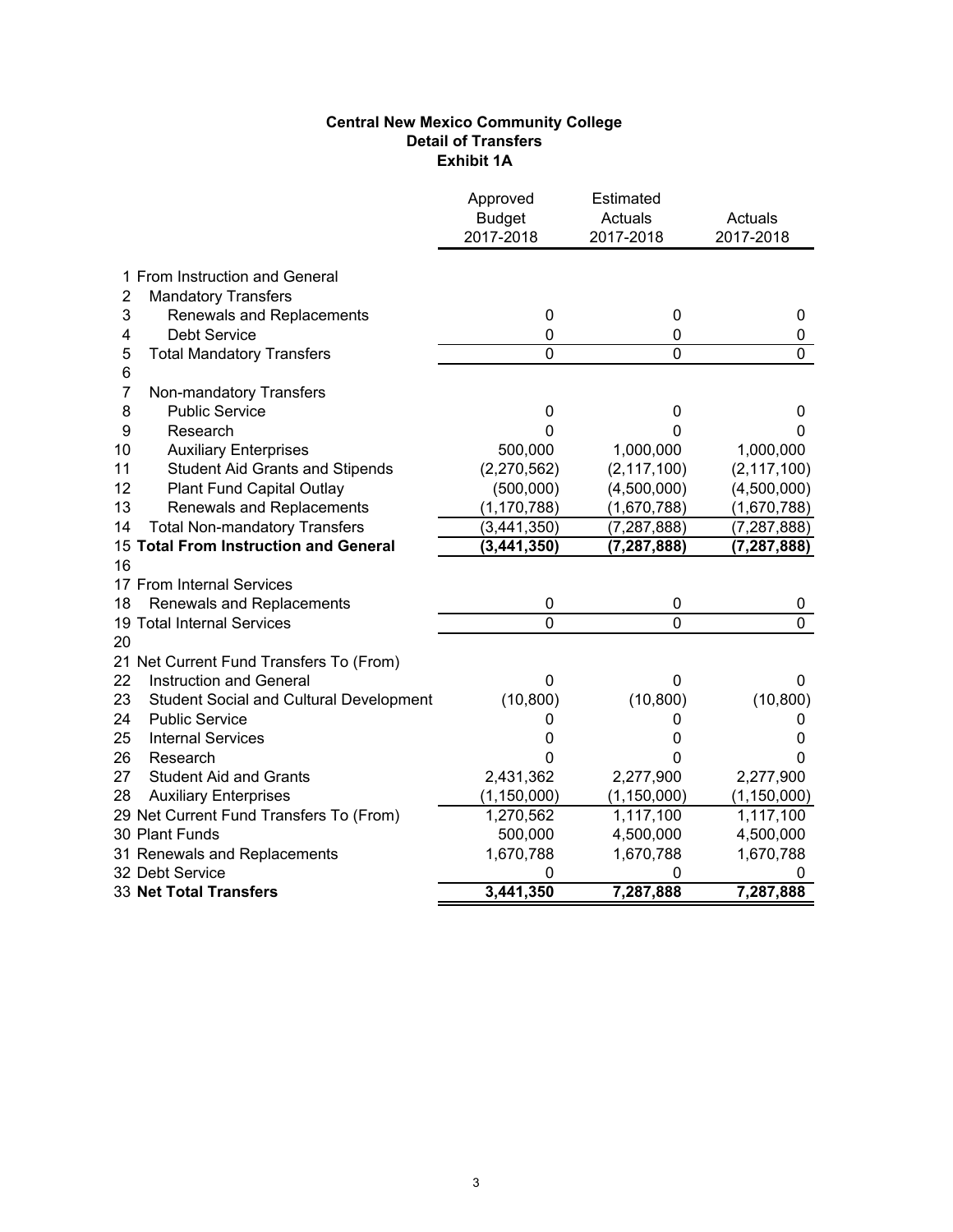**Central New Mexico Community College**
**Detail of Transfers**
**Exhibit 1A**

| | | Approved Budget 2017-2018 | Estimated Actuals 2017-2018 | Actuals 2017-2018 |
|---|---|---|---|---|
| 1 | From Instruction and General | | | |
| 2 | Mandatory Transfers | | | |
| 3 | Renewals and Replacements | 0 | 0 | 0 |
| 4 | Debt Service | 0 | 0 | 0 |
| 5 | Total Mandatory Transfers | 0 | 0 | 0 |
| 6 | | | | |
| 7 | Non-mandatory Transfers | | | |
| 8 | Public Service | 0 | 0 | 0 |
| 9 | Research | 0 | 0 | 0 |
| 10 | Auxiliary Enterprises | 500,000 | 1,000,000 | 1,000,000 |
| 11 | Student Aid Grants and Stipends | (2,270,562) | (2,117,100) | (2,117,100) |
| 12 | Plant Fund Capital Outlay | (500,000) | (4,500,000) | (4,500,000) |
| 13 | Renewals and Replacements | (1,170,788) | (1,670,788) | (1,670,788) |
| 14 | Total Non-mandatory Transfers | (3,441,350) | (7,287,888) | (7,287,888) |
| 15 | **Total From Instruction and General** | **(3,441,350)** | **(7,287,888)** | **(7,287,888)** |
| 16 | | | | |
| 17 | From Internal Services | | | |
| 18 | Renewals and Replacements | 0 | 0 | 0 |
| 19 | Total Internal Services | 0 | 0 | 0 |
| 20 | | | | |
| 21 | Net Current Fund Transfers To (From) | | | |
| 22 | Instruction and General | 0 | 0 | 0 |
| 23 | Student Social and Cultural Development | (10,800) | (10,800) | (10,800) |
| 24 | Public Service | 0 | 0 | 0 |
| 25 | Internal Services | 0 | 0 | 0 |
| 26 | Research | 0 | 0 | 0 |
| 27 | Student Aid and Grants | 2,431,362 | 2,277,900 | 2,277,900 |
| 28 | Auxiliary Enterprises | (1,150,000) | (1,150,000) | (1,150,000) |
| 29 | Net Current Fund Transfers To (From) | 1,270,562 | 1,117,100 | 1,117,100 |
| 30 | Plant Funds | 500,000 | 4,500,000 | 4,500,000 |
| 31 | Renewals and Replacements | 1,670,788 | 1,670,788 | 1,670,788 |
| 32 | Debt Service | 0 | 0 | 0 |
| 33 | **Net Total Transfers** | **3,441,350** | **7,287,888** | **7,287,888** |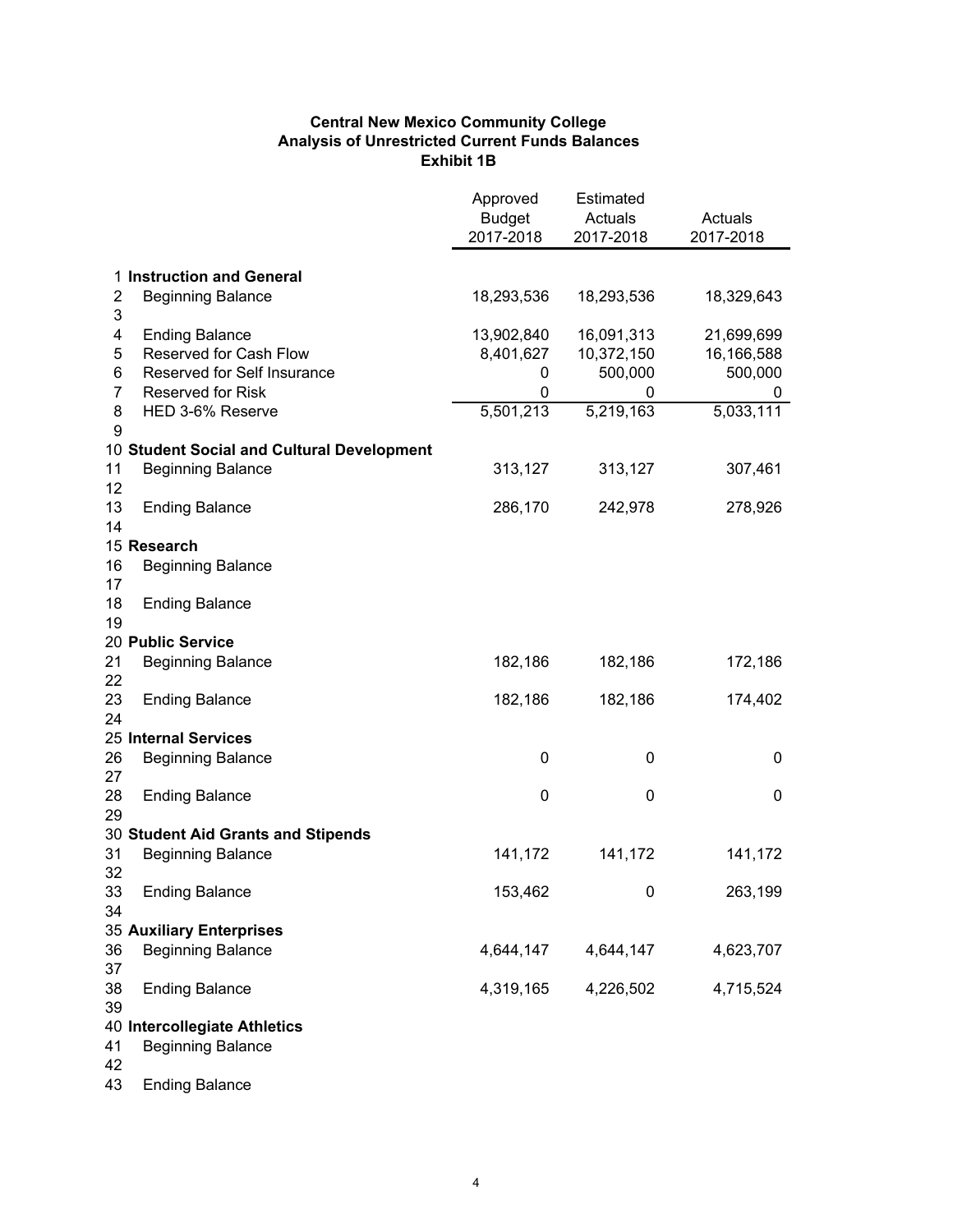# Central New Mexico Community College
## Analysis of Unrestricted Current Funds Balances
### Exhibit 1B

| | | Approved Budget 2017-2018 | Estimated Actuals 2017-2018 | Actuals 2017-2018 |
|---|---|---|---|---|
| 1 | **Instruction and General** | | | |
| 2 | Beginning Balance | 18,293,536 | 18,293,536 | 18,329,643 |
| 3 | | | | |
| 4 | Ending Balance | 13,902,840 | 16,091,313 | 21,699,699 |
| 5 | Reserved for Cash Flow | 8,401,627 | 10,372,150 | 16,166,588 |
| 6 | Reserved for Self Insurance | 0 | 500,000 | 500,000 |
| 7 | Reserved for Risk | 0 | 0 | 0 |
| 8 | HED 3-6% Reserve | 5,501,213 | 5,219,163 | 5,033,111 |
| 9 | | | | |
| 10 | **Student Social and Cultural Development** | | | |
| 11 | Beginning Balance | 313,127 | 313,127 | 307,461 |
| 12 | | | | |
| 13 | Ending Balance | 286,170 | 242,978 | 278,926 |
| 14 | | | | |
| 15 | **Research** | | | |
| 16 | Beginning Balance | | | |
| 17 | | | | |
| 18 | Ending Balance | | | |
| 19 | | | | |
| 20 | **Public Service** | | | |
| 21 | Beginning Balance | 182,186 | 182,186 | 172,186 |
| 22 | | | | |
| 23 | Ending Balance | 182,186 | 182,186 | 174,402 |
| 24 | | | | |
| 25 | **Internal Services** | | | |
| 26 | Beginning Balance | 0 | 0 | 0 |
| 27 | | | | |
| 28 | Ending Balance | 0 | 0 | 0 |
| 29 | | | | |
| 30 | **Student Aid Grants and Stipends** | | | |
| 31 | Beginning Balance | 141,172 | 141,172 | 141,172 |
| 32 | | | | |
| 33 | Ending Balance | 153,462 | 0 | 263,199 |
| 34 | | | | |
| 35 | **Auxiliary Enterprises** | | | |
| 36 | Beginning Balance | 4,644,147 | 4,644,147 | 4,623,707 |
| 37 | | | | |
| 38 | Ending Balance | 4,319,165 | 4,226,502 | 4,715,524 |
| 39 | | | | |
| 40 | **Intercollegiate Athletics** | | | |
| 41 | Beginning Balance | | | |
| 42 | | | | |
| 43 | Ending Balance | | | |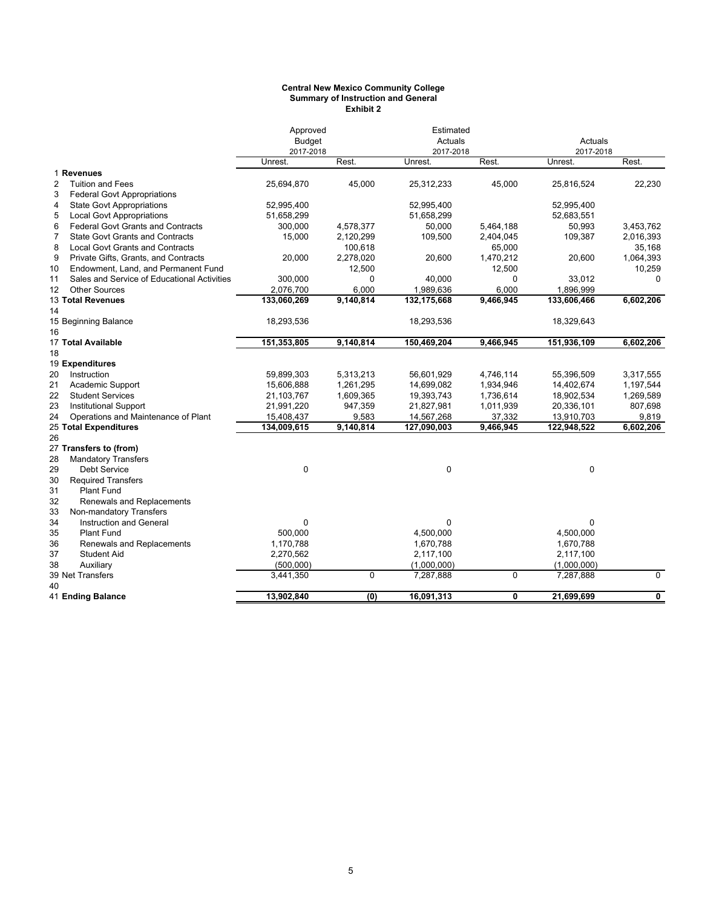**Central New Mexico Community College**
**Summary of Instruction and General**
**Exhibit 2**

| | | Approved Budget 2017-2018 | | Estimated Actuals 2017-2018 | | Actuals 2017-2018 | |
|---|---|---|---|---|---|---|---|
| | | Unrest. | Rest. | Unrest. | Rest. | Unrest. | Rest. |
| 1 | **Revenues** | | | | | | |
| 2 | Tuition and Fees | 25,694,870 | 45,000 | 25,312,233 | 45,000 | 25,816,524 | 22,230 |
| 3 | Federal Govt Appropriations | | | | | | |
| 4 | State Govt Appropriations | 52,995,400 | | 52,995,400 | | 52,995,400 | |
| 5 | Local Govt Appropriations | 51,658,299 | | 51,658,299 | | 52,683,551 | |
| 6 | Federal Govt Grants and Contracts | 300,000 | 4,578,377 | 50,000 | 5,464,188 | 50,993 | 3,453,762 |
| 7 | State Govt Grants and Contracts | 15,000 | 2,120,299 | 109,500 | 2,404,045 | 109,387 | 2,016,393 |
| 8 | Local Govt Grants and Contracts | | 100,618 | | 65,000 | | 35,168 |
| 9 | Private Gifts, Grants, and Contracts | 20,000 | 2,278,020 | 20,600 | 1,470,212 | 20,600 | 1,064,393 |
| 10 | Endowment, Land, and Permanent Fund | | 12,500 | | 12,500 | | 10,259 |
| 11 | Sales and Service of Educational Activities | 300,000 | 0 | 40,000 | 0 | 33,012 | 0 |
| 12 | Other Sources | 2,076,700 | 6,000 | 1,989,636 | 6,000 | 1,896,999 | |
| 13 | **Total Revenues** | **133,060,269** | **9,140,814** | **132,175,668** | **9,466,945** | **133,606,466** | **6,602,206** |
| 14 | | | | | | | |
| 15 | Beginning Balance | 18,293,536 | | 18,293,536 | | 18,329,643 | |
| 16 | | | | | | | |
| 17 | **Total Available** | **151,353,805** | **9,140,814** | **150,469,204** | **9,466,945** | **151,936,109** | **6,602,206** |
| 18 | | | | | | | |
| 19 | **Expenditures** | | | | | | |
| 20 | Instruction | 59,899,303 | 5,313,213 | 56,601,929 | 4,746,114 | 55,396,509 | 3,317,555 |
| 21 | Academic Support | 15,606,888 | 1,261,295 | 14,699,082 | 1,934,946 | 14,402,674 | 1,197,544 |
| 22 | Student Services | 21,103,767 | 1,609,365 | 19,393,743 | 1,736,614 | 18,902,534 | 1,269,589 |
| 23 | Institutional Support | 21,991,220 | 947,359 | 21,827,981 | 1,011,939 | 20,336,101 | 807,698 |
| 24 | Operations and Maintenance of Plant | 15,408,437 | 9,583 | 14,567,268 | 37,332 | 13,910,703 | 9,819 |
| 25 | **Total Expenditures** | **134,009,615** | **9,140,814** | **127,090,003** | **9,466,945** | **122,948,522** | **6,602,206** |
| 26 | | | | | | | |
| 27 | **Transfers to (from)** | | | | | | |
| 28 | Mandatory Transfers | | | | | | |
| 29 | Debt Service | 0 | | 0 | | 0 | |
| 30 | Required Transfers | | | | | | |
| 31 | Plant Fund | | | | | | |
| 32 | Renewals and Replacements | | | | | | |
| 33 | Non-mandatory Transfers | | | | | | |
| 34 | Instruction and General | 0 | | 0 | | 0 | |
| 35 | Plant Fund | 500,000 | | 4,500,000 | | 4,500,000 | |
| 36 | Renewals and Replacements | 1,170,788 | | 1,670,788 | | 1,670,788 | |
| 37 | Student Aid | 2,270,562 | | 2,117,100 | | 2,117,100 | |
| 38 | Auxiliary | (500,000) | | (1,000,000) | | (1,000,000) | |
| 39 | Net Transfers | 3,441,350 | 0 | 7,287,888 | 0 | 7,287,888 | 0 |
| 40 | | | | | | | |
| 41 | **Ending Balance** | **13,902,840** | **(0)** | **16,091,313** | **0** | **21,699,699** | **0** |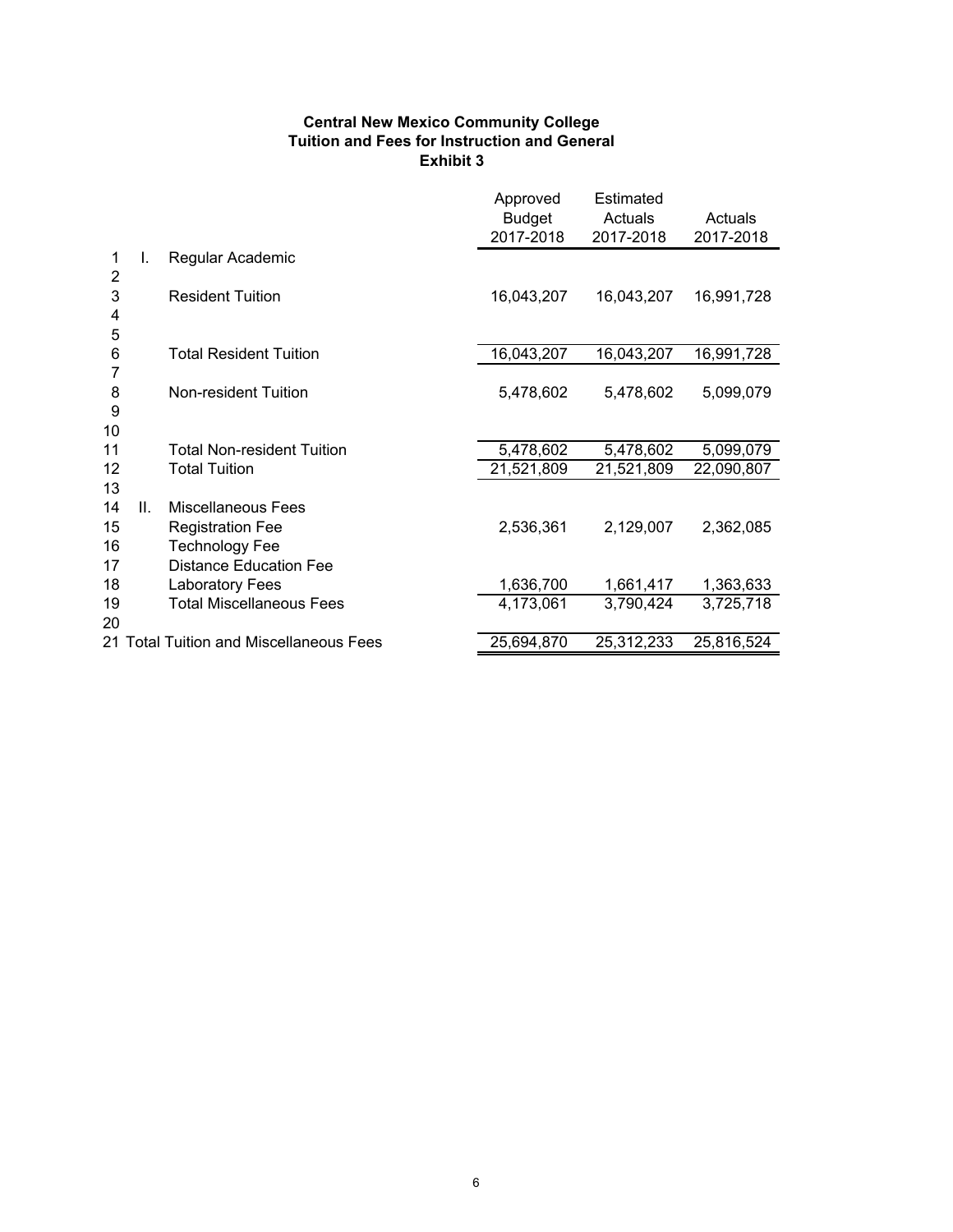**Central New Mexico Community College**
**Tuition and Fees for Instruction and General**
**Exhibit 3**

| | | | Approved Budget 2017-2018 | Estimated Actuals 2017-2018 | Actuals 2017-2018 |
|---|---|---|---|---|---|
| 1 | I. | Regular Academic | | | |
| 2 | | | | | |
| 3 | | Resident Tuition | 16,043,207 | 16,043,207 | 16,991,728 |
| 4 | | | | | |
| 5 | | | | | |
| 6 | | Total Resident Tuition | 16,043,207 | 16,043,207 | 16,991,728 |
| 7 | | | | | |
| 8 | | Non-resident Tuition | 5,478,602 | 5,478,602 | 5,099,079 |
| 9 | | | | | |
| 10 | | | | | |
| 11 | | Total Non-resident Tuition | 5,478,602 | 5,478,602 | 5,099,079 |
| 12 | | Total Tuition | 21,521,809 | 21,521,809 | 22,090,807 |
| 13 | | | | | |
| 14 | II. | Miscellaneous Fees | | | |
| 15 | | Registration Fee | 2,536,361 | 2,129,007 | 2,362,085 |
| 16 | | Technology Fee | | | |
| 17 | | Distance Education Fee | | | |
| 18 | | Laboratory Fees | 1,636,700 | 1,661,417 | 1,363,633 |
| 19 | | Total Miscellaneous Fees | 4,173,061 | 3,790,424 | 3,725,718 |
| 20 | | | | | |
| 21 | | Total Tuition and Miscellaneous Fees | 25,694,870 | 25,312,233 | 25,816,524 |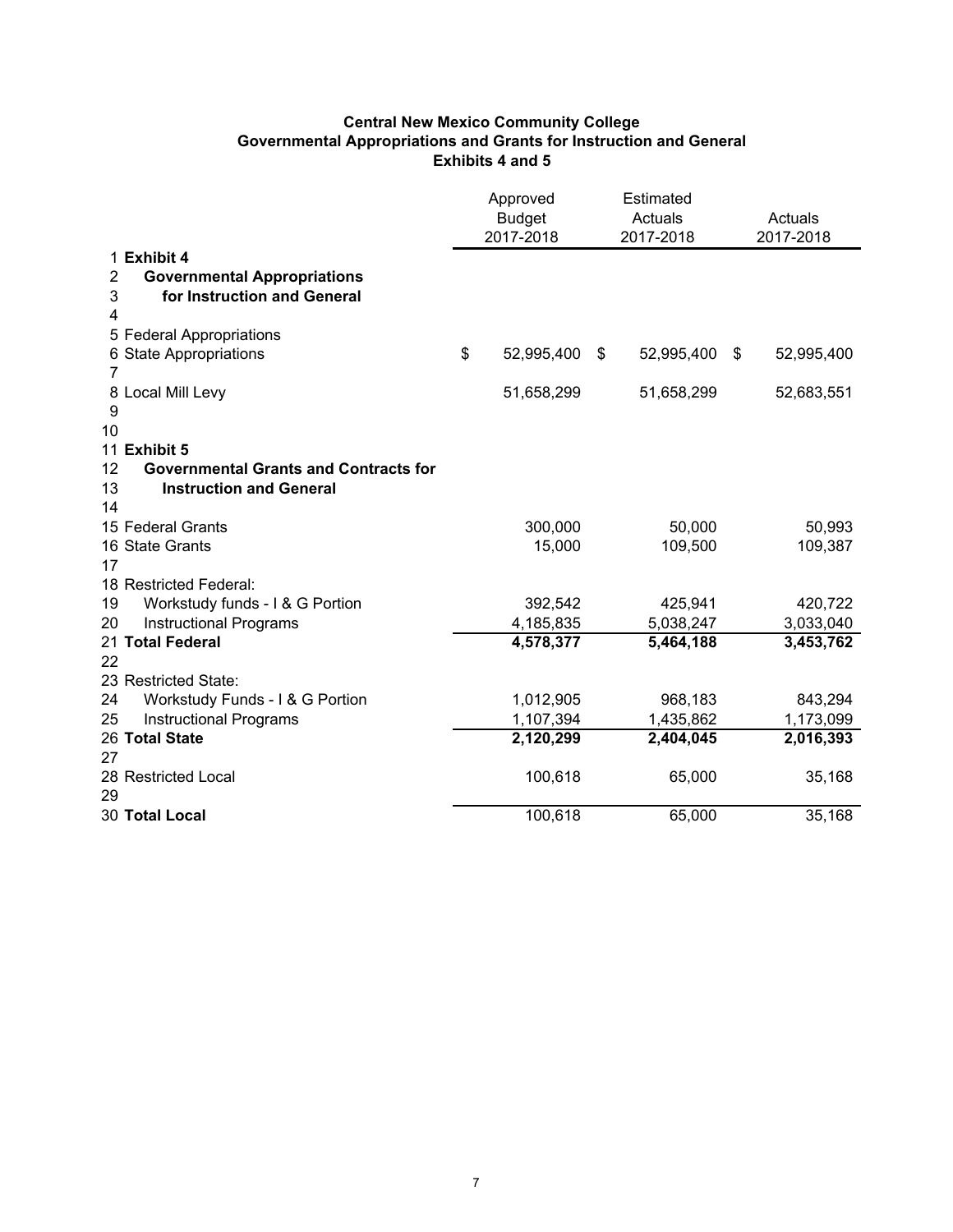**Central New Mexico Community College**
**Governmental Appropriations and Grants for Instruction and General**
**Exhibits 4 and 5**

| | | Approved Budget 2017-2018 | Estimated Actuals 2017-2018 | Actuals 2017-2018 |
|---|---|---|---|---|
| 1 | **Exhibit 4** | | | |
| 2 | **Governmental Appropriations** | | | |
| 3 | **for Instruction and General** | | | |
| 4 | | | | |
| 5 | Federal Appropriations | | | |
| 6 | State Appropriations | $ 52,995,400 | $ 52,995,400 | $ 52,995,400 |
| 7 | | | | |
| 8 | Local Mill Levy | 51,658,299 | 51,658,299 | 52,683,551 |
| 9 | | | | |
| 10 | | | | |
| 11 | **Exhibit 5** | | | |
| 12 | **Governmental Grants and Contracts for** | | | |
| 13 | **Instruction and General** | | | |
| 14 | | | | |
| 15 | Federal Grants | 300,000 | 50,000 | 50,993 |
| 16 | State Grants | 15,000 | 109,500 | 109,387 |
| 17 | | | | |
| 18 | Restricted Federal: | | | |
| 19 | Workstudy funds - I & G Portion | 392,542 | 425,941 | 420,722 |
| 20 | Instructional Programs | 4,185,835 | 5,038,247 | 3,033,040 |
| 21 | **Total Federal** | **4,578,377** | **5,464,188** | **3,453,762** |
| 22 | | | | |
| 23 | Restricted State: | | | |
| 24 | Workstudy Funds - I & G Portion | 1,012,905 | 968,183 | 843,294 |
| 25 | Instructional Programs | 1,107,394 | 1,435,862 | 1,173,099 |
| 26 | **Total State** | **2,120,299** | **2,404,045** | **2,016,393** |
| 27 | | | | |
| 28 | Restricted Local | 100,618 | 65,000 | 35,168 |
| 29 | | | | |
| 30 | **Total Local** | 100,618 | 65,000 | 35,168 |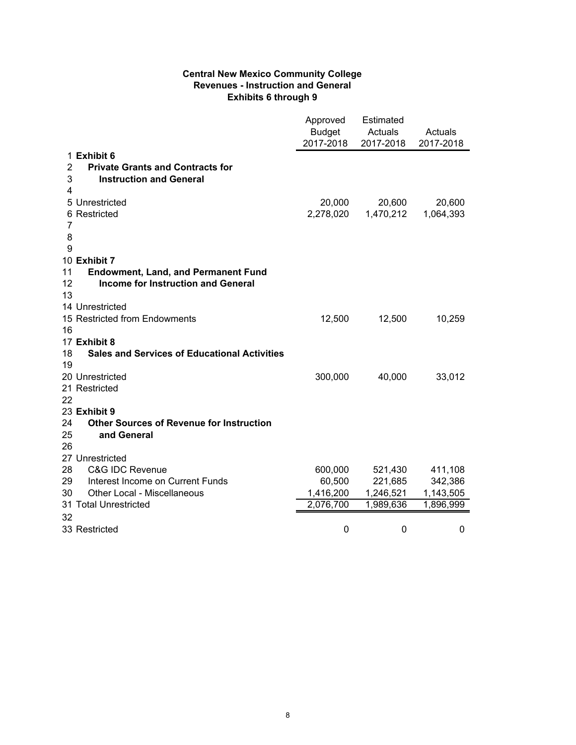**Central New Mexico Community College**
**Revenues - Instruction and General**
**Exhibits 6 through 9**

| | | Approved Budget 2017-2018 | Estimated Actuals 2017-2018 | Actuals 2017-2018 |
|---|---|---|---|---|
| 1 | **Exhibit 6** | | | |
| 2 | **Private Grants and Contracts for** | | | |
| 3 | **Instruction and General** | | | |
| 4 | | | | |
| 5 | Unrestricted | 20,000 | 20,600 | 20,600 |
| 6 | Restricted | 2,278,020 | 1,470,212 | 1,064,393 |
| 7 | | | | |
| 8 | | | | |
| 9 | | | | |
| 10 | **Exhibit 7** | | | |
| 11 | **Endowment, Land, and Permanent Fund** | | | |
| 12 | **Income for Instruction and General** | | | |
| 13 | | | | |
| 14 | Unrestricted | | | |
| 15 | Restricted from Endowments | 12,500 | 12,500 | 10,259 |
| 16 | | | | |
| 17 | **Exhibit 8** | | | |
| 18 | **Sales and Services of Educational Activities** | | | |
| 19 | | | | |
| 20 | Unrestricted | 300,000 | 40,000 | 33,012 |
| 21 | Restricted | | | |
| 22 | | | | |
| 23 | **Exhibit 9** | | | |
| 24 | **Other Sources of Revenue for Instruction** | | | |
| 25 | **and General** | | | |
| 26 | | | | |
| 27 | Unrestricted | | | |
| 28 | C&G IDC Revenue | 600,000 | 521,430 | 411,108 |
| 29 | Interest Income on Current Funds | 60,500 | 221,685 | 342,386 |
| 30 | Other Local - Miscellaneous | 1,416,200 | 1,246,521 | 1,143,505 |
| 31 | Total Unrestricted | 2,076,700 | 1,989,636 | 1,896,999 |
| 32 | | | | |
| 33 | Restricted | 0 | 0 | 0 |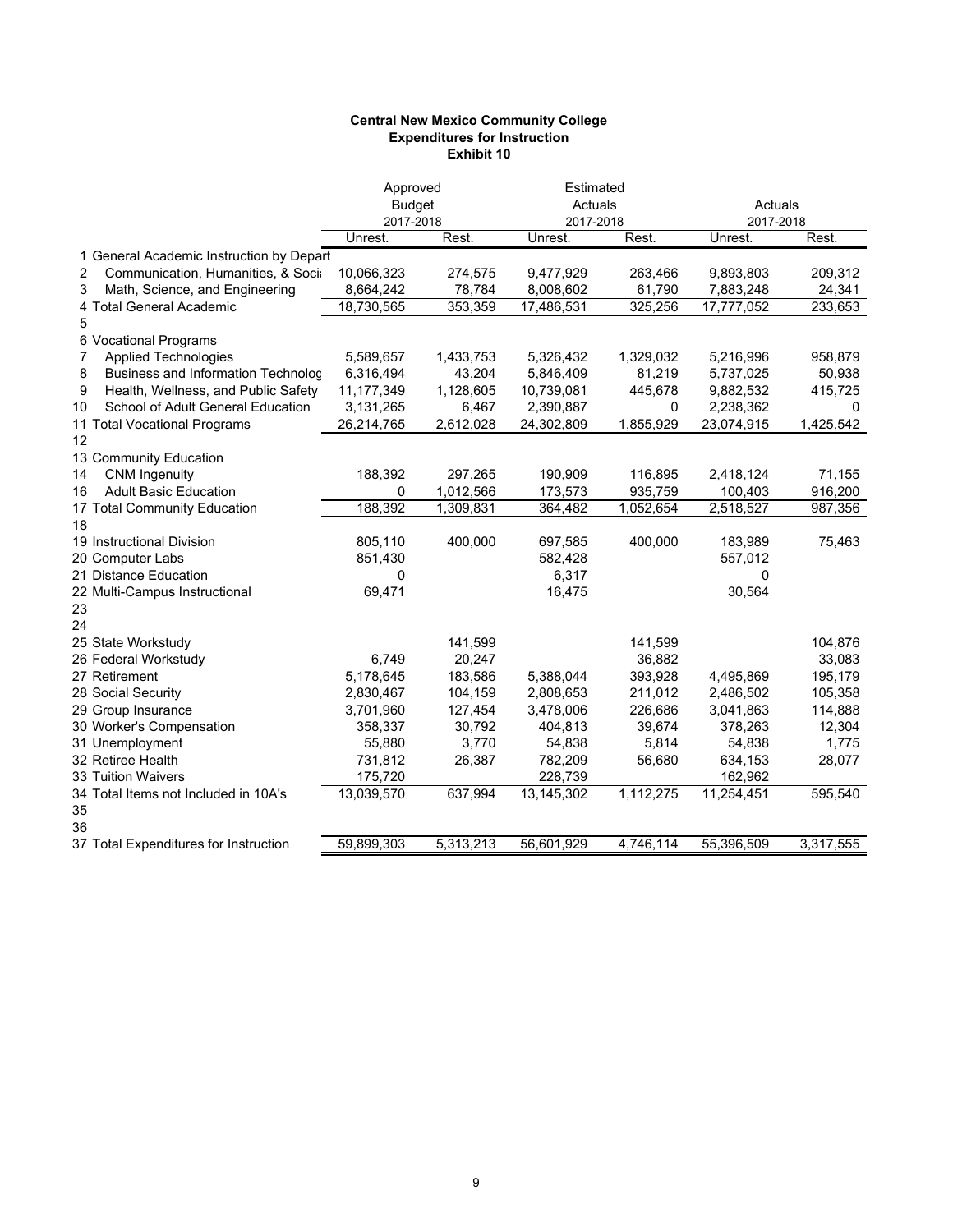**Central New Mexico Community College**
**Expenditures for Instruction**
**Exhibit 10**

| | Approved Budget 2017-2018 | | Estimated Actuals 2017-2018 | | Actuals 2017-2018 | |
|---|---|---|---|---|---|---|
| | Unrest. | Rest. | Unrest. | Rest. | Unrest. | Rest. |
| 1 General Academic Instruction by Depart | | | | | | |
| 2 Communication, Humanities, & Soci | 10,066,323 | 274,575 | 9,477,929 | 263,466 | 9,893,803 | 209,312 |
| 3 Math, Science, and Engineering | 8,664,242 | 78,784 | 8,008,602 | 61,790 | 7,883,248 | 24,341 |
| 4 Total General Academic | 18,730,565 | 353,359 | 17,486,531 | 325,256 | 17,777,052 | 233,653 |
| 5 | | | | | | |
| 6 Vocational Programs | | | | | | |
| 7 Applied Technologies | 5,589,657 | 1,433,753 | 5,326,432 | 1,329,032 | 5,216,996 | 958,879 |
| 8 Business and Information Technolog | 6,316,494 | 43,204 | 5,846,409 | 81,219 | 5,737,025 | 50,938 |
| 9 Health, Wellness, and Public Safety | 11,177,349 | 1,128,605 | 10,739,081 | 445,678 | 9,882,532 | 415,725 |
| 10 School of Adult General Education | 3,131,265 | 6,467 | 2,390,887 | 0 | 2,238,362 | 0 |
| 11 Total Vocational Programs | 26,214,765 | 2,612,028 | 24,302,809 | 1,855,929 | 23,074,915 | 1,425,542 |
| 12 | | | | | | |
| 13 Community Education | | | | | | |
| 14 CNM Ingenuity | 188,392 | 297,265 | 190,909 | 116,895 | 2,418,124 | 71,155 |
| 16 Adult Basic Education | 0 | 1,012,566 | 173,573 | 935,759 | 100,403 | 916,200 |
| 17 Total Community Education | 188,392 | 1,309,831 | 364,482 | 1,052,654 | 2,518,527 | 987,356 |
| 18 | | | | | | |
| 19 Instructional Division | 805,110 | 400,000 | 697,585 | 400,000 | 183,989 | 75,463 |
| 20 Computer Labs | 851,430 | | 582,428 | | 557,012 | |
| 21 Distance Education | 0 | | 6,317 | | 0 | |
| 22 Multi-Campus Instructional | 69,471 | | 16,475 | | 30,564 | |
| 23 | | | | | | |
| 24 | | | | | | |
| 25 State Workstudy | | 141,599 | | 141,599 | | 104,876 |
| 26 Federal Workstudy | 6,749 | 20,247 | | 36,882 | | 33,083 |
| 27 Retirement | 5,178,645 | 183,586 | 5,388,044 | 393,928 | 4,495,869 | 195,179 |
| 28 Social Security | 2,830,467 | 104,159 | 2,808,653 | 211,012 | 2,486,502 | 105,358 |
| 29 Group Insurance | 3,701,960 | 127,454 | 3,478,006 | 226,686 | 3,041,863 | 114,888 |
| 30 Worker's Compensation | 358,337 | 30,792 | 404,813 | 39,674 | 378,263 | 12,304 |
| 31 Unemployment | 55,880 | 3,770 | 54,838 | 5,814 | 54,838 | 1,775 |
| 32 Retiree Health | 731,812 | 26,387 | 782,209 | 56,680 | 634,153 | 28,077 |
| 33 Tuition Waivers | 175,720 | | 228,739 | | 162,962 | |
| 34 Total Items not Included in 10A's | 13,039,570 | 637,994 | 13,145,302 | 1,112,275 | 11,254,451 | 595,540 |
| 35 | | | | | | |
| 36 | | | | | | |
| 37 Total Expenditures for Instruction | 59,899,303 | 5,313,213 | 56,601,929 | 4,746,114 | 55,396,509 | 3,317,555 |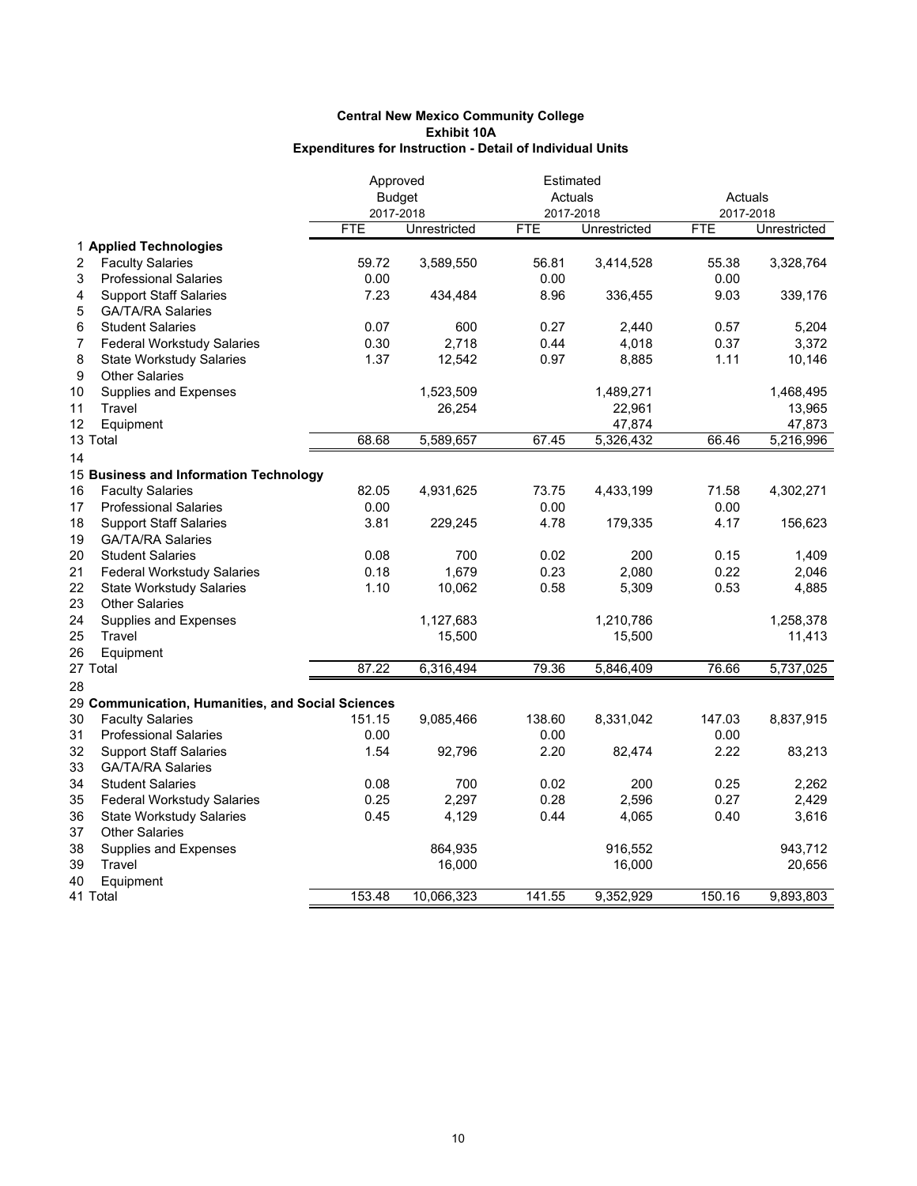**Central New Mexico Community College**
**Exhibit 10A**
**Expenditures for Instruction - Detail of Individual Units**

| | | Approved Budget 2017-2018 | | Estimated Actuals 2017-2018 | | Actuals 2017-2018 | |
|---|---|---|---|---|---|---|---|
| | | FTE | Unrestricted | FTE | Unrestricted | FTE | Unrestricted |
| 1 | **Applied Technologies** | | | | | | |
| 2 | Faculty Salaries | 59.72 | 3,589,550 | 56.81 | 3,414,528 | 55.38 | 3,328,764 |
| 3 | Professional Salaries | 0.00 | | 0.00 | | 0.00 | |
| 4 | Support Staff Salaries | 7.23 | 434,484 | 8.96 | 336,455 | 9.03 | 339,176 |
| 5 | GA/TA/RA Salaries | | | | | | |
| 6 | Student Salaries | 0.07 | 600 | 0.27 | 2,440 | 0.57 | 5,204 |
| 7 | Federal Workstudy Salaries | 0.30 | 2,718 | 0.44 | 4,018 | 0.37 | 3,372 |
| 8 | State Workstudy Salaries | 1.37 | 12,542 | 0.97 | 8,885 | 1.11 | 10,146 |
| 9 | Other Salaries | | | | | | |
| 10 | Supplies and Expenses | | 1,523,509 | | 1,489,271 | | 1,468,495 |
| 11 | Travel | | 26,254 | | 22,961 | | 13,965 |
| 12 | Equipment | | | | 47,874 | | 47,873 |
| 13 | Total | 68.68 | 5,589,657 | 67.45 | 5,326,432 | 66.46 | 5,216,996 |
| 14 | | | | | | | |
| 15 | **Business and Information Technology** | | | | | | |
| 16 | Faculty Salaries | 82.05 | 4,931,625 | 73.75 | 4,433,199 | 71.58 | 4,302,271 |
| 17 | Professional Salaries | 0.00 | | 0.00 | | 0.00 | |
| 18 | Support Staff Salaries | 3.81 | 229,245 | 4.78 | 179,335 | 4.17 | 156,623 |
| 19 | GA/TA/RA Salaries | | | | | | |
| 20 | Student Salaries | 0.08 | 700 | 0.02 | 200 | 0.15 | 1,409 |
| 21 | Federal Workstudy Salaries | 0.18 | 1,679 | 0.23 | 2,080 | 0.22 | 2,046 |
| 22 | State Workstudy Salaries | 1.10 | 10,062 | 0.58 | 5,309 | 0.53 | 4,885 |
| 23 | Other Salaries | | | | | | |
| 24 | Supplies and Expenses | | 1,127,683 | | 1,210,786 | | 1,258,378 |
| 25 | Travel | | 15,500 | | 15,500 | | 11,413 |
| 26 | Equipment | | | | | | |
| 27 | Total | 87.22 | 6,316,494 | 79.36 | 5,846,409 | 76.66 | 5,737,025 |
| 28 | | | | | | | |
| 29 | **Communication, Humanities, and Social Sciences** | | | | | | |
| 30 | Faculty Salaries | 151.15 | 9,085,466 | 138.60 | 8,331,042 | 147.03 | 8,837,915 |
| 31 | Professional Salaries | 0.00 | | 0.00 | | 0.00 | |
| 32 | Support Staff Salaries | 1.54 | 92,796 | 2.20 | 82,474 | 2.22 | 83,213 |
| 33 | GA/TA/RA Salaries | | | | | | |
| 34 | Student Salaries | 0.08 | 700 | 0.02 | 200 | 0.25 | 2,262 |
| 35 | Federal Workstudy Salaries | 0.25 | 2,297 | 0.28 | 2,596 | 0.27 | 2,429 |
| 36 | State Workstudy Salaries | 0.45 | 4,129 | 0.44 | 4,065 | 0.40 | 3,616 |
| 37 | Other Salaries | | | | | | |
| 38 | Supplies and Expenses | | 864,935 | | 916,552 | | 943,712 |
| 39 | Travel | | 16,000 | | 16,000 | | 20,656 |
| 40 | Equipment | | | | | | |
| 41 | Total | 153.48 | 10,066,323 | 141.55 | 9,352,929 | 150.16 | 9,893,803 |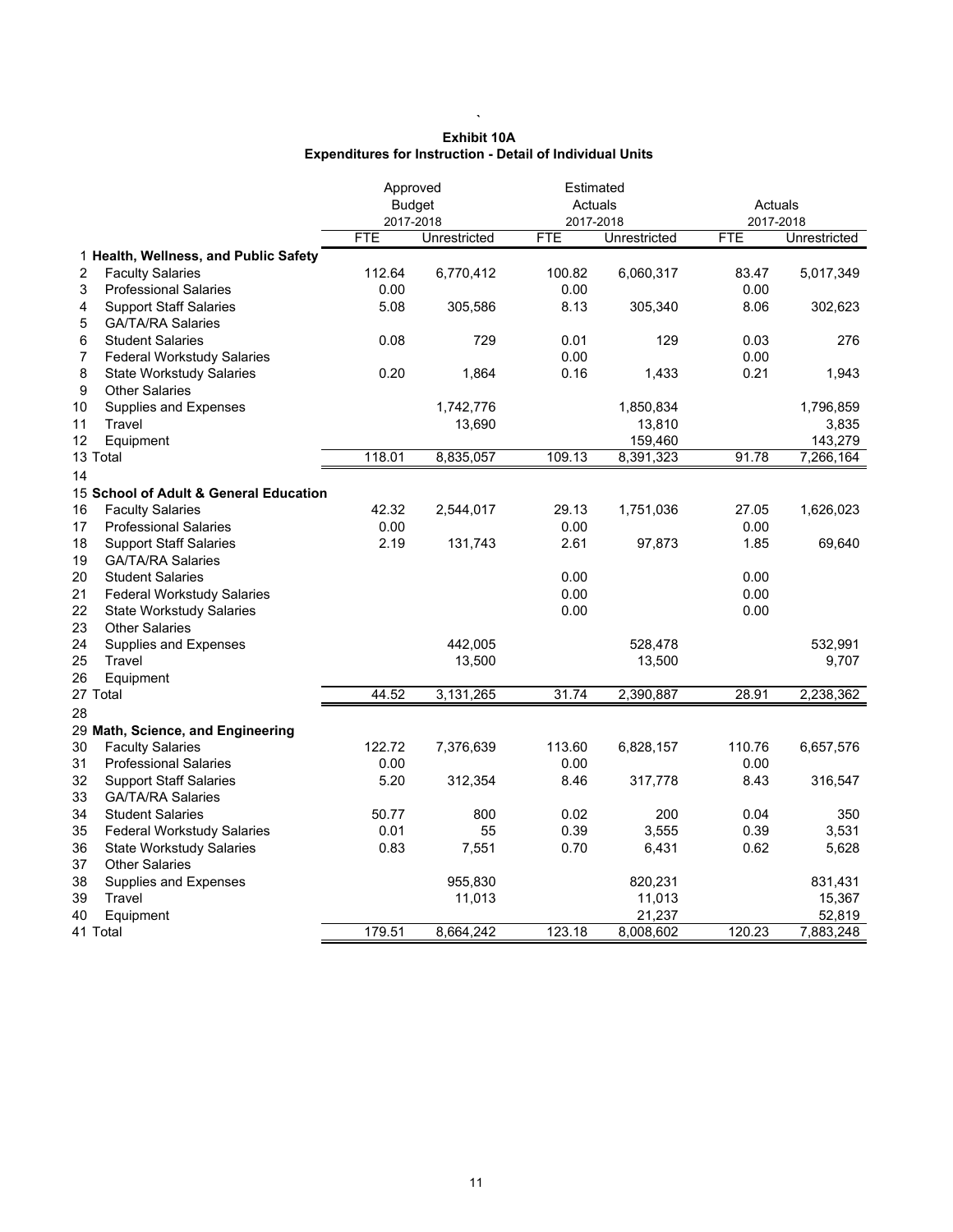**Exhibit 10A**
**Expenditures for Instruction - Detail of Individual Units**

| | | Approved Budget 2017-2018 | | Estimated Actuals 2017-2018 | | Actuals 2017-2018 | |
|---|---|---|---|---|---|---|---|
| | | FTE | Unrestricted | FTE | Unrestricted | FTE | Unrestricted |
| 1 | **Health, Wellness, and Public Safety** | | | | | | |
| 2 | Faculty Salaries | 112.64 | 6,770,412 | 100.82 | 6,060,317 | 83.47 | 5,017,349 |
| 3 | Professional Salaries | 0.00 | | 0.00 | | 0.00 | |
| 4 | Support Staff Salaries | 5.08 | 305,586 | 8.13 | 305,340 | 8.06 | 302,623 |
| 5 | GA/TA/RA Salaries | | | | | | |
| 6 | Student Salaries | 0.08 | 729 | 0.01 | 129 | 0.03 | 276 |
| 7 | Federal Workstudy Salaries | | | 0.00 | | 0.00 | |
| 8 | State Workstudy Salaries | 0.20 | 1,864 | 0.16 | 1,433 | 0.21 | 1,943 |
| 9 | Other Salaries | | | | | | |
| 10 | Supplies and Expenses | | 1,742,776 | | 1,850,834 | | 1,796,859 |
| 11 | Travel | | 13,690 | | 13,810 | | 3,835 |
| 12 | Equipment | | | | 159,460 | | 143,279 |
| 13 | Total | 118.01 | 8,835,057 | 109.13 | 8,391,323 | 91.78 | 7,266,164 |
| 14 | | | | | | | |
| 15 | **School of Adult & General Education** | | | | | | |
| 16 | Faculty Salaries | 42.32 | 2,544,017 | 29.13 | 1,751,036 | 27.05 | 1,626,023 |
| 17 | Professional Salaries | 0.00 | | 0.00 | | 0.00 | |
| 18 | Support Staff Salaries | 2.19 | 131,743 | 2.61 | 97,873 | 1.85 | 69,640 |
| 19 | GA/TA/RA Salaries | | | | | | |
| 20 | Student Salaries | | | 0.00 | | 0.00 | |
| 21 | Federal Workstudy Salaries | | | 0.00 | | 0.00 | |
| 22 | State Workstudy Salaries | | | 0.00 | | 0.00 | |
| 23 | Other Salaries | | | | | | |
| 24 | Supplies and Expenses | | 442,005 | | 528,478 | | 532,991 |
| 25 | Travel | | 13,500 | | 13,500 | | 9,707 |
| 26 | Equipment | | | | | | |
| 27 | Total | 44.52 | 3,131,265 | 31.74 | 2,390,887 | 28.91 | 2,238,362 |
| 28 | | | | | | | |
| 29 | **Math, Science, and Engineering** | | | | | | |
| 30 | Faculty Salaries | 122.72 | 7,376,639 | 113.60 | 6,828,157 | 110.76 | 6,657,576 |
| 31 | Professional Salaries | 0.00 | | 0.00 | | 0.00 | |
| 32 | Support Staff Salaries | 5.20 | 312,354 | 8.46 | 317,778 | 8.43 | 316,547 |
| 33 | GA/TA/RA Salaries | | | | | | |
| 34 | Student Salaries | 50.77 | 800 | 0.02 | 200 | 0.04 | 350 |
| 35 | Federal Workstudy Salaries | 0.01 | 55 | 0.39 | 3,555 | 0.39 | 3,531 |
| 36 | State Workstudy Salaries | 0.83 | 7,551 | 0.70 | 6,431 | 0.62 | 5,628 |
| 37 | Other Salaries | | | | | | |
| 38 | Supplies and Expenses | | 955,830 | | 820,231 | | 831,431 |
| 39 | Travel | | 11,013 | | 11,013 | | 15,367 |
| 40 | Equipment | | | | 21,237 | | 52,819 |
| 41 | Total | 179.51 | 8,664,242 | 123.18 | 8,008,602 | 120.23 | 7,883,248 |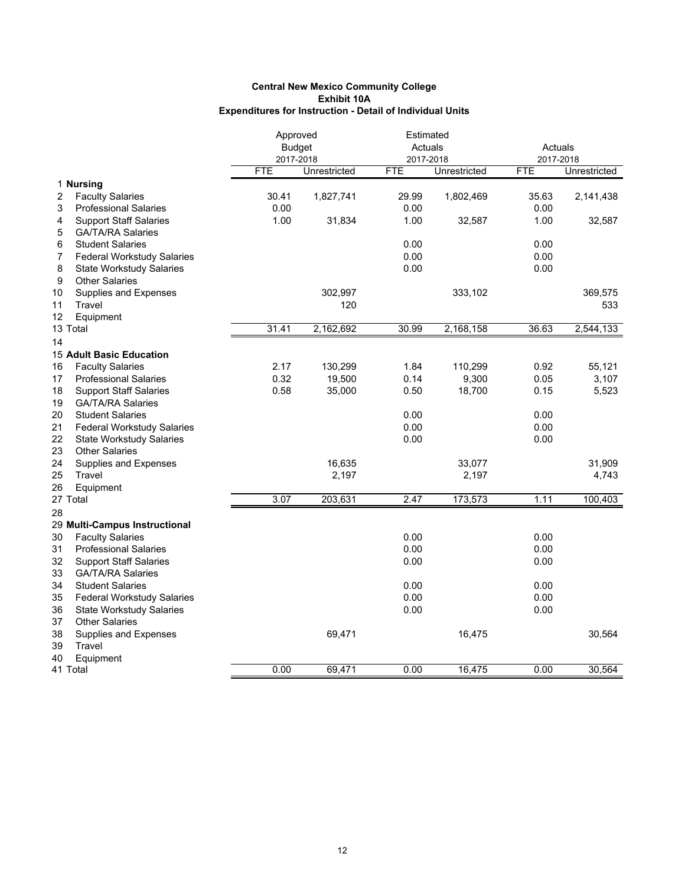**Central New Mexico Community College**
**Exhibit 10A**
**Expenditures for Instruction - Detail of Individual Units**

| | | Approved Budget 2017-2018 | | Estimated Actuals 2017-2018 | | Actuals 2017-2018 | |
|---|---|---|---|---|---|---|---|
| | | FTE | Unrestricted | FTE | Unrestricted | FTE | Unrestricted |
| 1 | **Nursing** | | | | | | |
| 2 | Faculty Salaries | 30.41 | 1,827,741 | 29.99 | 1,802,469 | 35.63 | 2,141,438 |
| 3 | Professional Salaries | 0.00 | | 0.00 | | 0.00 | |
| 4 | Support Staff Salaries | 1.00 | 31,834 | 1.00 | 32,587 | 1.00 | 32,587 |
| 5 | GA/TA/RA Salaries | | | | | | |
| 6 | Student Salaries | | | 0.00 | | 0.00 | |
| 7 | Federal Workstudy Salaries | | | 0.00 | | 0.00 | |
| 8 | State Workstudy Salaries | | | 0.00 | | 0.00 | |
| 9 | Other Salaries | | | | | | |
| 10 | Supplies and Expenses | | 302,997 | | 333,102 | | 369,575 |
| 11 | Travel | | 120 | | | | 533 |
| 12 | Equipment | | | | | | |
| 13 | Total | 31.41 | 2,162,692 | 30.99 | 2,168,158 | 36.63 | 2,544,133 |
| 14 | | | | | | | |
| 15 | **Adult Basic Education** | | | | | | |
| 16 | Faculty Salaries | 2.17 | 130,299 | 1.84 | 110,299 | 0.92 | 55,121 |
| 17 | Professional Salaries | 0.32 | 19,500 | 0.14 | 9,300 | 0.05 | 3,107 |
| 18 | Support Staff Salaries | 0.58 | 35,000 | 0.50 | 18,700 | 0.15 | 5,523 |
| 19 | GA/TA/RA Salaries | | | | | | |
| 20 | Student Salaries | | | 0.00 | | 0.00 | |
| 21 | Federal Workstudy Salaries | | | 0.00 | | 0.00 | |
| 22 | State Workstudy Salaries | | | 0.00 | | 0.00 | |
| 23 | Other Salaries | | | | | | |
| 24 | Supplies and Expenses | | 16,635 | | 33,077 | | 31,909 |
| 25 | Travel | | 2,197 | | 2,197 | | 4,743 |
| 26 | Equipment | | | | | | |
| 27 | Total | 3.07 | 203,631 | 2.47 | 173,573 | 1.11 | 100,403 |
| 28 | | | | | | | |
| 29 | **Multi-Campus Instructional** | | | | | | |
| 30 | Faculty Salaries | | | 0.00 | | 0.00 | |
| 31 | Professional Salaries | | | 0.00 | | 0.00 | |
| 32 | Support Staff Salaries | | | 0.00 | | 0.00 | |
| 33 | GA/TA/RA Salaries | | | | | | |
| 34 | Student Salaries | | | 0.00 | | 0.00 | |
| 35 | Federal Workstudy Salaries | | | 0.00 | | 0.00 | |
| 36 | State Workstudy Salaries | | | 0.00 | | 0.00 | |
| 37 | Other Salaries | | | | | | |
| 38 | Supplies and Expenses | | 69,471 | | 16,475 | | 30,564 |
| 39 | Travel | | | | | | |
| 40 | Equipment | | | | | | |
| 41 | Total | 0.00 | 69,471 | 0.00 | 16,475 | 0.00 | 30,564 |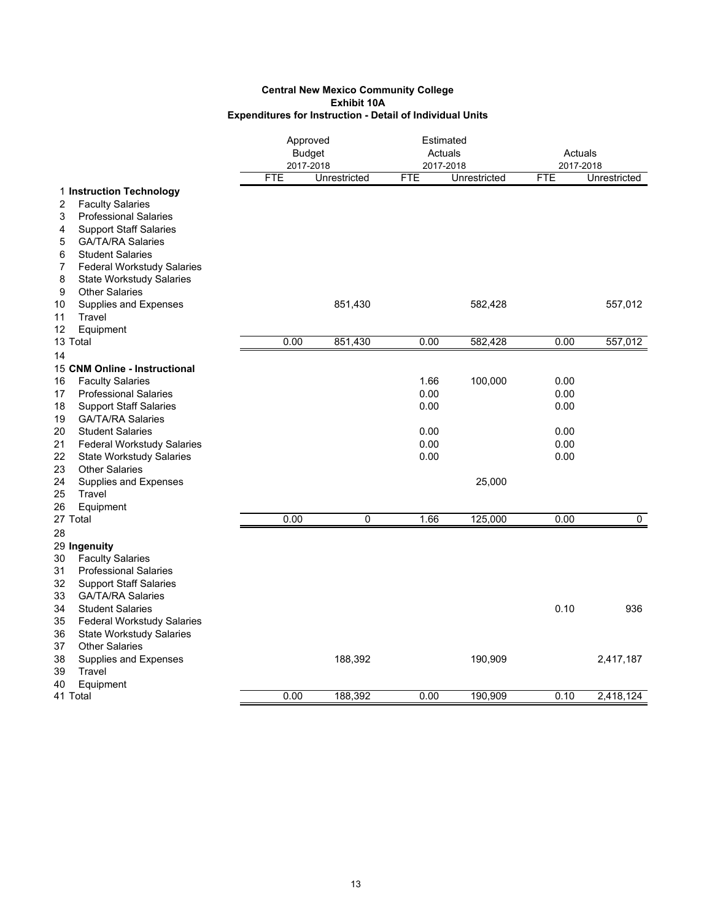**Central New Mexico Community College**
**Exhibit 10A**
**Expenditures for Instruction - Detail of Individual Units**

| | | Approved Budget 2017-2018 | | Estimated Actuals 2017-2018 | | Actuals 2017-2018 | |
|---|---|---|---|---|---|---|---|
| | | FTE | Unrestricted | FTE | Unrestricted | FTE | Unrestricted |
| 1 | **Instruction Technology** | | | | | | |
| 2 | Faculty Salaries | | | | | | |
| 3 | Professional Salaries | | | | | | |
| 4 | Support Staff Salaries | | | | | | |
| 5 | GA/TA/RA Salaries | | | | | | |
| 6 | Student Salaries | | | | | | |
| 7 | Federal Workstudy Salaries | | | | | | |
| 8 | State Workstudy Salaries | | | | | | |
| 9 | Other Salaries | | | | | | |
| 10 | Supplies and Expenses | | 851,430 | | 582,428 | | 557,012 |
| 11 | Travel | | | | | | |
| 12 | Equipment | | | | | | |
| 13 | Total | 0.00 | 851,430 | 0.00 | 582,428 | 0.00 | 557,012 |
| 14 | | | | | | | |
| 15 | **CNM Online - Instructional** | | | | | | |
| 16 | Faculty Salaries | | | 1.66 | 100,000 | 0.00 | |
| 17 | Professional Salaries | | | 0.00 | | 0.00 | |
| 18 | Support Staff Salaries | | | 0.00 | | 0.00 | |
| 19 | GA/TA/RA Salaries | | | | | | |
| 20 | Student Salaries | | | 0.00 | | 0.00 | |
| 21 | Federal Workstudy Salaries | | | 0.00 | | 0.00 | |
| 22 | State Workstudy Salaries | | | 0.00 | | 0.00 | |
| 23 | Other Salaries | | | | | | |
| 24 | Supplies and Expenses | | | | 25,000 | | |
| 25 | Travel | | | | | | |
| 26 | Equipment | | | | | | |
| 27 | Total | 0.00 | 0 | 1.66 | 125,000 | 0.00 | 0 |
| 28 | | | | | | | |
| 29 | **Ingenuity** | | | | | | |
| 30 | Faculty Salaries | | | | | | |
| 31 | Professional Salaries | | | | | | |
| 32 | Support Staff Salaries | | | | | | |
| 33 | GA/TA/RA Salaries | | | | | | |
| 34 | Student Salaries | | | | | 0.10 | 936 |
| 35 | Federal Workstudy Salaries | | | | | | |
| 36 | State Workstudy Salaries | | | | | | |
| 37 | Other Salaries | | | | | | |
| 38 | Supplies and Expenses | | 188,392 | | 190,909 | | 2,417,187 |
| 39 | Travel | | | | | | |
| 40 | Equipment | | | | | | |
| 41 | Total | 0.00 | 188,392 | 0.00 | 190,909 | 0.10 | 2,418,124 |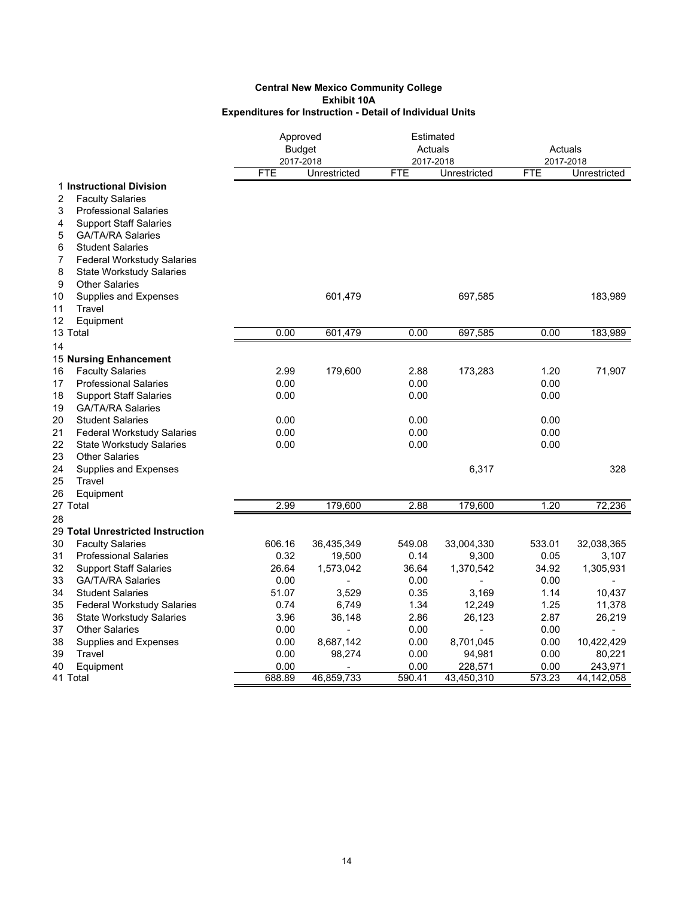**Central New Mexico Community College**
**Exhibit 10A**
**Expenditures for Instruction - Detail of Individual Units**

| | | Approved Budget 2017-2018 | | Estimated Actuals 2017-2018 | | Actuals 2017-2018 | |
|---|---|---|---|---|---|---|---|
| | | FTE | Unrestricted | FTE | Unrestricted | FTE | Unrestricted |
| 1 | **Instructional Division** | | | | | | |
| 2 | Faculty Salaries | | | | | | |
| 3 | Professional Salaries | | | | | | |
| 4 | Support Staff Salaries | | | | | | |
| 5 | GA/TA/RA Salaries | | | | | | |
| 6 | Student Salaries | | | | | | |
| 7 | Federal Workstudy Salaries | | | | | | |
| 8 | State Workstudy Salaries | | | | | | |
| 9 | Other Salaries | | | | | | |
| 10 | Supplies and Expenses | | 601,479 | | 697,585 | | 183,989 |
| 11 | Travel | | | | | | |
| 12 | Equipment | | | | | | |
| 13 | Total | 0.00 | 601,479 | 0.00 | 697,585 | 0.00 | 183,989 |
| 14 | | | | | | | |
| 15 | **Nursing Enhancement** | | | | | | |
| 16 | Faculty Salaries | 2.99 | 179,600 | 2.88 | 173,283 | 1.20 | 71,907 |
| 17 | Professional Salaries | 0.00 | | 0.00 | | 0.00 | |
| 18 | Support Staff Salaries | 0.00 | | 0.00 | | 0.00 | |
| 19 | GA/TA/RA Salaries | | | | | | |
| 20 | Student Salaries | 0.00 | | 0.00 | | 0.00 | |
| 21 | Federal Workstudy Salaries | 0.00 | | 0.00 | | 0.00 | |
| 22 | State Workstudy Salaries | 0.00 | | 0.00 | | 0.00 | |
| 23 | Other Salaries | | | | | | |
| 24 | Supplies and Expenses | | | | 6,317 | | 328 |
| 25 | Travel | | | | | | |
| 26 | Equipment | | | | | | |
| 27 | Total | 2.99 | 179,600 | 2.88 | 179,600 | 1.20 | 72,236 |
| 28 | | | | | | | |
| 29 | **Total Unrestricted Instruction** | | | | | | |
| 30 | Faculty Salaries | 606.16 | 36,435,349 | 549.08 | 33,004,330 | 533.01 | 32,038,365 |
| 31 | Professional Salaries | 0.32 | 19,500 | 0.14 | 9,300 | 0.05 | 3,107 |
| 32 | Support Staff Salaries | 26.64 | 1,573,042 | 36.64 | 1,370,542 | 34.92 | 1,305,931 |
| 33 | GA/TA/RA Salaries | 0.00 | - | 0.00 | - | 0.00 | - |
| 34 | Student Salaries | 51.07 | 3,529 | 0.35 | 3,169 | 1.14 | 10,437 |
| 35 | Federal Workstudy Salaries | 0.74 | 6,749 | 1.34 | 12,249 | 1.25 | 11,378 |
| 36 | State Workstudy Salaries | 3.96 | 36,148 | 2.86 | 26,123 | 2.87 | 26,219 |
| 37 | Other Salaries | 0.00 | - | 0.00 | - | 0.00 | - |
| 38 | Supplies and Expenses | 0.00 | 8,687,142 | 0.00 | 8,701,045 | 0.00 | 10,422,429 |
| 39 | Travel | 0.00 | 98,274 | 0.00 | 94,981 | 0.00 | 80,221 |
| 40 | Equipment | 0.00 | - | 0.00 | 228,571 | 0.00 | 243,971 |
| 41 | Total | 688.89 | 46,859,733 | 590.41 | 43,450,310 | 573.23 | 44,142,058 |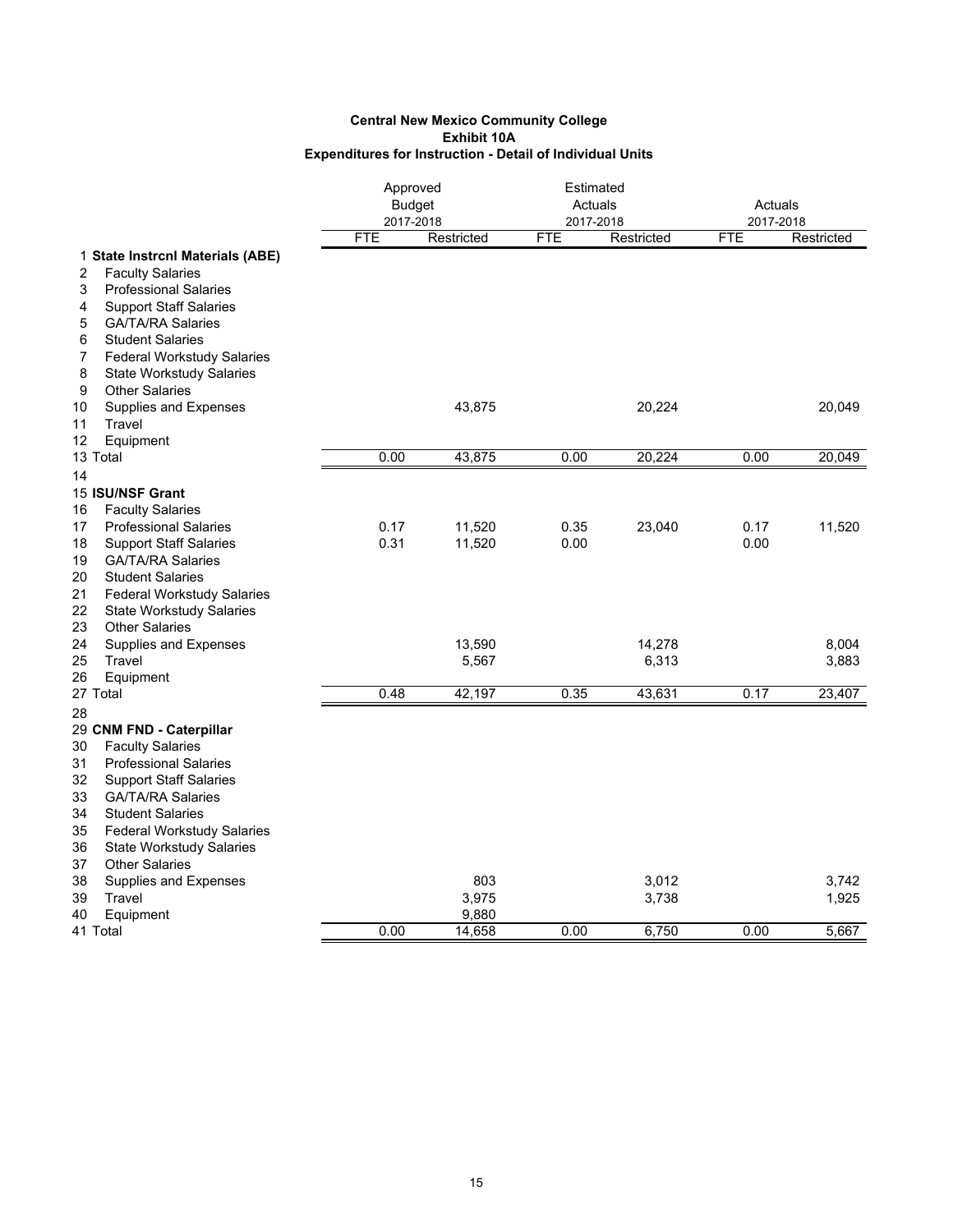**Central New Mexico Community College**
**Exhibit 10A**
**Expenditures for Instruction - Detail of Individual Units**

| | | Approved Budget 2017-2018 | | Estimated Actuals 2017-2018 | | Actuals 2017-2018 | |
|---|---|---|---|---|---|---|---|
| | | FTE | Restricted | FTE | Restricted | FTE | Restricted |
| 1 | **State Instrcnl Materials (ABE)** | | | | | | |
| 2 | Faculty Salaries | | | | | | |
| 3 | Professional Salaries | | | | | | |
| 4 | Support Staff Salaries | | | | | | |
| 5 | GA/TA/RA Salaries | | | | | | |
| 6 | Student Salaries | | | | | | |
| 7 | Federal Workstudy Salaries | | | | | | |
| 8 | State Workstudy Salaries | | | | | | |
| 9 | Other Salaries | | | | | | |
| 10 | Supplies and Expenses | | 43,875 | | 20,224 | | 20,049 |
| 11 | Travel | | | | | | |
| 12 | Equipment | | | | | | |
| 13 | Total | 0.00 | 43,875 | 0.00 | 20,224 | 0.00 | 20,049 |
| 14 | | | | | | | |
| 15 | **ISU/NSF Grant** | | | | | | |
| 16 | Faculty Salaries | | | | | | |
| 17 | Professional Salaries | 0.17 | 11,520 | 0.35 | 23,040 | 0.17 | 11,520 |
| 18 | Support Staff Salaries | 0.31 | 11,520 | 0.00 | | 0.00 | |
| 19 | GA/TA/RA Salaries | | | | | | |
| 20 | Student Salaries | | | | | | |
| 21 | Federal Workstudy Salaries | | | | | | |
| 22 | State Workstudy Salaries | | | | | | |
| 23 | Other Salaries | | | | | | |
| 24 | Supplies and Expenses | | 13,590 | | 14,278 | | 8,004 |
| 25 | Travel | | 5,567 | | 6,313 | | 3,883 |
| 26 | Equipment | | | | | | |
| 27 | Total | 0.48 | 42,197 | 0.35 | 43,631 | 0.17 | 23,407 |
| 28 | | | | | | | |
| 29 | **CNM FND - Caterpillar** | | | | | | |
| 30 | Faculty Salaries | | | | | | |
| 31 | Professional Salaries | | | | | | |
| 32 | Support Staff Salaries | | | | | | |
| 33 | GA/TA/RA Salaries | | | | | | |
| 34 | Student Salaries | | | | | | |
| 35 | Federal Workstudy Salaries | | | | | | |
| 36 | State Workstudy Salaries | | | | | | |
| 37 | Other Salaries | | | | | | |
| 38 | Supplies and Expenses | | 803 | | 3,012 | | 3,742 |
| 39 | Travel | | 3,975 | | 3,738 | | 1,925 |
| 40 | Equipment | | 9,880 | | | | |
| 41 | Total | 0.00 | 14,658 | 0.00 | 6,750 | 0.00 | 5,667 |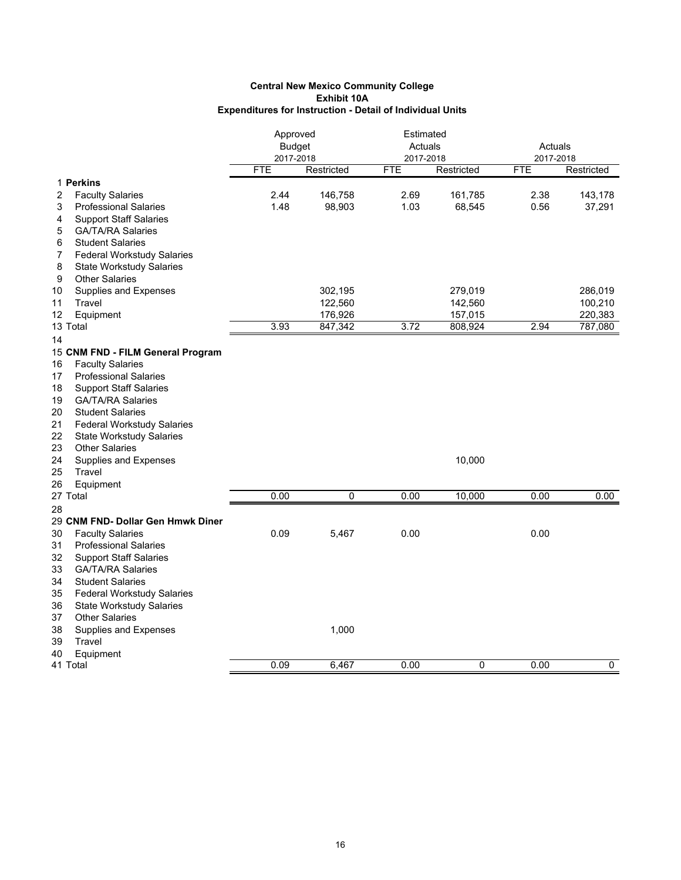**Central New Mexico Community College**
**Exhibit 10A**
**Expenditures for Instruction - Detail of Individual Units**

| | | Approved Budget 2017-2018 | | Estimated Actuals 2017-2018 | | Actuals 2017-2018 | |
|---|---|---|---|---|---|---|---|
| | | FTE | Restricted | FTE | Restricted | FTE | Restricted |
| 1 | **Perkins** | | | | | | |
| 2 | Faculty Salaries | 2.44 | 146,758 | 2.69 | 161,785 | 2.38 | 143,178 |
| 3 | Professional Salaries | 1.48 | 98,903 | 1.03 | 68,545 | 0.56 | 37,291 |
| 4 | Support Staff Salaries | | | | | | |
| 5 | GA/TA/RA Salaries | | | | | | |
| 6 | Student Salaries | | | | | | |
| 7 | Federal Workstudy Salaries | | | | | | |
| 8 | State Workstudy Salaries | | | | | | |
| 9 | Other Salaries | | | | | | |
| 10 | Supplies and Expenses | | 302,195 | | 279,019 | | 286,019 |
| 11 | Travel | | 122,560 | | 142,560 | | 100,210 |
| 12 | Equipment | | 176,926 | | 157,015 | | 220,383 |
| 13 | Total | 3.93 | 847,342 | 3.72 | 808,924 | 2.94 | 787,080 |
| 14 | | | | | | | |
| 15 | **CNM FND - FILM General Program** | | | | | | |
| 16 | Faculty Salaries | | | | | | |
| 17 | Professional Salaries | | | | | | |
| 18 | Support Staff Salaries | | | | | | |
| 19 | GA/TA/RA Salaries | | | | | | |
| 20 | Student Salaries | | | | | | |
| 21 | Federal Workstudy Salaries | | | | | | |
| 22 | State Workstudy Salaries | | | | | | |
| 23 | Other Salaries | | | | | | |
| 24 | Supplies and Expenses | | | | 10,000 | | |
| 25 | Travel | | | | | | |
| 26 | Equipment | | | | | | |
| 27 | Total | 0.00 | 0 | 0.00 | 10,000 | 0.00 | 0.00 |
| 28 | | | | | | | |
| 29 | **CNM FND- Dollar Gen Hmwk Diner** | | | | | | |
| 30 | Faculty Salaries | 0.09 | 5,467 | 0.00 | | 0.00 | |
| 31 | Professional Salaries | | | | | | |
| 32 | Support Staff Salaries | | | | | | |
| 33 | GA/TA/RA Salaries | | | | | | |
| 34 | Student Salaries | | | | | | |
| 35 | Federal Workstudy Salaries | | | | | | |
| 36 | State Workstudy Salaries | | | | | | |
| 37 | Other Salaries | | | | | | |
| 38 | Supplies and Expenses | | 1,000 | | | | |
| 39 | Travel | | | | | | |
| 40 | Equipment | | | | | | |
| 41 | Total | 0.09 | 6,467 | 0.00 | 0 | 0.00 | 0 |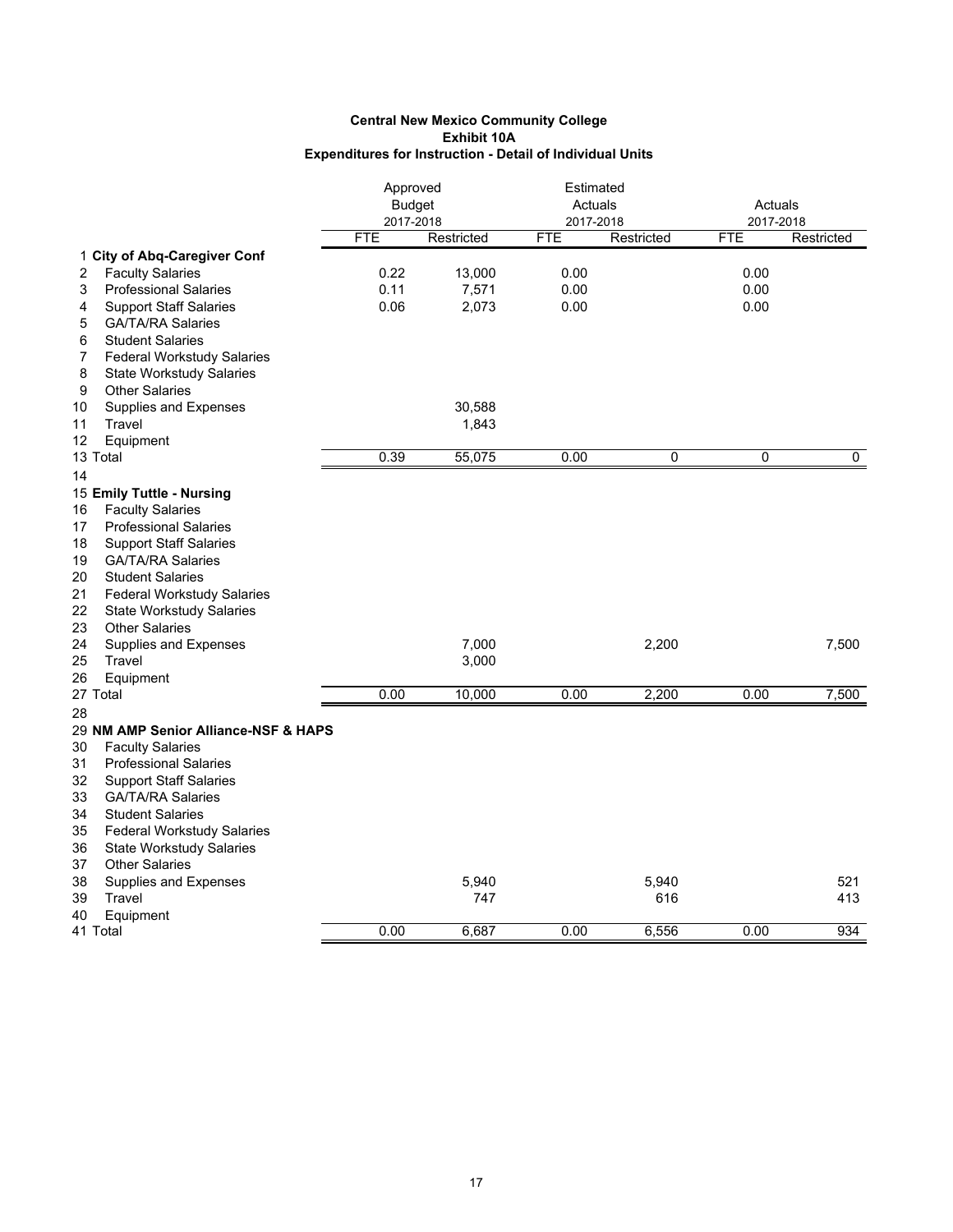**Central New Mexico Community College**
**Exhibit 10A**
**Expenditures for Instruction - Detail of Individual Units**

| | | Approved Budget 2017-2018 | | Estimated Actuals 2017-2018 | | Actuals 2017-2018 | |
|---|---|---|---|---|---|---|---|
| | | FTE | Restricted | FTE | Restricted | FTE | Restricted |
| 1 | **City of Abq-Caregiver Conf** | | | | | | |
| 2 | Faculty Salaries | 0.22 | 13,000 | 0.00 | | 0.00 | |
| 3 | Professional Salaries | 0.11 | 7,571 | 0.00 | | 0.00 | |
| 4 | Support Staff Salaries | 0.06 | 2,073 | 0.00 | | 0.00 | |
| 5 | GA/TA/RA Salaries | | | | | | |
| 6 | Student Salaries | | | | | | |
| 7 | Federal Workstudy Salaries | | | | | | |
| 8 | State Workstudy Salaries | | | | | | |
| 9 | Other Salaries | | | | | | |
| 10 | Supplies and Expenses | | 30,588 | | | | |
| 11 | Travel | | 1,843 | | | | |
| 12 | Equipment | | | | | | |
| 13 | Total | 0.39 | 55,075 | 0.00 | 0 | 0 | 0 |
| 14 | | | | | | | |
| 15 | **Emily Tuttle - Nursing** | | | | | | |
| 16 | Faculty Salaries | | | | | | |
| 17 | Professional Salaries | | | | | | |
| 18 | Support Staff Salaries | | | | | | |
| 19 | GA/TA/RA Salaries | | | | | | |
| 20 | Student Salaries | | | | | | |
| 21 | Federal Workstudy Salaries | | | | | | |
| 22 | State Workstudy Salaries | | | | | | |
| 23 | Other Salaries | | | | | | |
| 24 | Supplies and Expenses | | 7,000 | | 2,200 | | 7,500 |
| 25 | Travel | | 3,000 | | | | |
| 26 | Equipment | | | | | | |
| 27 | Total | 0.00 | 10,000 | 0.00 | 2,200 | 0.00 | 7,500 |
| 28 | | | | | | | |
| 29 | **NM AMP Senior Alliance-NSF & HAPS** | | | | | | |
| 30 | Faculty Salaries | | | | | | |
| 31 | Professional Salaries | | | | | | |
| 32 | Support Staff Salaries | | | | | | |
| 33 | GA/TA/RA Salaries | | | | | | |
| 34 | Student Salaries | | | | | | |
| 35 | Federal Workstudy Salaries | | | | | | |
| 36 | State Workstudy Salaries | | | | | | |
| 37 | Other Salaries | | | | | | |
| 38 | Supplies and Expenses | | 5,940 | | 5,940 | | 521 |
| 39 | Travel | | 747 | | 616 | | 413 |
| 40 | Equipment | | | | | | |
| 41 | Total | 0.00 | 6,687 | 0.00 | 6,556 | 0.00 | 934 |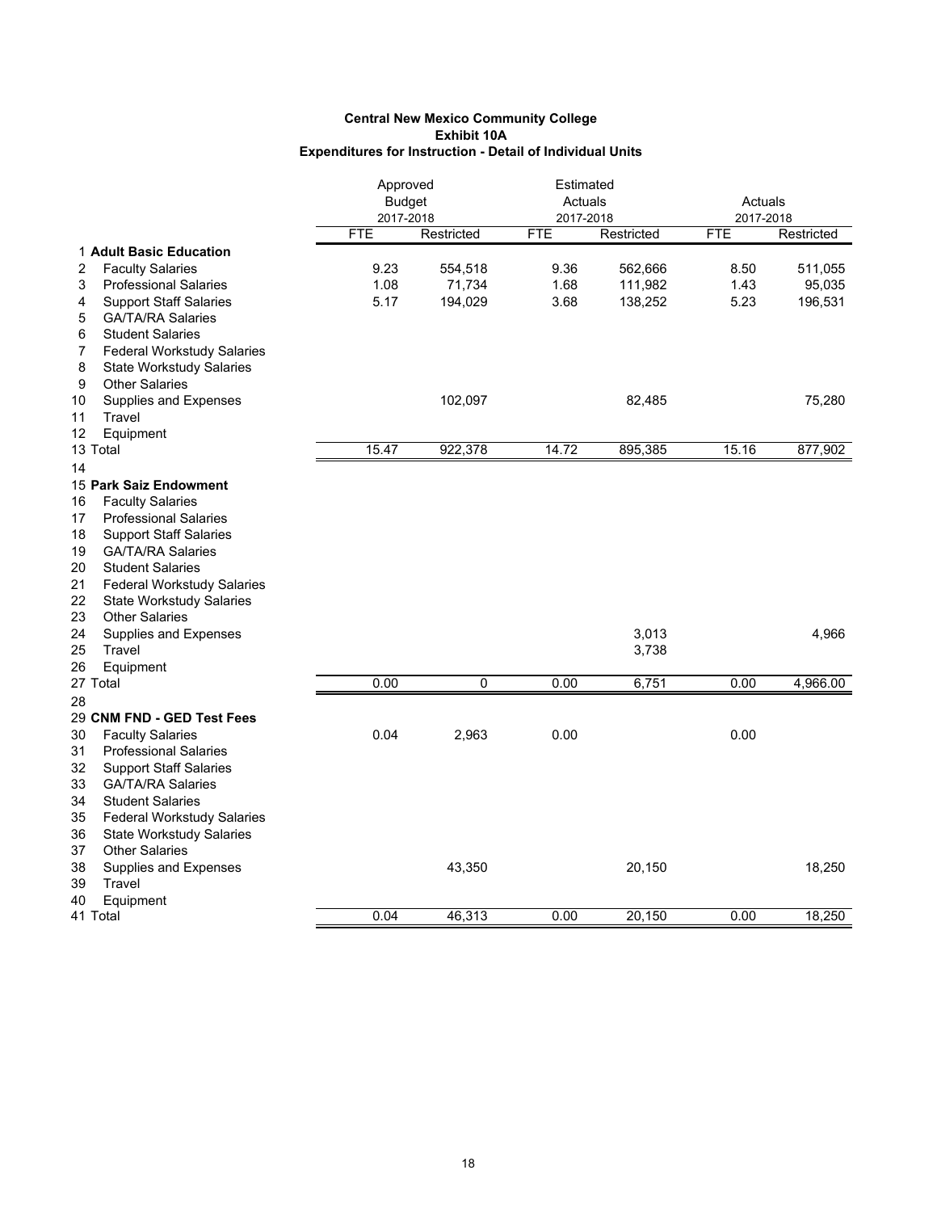**Central New Mexico Community College**
**Exhibit 10A**
**Expenditures for Instruction - Detail of Individual Units**

| | | Approved Budget 2017-2018 | | Estimated Actuals 2017-2018 | | Actuals 2017-2018 | |
|---|---|---|---|---|---|---|---|
| | | FTE | Restricted | FTE | Restricted | FTE | Restricted |
| 1 | **Adult Basic Education** | | | | | | |
| 2 | Faculty Salaries | 9.23 | 554,518 | 9.36 | 562,666 | 8.50 | 511,055 |
| 3 | Professional Salaries | 1.08 | 71,734 | 1.68 | 111,982 | 1.43 | 95,035 |
| 4 | Support Staff Salaries | 5.17 | 194,029 | 3.68 | 138,252 | 5.23 | 196,531 |
| 5 | GA/TA/RA Salaries | | | | | | |
| 6 | Student Salaries | | | | | | |
| 7 | Federal Workstudy Salaries | | | | | | |
| 8 | State Workstudy Salaries | | | | | | |
| 9 | Other Salaries | | | | | | |
| 10 | Supplies and Expenses | | 102,097 | | 82,485 | | 75,280 |
| 11 | Travel | | | | | | |
| 12 | Equipment | | | | | | |
| 13 | Total | 15.47 | 922,378 | 14.72 | 895,385 | 15.16 | 877,902 |
| 14 | | | | | | | |
| 15 | **Park Saiz Endowment** | | | | | | |
| 16 | Faculty Salaries | | | | | | |
| 17 | Professional Salaries | | | | | | |
| 18 | Support Staff Salaries | | | | | | |
| 19 | GA/TA/RA Salaries | | | | | | |
| 20 | Student Salaries | | | | | | |
| 21 | Federal Workstudy Salaries | | | | | | |
| 22 | State Workstudy Salaries | | | | | | |
| 23 | Other Salaries | | | | | | |
| 24 | Supplies and Expenses | | | | 3,013 | | 4,966 |
| 25 | Travel | | | | 3,738 | | |
| 26 | Equipment | | | | | | |
| 27 | Total | 0.00 | 0 | 0.00 | 6,751 | 0.00 | 4,966.00 |
| 28 | | | | | | | |
| 29 | **CNM FND - GED Test Fees** | | | | | | |
| 30 | Faculty Salaries | 0.04 | 2,963 | 0.00 | | 0.00 | |
| 31 | Professional Salaries | | | | | | |
| 32 | Support Staff Salaries | | | | | | |
| 33 | GA/TA/RA Salaries | | | | | | |
| 34 | Student Salaries | | | | | | |
| 35 | Federal Workstudy Salaries | | | | | | |
| 36 | State Workstudy Salaries | | | | | | |
| 37 | Other Salaries | | | | | | |
| 38 | Supplies and Expenses | | 43,350 | | 20,150 | | 18,250 |
| 39 | Travel | | | | | | |
| 40 | Equipment | | | | | | |
| 41 | Total | 0.04 | 46,313 | 0.00 | 20,150 | 0.00 | 18,250 |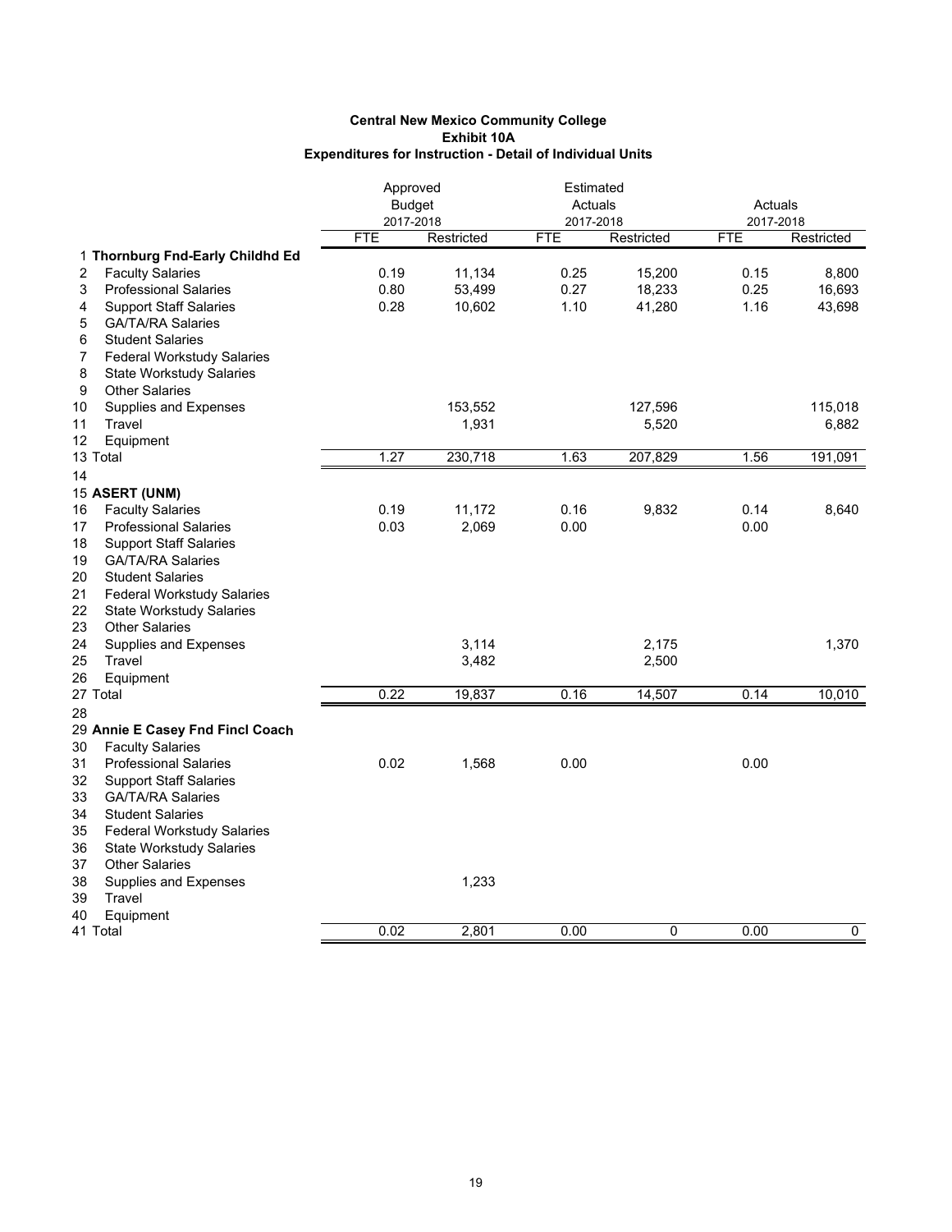**Central New Mexico Community College**
**Exhibit 10A**
**Expenditures for Instruction - Detail of Individual Units**

| | | Approved Budget 2017-2018 | | Estimated Actuals 2017-2018 | | Actuals 2017-2018 | |
|---|---|---|---|---|---|---|---|
| | | FTE | Restricted | FTE | Restricted | FTE | Restricted |
| 1 | **Thornburg Fnd-Early Childhd Ed** | | | | | | |
| 2 | Faculty Salaries | 0.19 | 11,134 | 0.25 | 15,200 | 0.15 | 8,800 |
| 3 | Professional Salaries | 0.80 | 53,499 | 0.27 | 18,233 | 0.25 | 16,693 |
| 4 | Support Staff Salaries | 0.28 | 10,602 | 1.10 | 41,280 | 1.16 | 43,698 |
| 5 | GA/TA/RA Salaries | | | | | | |
| 6 | Student Salaries | | | | | | |
| 7 | Federal Workstudy Salaries | | | | | | |
| 8 | State Workstudy Salaries | | | | | | |
| 9 | Other Salaries | | | | | | |
| 10 | Supplies and Expenses | | 153,552 | | 127,596 | | 115,018 |
| 11 | Travel | | 1,931 | | 5,520 | | 6,882 |
| 12 | Equipment | | | | | | |
| 13 | Total | 1.27 | 230,718 | 1.63 | 207,829 | 1.56 | 191,091 |
| 14 | | | | | | | |
| 15 | **ASERT (UNM)** | | | | | | |
| 16 | Faculty Salaries | 0.19 | 11,172 | 0.16 | 9,832 | 0.14 | 8,640 |
| 17 | Professional Salaries | 0.03 | 2,069 | 0.00 | | 0.00 | |
| 18 | Support Staff Salaries | | | | | | |
| 19 | GA/TA/RA Salaries | | | | | | |
| 20 | Student Salaries | | | | | | |
| 21 | Federal Workstudy Salaries | | | | | | |
| 22 | State Workstudy Salaries | | | | | | |
| 23 | Other Salaries | | | | | | |
| 24 | Supplies and Expenses | | 3,114 | | 2,175 | | 1,370 |
| 25 | Travel | | 3,482 | | 2,500 | | |
| 26 | Equipment | | | | | | |
| 27 | Total | 0.22 | 19,837 | 0.16 | 14,507 | 0.14 | 10,010 |
| 28 | | | | | | | |
| 29 | **Annie E Casey Fnd Fincl Coach** | | | | | | |
| 30 | Faculty Salaries | | | | | | |
| 31 | Professional Salaries | 0.02 | 1,568 | 0.00 | | 0.00 | |
| 32 | Support Staff Salaries | | | | | | |
| 33 | GA/TA/RA Salaries | | | | | | |
| 34 | Student Salaries | | | | | | |
| 35 | Federal Workstudy Salaries | | | | | | |
| 36 | State Workstudy Salaries | | | | | | |
| 37 | Other Salaries | | | | | | |
| 38 | Supplies and Expenses | | 1,233 | | | | |
| 39 | Travel | | | | | | |
| 40 | Equipment | | | | | | |
| 41 | Total | 0.02 | 2,801 | 0.00 | 0 | 0.00 | 0 |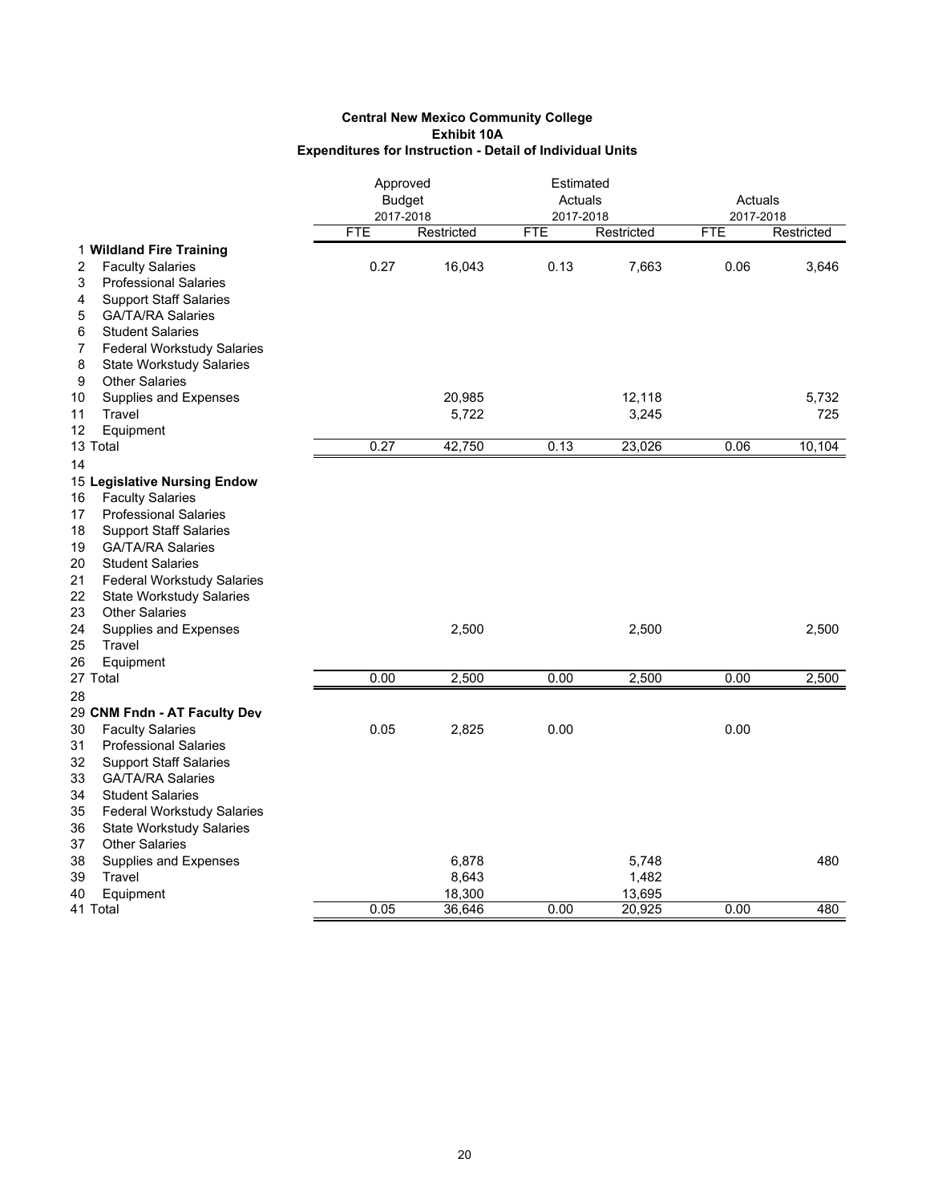**Central New Mexico Community College**
**Exhibit 10A**
**Expenditures for Instruction - Detail of Individual Units**

| | | Approved Budget 2017-2018 | | Estimated Actuals 2017-2018 | | Actuals 2017-2018 | |
|---|---|---|---|---|---|---|---|
| | | FTE | Restricted | FTE | Restricted | FTE | Restricted |
| 1 | **Wildland Fire Training** | | | | | | |
| 2 | Faculty Salaries | 0.27 | 16,043 | 0.13 | 7,663 | 0.06 | 3,646 |
| 3 | Professional Salaries | | | | | | |
| 4 | Support Staff Salaries | | | | | | |
| 5 | GA/TA/RA Salaries | | | | | | |
| 6 | Student Salaries | | | | | | |
| 7 | Federal Workstudy Salaries | | | | | | |
| 8 | State Workstudy Salaries | | | | | | |
| 9 | Other Salaries | | | | | | |
| 10 | Supplies and Expenses | | 20,985 | | 12,118 | | 5,732 |
| 11 | Travel | | 5,722 | | 3,245 | | 725 |
| 12 | Equipment | | | | | | |
| 13 | Total | 0.27 | 42,750 | 0.13 | 23,026 | 0.06 | 10,104 |
| 14 | | | | | | | |
| 15 | **Legislative Nursing Endow** | | | | | | |
| 16 | Faculty Salaries | | | | | | |
| 17 | Professional Salaries | | | | | | |
| 18 | Support Staff Salaries | | | | | | |
| 19 | GA/TA/RA Salaries | | | | | | |
| 20 | Student Salaries | | | | | | |
| 21 | Federal Workstudy Salaries | | | | | | |
| 22 | State Workstudy Salaries | | | | | | |
| 23 | Other Salaries | | | | | | |
| 24 | Supplies and Expenses | | 2,500 | | 2,500 | | 2,500 |
| 25 | Travel | | | | | | |
| 26 | Equipment | | | | | | |
| 27 | Total | 0.00 | 2,500 | 0.00 | 2,500 | 0.00 | 2,500 |
| 28 | | | | | | | |
| 29 | **CNM Fndn - AT Faculty Dev** | | | | | | |
| 30 | Faculty Salaries | 0.05 | 2,825 | 0.00 | | 0.00 | |
| 31 | Professional Salaries | | | | | | |
| 32 | Support Staff Salaries | | | | | | |
| 33 | GA/TA/RA Salaries | | | | | | |
| 34 | Student Salaries | | | | | | |
| 35 | Federal Workstudy Salaries | | | | | | |
| 36 | State Workstudy Salaries | | | | | | |
| 37 | Other Salaries | | | | | | |
| 38 | Supplies and Expenses | | 6,878 | | 5,748 | | 480 |
| 39 | Travel | | 8,643 | | 1,482 | | |
| 40 | Equipment | | 18,300 | | 13,695 | | |
| 41 | Total | 0.05 | 36,646 | 0.00 | 20,925 | 0.00 | 480 |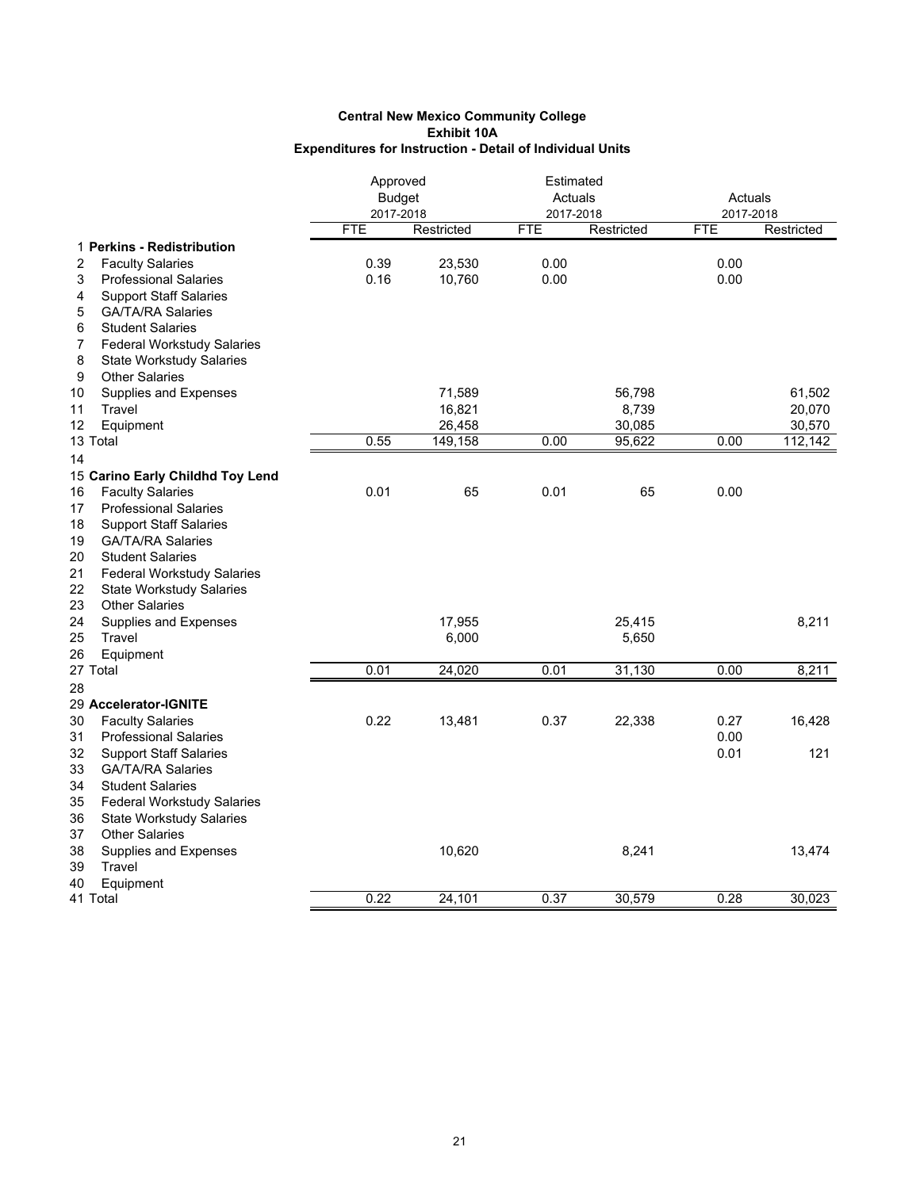**Central New Mexico Community College**
**Exhibit 10A**
**Expenditures for Instruction - Detail of Individual Units**

| | | Approved Budget 2017-2018 | | Estimated Actuals 2017-2018 | | Actuals 2017-2018 | |
|---|---|---|---|---|---|---|---|
| | | FTE | Restricted | FTE | Restricted | FTE | Restricted |
| 1 | **Perkins - Redistribution** | | | | | | |
| 2 | Faculty Salaries | 0.39 | 23,530 | 0.00 | | 0.00 | |
| 3 | Professional Salaries | 0.16 | 10,760 | 0.00 | | 0.00 | |
| 4 | Support Staff Salaries | | | | | | |
| 5 | GA/TA/RA Salaries | | | | | | |
| 6 | Student Salaries | | | | | | |
| 7 | Federal Workstudy Salaries | | | | | | |
| 8 | State Workstudy Salaries | | | | | | |
| 9 | Other Salaries | | | | | | |
| 10 | Supplies and Expenses | | 71,589 | | 56,798 | | 61,502 |
| 11 | Travel | | 16,821 | | 8,739 | | 20,070 |
| 12 | Equipment | | 26,458 | | 30,085 | | 30,570 |
| 13 | Total | 0.55 | 149,158 | 0.00 | 95,622 | 0.00 | 112,142 |
| 14 | | | | | | | |
| 15 | **Carino Early Childhd Toy Lend** | | | | | | |
| 16 | Faculty Salaries | 0.01 | 65 | 0.01 | 65 | 0.00 | |
| 17 | Professional Salaries | | | | | | |
| 18 | Support Staff Salaries | | | | | | |
| 19 | GA/TA/RA Salaries | | | | | | |
| 20 | Student Salaries | | | | | | |
| 21 | Federal Workstudy Salaries | | | | | | |
| 22 | State Workstudy Salaries | | | | | | |
| 23 | Other Salaries | | | | | | |
| 24 | Supplies and Expenses | | 17,955 | | 25,415 | | 8,211 |
| 25 | Travel | | 6,000 | | 5,650 | | |
| 26 | Equipment | | | | | | |
| 27 | Total | 0.01 | 24,020 | 0.01 | 31,130 | 0.00 | 8,211 |
| 28 | | | | | | | |
| 29 | **Accelerator-IGNITE** | | | | | | |
| 30 | Faculty Salaries | 0.22 | 13,481 | 0.37 | 22,338 | 0.27 | 16,428 |
| 31 | Professional Salaries | | | | | 0.00 | |
| 32 | Support Staff Salaries | | | | | 0.01 | 121 |
| 33 | GA/TA/RA Salaries | | | | | | |
| 34 | Student Salaries | | | | | | |
| 35 | Federal Workstudy Salaries | | | | | | |
| 36 | State Workstudy Salaries | | | | | | |
| 37 | Other Salaries | | | | | | |
| 38 | Supplies and Expenses | | 10,620 | | 8,241 | | 13,474 |
| 39 | Travel | | | | | | |
| 40 | Equipment | | | | | | |
| 41 | Total | 0.22 | 24,101 | 0.37 | 30,579 | 0.28 | 30,023 |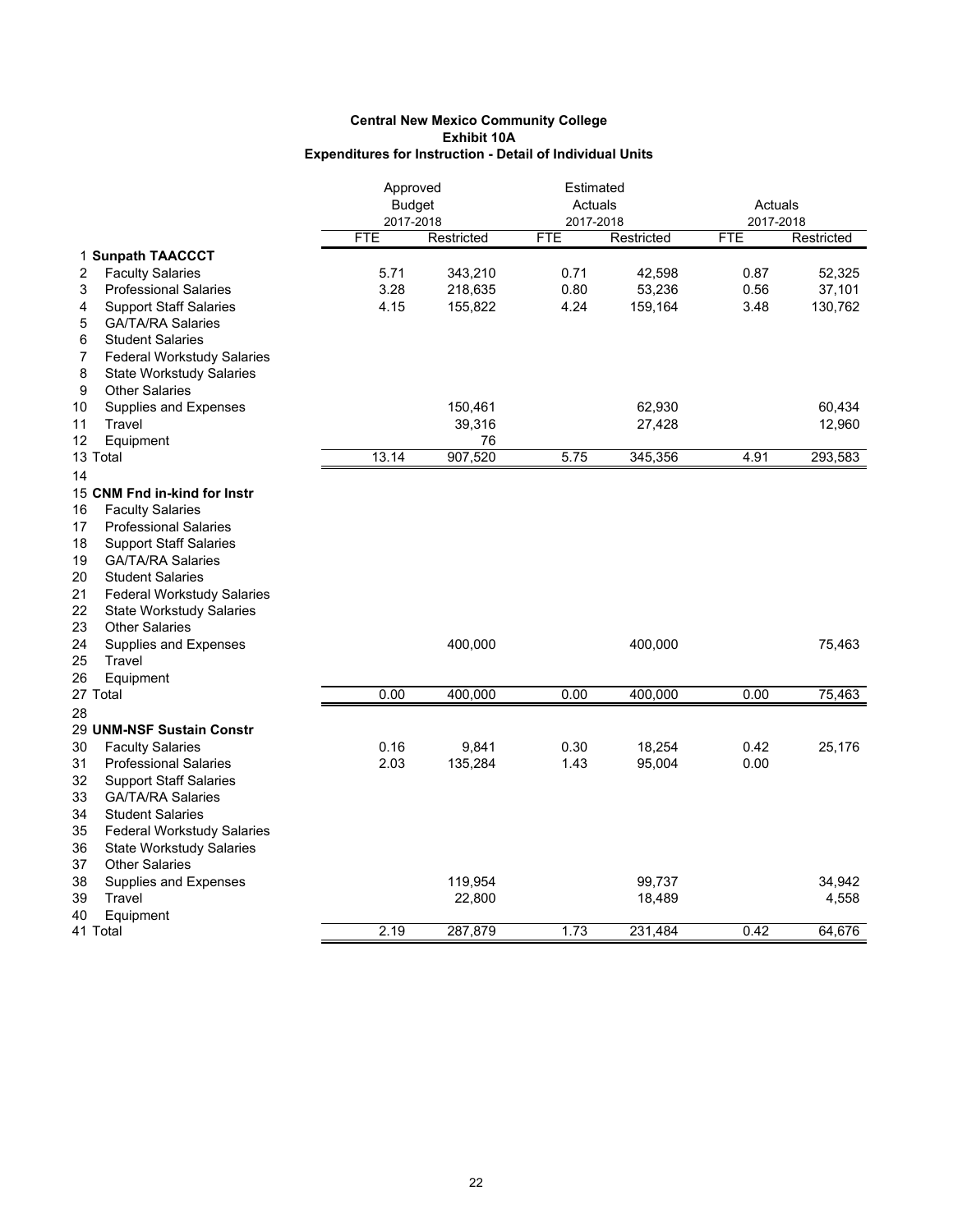**Central New Mexico Community College**
**Exhibit 10A**
**Expenditures for Instruction - Detail of Individual Units**

| | | Approved Budget 2017-2018 | | Estimated Actuals 2017-2018 | | Actuals 2017-2018 | |
|---|---|---|---|---|---|---|---|
| | | FTE | Restricted | FTE | Restricted | FTE | Restricted |
| 1 | **Sunpath TAACCCT** | | | | | | |
| 2 | Faculty Salaries | 5.71 | 343,210 | 0.71 | 42,598 | 0.87 | 52,325 |
| 3 | Professional Salaries | 3.28 | 218,635 | 0.80 | 53,236 | 0.56 | 37,101 |
| 4 | Support Staff Salaries | 4.15 | 155,822 | 4.24 | 159,164 | 3.48 | 130,762 |
| 5 | GA/TA/RA Salaries | | | | | | |
| 6 | Student Salaries | | | | | | |
| 7 | Federal Workstudy Salaries | | | | | | |
| 8 | State Workstudy Salaries | | | | | | |
| 9 | Other Salaries | | | | | | |
| 10 | Supplies and Expenses | | 150,461 | | 62,930 | | 60,434 |
| 11 | Travel | | 39,316 | | 27,428 | | 12,960 |
| 12 | Equipment | | 76 | | | | |
| 13 | Total | 13.14 | 907,520 | 5.75 | 345,356 | 4.91 | 293,583 |
| 14 | | | | | | | |
| 15 | **CNM Fnd in-kind for Instr** | | | | | | |
| 16 | Faculty Salaries | | | | | | |
| 17 | Professional Salaries | | | | | | |
| 18 | Support Staff Salaries | | | | | | |
| 19 | GA/TA/RA Salaries | | | | | | |
| 20 | Student Salaries | | | | | | |
| 21 | Federal Workstudy Salaries | | | | | | |
| 22 | State Workstudy Salaries | | | | | | |
| 23 | Other Salaries | | | | | | |
| 24 | Supplies and Expenses | | 400,000 | | 400,000 | | 75,463 |
| 25 | Travel | | | | | | |
| 26 | Equipment | | | | | | |
| 27 | Total | 0.00 | 400,000 | 0.00 | 400,000 | 0.00 | 75,463 |
| 28 | | | | | | | |
| 29 | **UNM-NSF Sustain Constr** | | | | | | |
| 30 | Faculty Salaries | 0.16 | 9,841 | 0.30 | 18,254 | 0.42 | 25,176 |
| 31 | Professional Salaries | 2.03 | 135,284 | 1.43 | 95,004 | 0.00 | |
| 32 | Support Staff Salaries | | | | | | |
| 33 | GA/TA/RA Salaries | | | | | | |
| 34 | Student Salaries | | | | | | |
| 35 | Federal Workstudy Salaries | | | | | | |
| 36 | State Workstudy Salaries | | | | | | |
| 37 | Other Salaries | | | | | | |
| 38 | Supplies and Expenses | | 119,954 | | 99,737 | | 34,942 |
| 39 | Travel | | 22,800 | | 18,489 | | 4,558 |
| 40 | Equipment | | | | | | |
| 41 | Total | 2.19 | 287,879 | 1.73 | 231,484 | 0.42 | 64,676 |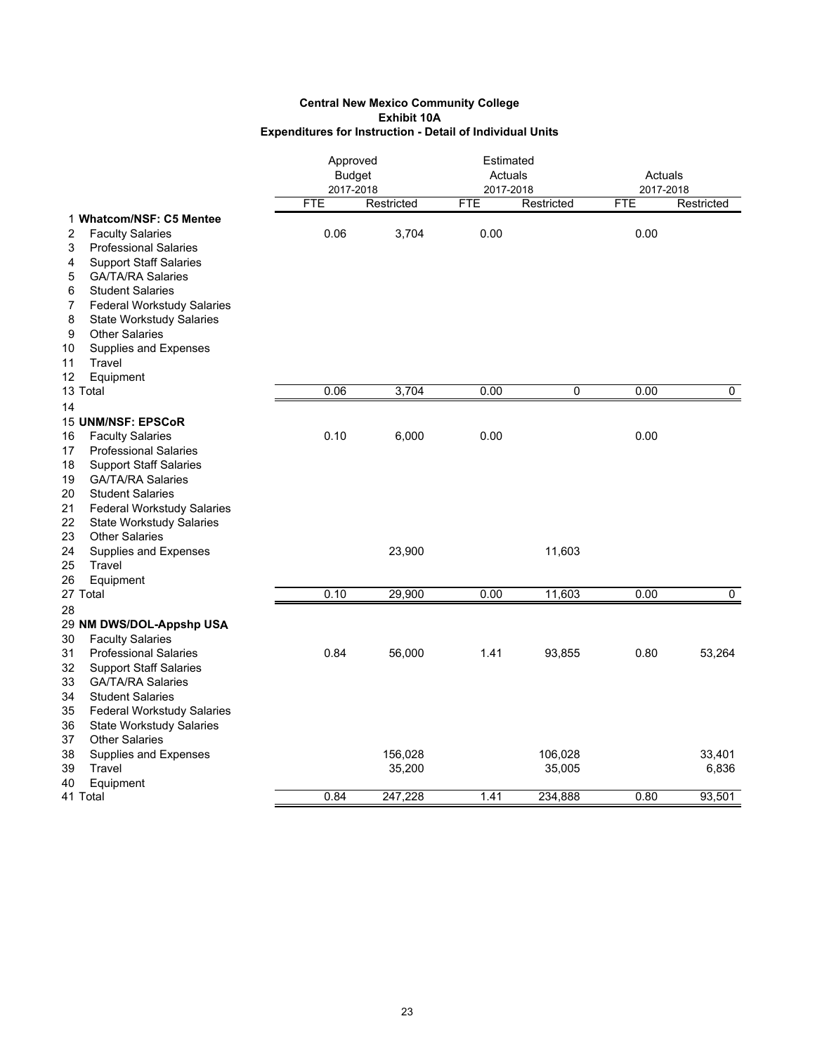**Central New Mexico Community College**
**Exhibit 10A**
**Expenditures for Instruction - Detail of Individual Units**

| | | Approved Budget 2017-2018 | | Estimated Actuals 2017-2018 | | Actuals 2017-2018 | |
|---|---|---|---|---|---|---|---|
| | | FTE | Restricted | FTE | Restricted | FTE | Restricted |
| 1 | **Whatcom/NSF: C5 Mentee** | | | | | | |
| 2 | Faculty Salaries | 0.06 | 3,704 | 0.00 | | 0.00 | |
| 3 | Professional Salaries | | | | | | |
| 4 | Support Staff Salaries | | | | | | |
| 5 | GA/TA/RA Salaries | | | | | | |
| 6 | Student Salaries | | | | | | |
| 7 | Federal Workstudy Salaries | | | | | | |
| 8 | State Workstudy Salaries | | | | | | |
| 9 | Other Salaries | | | | | | |
| 10 | Supplies and Expenses | | | | | | |
| 11 | Travel | | | | | | |
| 12 | Equipment | | | | | | |
| 13 | Total | 0.06 | 3,704 | 0.00 | 0 | 0.00 | 0 |
| 14 | | | | | | | |
| 15 | **UNM/NSF: EPSCoR** | | | | | | |
| 16 | Faculty Salaries | 0.10 | 6,000 | 0.00 | | 0.00 | |
| 17 | Professional Salaries | | | | | | |
| 18 | Support Staff Salaries | | | | | | |
| 19 | GA/TA/RA Salaries | | | | | | |
| 20 | Student Salaries | | | | | | |
| 21 | Federal Workstudy Salaries | | | | | | |
| 22 | State Workstudy Salaries | | | | | | |
| 23 | Other Salaries | | | | | | |
| 24 | Supplies and Expenses | | 23,900 | | 11,603 | | |
| 25 | Travel | | | | | | |
| 26 | Equipment | | | | | | |
| 27 | Total | 0.10 | 29,900 | 0.00 | 11,603 | 0.00 | 0 |
| 28 | | | | | | | |
| 29 | **NM DWS/DOL-Appshp USA** | | | | | | |
| 30 | Faculty Salaries | | | | | | |
| 31 | Professional Salaries | 0.84 | 56,000 | 1.41 | 93,855 | 0.80 | 53,264 |
| 32 | Support Staff Salaries | | | | | | |
| 33 | GA/TA/RA Salaries | | | | | | |
| 34 | Student Salaries | | | | | | |
| 35 | Federal Workstudy Salaries | | | | | | |
| 36 | State Workstudy Salaries | | | | | | |
| 37 | Other Salaries | | | | | | |
| 38 | Supplies and Expenses | | 156,028 | | 106,028 | | 33,401 |
| 39 | Travel | | 35,200 | | 35,005 | | 6,836 |
| 40 | Equipment | | | | | | |
| 41 | Total | 0.84 | 247,228 | 1.41 | 234,888 | 0.80 | 93,501 |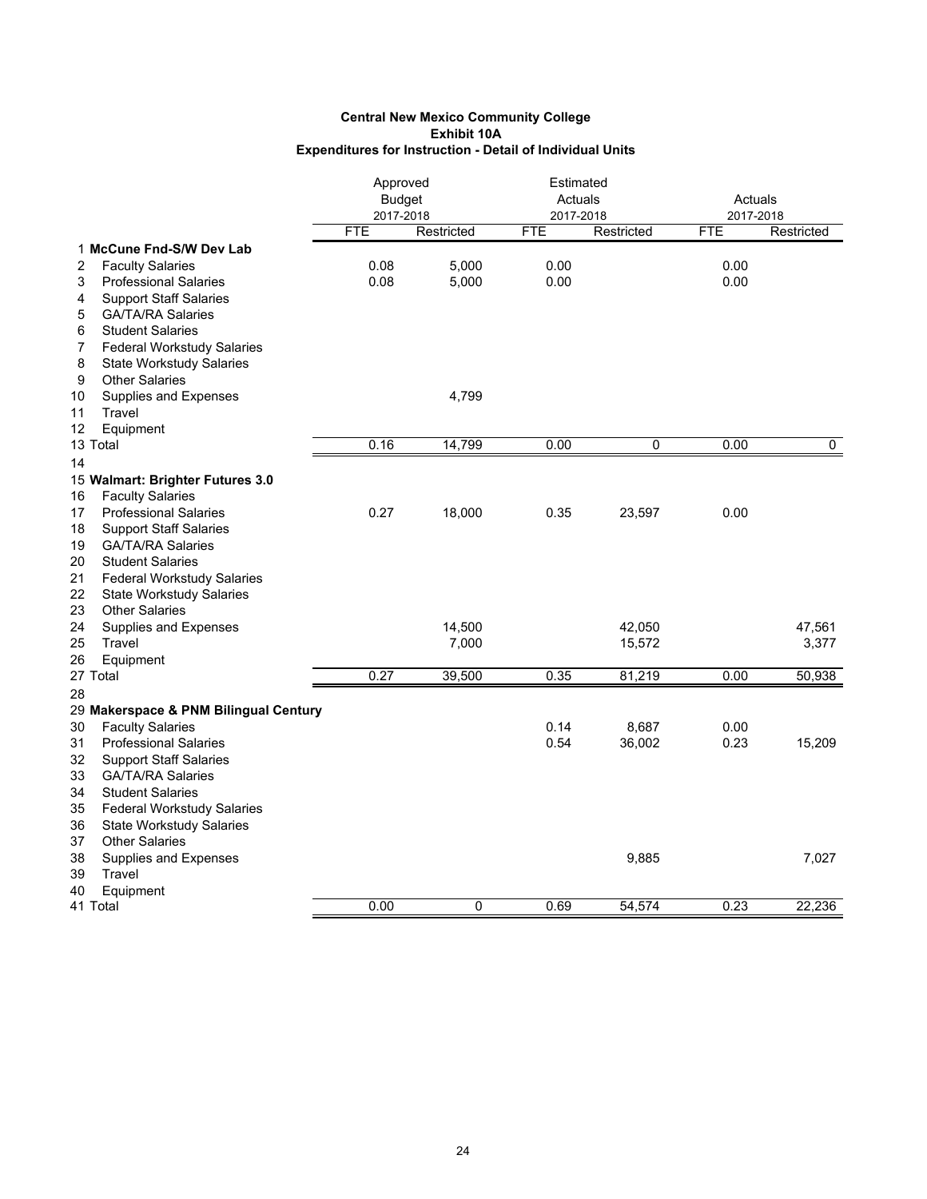**Central New Mexico Community College**
**Exhibit 10A**
**Expenditures for Instruction - Detail of Individual Units**

| | | Approved Budget 2017-2018 | | Estimated Actuals 2017-2018 | | Actuals 2017-2018 | |
|---|---|---|---|---|---|---|---|
| | | FTE | Restricted | FTE | Restricted | FTE | Restricted |
| 1 | **McCune Fnd-S/W Dev Lab** | | | | | | |
| 2 | Faculty Salaries | 0.08 | 5,000 | 0.00 | | 0.00 | |
| 3 | Professional Salaries | 0.08 | 5,000 | 0.00 | | 0.00 | |
| 4 | Support Staff Salaries | | | | | | |
| 5 | GA/TA/RA Salaries | | | | | | |
| 6 | Student Salaries | | | | | | |
| 7 | Federal Workstudy Salaries | | | | | | |
| 8 | State Workstudy Salaries | | | | | | |
| 9 | Other Salaries | | | | | | |
| 10 | Supplies and Expenses | | 4,799 | | | | |
| 11 | Travel | | | | | | |
| 12 | Equipment | | | | | | |
| 13 | Total | 0.16 | 14,799 | 0.00 | 0 | 0.00 | 0 |
| 14 | | | | | | | |
| 15 | **Walmart: Brighter Futures 3.0** | | | | | | |
| 16 | Faculty Salaries | | | | | | |
| 17 | Professional Salaries | 0.27 | 18,000 | 0.35 | 23,597 | 0.00 | |
| 18 | Support Staff Salaries | | | | | | |
| 19 | GA/TA/RA Salaries | | | | | | |
| 20 | Student Salaries | | | | | | |
| 21 | Federal Workstudy Salaries | | | | | | |
| 22 | State Workstudy Salaries | | | | | | |
| 23 | Other Salaries | | | | | | |
| 24 | Supplies and Expenses | | 14,500 | | 42,050 | | 47,561 |
| 25 | Travel | | 7,000 | | 15,572 | | 3,377 |
| 26 | Equipment | | | | | | |
| 27 | Total | 0.27 | 39,500 | 0.35 | 81,219 | 0.00 | 50,938 |
| 28 | | | | | | | |
| 29 | **Makerspace & PNM Bilingual Century** | | | | | | |
| 30 | Faculty Salaries | | | 0.14 | 8,687 | 0.00 | |
| 31 | Professional Salaries | | | 0.54 | 36,002 | 0.23 | 15,209 |
| 32 | Support Staff Salaries | | | | | | |
| 33 | GA/TA/RA Salaries | | | | | | |
| 34 | Student Salaries | | | | | | |
| 35 | Federal Workstudy Salaries | | | | | | |
| 36 | State Workstudy Salaries | | | | | | |
| 37 | Other Salaries | | | | | | |
| 38 | Supplies and Expenses | | | | 9,885 | | 7,027 |
| 39 | Travel | | | | | | |
| 40 | Equipment | | | | | | |
| 41 | Total | 0.00 | 0 | 0.69 | 54,574 | 0.23 | 22,236 |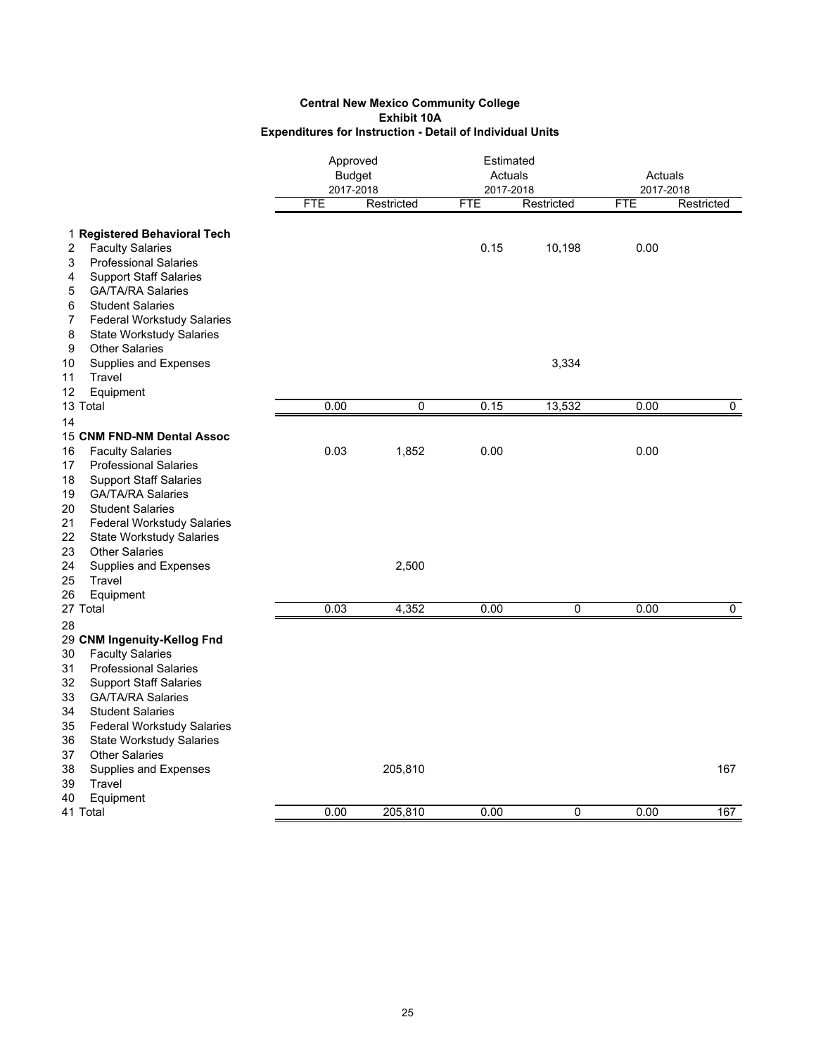**Central New Mexico Community College**
**Exhibit 10A**
**Expenditures for Instruction - Detail of Individual Units**

| | | Approved Budget 2017-2018 | | Estimated Actuals 2017-2018 | | Actuals 2017-2018 | |
|---|---|---|---|---|---|---|---|
| | | FTE | Restricted | FTE | Restricted | FTE | Restricted |
| 1 | **Registered Behavioral Tech** | | | | | | |
| 2 | Faculty Salaries | | | 0.15 | 10,198 | 0.00 | |
| 3 | Professional Salaries | | | | | | |
| 4 | Support Staff Salaries | | | | | | |
| 5 | GA/TA/RA Salaries | | | | | | |
| 6 | Student Salaries | | | | | | |
| 7 | Federal Workstudy Salaries | | | | | | |
| 8 | State Workstudy Salaries | | | | | | |
| 9 | Other Salaries | | | | | | |
| 10 | Supplies and Expenses | | | | 3,334 | | |
| 11 | Travel | | | | | | |
| 12 | Equipment | | | | | | |
| 13 | Total | 0.00 | 0 | 0.15 | 13,532 | 0.00 | 0 |
| 14 | | | | | | | |
| 15 | **CNM FND-NM Dental Assoc** | | | | | | |
| 16 | Faculty Salaries | 0.03 | 1,852 | 0.00 | | 0.00 | |
| 17 | Professional Salaries | | | | | | |
| 18 | Support Staff Salaries | | | | | | |
| 19 | GA/TA/RA Salaries | | | | | | |
| 20 | Student Salaries | | | | | | |
| 21 | Federal Workstudy Salaries | | | | | | |
| 22 | State Workstudy Salaries | | | | | | |
| 23 | Other Salaries | | | | | | |
| 24 | Supplies and Expenses | | 2,500 | | | | |
| 25 | Travel | | | | | | |
| 26 | Equipment | | | | | | |
| 27 | Total | 0.03 | 4,352 | 0.00 | 0 | 0.00 | 0 |
| 28 | | | | | | | |
| 29 | **CNM Ingenuity-Kellog Fnd** | | | | | | |
| 30 | Faculty Salaries | | | | | | |
| 31 | Professional Salaries | | | | | | |
| 32 | Support Staff Salaries | | | | | | |
| 33 | GA/TA/RA Salaries | | | | | | |
| 34 | Student Salaries | | | | | | |
| 35 | Federal Workstudy Salaries | | | | | | |
| 36 | State Workstudy Salaries | | | | | | |
| 37 | Other Salaries | | | | | | |
| 38 | Supplies and Expenses | | 205,810 | | | | 167 |
| 39 | Travel | | | | | | |
| 40 | Equipment | | | | | | |
| 41 | Total | 0.00 | 205,810 | 0.00 | 0 | 0.00 | 167 |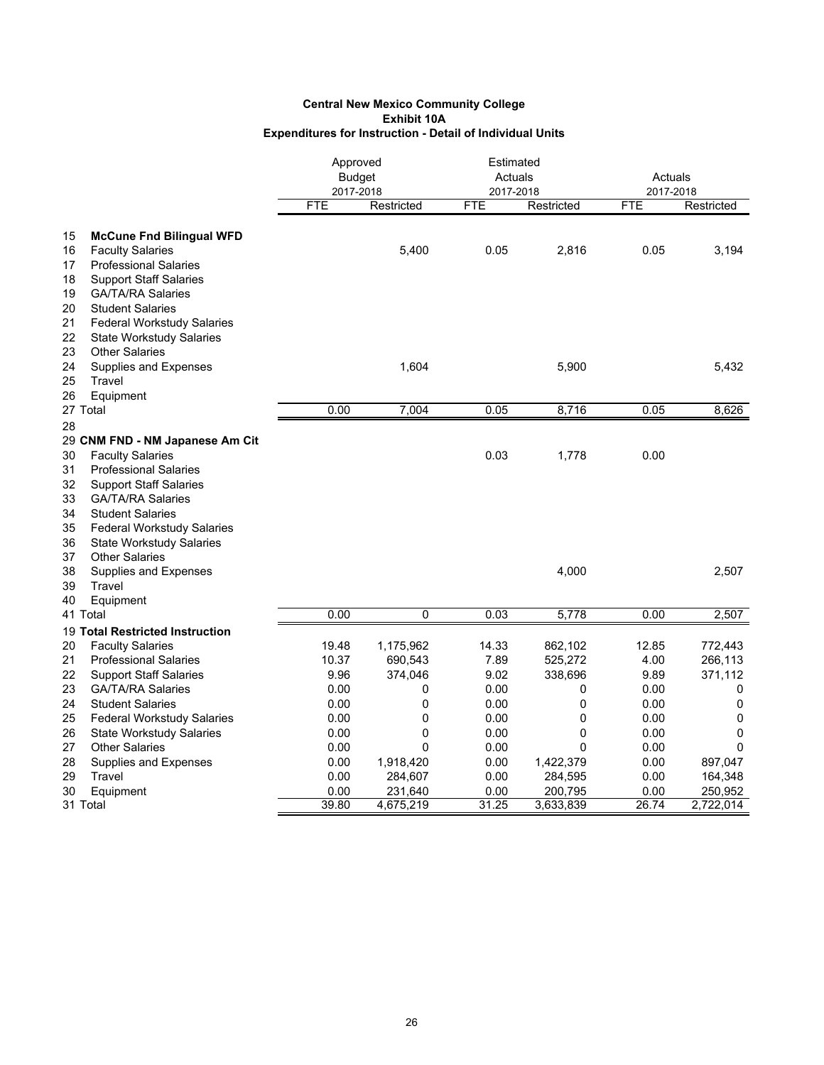**Central New Mexico Community College**
**Exhibit 10A**
**Expenditures for Instruction - Detail of Individual Units**

| | | Approved Budget 2017-2018 | | Estimated Actuals 2017-2018 | | Actuals 2017-2018 | |
|---|---|---|---|---|---|---|---|
| | | FTE | Restricted | FTE | Restricted | FTE | Restricted |
| 15 | **McCune Fnd Bilingual WFD** | | | | | | |
| 16 | Faculty Salaries | | 5,400 | 0.05 | 2,816 | 0.05 | 3,194 |
| 17 | Professional Salaries | | | | | | |
| 18 | Support Staff Salaries | | | | | | |
| 19 | GA/TA/RA Salaries | | | | | | |
| 20 | Student Salaries | | | | | | |
| 21 | Federal Workstudy Salaries | | | | | | |
| 22 | State Workstudy Salaries | | | | | | |
| 23 | Other Salaries | | | | | | |
| 24 | Supplies and Expenses | | 1,604 | | 5,900 | | 5,432 |
| 25 | Travel | | | | | | |
| 26 | Equipment | | | | | | |
| 27 | Total | 0.00 | 7,004 | 0.05 | 8,716 | 0.05 | 8,626 |
| 28 | | | | | | | |
| 29 | **CNM FND - NM Japanese Am Cit** | | | | | | |
| 30 | Faculty Salaries | | | 0.03 | 1,778 | 0.00 | |
| 31 | Professional Salaries | | | | | | |
| 32 | Support Staff Salaries | | | | | | |
| 33 | GA/TA/RA Salaries | | | | | | |
| 34 | Student Salaries | | | | | | |
| 35 | Federal Workstudy Salaries | | | | | | |
| 36 | State Workstudy Salaries | | | | | | |
| 37 | Other Salaries | | | | | | |
| 38 | Supplies and Expenses | | | | 4,000 | | 2,507 |
| 39 | Travel | | | | | | |
| 40 | Equipment | | | | | | |
| 41 | Total | 0.00 | 0 | 0.03 | 5,778 | 0.00 | 2,507 |
| 19 | **Total Restricted Instruction** | | | | | | |
| 20 | Faculty Salaries | 19.48 | 1,175,962 | 14.33 | 862,102 | 12.85 | 772,443 |
| 21 | Professional Salaries | 10.37 | 690,543 | 7.89 | 525,272 | 4.00 | 266,113 |
| 22 | Support Staff Salaries | 9.96 | 374,046 | 9.02 | 338,696 | 9.89 | 371,112 |
| 23 | GA/TA/RA Salaries | 0.00 | 0 | 0.00 | 0 | 0.00 | 0 |
| 24 | Student Salaries | 0.00 | 0 | 0.00 | 0 | 0.00 | 0 |
| 25 | Federal Workstudy Salaries | 0.00 | 0 | 0.00 | 0 | 0.00 | 0 |
| 26 | State Workstudy Salaries | 0.00 | 0 | 0.00 | 0 | 0.00 | 0 |
| 27 | Other Salaries | 0.00 | 0 | 0.00 | 0 | 0.00 | 0 |
| 28 | Supplies and Expenses | 0.00 | 1,918,420 | 0.00 | 1,422,379 | 0.00 | 897,047 |
| 29 | Travel | 0.00 | 284,607 | 0.00 | 284,595 | 0.00 | 164,348 |
| 30 | Equipment | 0.00 | 231,640 | 0.00 | 200,795 | 0.00 | 250,952 |
| 31 | Total | 39.80 | 4,675,219 | 31.25 | 3,633,839 | 26.74 | 2,722,014 |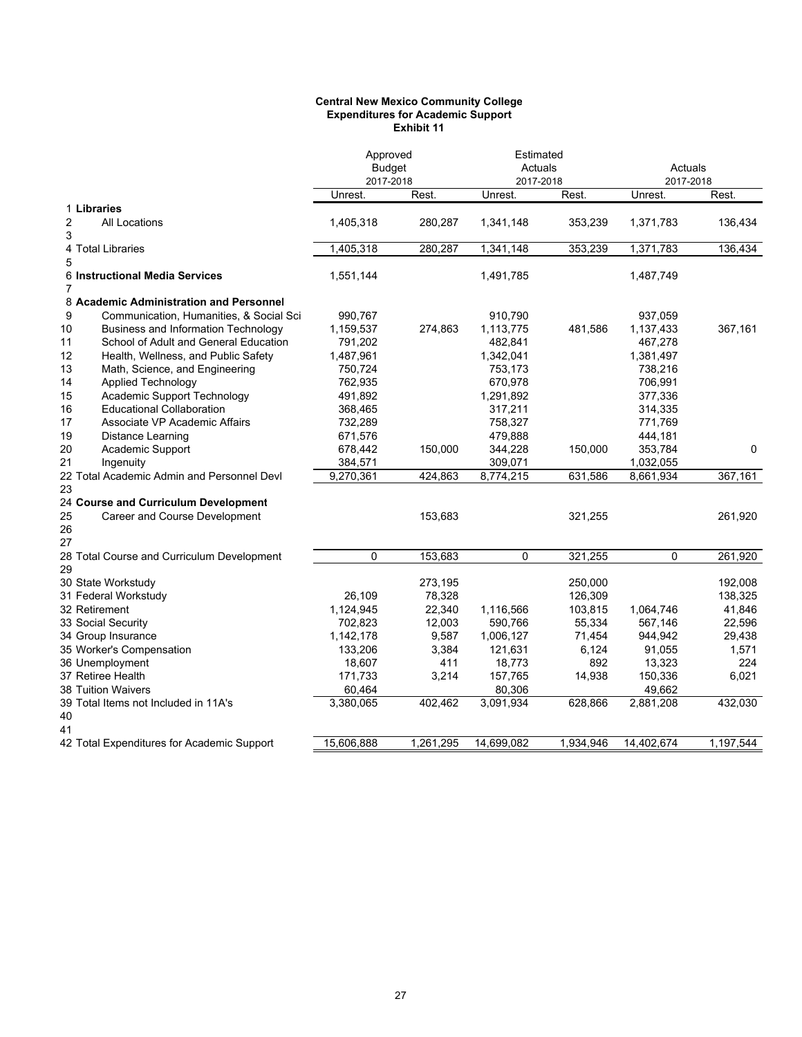**Central New Mexico Community College**
**Expenditures for Academic Support**
**Exhibit 11**

| | | Approved Budget 2017-2018 | | Estimated Actuals 2017-2018 | | Actuals 2017-2018 | |
|---|---|---|---|---|---|---|---|
| | | Unrest. | Rest. | Unrest. | Rest. | Unrest. | Rest. |
| 1 | **Libraries** | | | | | | |
| 2 | All Locations | 1,405,318 | 280,287 | 1,341,148 | 353,239 | 1,371,783 | 136,434 |
| 3 | | | | | | | |
| 4 | Total Libraries | 1,405,318 | 280,287 | 1,341,148 | 353,239 | 1,371,783 | 136,434 |
| 5 | | | | | | | |
| 6 | **Instructional Media Services** | 1,551,144 | | 1,491,785 | | 1,487,749 | |
| 7 | | | | | | | |
| 8 | **Academic Administration and Personnel** | | | | | | |
| 9 | Communication, Humanities, & Social Sci | 990,767 | | 910,790 | | 937,059 | |
| 10 | Business and Information Technology | 1,159,537 | 274,863 | 1,113,775 | 481,586 | 1,137,433 | 367,161 |
| 11 | School of Adult and General Education | 791,202 | | 482,841 | | 467,278 | |
| 12 | Health, Wellness, and Public Safety | 1,487,961 | | 1,342,041 | | 1,381,497 | |
| 13 | Math, Science, and Engineering | 750,724 | | 753,173 | | 738,216 | |
| 14 | Applied Technology | 762,935 | | 670,978 | | 706,991 | |
| 15 | Academic Support Technology | 491,892 | | 1,291,892 | | 377,336 | |
| 16 | Educational Collaboration | 368,465 | | 317,211 | | 314,335 | |
| 17 | Associate VP Academic Affairs | 732,289 | | 758,327 | | 771,769 | |
| 19 | Distance Learning | 671,576 | | 479,888 | | 444,181 | |
| 20 | Academic Support | 678,442 | 150,000 | 344,228 | 150,000 | 353,784 | 0 |
| 21 | Ingenuity | 384,571 | | 309,071 | | 1,032,055 | |
| 22 | Total Academic Admin and Personnel Devl | 9,270,361 | 424,863 | 8,774,215 | 631,586 | 8,661,934 | 367,161 |
| 23 | | | | | | | |
| 24 | **Course and Curriculum Development** | | | | | | |
| 25 | Career and Course Development | | 153,683 | | 321,255 | | 261,920 |
| 26 | | | | | | | |
| 27 | | | | | | | |
| 28 | Total Course and Curriculum Development | 0 | 153,683 | 0 | 321,255 | 0 | 261,920 |
| 29 | | | | | | | |
| 30 | State Workstudy | | 273,195 | | 250,000 | | 192,008 |
| 31 | Federal Workstudy | 26,109 | 78,328 | | 126,309 | | 138,325 |
| 32 | Retirement | 1,124,945 | 22,340 | 1,116,566 | 103,815 | 1,064,746 | 41,846 |
| 33 | Social Security | 702,823 | 12,003 | 590,766 | 55,334 | 567,146 | 22,596 |
| 34 | Group Insurance | 1,142,178 | 9,587 | 1,006,127 | 71,454 | 944,942 | 29,438 |
| 35 | Worker's Compensation | 133,206 | 3,384 | 121,631 | 6,124 | 91,055 | 1,571 |
| 36 | Unemployment | 18,607 | 411 | 18,773 | 892 | 13,323 | 224 |
| 37 | Retiree Health | 171,733 | 3,214 | 157,765 | 14,938 | 150,336 | 6,021 |
| 38 | Tuition Waivers | 60,464 | | 80,306 | | 49,662 | |
| 39 | Total Items not Included in 11A's | 3,380,065 | 402,462 | 3,091,934 | 628,866 | 2,881,208 | 432,030 |
| 40 | | | | | | | |
| 41 | | | | | | | |
| 42 | Total Expenditures for Academic Support | 15,606,888 | 1,261,295 | 14,699,082 | 1,934,946 | 14,402,674 | 1,197,544 |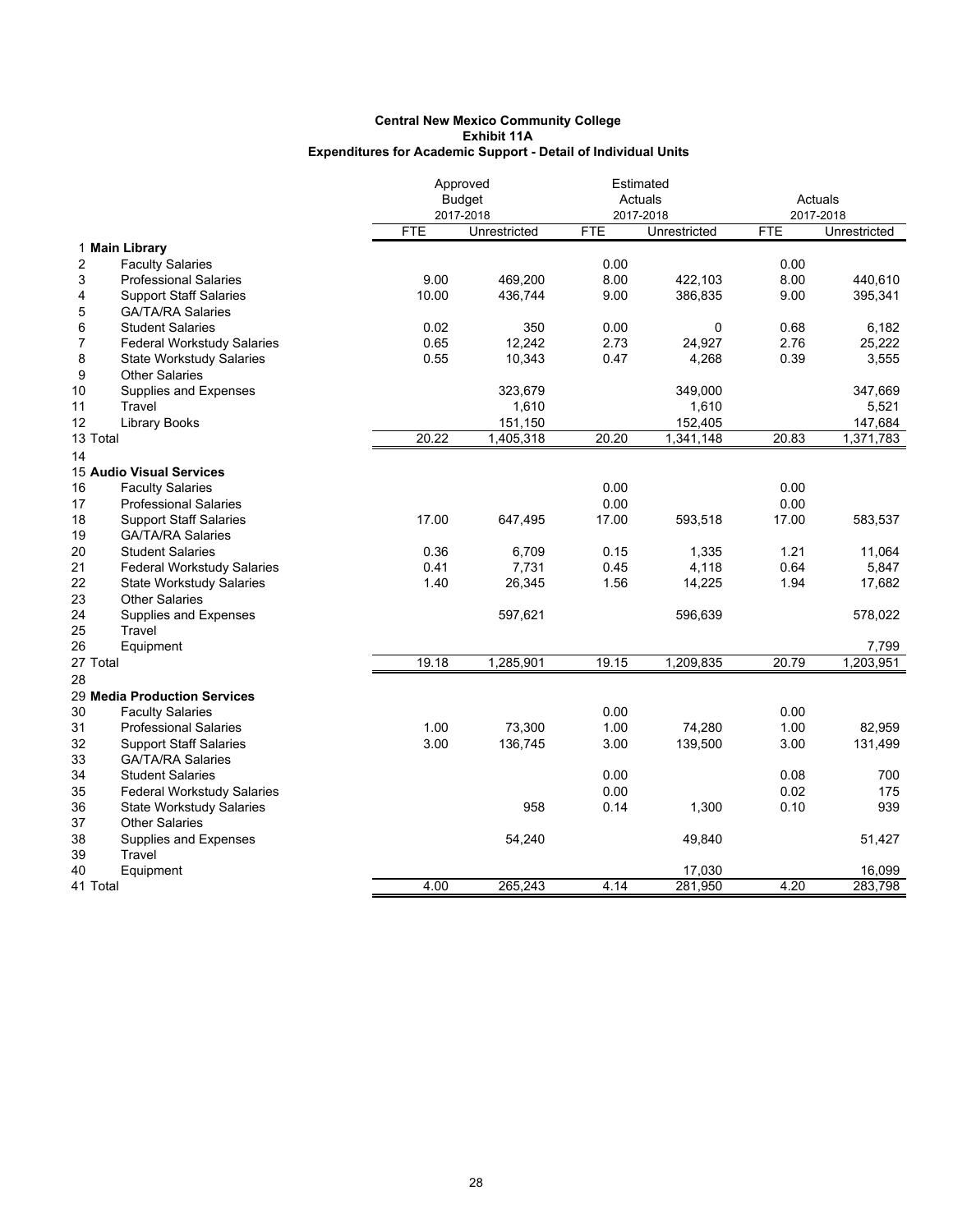**Central New Mexico Community College**
**Exhibit 11A**
**Expenditures for Academic Support - Detail of Individual Units**

| | | Approved Budget 2017-2018 | | Estimated Actuals 2017-2018 | | Actuals 2017-2018 | |
|---|---|---|---|---|---|---|---|
| | | FTE | Unrestricted | FTE | Unrestricted | FTE | Unrestricted |
| 1 | **Main Library** | | | | | | |
| 2 | Faculty Salaries | | | 0.00 | | 0.00 | |
| 3 | Professional Salaries | 9.00 | 469,200 | 8.00 | 422,103 | 8.00 | 440,610 |
| 4 | Support Staff Salaries | 10.00 | 436,744 | 9.00 | 386,835 | 9.00 | 395,341 |
| 5 | GA/TA/RA Salaries | | | | | | |
| 6 | Student Salaries | 0.02 | 350 | 0.00 | 0 | 0.68 | 6,182 |
| 7 | Federal Workstudy Salaries | 0.65 | 12,242 | 2.73 | 24,927 | 2.76 | 25,222 |
| 8 | State Workstudy Salaries | 0.55 | 10,343 | 0.47 | 4,268 | 0.39 | 3,555 |
| 9 | Other Salaries | | | | | | |
| 10 | Supplies and Expenses | | 323,679 | | 349,000 | | 347,669 |
| 11 | Travel | | 1,610 | | 1,610 | | 5,521 |
| 12 | Library Books | | 151,150 | | 152,405 | | 147,684 |
| 13 | Total | 20.22 | 1,405,318 | 20.20 | 1,341,148 | 20.83 | 1,371,783 |
| 14 | | | | | | | |
| 15 | **Audio Visual Services** | | | | | | |
| 16 | Faculty Salaries | | | 0.00 | | 0.00 | |
| 17 | Professional Salaries | | | 0.00 | | 0.00 | |
| 18 | Support Staff Salaries | 17.00 | 647,495 | 17.00 | 593,518 | 17.00 | 583,537 |
| 19 | GA/TA/RA Salaries | | | | | | |
| 20 | Student Salaries | 0.36 | 6,709 | 0.15 | 1,335 | 1.21 | 11,064 |
| 21 | Federal Workstudy Salaries | 0.41 | 7,731 | 0.45 | 4,118 | 0.64 | 5,847 |
| 22 | State Workstudy Salaries | 1.40 | 26,345 | 1.56 | 14,225 | 1.94 | 17,682 |
| 23 | Other Salaries | | | | | | |
| 24 | Supplies and Expenses | | 597,621 | | 596,639 | | 578,022 |
| 25 | Travel | | | | | | |
| 26 | Equipment | | | | | | 7,799 |
| 27 | Total | 19.18 | 1,285,901 | 19.15 | 1,209,835 | 20.79 | 1,203,951 |
| 28 | | | | | | | |
| 29 | **Media Production Services** | | | | | | |
| 30 | Faculty Salaries | | | 0.00 | | 0.00 | |
| 31 | Professional Salaries | 1.00 | 73,300 | 1.00 | 74,280 | 1.00 | 82,959 |
| 32 | Support Staff Salaries | 3.00 | 136,745 | 3.00 | 139,500 | 3.00 | 131,499 |
| 33 | GA/TA/RA Salaries | | | | | | |
| 34 | Student Salaries | | | 0.00 | | 0.08 | 700 |
| 35 | Federal Workstudy Salaries | | | 0.00 | | 0.02 | 175 |
| 36 | State Workstudy Salaries | | 958 | 0.14 | 1,300 | 0.10 | 939 |
| 37 | Other Salaries | | | | | | |
| 38 | Supplies and Expenses | | 54,240 | | 49,840 | | 51,427 |
| 39 | Travel | | | | | | |
| 40 | Equipment | | | | 17,030 | | 16,099 |
| 41 | Total | 4.00 | 265,243 | 4.14 | 281,950 | 4.20 | 283,798 |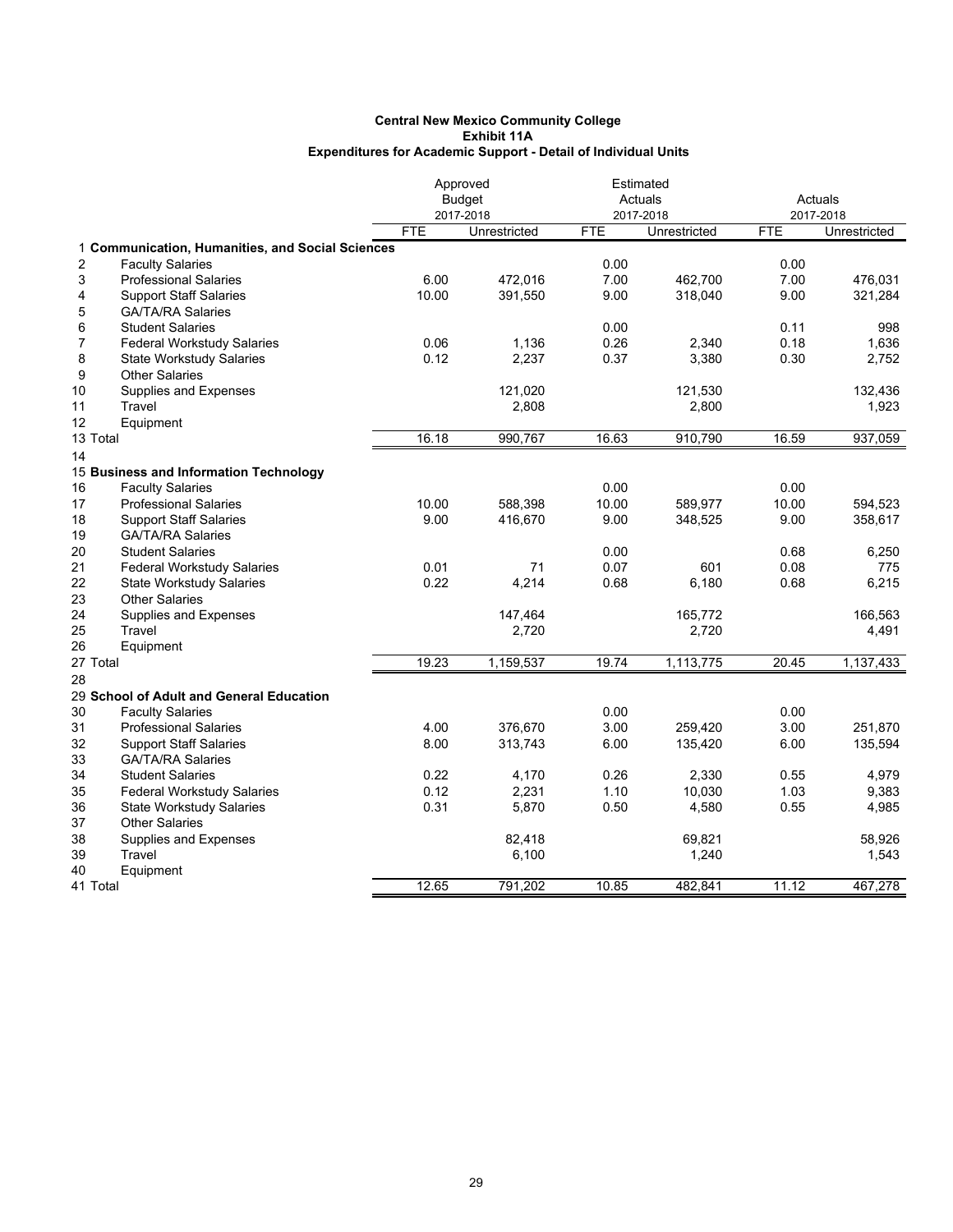**Central New Mexico Community College**
**Exhibit 11A**
**Expenditures for Academic Support - Detail of Individual Units**

| | | Approved Budget 2017-2018 | | Estimated Actuals 2017-2018 | | Actuals 2017-2018 | |
|---|---|---|---|---|---|---|---|
| | | FTE | Unrestricted | FTE | Unrestricted | FTE | Unrestricted |
| 1 | **Communication, Humanities, and Social Sciences** | | | | | | |
| 2 | Faculty Salaries | | | 0.00 | | 0.00 | |
| 3 | Professional Salaries | 6.00 | 472,016 | 7.00 | 462,700 | 7.00 | 476,031 |
| 4 | Support Staff Salaries | 10.00 | 391,550 | 9.00 | 318,040 | 9.00 | 321,284 |
| 5 | GA/TA/RA Salaries | | | | | | |
| 6 | Student Salaries | | | 0.00 | | 0.11 | 998 |
| 7 | Federal Workstudy Salaries | 0.06 | 1,136 | 0.26 | 2,340 | 0.18 | 1,636 |
| 8 | State Workstudy Salaries | 0.12 | 2,237 | 0.37 | 3,380 | 0.30 | 2,752 |
| 9 | Other Salaries | | | | | | |
| 10 | Supplies and Expenses | | 121,020 | | 121,530 | | 132,436 |
| 11 | Travel | | 2,808 | | 2,800 | | 1,923 |
| 12 | Equipment | | | | | | |
| 13 | Total | 16.18 | 990,767 | 16.63 | 910,790 | 16.59 | 937,059 |
| 14 | | | | | | | |
| 15 | **Business and Information Technology** | | | | | | |
| 16 | Faculty Salaries | | | 0.00 | | 0.00 | |
| 17 | Professional Salaries | 10.00 | 588,398 | 10.00 | 589,977 | 10.00 | 594,523 |
| 18 | Support Staff Salaries | 9.00 | 416,670 | 9.00 | 348,525 | 9.00 | 358,617 |
| 19 | GA/TA/RA Salaries | | | | | | |
| 20 | Student Salaries | | | 0.00 | | 0.68 | 6,250 |
| 21 | Federal Workstudy Salaries | 0.01 | 71 | 0.07 | 601 | 0.08 | 775 |
| 22 | State Workstudy Salaries | 0.22 | 4,214 | 0.68 | 6,180 | 0.68 | 6,215 |
| 23 | Other Salaries | | | | | | |
| 24 | Supplies and Expenses | | 147,464 | | 165,772 | | 166,563 |
| 25 | Travel | | 2,720 | | 2,720 | | 4,491 |
| 26 | Equipment | | | | | | |
| 27 | Total | 19.23 | 1,159,537 | 19.74 | 1,113,775 | 20.45 | 1,137,433 |
| 28 | | | | | | | |
| 29 | **School of Adult and General Education** | | | | | | |
| 30 | Faculty Salaries | | | 0.00 | | 0.00 | |
| 31 | Professional Salaries | 4.00 | 376,670 | 3.00 | 259,420 | 3.00 | 251,870 |
| 32 | Support Staff Salaries | 8.00 | 313,743 | 6.00 | 135,420 | 6.00 | 135,594 |
| 33 | GA/TA/RA Salaries | | | | | | |
| 34 | Student Salaries | 0.22 | 4,170 | 0.26 | 2,330 | 0.55 | 4,979 |
| 35 | Federal Workstudy Salaries | 0.12 | 2,231 | 1.10 | 10,030 | 1.03 | 9,383 |
| 36 | State Workstudy Salaries | 0.31 | 5,870 | 0.50 | 4,580 | 0.55 | 4,985 |
| 37 | Other Salaries | | | | | | |
| 38 | Supplies and Expenses | | 82,418 | | 69,821 | | 58,926 |
| 39 | Travel | | 6,100 | | 1,240 | | 1,543 |
| 40 | Equipment | | | | | | |
| 41 | Total | 12.65 | 791,202 | 10.85 | 482,841 | 11.12 | 467,278 |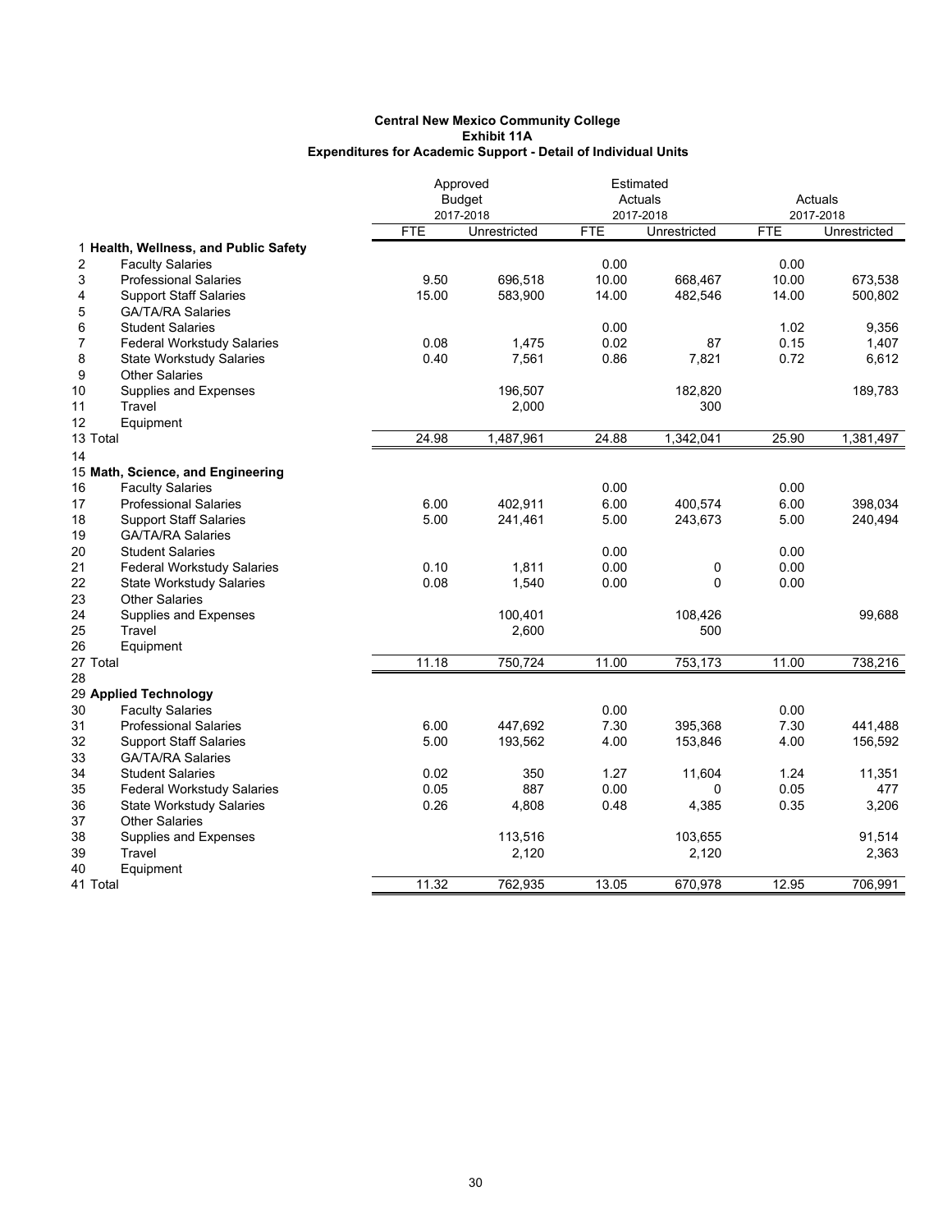**Central New Mexico Community College**
**Exhibit 11A**
**Expenditures for Academic Support - Detail of Individual Units**

| | | Approved Budget 2017-2018 | | Estimated Actuals 2017-2018 | | Actuals 2017-2018 | |
|---|---|---|---|---|---|---|---|
| | | FTE | Unrestricted | FTE | Unrestricted | FTE | Unrestricted |
| 1 | **Health, Wellness, and Public Safety** | | | | | | |
| 2 | Faculty Salaries | | | 0.00 | | 0.00 | |
| 3 | Professional Salaries | 9.50 | 696,518 | 10.00 | 668,467 | 10.00 | 673,538 |
| 4 | Support Staff Salaries | 15.00 | 583,900 | 14.00 | 482,546 | 14.00 | 500,802 |
| 5 | GA/TA/RA Salaries | | | | | | |
| 6 | Student Salaries | | | 0.00 | | 1.02 | 9,356 |
| 7 | Federal Workstudy Salaries | 0.08 | 1,475 | 0.02 | 87 | 0.15 | 1,407 |
| 8 | State Workstudy Salaries | 0.40 | 7,561 | 0.86 | 7,821 | 0.72 | 6,612 |
| 9 | Other Salaries | | | | | | |
| 10 | Supplies and Expenses | | 196,507 | | 182,820 | | 189,783 |
| 11 | Travel | | 2,000 | | 300 | | |
| 12 | Equipment | | | | | | |
| 13 | Total | 24.98 | 1,487,961 | 24.88 | 1,342,041 | 25.90 | 1,381,497 |
| 14 | | | | | | | |
| 15 | **Math, Science, and Engineering** | | | | | | |
| 16 | Faculty Salaries | | | 0.00 | | 0.00 | |
| 17 | Professional Salaries | 6.00 | 402,911 | 6.00 | 400,574 | 6.00 | 398,034 |
| 18 | Support Staff Salaries | 5.00 | 241,461 | 5.00 | 243,673 | 5.00 | 240,494 |
| 19 | GA/TA/RA Salaries | | | | | | |
| 20 | Student Salaries | | | 0.00 | | 0.00 | |
| 21 | Federal Workstudy Salaries | 0.10 | 1,811 | 0.00 | 0 | 0.00 | |
| 22 | State Workstudy Salaries | 0.08 | 1,540 | 0.00 | 0 | 0.00 | |
| 23 | Other Salaries | | | | | | |
| 24 | Supplies and Expenses | | 100,401 | | 108,426 | | 99,688 |
| 25 | Travel | | 2,600 | | 500 | | |
| 26 | Equipment | | | | | | |
| 27 | Total | 11.18 | 750,724 | 11.00 | 753,173 | 11.00 | 738,216 |
| 28 | | | | | | | |
| 29 | **Applied Technology** | | | | | | |
| 30 | Faculty Salaries | | | 0.00 | | 0.00 | |
| 31 | Professional Salaries | 6.00 | 447,692 | 7.30 | 395,368 | 7.30 | 441,488 |
| 32 | Support Staff Salaries | 5.00 | 193,562 | 4.00 | 153,846 | 4.00 | 156,592 |
| 33 | GA/TA/RA Salaries | | | | | | |
| 34 | Student Salaries | 0.02 | 350 | 1.27 | 11,604 | 1.24 | 11,351 |
| 35 | Federal Workstudy Salaries | 0.05 | 887 | 0.00 | 0 | 0.05 | 477 |
| 36 | State Workstudy Salaries | 0.26 | 4,808 | 0.48 | 4,385 | 0.35 | 3,206 |
| 37 | Other Salaries | | | | | | |
| 38 | Supplies and Expenses | | 113,516 | | 103,655 | | 91,514 |
| 39 | Travel | | 2,120 | | 2,120 | | 2,363 |
| 40 | Equipment | | | | | | |
| 41 | Total | 11.32 | 762,935 | 13.05 | 670,978 | 12.95 | 706,991 |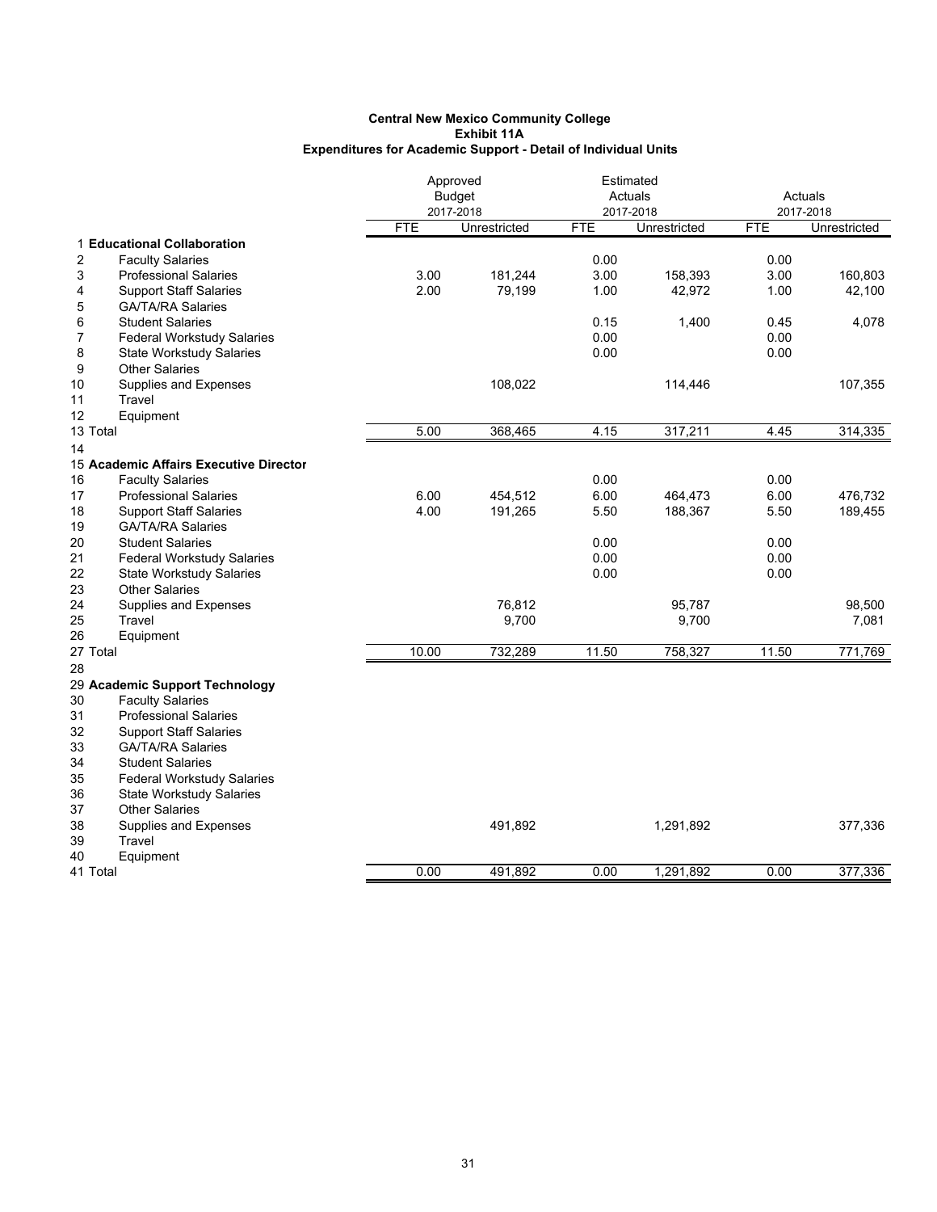**Central New Mexico Community College**
**Exhibit 11A**
**Expenditures for Academic Support - Detail of Individual Units**

| | | Approved Budget 2017-2018 | | Estimated Actuals 2017-2018 | | Actuals 2017-2018 | |
|---|---|---|---|---|---|---|---|
| | | FTE | Unrestricted | FTE | Unrestricted | FTE | Unrestricted |
| 1 | **Educational Collaboration** | | | | | | |
| 2 | Faculty Salaries | | | 0.00 | | 0.00 | |
| 3 | Professional Salaries | 3.00 | 181,244 | 3.00 | 158,393 | 3.00 | 160,803 |
| 4 | Support Staff Salaries | 2.00 | 79,199 | 1.00 | 42,972 | 1.00 | 42,100 |
| 5 | GA/TA/RA Salaries | | | | | | |
| 6 | Student Salaries | | | 0.15 | 1,400 | 0.45 | 4,078 |
| 7 | Federal Workstudy Salaries | | | 0.00 | | 0.00 | |
| 8 | State Workstudy Salaries | | | 0.00 | | 0.00 | |
| 9 | Other Salaries | | | | | | |
| 10 | Supplies and Expenses | | 108,022 | | 114,446 | | 107,355 |
| 11 | Travel | | | | | | |
| 12 | Equipment | | | | | | |
| 13 | Total | 5.00 | 368,465 | 4.15 | 317,211 | 4.45 | 314,335 |
| 14 | | | | | | | |
| 15 | **Academic Affairs Executive Director** | | | | | | |
| 16 | Faculty Salaries | | | 0.00 | | 0.00 | |
| 17 | Professional Salaries | 6.00 | 454,512 | 6.00 | 464,473 | 6.00 | 476,732 |
| 18 | Support Staff Salaries | 4.00 | 191,265 | 5.50 | 188,367 | 5.50 | 189,455 |
| 19 | GA/TA/RA Salaries | | | | | | |
| 20 | Student Salaries | | | 0.00 | | 0.00 | |
| 21 | Federal Workstudy Salaries | | | 0.00 | | 0.00 | |
| 22 | State Workstudy Salaries | | | 0.00 | | 0.00 | |
| 23 | Other Salaries | | | | | | |
| 24 | Supplies and Expenses | | 76,812 | | 95,787 | | 98,500 |
| 25 | Travel | | 9,700 | | 9,700 | | 7,081 |
| 26 | Equipment | | | | | | |
| 27 | Total | 10.00 | 732,289 | 11.50 | 758,327 | 11.50 | 771,769 |
| 28 | | | | | | | |
| 29 | **Academic Support Technology** | | | | | | |
| 30 | Faculty Salaries | | | | | | |
| 31 | Professional Salaries | | | | | | |
| 32 | Support Staff Salaries | | | | | | |
| 33 | GA/TA/RA Salaries | | | | | | |
| 34 | Student Salaries | | | | | | |
| 35 | Federal Workstudy Salaries | | | | | | |
| 36 | State Workstudy Salaries | | | | | | |
| 37 | Other Salaries | | | | | | |
| 38 | Supplies and Expenses | | 491,892 | | 1,291,892 | | 377,336 |
| 39 | Travel | | | | | | |
| 40 | Equipment | | | | | | |
| 41 | Total | 0.00 | 491,892 | 0.00 | 1,291,892 | 0.00 | 377,336 |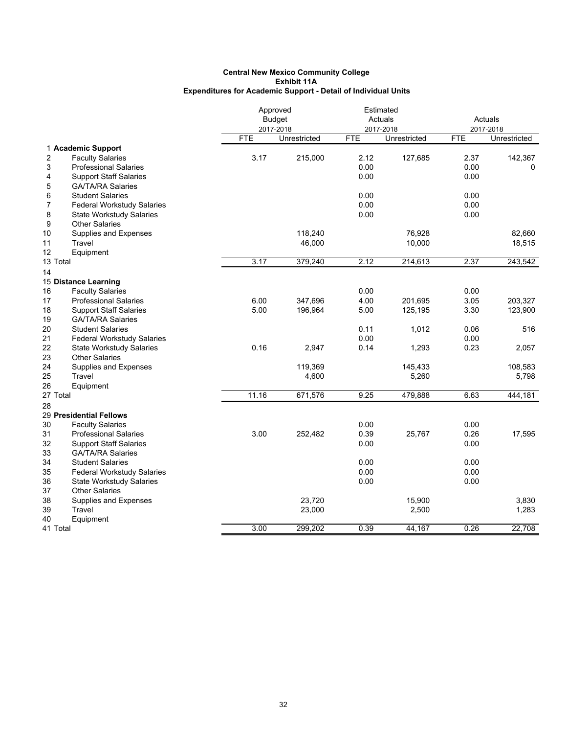**Central New Mexico Community College**
**Exhibit 11A**
**Expenditures for Academic Support - Detail of Individual Units**

| | | Approved Budget 2017-2018 | | Estimated Actuals 2017-2018 | | Actuals 2017-2018 | |
|---|---|---|---|---|---|---|---|
| | | FTE | Unrestricted | FTE | Unrestricted | FTE | Unrestricted |
| 1 | **Academic Support** | | | | | | |
| 2 | Faculty Salaries | 3.17 | 215,000 | 2.12 | 127,685 | 2.37 | 142,367 |
| 3 | Professional Salaries | | | 0.00 | | 0.00 | 0 |
| 4 | Support Staff Salaries | | | 0.00 | | 0.00 | |
| 5 | GA/TA/RA Salaries | | | | | | |
| 6 | Student Salaries | | | 0.00 | | 0.00 | |
| 7 | Federal Workstudy Salaries | | | 0.00 | | 0.00 | |
| 8 | State Workstudy Salaries | | | 0.00 | | 0.00 | |
| 9 | Other Salaries | | | | | | |
| 10 | Supplies and Expenses | | 118,240 | | 76,928 | | 82,660 |
| 11 | Travel | | 46,000 | | 10,000 | | 18,515 |
| 12 | Equipment | | | | | | |
| 13 | Total | 3.17 | 379,240 | 2.12 | 214,613 | 2.37 | 243,542 |
| 14 | | | | | | | |
| 15 | **Distance Learning** | | | | | | |
| 16 | Faculty Salaries | | | 0.00 | | 0.00 | |
| 17 | Professional Salaries | 6.00 | 347,696 | 4.00 | 201,695 | 3.05 | 203,327 |
| 18 | Support Staff Salaries | 5.00 | 196,964 | 5.00 | 125,195 | 3.30 | 123,900 |
| 19 | GA/TA/RA Salaries | | | | | | |
| 20 | Student Salaries | | | 0.11 | 1,012 | 0.06 | 516 |
| 21 | Federal Workstudy Salaries | | | 0.00 | | 0.00 | |
| 22 | State Workstudy Salaries | 0.16 | 2,947 | 0.14 | 1,293 | 0.23 | 2,057 |
| 23 | Other Salaries | | | | | | |
| 24 | Supplies and Expenses | | 119,369 | | 145,433 | | 108,583 |
| 25 | Travel | | 4,600 | | 5,260 | | 5,798 |
| 26 | Equipment | | | | | | |
| 27 | Total | 11.16 | 671,576 | 9.25 | 479,888 | 6.63 | 444,181 |
| 28 | | | | | | | |
| 29 | **Presidential Fellows** | | | | | | |
| 30 | Faculty Salaries | | | 0.00 | | 0.00 | |
| 31 | Professional Salaries | 3.00 | 252,482 | 0.39 | 25,767 | 0.26 | 17,595 |
| 32 | Support Staff Salaries | | | 0.00 | | 0.00 | |
| 33 | GA/TA/RA Salaries | | | | | | |
| 34 | Student Salaries | | | 0.00 | | 0.00 | |
| 35 | Federal Workstudy Salaries | | | 0.00 | | 0.00 | |
| 36 | State Workstudy Salaries | | | 0.00 | | 0.00 | |
| 37 | Other Salaries | | | | | | |
| 38 | Supplies and Expenses | | 23,720 | | 15,900 | | 3,830 |
| 39 | Travel | | 23,000 | | 2,500 | | 1,283 |
| 40 | Equipment | | | | | | |
| 41 | Total | 3.00 | 299,202 | 0.39 | 44,167 | 0.26 | 22,708 |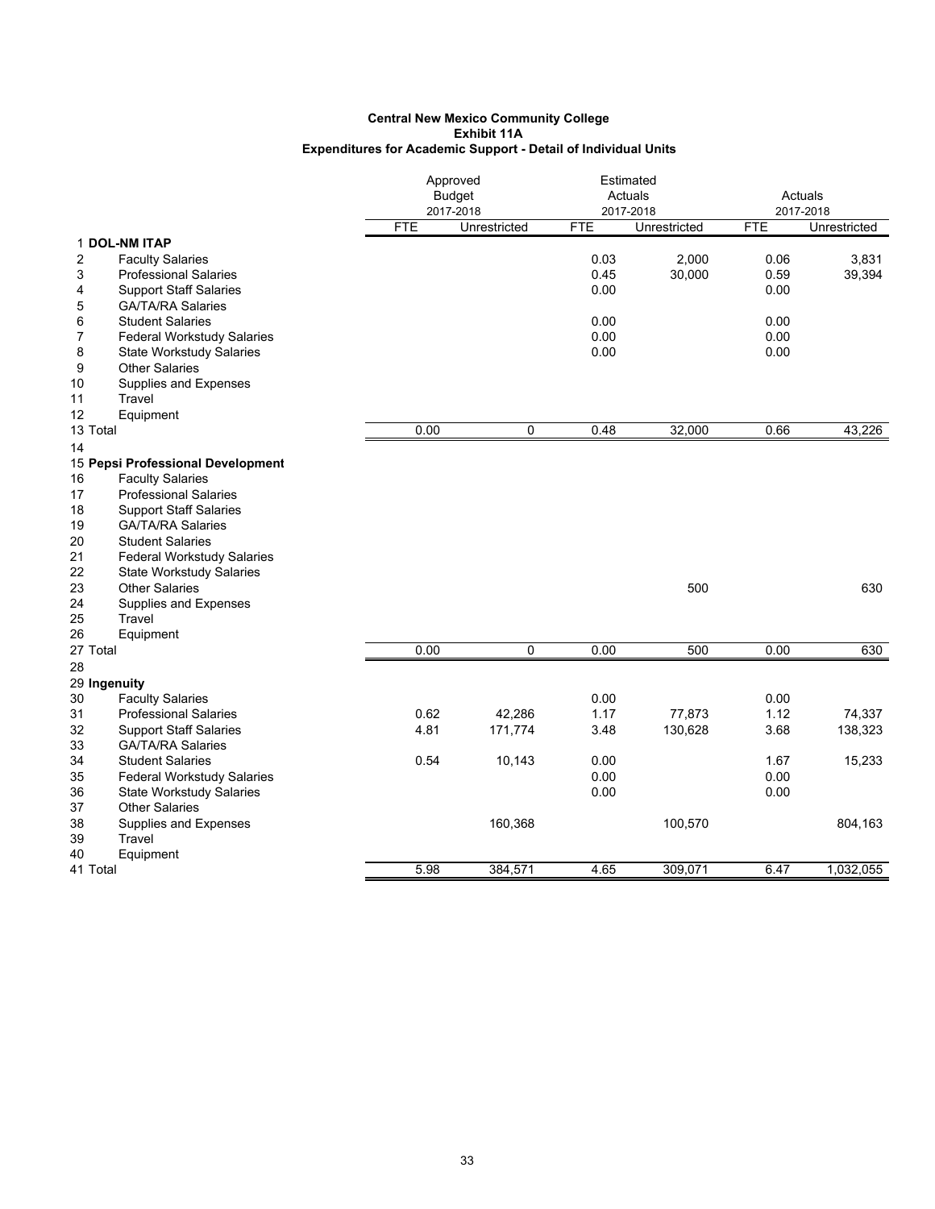**Central New Mexico Community College**
**Exhibit 11A**
**Expenditures for Academic Support - Detail of Individual Units**

| | | Approved Budget 2017-2018 | | Estimated Actuals 2017-2018 | | Actuals 2017-2018 | |
|---|---|---|---|---|---|---|---|
| | | FTE | Unrestricted | FTE | Unrestricted | FTE | Unrestricted |
| 1 | **DOL-NM ITAP** | | | | | | |
| 2 | Faculty Salaries | | | 0.03 | 2,000 | 0.06 | 3,831 |
| 3 | Professional Salaries | | | 0.45 | 30,000 | 0.59 | 39,394 |
| 4 | Support Staff Salaries | | | 0.00 | | 0.00 | |
| 5 | GA/TA/RA Salaries | | | | | | |
| 6 | Student Salaries | | | 0.00 | | 0.00 | |
| 7 | Federal Workstudy Salaries | | | 0.00 | | 0.00 | |
| 8 | State Workstudy Salaries | | | 0.00 | | 0.00 | |
| 9 | Other Salaries | | | | | | |
| 10 | Supplies and Expenses | | | | | | |
| 11 | Travel | | | | | | |
| 12 | Equipment | | | | | | |
| 13 | Total | 0.00 | 0 | 0.48 | 32,000 | 0.66 | 43,226 |
| 14 | | | | | | | |
| 15 | **Pepsi Professional Development** | | | | | | |
| 16 | Faculty Salaries | | | | | | |
| 17 | Professional Salaries | | | | | | |
| 18 | Support Staff Salaries | | | | | | |
| 19 | GA/TA/RA Salaries | | | | | | |
| 20 | Student Salaries | | | | | | |
| 21 | Federal Workstudy Salaries | | | | | | |
| 22 | State Workstudy Salaries | | | | | | |
| 23 | Other Salaries | | | | 500 | | 630 |
| 24 | Supplies and Expenses | | | | | | |
| 25 | Travel | | | | | | |
| 26 | Equipment | | | | | | |
| 27 | Total | 0.00 | 0 | 0.00 | 500 | 0.00 | 630 |
| 28 | | | | | | | |
| 29 | **Ingenuity** | | | | | | |
| 30 | Faculty Salaries | | | 0.00 | | 0.00 | |
| 31 | Professional Salaries | 0.62 | 42,286 | 1.17 | 77,873 | 1.12 | 74,337 |
| 32 | Support Staff Salaries | 4.81 | 171,774 | 3.48 | 130,628 | 3.68 | 138,323 |
| 33 | GA/TA/RA Salaries | | | | | | |
| 34 | Student Salaries | 0.54 | 10,143 | 0.00 | | 1.67 | 15,233 |
| 35 | Federal Workstudy Salaries | | | 0.00 | | 0.00 | |
| 36 | State Workstudy Salaries | | | 0.00 | | 0.00 | |
| 37 | Other Salaries | | | | | | |
| 38 | Supplies and Expenses | | 160,368 | | 100,570 | | 804,163 |
| 39 | Travel | | | | | | |
| 40 | Equipment | | | | | | |
| 41 | Total | 5.98 | 384,571 | 4.65 | 309,071 | 6.47 | 1,032,055 |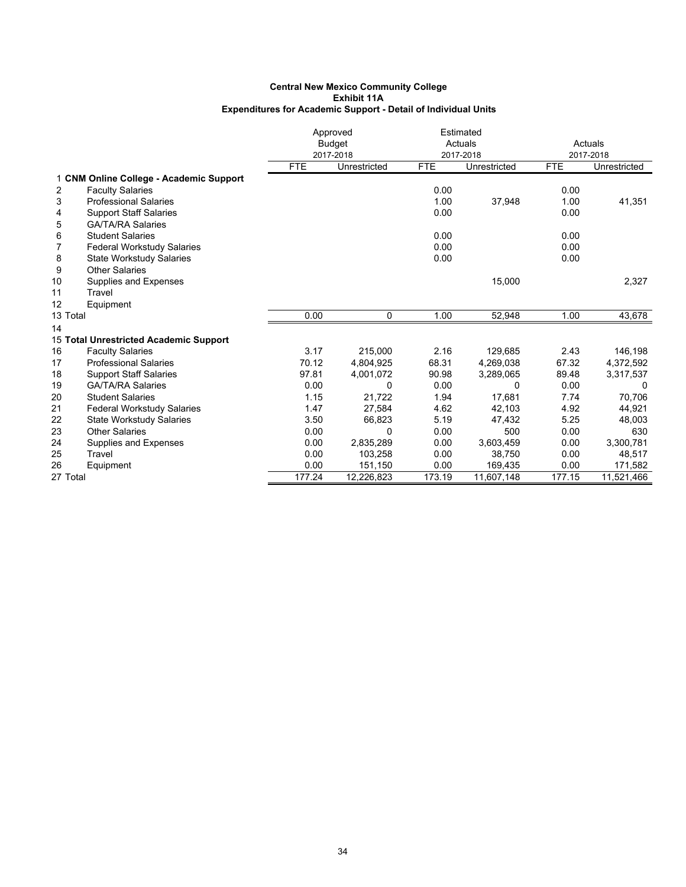**Central New Mexico Community College**
**Exhibit 11A**
**Expenditures for Academic Support - Detail of Individual Units**

| | | Approved Budget 2017-2018 | | Estimated Actuals 2017-2018 | | Actuals 2017-2018 | |
|---|---|---|---|---|---|---|---|
| | | FTE | Unrestricted | FTE | Unrestricted | FTE | Unrestricted |
| 1 | **CNM Online College - Academic Support** | | | | | | |
| 2 | Faculty Salaries | | | 0.00 | | 0.00 | |
| 3 | Professional Salaries | | | 1.00 | 37,948 | 1.00 | 41,351 |
| 4 | Support Staff Salaries | | | 0.00 | | 0.00 | |
| 5 | GA/TA/RA Salaries | | | | | | |
| 6 | Student Salaries | | | 0.00 | | 0.00 | |
| 7 | Federal Workstudy Salaries | | | 0.00 | | 0.00 | |
| 8 | State Workstudy Salaries | | | 0.00 | | 0.00 | |
| 9 | Other Salaries | | | | | | |
| 10 | Supplies and Expenses | | | | 15,000 | | 2,327 |
| 11 | Travel | | | | | | |
| 12 | Equipment | | | | | | |
| 13 | Total | 0.00 | 0 | 1.00 | 52,948 | 1.00 | 43,678 |
| 14 | | | | | | | |
| 15 | **Total Unrestricted Academic Support** | | | | | | |
| 16 | Faculty Salaries | 3.17 | 215,000 | 2.16 | 129,685 | 2.43 | 146,198 |
| 17 | Professional Salaries | 70.12 | 4,804,925 | 68.31 | 4,269,038 | 67.32 | 4,372,592 |
| 18 | Support Staff Salaries | 97.81 | 4,001,072 | 90.98 | 3,289,065 | 89.48 | 3,317,537 |
| 19 | GA/TA/RA Salaries | 0.00 | 0 | 0.00 | 0 | 0.00 | 0 |
| 20 | Student Salaries | 1.15 | 21,722 | 1.94 | 17,681 | 7.74 | 70,706 |
| 21 | Federal Workstudy Salaries | 1.47 | 27,584 | 4.62 | 42,103 | 4.92 | 44,921 |
| 22 | State Workstudy Salaries | 3.50 | 66,823 | 5.19 | 47,432 | 5.25 | 48,003 |
| 23 | Other Salaries | 0.00 | 0 | 0.00 | 500 | 0.00 | 630 |
| 24 | Supplies and Expenses | 0.00 | 2,835,289 | 0.00 | 3,603,459 | 0.00 | 3,300,781 |
| 25 | Travel | 0.00 | 103,258 | 0.00 | 38,750 | 0.00 | 48,517 |
| 26 | Equipment | 0.00 | 151,150 | 0.00 | 169,435 | 0.00 | 171,582 |
| 27 | Total | 177.24 | 12,226,823 | 173.19 | 11,607,148 | 177.15 | 11,521,466 |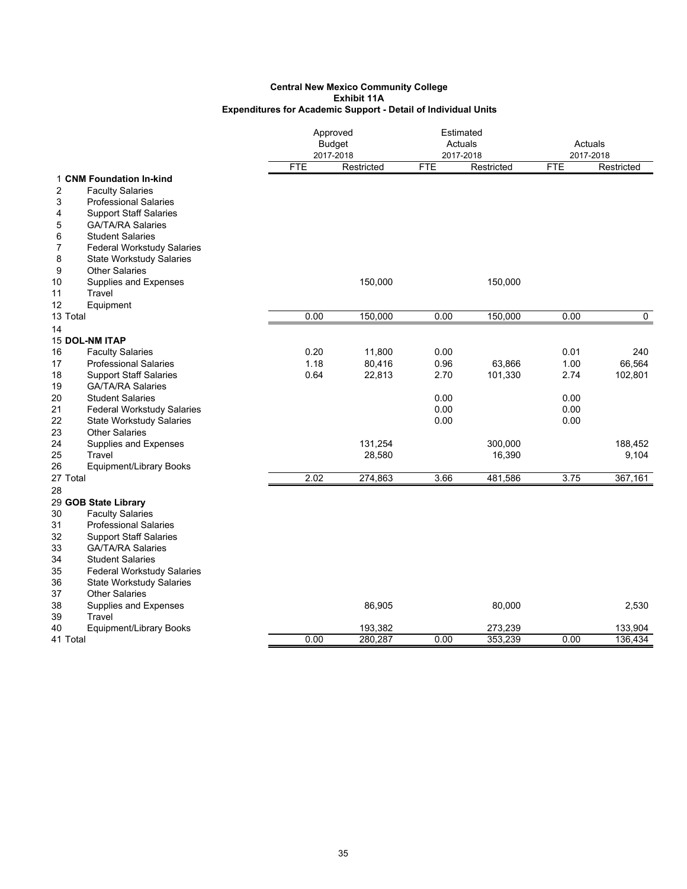**Central New Mexico Community College**
**Exhibit 11A**
**Expenditures for Academic Support - Detail of Individual Units**

| | | Approved Budget 2017-2018 | | Estimated Actuals 2017-2018 | | Actuals 2017-2018 | |
|---|---|---|---|---|---|---|---|
| | | FTE | Restricted | FTE | Restricted | FTE | Restricted |
| 1 | **CNM Foundation In-kind** | | | | | | |
| 2 | Faculty Salaries | | | | | | |
| 3 | Professional Salaries | | | | | | |
| 4 | Support Staff Salaries | | | | | | |
| 5 | GA/TA/RA Salaries | | | | | | |
| 6 | Student Salaries | | | | | | |
| 7 | Federal Workstudy Salaries | | | | | | |
| 8 | State Workstudy Salaries | | | | | | |
| 9 | Other Salaries | | | | | | |
| 10 | Supplies and Expenses | | 150,000 | | 150,000 | | |
| 11 | Travel | | | | | | |
| 12 | Equipment | | | | | | |
| 13 | Total | 0.00 | 150,000 | 0.00 | 150,000 | 0.00 | 0 |
| 14 | | | | | | | |
| 15 | **DOL-NM ITAP** | | | | | | |
| 16 | Faculty Salaries | 0.20 | 11,800 | 0.00 | | 0.01 | 240 |
| 17 | Professional Salaries | 1.18 | 80,416 | 0.96 | 63,866 | 1.00 | 66,564 |
| 18 | Support Staff Salaries | 0.64 | 22,813 | 2.70 | 101,330 | 2.74 | 102,801 |
| 19 | GA/TA/RA Salaries | | | | | | |
| 20 | Student Salaries | | | 0.00 | | 0.00 | |
| 21 | Federal Workstudy Salaries | | | 0.00 | | 0.00 | |
| 22 | State Workstudy Salaries | | | 0.00 | | 0.00 | |
| 23 | Other Salaries | | | | | | |
| 24 | Supplies and Expenses | | 131,254 | | 300,000 | | 188,452 |
| 25 | Travel | | 28,580 | | 16,390 | | 9,104 |
| 26 | Equipment/Library Books | | | | | | |
| 27 | Total | 2.02 | 274,863 | 3.66 | 481,586 | 3.75 | 367,161 |
| 28 | | | | | | | |
| 29 | **GOB State Library** | | | | | | |
| 30 | Faculty Salaries | | | | | | |
| 31 | Professional Salaries | | | | | | |
| 32 | Support Staff Salaries | | | | | | |
| 33 | GA/TA/RA Salaries | | | | | | |
| 34 | Student Salaries | | | | | | |
| 35 | Federal Workstudy Salaries | | | | | | |
| 36 | State Workstudy Salaries | | | | | | |
| 37 | Other Salaries | | | | | | |
| 38 | Supplies and Expenses | | 86,905 | | 80,000 | | 2,530 |
| 39 | Travel | | | | | | |
| 40 | Equipment/Library Books | | 193,382 | | 273,239 | | 133,904 |
| 41 | Total | 0.00 | 280,287 | 0.00 | 353,239 | 0.00 | 136,434 |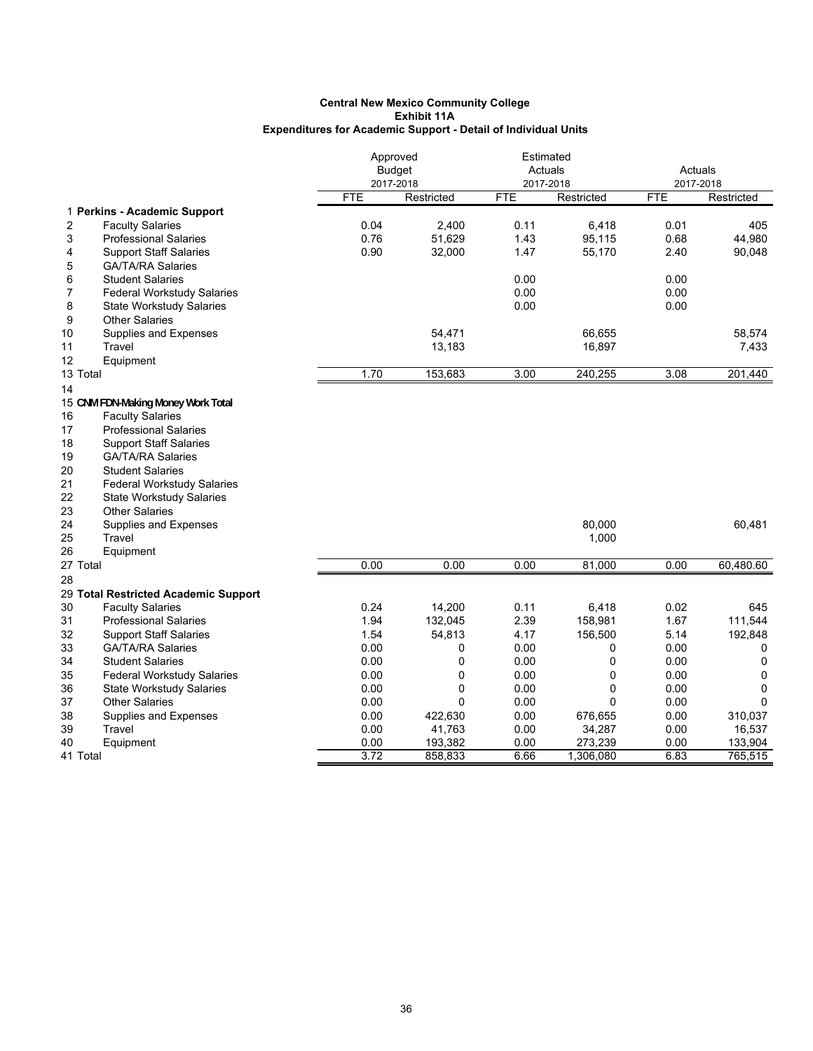**Central New Mexico Community College**
**Exhibit 11A**
**Expenditures for Academic Support - Detail of Individual Units**

| | | Approved Budget 2017-2018 | | Estimated Actuals 2017-2018 | | Actuals 2017-2018 | |
|---|---|---|---|---|---|---|---|
| | | FTE | Restricted | FTE | Restricted | FTE | Restricted |
| 1 | **Perkins - Academic Support** | | | | | | |
| 2 | Faculty Salaries | 0.04 | 2,400 | 0.11 | 6,418 | 0.01 | 405 |
| 3 | Professional Salaries | 0.76 | 51,629 | 1.43 | 95,115 | 0.68 | 44,980 |
| 4 | Support Staff Salaries | 0.90 | 32,000 | 1.47 | 55,170 | 2.40 | 90,048 |
| 5 | GA/TA/RA Salaries | | | | | | |
| 6 | Student Salaries | | | 0.00 | | 0.00 | |
| 7 | Federal Workstudy Salaries | | | 0.00 | | 0.00 | |
| 8 | State Workstudy Salaries | | | 0.00 | | 0.00 | |
| 9 | Other Salaries | | | | | | |
| 10 | Supplies and Expenses | | 54,471 | | 66,655 | | 58,574 |
| 11 | Travel | | 13,183 | | 16,897 | | 7,433 |
| 12 | Equipment | | | | | | |
| 13 | Total | 1.70 | 153,683 | 3.00 | 240,255 | 3.08 | 201,440 |
| 14 | | | | | | | |
| 15 | **CNM FDN-Making Money Work Total** | | | | | | |
| 16 | Faculty Salaries | | | | | | |
| 17 | Professional Salaries | | | | | | |
| 18 | Support Staff Salaries | | | | | | |
| 19 | GA/TA/RA Salaries | | | | | | |
| 20 | Student Salaries | | | | | | |
| 21 | Federal Workstudy Salaries | | | | | | |
| 22 | State Workstudy Salaries | | | | | | |
| 23 | Other Salaries | | | | | | |
| 24 | Supplies and Expenses | | | | 80,000 | | 60,481 |
| 25 | Travel | | | | 1,000 | | |
| 26 | Equipment | | | | | | |
| 27 | Total | 0.00 | 0.00 | 0.00 | 81,000 | 0.00 | 60,480.60 |
| 28 | | | | | | | |
| 29 | **Total Restricted Academic Support** | | | | | | |
| 30 | Faculty Salaries | 0.24 | 14,200 | 0.11 | 6,418 | 0.02 | 645 |
| 31 | Professional Salaries | 1.94 | 132,045 | 2.39 | 158,981 | 1.67 | 111,544 |
| 32 | Support Staff Salaries | 1.54 | 54,813 | 4.17 | 156,500 | 5.14 | 192,848 |
| 33 | GA/TA/RA Salaries | 0.00 | 0 | 0.00 | 0 | 0.00 | 0 |
| 34 | Student Salaries | 0.00 | 0 | 0.00 | 0 | 0.00 | 0 |
| 35 | Federal Workstudy Salaries | 0.00 | 0 | 0.00 | 0 | 0.00 | 0 |
| 36 | State Workstudy Salaries | 0.00 | 0 | 0.00 | 0 | 0.00 | 0 |
| 37 | Other Salaries | 0.00 | 0 | 0.00 | 0 | 0.00 | 0 |
| 38 | Supplies and Expenses | 0.00 | 422,630 | 0.00 | 676,655 | 0.00 | 310,037 |
| 39 | Travel | 0.00 | 41,763 | 0.00 | 34,287 | 0.00 | 16,537 |
| 40 | Equipment | 0.00 | 193,382 | 0.00 | 273,239 | 0.00 | 133,904 |
| 41 | Total | 3.72 | 858,833 | 6.66 | 1,306,080 | 6.83 | 765,515 |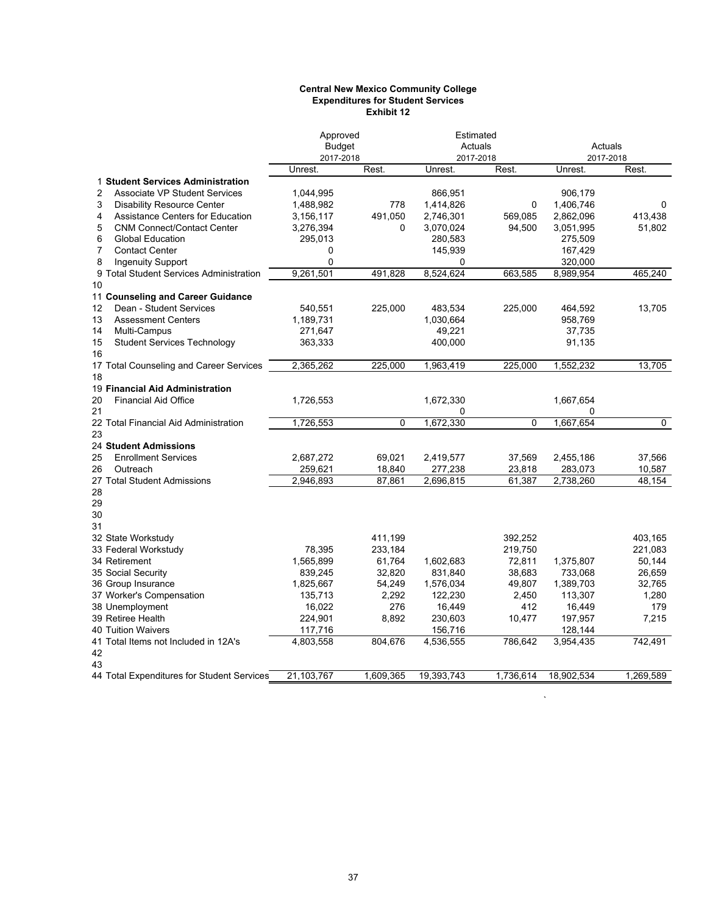**Central New Mexico Community College**
**Expenditures for Student Services**
**Exhibit 12**

| | Approved Budget 2017-2018 | | Estimated Actuals 2017-2018 | | Actuals 2017-2018 | |
|---|---|---|---|---|---|---|
| | Unrest. | Rest. | Unrest. | Rest. | Unrest. | Rest. |
| 1 **Student Services Administration** | | | | | | |
| 2 Associate VP Student Services | 1,044,995 | | 866,951 | | 906,179 | |
| 3 Disability Resource Center | 1,488,982 | 778 | 1,414,826 | 0 | 1,406,746 | 0 |
| 4 Assistance Centers for Education | 3,156,117 | 491,050 | 2,746,301 | 569,085 | 2,862,096 | 413,438 |
| 5 CNM Connect/Contact Center | 3,276,394 | 0 | 3,070,024 | 94,500 | 3,051,995 | 51,802 |
| 6 Global Education | 295,013 | | 280,583 | | 275,509 | |
| 7 Contact Center | 0 | | 145,939 | | 167,429 | |
| 8 Ingenuity Support | 0 | | 0 | | 320,000 | |
| 9 Total Student Services Administration | 9,261,501 | 491,828 | 8,524,624 | 663,585 | 8,989,954 | 465,240 |
| 10 | | | | | | |
| 11 **Counseling and Career Guidance** | | | | | | |
| 12 Dean - Student Services | 540,551 | 225,000 | 483,534 | 225,000 | 464,592 | 13,705 |
| 13 Assessment Centers | 1,189,731 | | 1,030,664 | | 958,769 | |
| 14 Multi-Campus | 271,647 | | 49,221 | | 37,735 | |
| 15 Student Services Technology | 363,333 | | 400,000 | | 91,135 | |
| 16 | | | | | | |
| 17 Total Counseling and Career Services | 2,365,262 | 225,000 | 1,963,419 | 225,000 | 1,552,232 | 13,705 |
| 18 | | | | | | |
| 19 **Financial Aid Administration** | | | | | | |
| 20 Financial Aid Office | 1,726,553 | | 1,672,330 | | 1,667,654 | |
| 21 | | | 0 | | 0 | |
| 22 Total Financial Aid Administration | 1,726,553 | 0 | 1,672,330 | 0 | 1,667,654 | 0 |
| 23 | | | | | | |
| 24 **Student Admissions** | | | | | | |
| 25 Enrollment Services | 2,687,272 | 69,021 | 2,419,577 | 37,569 | 2,455,186 | 37,566 |
| 26 Outreach | 259,621 | 18,840 | 277,238 | 23,818 | 283,073 | 10,587 |
| 27 Total Student Admissions | 2,946,893 | 87,861 | 2,696,815 | 61,387 | 2,738,260 | 48,154 |
| 28 | | | | | | |
| 29 | | | | | | |
| 30 | | | | | | |
| 31 | | | | | | |
| 32 State Workstudy | | 411,199 | | 392,252 | | 403,165 |
| 33 Federal Workstudy | 78,395 | 233,184 | | 219,750 | | 221,083 |
| 34 Retirement | 1,565,899 | 61,764 | 1,602,683 | 72,811 | 1,375,807 | 50,144 |
| 35 Social Security | 839,245 | 32,820 | 831,840 | 38,683 | 733,068 | 26,659 |
| 36 Group Insurance | 1,825,667 | 54,249 | 1,576,034 | 49,807 | 1,389,703 | 32,765 |
| 37 Worker's Compensation | 135,713 | 2,292 | 122,230 | 2,450 | 113,307 | 1,280 |
| 38 Unemployment | 16,022 | 276 | 16,449 | 412 | 16,449 | 179 |
| 39 Retiree Health | 224,901 | 8,892 | 230,603 | 10,477 | 197,957 | 7,215 |
| 40 Tuition Waivers | 117,716 | | 156,716 | | 128,144 | |
| 41 Total Items not Included in 12A's | 4,803,558 | 804,676 | 4,536,555 | 786,642 | 3,954,435 | 742,491 |
| 42 | | | | | | |
| 43 | | | | | | |
| 44 Total Expenditures for Student Services | 21,103,767 | 1,609,365 | 19,393,743 | 1,736,614 | 18,902,534 | 1,269,589 |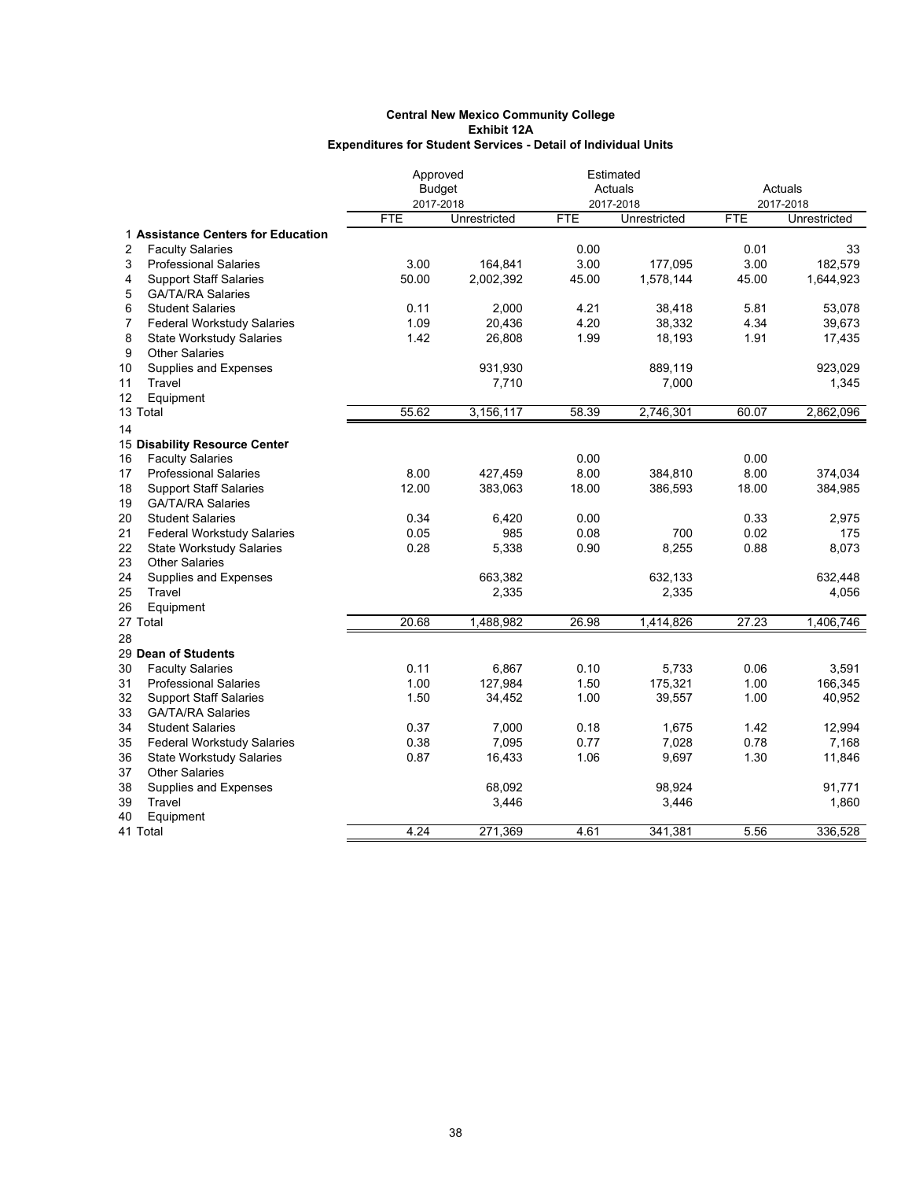**Central New Mexico Community College**
**Exhibit 12A**
**Expenditures for Student Services - Detail of Individual Units**

| | | Approved Budget 2017-2018 | | Estimated Actuals 2017-2018 | | Actuals 2017-2018 | |
|---|---|---|---|---|---|---|---|
| | | FTE | Unrestricted | FTE | Unrestricted | FTE | Unrestricted |
| 1 | **Assistance Centers for Education** | | | | | | |
| 2 | Faculty Salaries | | | 0.00 | | 0.01 | 33 |
| 3 | Professional Salaries | 3.00 | 164,841 | 3.00 | 177,095 | 3.00 | 182,579 |
| 4 | Support Staff Salaries | 50.00 | 2,002,392 | 45.00 | 1,578,144 | 45.00 | 1,644,923 |
| 5 | GA/TA/RA Salaries | | | | | | |
| 6 | Student Salaries | 0.11 | 2,000 | 4.21 | 38,418 | 5.81 | 53,078 |
| 7 | Federal Workstudy Salaries | 1.09 | 20,436 | 4.20 | 38,332 | 4.34 | 39,673 |
| 8 | State Workstudy Salaries | 1.42 | 26,808 | 1.99 | 18,193 | 1.91 | 17,435 |
| 9 | Other Salaries | | | | | | |
| 10 | Supplies and Expenses | | 931,930 | | 889,119 | | 923,029 |
| 11 | Travel | | 7,710 | | 7,000 | | 1,345 |
| 12 | Equipment | | | | | | |
| 13 | Total | 55.62 | 3,156,117 | 58.39 | 2,746,301 | 60.07 | 2,862,096 |
| 14 | | | | | | | |
| 15 | **Disability Resource Center** | | | | | | |
| 16 | Faculty Salaries | | | 0.00 | | 0.00 | |
| 17 | Professional Salaries | 8.00 | 427,459 | 8.00 | 384,810 | 8.00 | 374,034 |
| 18 | Support Staff Salaries | 12.00 | 383,063 | 18.00 | 386,593 | 18.00 | 384,985 |
| 19 | GA/TA/RA Salaries | | | | | | |
| 20 | Student Salaries | 0.34 | 6,420 | 0.00 | | 0.33 | 2,975 |
| 21 | Federal Workstudy Salaries | 0.05 | 985 | 0.08 | 700 | 0.02 | 175 |
| 22 | State Workstudy Salaries | 0.28 | 5,338 | 0.90 | 8,255 | 0.88 | 8,073 |
| 23 | Other Salaries | | | | | | |
| 24 | Supplies and Expenses | | 663,382 | | 632,133 | | 632,448 |
| 25 | Travel | | 2,335 | | 2,335 | | 4,056 |
| 26 | Equipment | | | | | | |
| 27 | Total | 20.68 | 1,488,982 | 26.98 | 1,414,826 | 27.23 | 1,406,746 |
| 28 | | | | | | | |
| 29 | **Dean of Students** | | | | | | |
| 30 | Faculty Salaries | 0.11 | 6,867 | 0.10 | 5,733 | 0.06 | 3,591 |
| 31 | Professional Salaries | 1.00 | 127,984 | 1.50 | 175,321 | 1.00 | 166,345 |
| 32 | Support Staff Salaries | 1.50 | 34,452 | 1.00 | 39,557 | 1.00 | 40,952 |
| 33 | GA/TA/RA Salaries | | | | | | |
| 34 | Student Salaries | 0.37 | 7,000 | 0.18 | 1,675 | 1.42 | 12,994 |
| 35 | Federal Workstudy Salaries | 0.38 | 7,095 | 0.77 | 7,028 | 0.78 | 7,168 |
| 36 | State Workstudy Salaries | 0.87 | 16,433 | 1.06 | 9,697 | 1.30 | 11,846 |
| 37 | Other Salaries | | | | | | |
| 38 | Supplies and Expenses | | 68,092 | | 98,924 | | 91,771 |
| 39 | Travel | | 3,446 | | 3,446 | | 1,860 |
| 40 | Equipment | | | | | | |
| 41 | Total | 4.24 | 271,369 | 4.61 | 341,381 | 5.56 | 336,528 |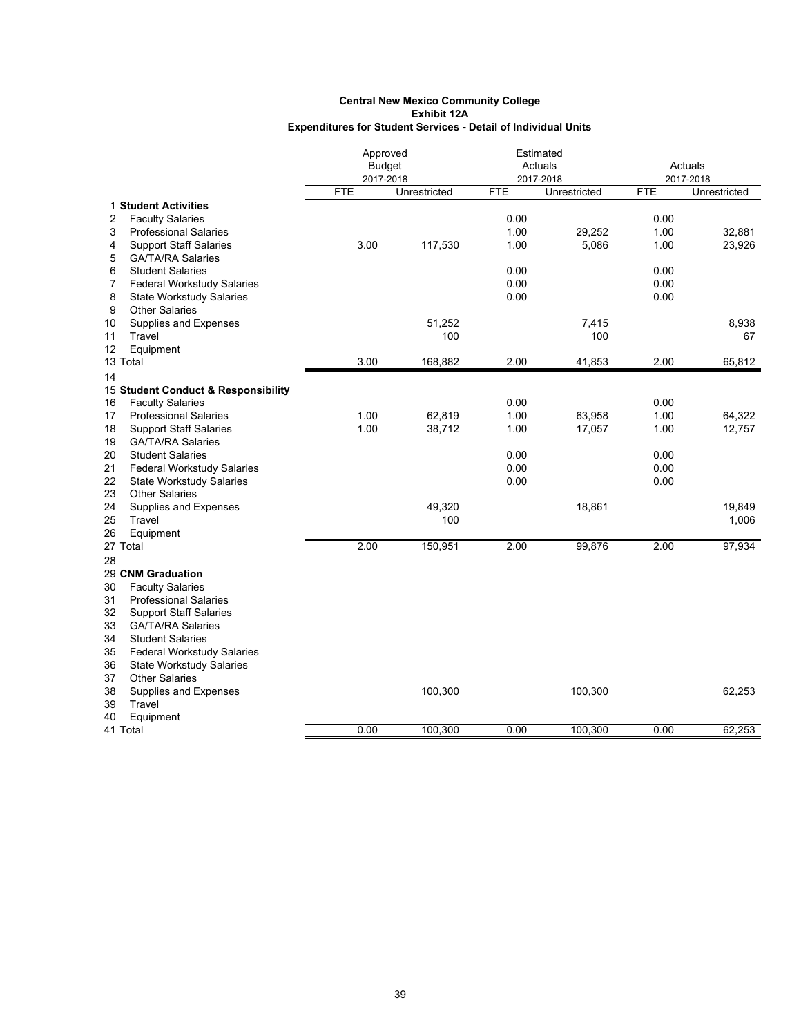**Central New Mexico Community College**
**Exhibit 12A**
**Expenditures for Student Services - Detail of Individual Units**

| | | Approved Budget 2017-2018 | | Estimated Actuals 2017-2018 | | Actuals 2017-2018 | |
|---|---|---|---|---|---|---|---|
| | | FTE | Unrestricted | FTE | Unrestricted | FTE | Unrestricted |
| 1 | **Student Activities** | | | | | | |
| 2 | Faculty Salaries | | | 0.00 | | 0.00 | |
| 3 | Professional Salaries | | | 1.00 | 29,252 | 1.00 | 32,881 |
| 4 | Support Staff Salaries | 3.00 | 117,530 | 1.00 | 5,086 | 1.00 | 23,926 |
| 5 | GA/TA/RA Salaries | | | | | | |
| 6 | Student Salaries | | | 0.00 | | 0.00 | |
| 7 | Federal Workstudy Salaries | | | 0.00 | | 0.00 | |
| 8 | State Workstudy Salaries | | | 0.00 | | 0.00 | |
| 9 | Other Salaries | | | | | | |
| 10 | Supplies and Expenses | | 51,252 | | 7,415 | | 8,938 |
| 11 | Travel | | 100 | | 100 | | 67 |
| 12 | Equipment | | | | | | |
| 13 | Total | 3.00 | 168,882 | 2.00 | 41,853 | 2.00 | 65,812 |
| 14 | | | | | | | |
| 15 | **Student Conduct & Responsibility** | | | | | | |
| 16 | Faculty Salaries | | | 0.00 | | 0.00 | |
| 17 | Professional Salaries | 1.00 | 62,819 | 1.00 | 63,958 | 1.00 | 64,322 |
| 18 | Support Staff Salaries | 1.00 | 38,712 | 1.00 | 17,057 | 1.00 | 12,757 |
| 19 | GA/TA/RA Salaries | | | | | | |
| 20 | Student Salaries | | | 0.00 | | 0.00 | |
| 21 | Federal Workstudy Salaries | | | 0.00 | | 0.00 | |
| 22 | State Workstudy Salaries | | | 0.00 | | 0.00 | |
| 23 | Other Salaries | | | | | | |
| 24 | Supplies and Expenses | | 49,320 | | 18,861 | | 19,849 |
| 25 | Travel | | 100 | | | | 1,006 |
| 26 | Equipment | | | | | | |
| 27 | Total | 2.00 | 150,951 | 2.00 | 99,876 | 2.00 | 97,934 |
| 28 | | | | | | | |
| 29 | **CNM Graduation** | | | | | | |
| 30 | Faculty Salaries | | | | | | |
| 31 | Professional Salaries | | | | | | |
| 32 | Support Staff Salaries | | | | | | |
| 33 | GA/TA/RA Salaries | | | | | | |
| 34 | Student Salaries | | | | | | |
| 35 | Federal Workstudy Salaries | | | | | | |
| 36 | State Workstudy Salaries | | | | | | |
| 37 | Other Salaries | | | | | | |
| 38 | Supplies and Expenses | | 100,300 | | 100,300 | | 62,253 |
| 39 | Travel | | | | | | |
| 40 | Equipment | | | | | | |
| 41 | Total | 0.00 | 100,300 | 0.00 | 100,300 | 0.00 | 62,253 |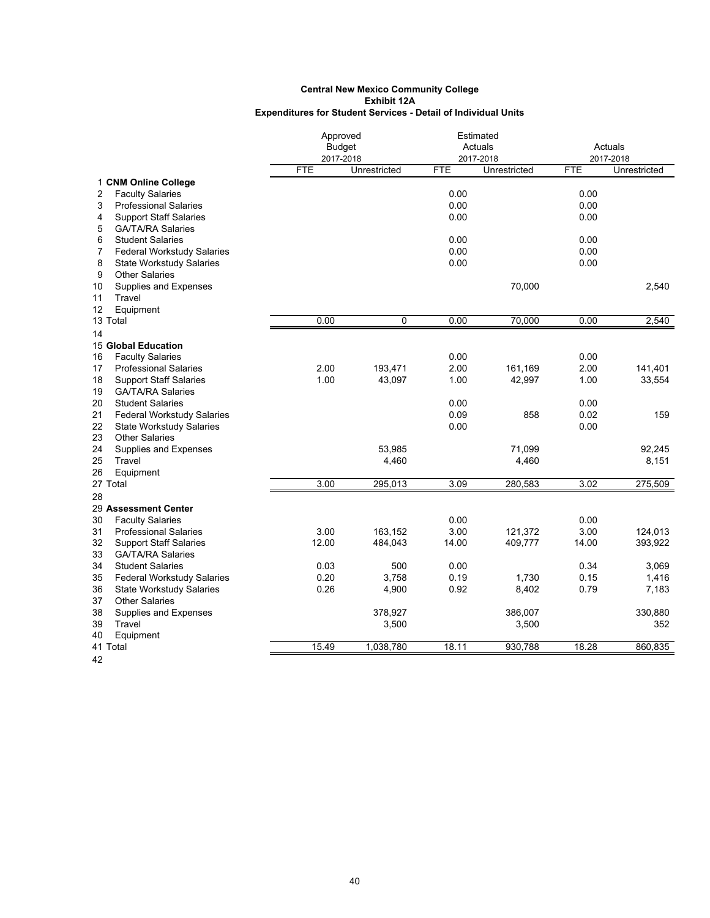**Central New Mexico Community College**
**Exhibit 12A**
**Expenditures for Student Services - Detail of Individual Units**

| | | Approved Budget 2017-2018 | | Estimated Actuals 2017-2018 | | Actuals 2017-2018 | |
|---|---|---|---|---|---|---|---|
| | | FTE | Unrestricted | FTE | Unrestricted | FTE | Unrestricted |
| 1 | **CNM Online College** | | | | | | |
| 2 | Faculty Salaries | | | 0.00 | | 0.00 | |
| 3 | Professional Salaries | | | 0.00 | | 0.00 | |
| 4 | Support Staff Salaries | | | 0.00 | | 0.00 | |
| 5 | GA/TA/RA Salaries | | | | | | |
| 6 | Student Salaries | | | 0.00 | | 0.00 | |
| 7 | Federal Workstudy Salaries | | | 0.00 | | 0.00 | |
| 8 | State Workstudy Salaries | | | 0.00 | | 0.00 | |
| 9 | Other Salaries | | | | | | |
| 10 | Supplies and Expenses | | | | 70,000 | | 2,540 |
| 11 | Travel | | | | | | |
| 12 | Equipment | | | | | | |
| 13 | Total | 0.00 | 0 | 0.00 | 70,000 | 0.00 | 2,540 |
| 14 | | | | | | | |
| 15 | **Global Education** | | | | | | |
| 16 | Faculty Salaries | | | 0.00 | | 0.00 | |
| 17 | Professional Salaries | 2.00 | 193,471 | 2.00 | 161,169 | 2.00 | 141,401 |
| 18 | Support Staff Salaries | 1.00 | 43,097 | 1.00 | 42,997 | 1.00 | 33,554 |
| 19 | GA/TA/RA Salaries | | | | | | |
| 20 | Student Salaries | | | 0.00 | | 0.00 | |
| 21 | Federal Workstudy Salaries | | | 0.09 | 858 | 0.02 | 159 |
| 22 | State Workstudy Salaries | | | 0.00 | | 0.00 | |
| 23 | Other Salaries | | | | | | |
| 24 | Supplies and Expenses | | 53,985 | | 71,099 | | 92,245 |
| 25 | Travel | | 4,460 | | 4,460 | | 8,151 |
| 26 | Equipment | | | | | | |
| 27 | Total | 3.00 | 295,013 | 3.09 | 280,583 | 3.02 | 275,509 |
| 28 | | | | | | | |
| 29 | **Assessment Center** | | | | | | |
| 30 | Faculty Salaries | | | 0.00 | | 0.00 | |
| 31 | Professional Salaries | 3.00 | 163,152 | 3.00 | 121,372 | 3.00 | 124,013 |
| 32 | Support Staff Salaries | 12.00 | 484,043 | 14.00 | 409,777 | 14.00 | 393,922 |
| 33 | GA/TA/RA Salaries | | | | | | |
| 34 | Student Salaries | 0.03 | 500 | 0.00 | | 0.34 | 3,069 |
| 35 | Federal Workstudy Salaries | 0.20 | 3,758 | 0.19 | 1,730 | 0.15 | 1,416 |
| 36 | State Workstudy Salaries | 0.26 | 4,900 | 0.92 | 8,402 | 0.79 | 7,183 |
| 37 | Other Salaries | | | | | | |
| 38 | Supplies and Expenses | | 378,927 | | 386,007 | | 330,880 |
| 39 | Travel | | 3,500 | | 3,500 | | 352 |
| 40 | Equipment | | | | | | |
| 41 | Total | 15.49 | 1,038,780 | 18.11 | 930,788 | 18.28 | 860,835 |
| 42 | | | | | | | |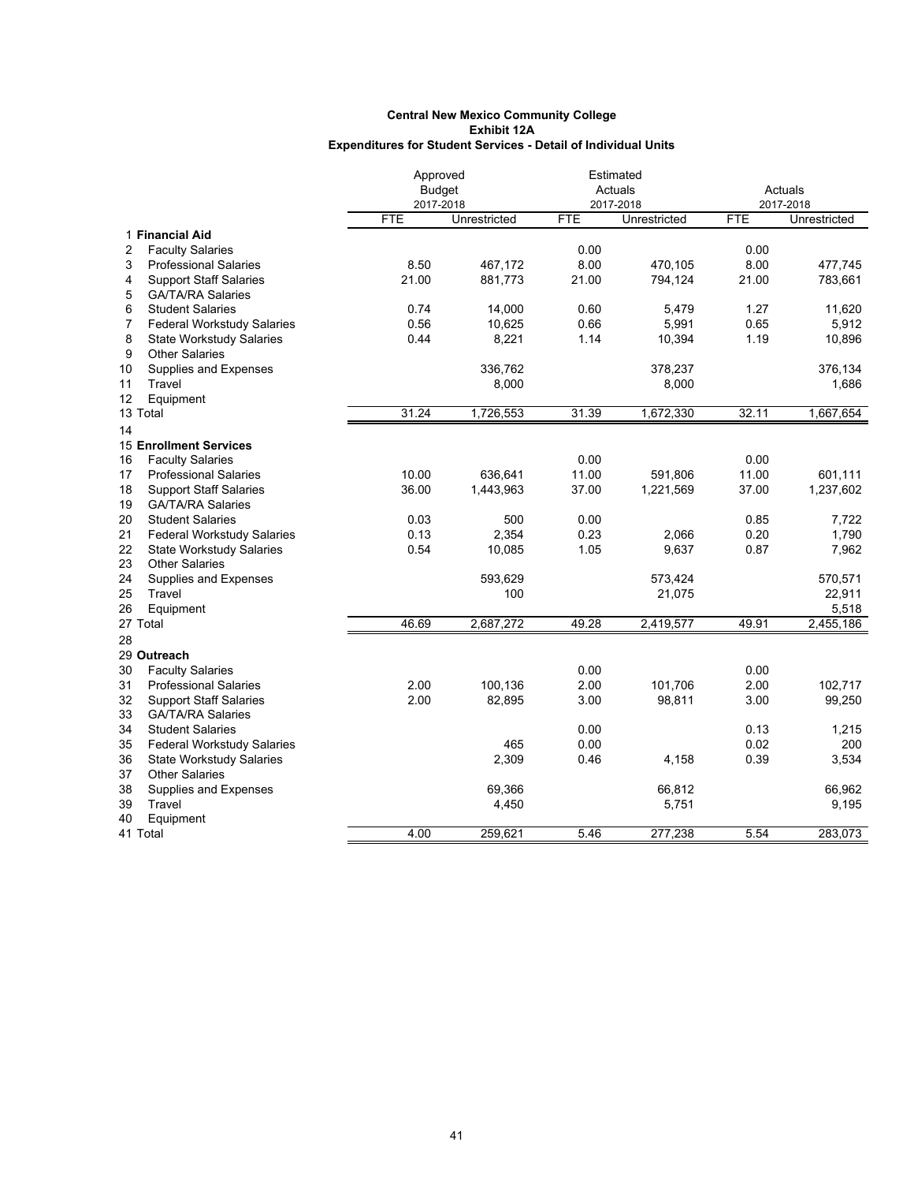**Central New Mexico Community College**
**Exhibit 12A**
**Expenditures for Student Services - Detail of Individual Units**

| | | Approved Budget 2017-2018 | | Estimated Actuals 2017-2018 | | Actuals 2017-2018 | |
|---|---|---|---|---|---|---|---|
| | | FTE | Unrestricted | FTE | Unrestricted | FTE | Unrestricted |
| 1 | **Financial Aid** | | | | | | |
| 2 | Faculty Salaries | | | 0.00 | | 0.00 | |
| 3 | Professional Salaries | 8.50 | 467,172 | 8.00 | 470,105 | 8.00 | 477,745 |
| 4 | Support Staff Salaries | 21.00 | 881,773 | 21.00 | 794,124 | 21.00 | 783,661 |
| 5 | GA/TA/RA Salaries | | | | | | |
| 6 | Student Salaries | 0.74 | 14,000 | 0.60 | 5,479 | 1.27 | 11,620 |
| 7 | Federal Workstudy Salaries | 0.56 | 10,625 | 0.66 | 5,991 | 0.65 | 5,912 |
| 8 | State Workstudy Salaries | 0.44 | 8,221 | 1.14 | 10,394 | 1.19 | 10,896 |
| 9 | Other Salaries | | | | | | |
| 10 | Supplies and Expenses | | 336,762 | | 378,237 | | 376,134 |
| 11 | Travel | | 8,000 | | 8,000 | | 1,686 |
| 12 | Equipment | | | | | | |
| 13 | Total | 31.24 | 1,726,553 | 31.39 | 1,672,330 | 32.11 | 1,667,654 |
| 14 | | | | | | | |
| 15 | **Enrollment Services** | | | | | | |
| 16 | Faculty Salaries | | | 0.00 | | 0.00 | |
| 17 | Professional Salaries | 10.00 | 636,641 | 11.00 | 591,806 | 11.00 | 601,111 |
| 18 | Support Staff Salaries | 36.00 | 1,443,963 | 37.00 | 1,221,569 | 37.00 | 1,237,602 |
| 19 | GA/TA/RA Salaries | | | | | | |
| 20 | Student Salaries | 0.03 | 500 | 0.00 | | 0.85 | 7,722 |
| 21 | Federal Workstudy Salaries | 0.13 | 2,354 | 0.23 | 2,066 | 0.20 | 1,790 |
| 22 | State Workstudy Salaries | 0.54 | 10,085 | 1.05 | 9,637 | 0.87 | 7,962 |
| 23 | Other Salaries | | | | | | |
| 24 | Supplies and Expenses | | 593,629 | | 573,424 | | 570,571 |
| 25 | Travel | | 100 | | 21,075 | | 22,911 |
| 26 | Equipment | | | | | | 5,518 |
| 27 | Total | 46.69 | 2,687,272 | 49.28 | 2,419,577 | 49.91 | 2,455,186 |
| 28 | | | | | | | |
| 29 | **Outreach** | | | | | | |
| 30 | Faculty Salaries | | | 0.00 | | 0.00 | |
| 31 | Professional Salaries | 2.00 | 100,136 | 2.00 | 101,706 | 2.00 | 102,717 |
| 32 | Support Staff Salaries | 2.00 | 82,895 | 3.00 | 98,811 | 3.00 | 99,250 |
| 33 | GA/TA/RA Salaries | | | | | | |
| 34 | Student Salaries | | | 0.00 | | 0.13 | 1,215 |
| 35 | Federal Workstudy Salaries | | 465 | 0.00 | | 0.02 | 200 |
| 36 | State Workstudy Salaries | | 2,309 | 0.46 | 4,158 | 0.39 | 3,534 |
| 37 | Other Salaries | | | | | | |
| 38 | Supplies and Expenses | | 69,366 | | 66,812 | | 66,962 |
| 39 | Travel | | 4,450 | | 5,751 | | 9,195 |
| 40 | Equipment | | | | | | |
| 41 | Total | 4.00 | 259,621 | 5.46 | 277,238 | 5.54 | 283,073 |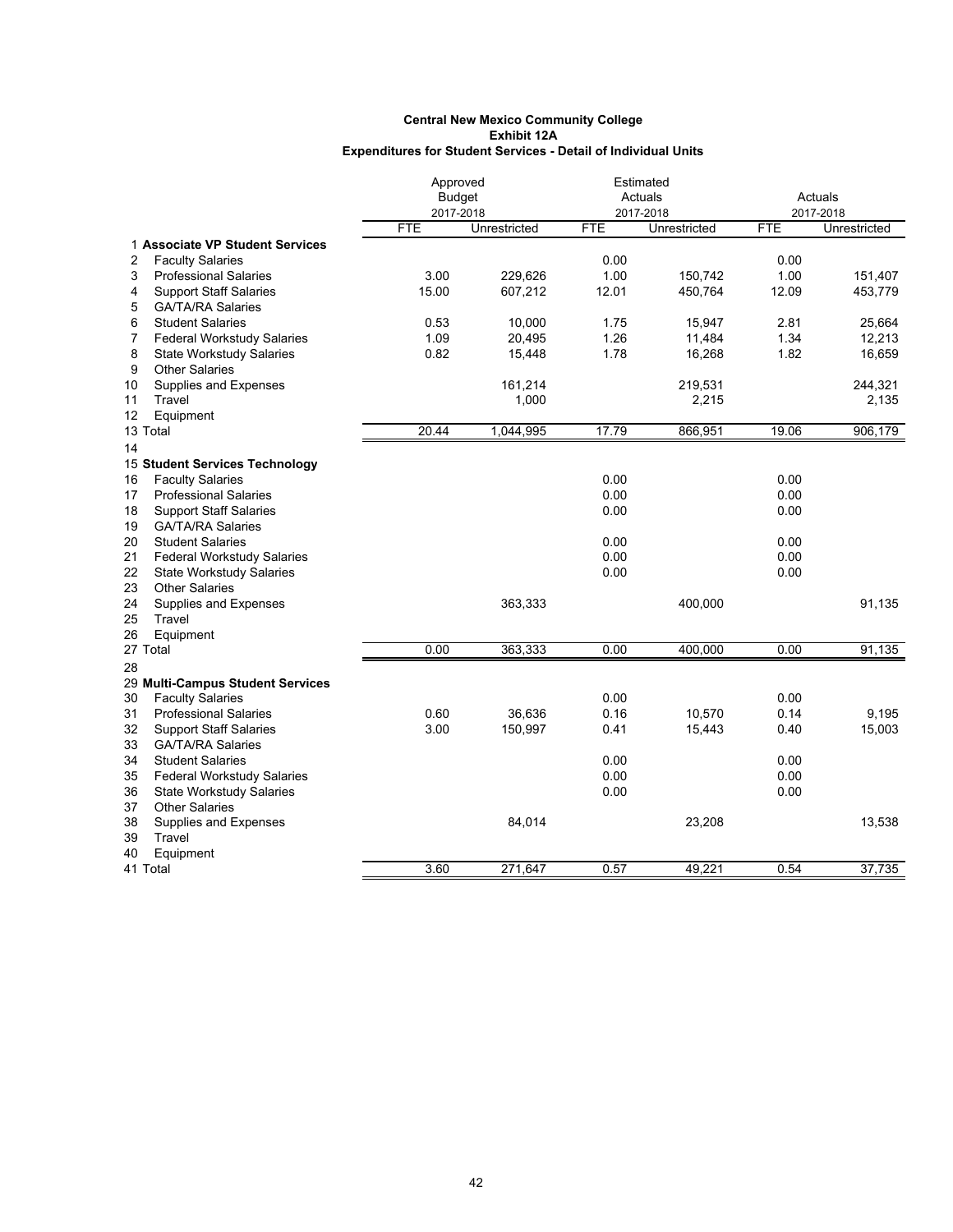**Central New Mexico Community College**
**Exhibit 12A**
**Expenditures for Student Services - Detail of Individual Units**

| | | Approved Budget 2017-2018 | | Estimated Actuals 2017-2018 | | Actuals 2017-2018 | |
|---|---|---|---|---|---|---|---|
| | | FTE | Unrestricted | FTE | Unrestricted | FTE | Unrestricted |
| 1 | **Associate VP Student Services** | | | | | | |
| 2 | Faculty Salaries | | | 0.00 | | 0.00 | |
| 3 | Professional Salaries | 3.00 | 229,626 | 1.00 | 150,742 | 1.00 | 151,407 |
| 4 | Support Staff Salaries | 15.00 | 607,212 | 12.01 | 450,764 | 12.09 | 453,779 |
| 5 | GA/TA/RA Salaries | | | | | | |
| 6 | Student Salaries | 0.53 | 10,000 | 1.75 | 15,947 | 2.81 | 25,664 |
| 7 | Federal Workstudy Salaries | 1.09 | 20,495 | 1.26 | 11,484 | 1.34 | 12,213 |
| 8 | State Workstudy Salaries | 0.82 | 15,448 | 1.78 | 16,268 | 1.82 | 16,659 |
| 9 | Other Salaries | | | | | | |
| 10 | Supplies and Expenses | | 161,214 | | 219,531 | | 244,321 |
| 11 | Travel | | 1,000 | | 2,215 | | 2,135 |
| 12 | Equipment | | | | | | |
| 13 | Total | 20.44 | 1,044,995 | 17.79 | 866,951 | 19.06 | 906,179 |
| 14 | | | | | | | |
| 15 | **Student Services Technology** | | | | | | |
| 16 | Faculty Salaries | | | 0.00 | | 0.00 | |
| 17 | Professional Salaries | | | 0.00 | | 0.00 | |
| 18 | Support Staff Salaries | | | 0.00 | | 0.00 | |
| 19 | GA/TA/RA Salaries | | | | | | |
| 20 | Student Salaries | | | 0.00 | | 0.00 | |
| 21 | Federal Workstudy Salaries | | | 0.00 | | 0.00 | |
| 22 | State Workstudy Salaries | | | 0.00 | | 0.00 | |
| 23 | Other Salaries | | | | | | |
| 24 | Supplies and Expenses | | 363,333 | | 400,000 | | 91,135 |
| 25 | Travel | | | | | | |
| 26 | Equipment | | | | | | |
| 27 | Total | 0.00 | 363,333 | 0.00 | 400,000 | 0.00 | 91,135 |
| 28 | | | | | | | |
| 29 | **Multi-Campus Student Services** | | | | | | |
| 30 | Faculty Salaries | | | 0.00 | | 0.00 | |
| 31 | Professional Salaries | 0.60 | 36,636 | 0.16 | 10,570 | 0.14 | 9,195 |
| 32 | Support Staff Salaries | 3.00 | 150,997 | 0.41 | 15,443 | 0.40 | 15,003 |
| 33 | GA/TA/RA Salaries | | | | | | |
| 34 | Student Salaries | | | 0.00 | | 0.00 | |
| 35 | Federal Workstudy Salaries | | | 0.00 | | 0.00 | |
| 36 | State Workstudy Salaries | | | 0.00 | | 0.00 | |
| 37 | Other Salaries | | | | | | |
| 38 | Supplies and Expenses | | 84,014 | | 23,208 | | 13,538 |
| 39 | Travel | | | | | | |
| 40 | Equipment | | | | | | |
| 41 | Total | 3.60 | 271,647 | 0.57 | 49,221 | 0.54 | 37,735 |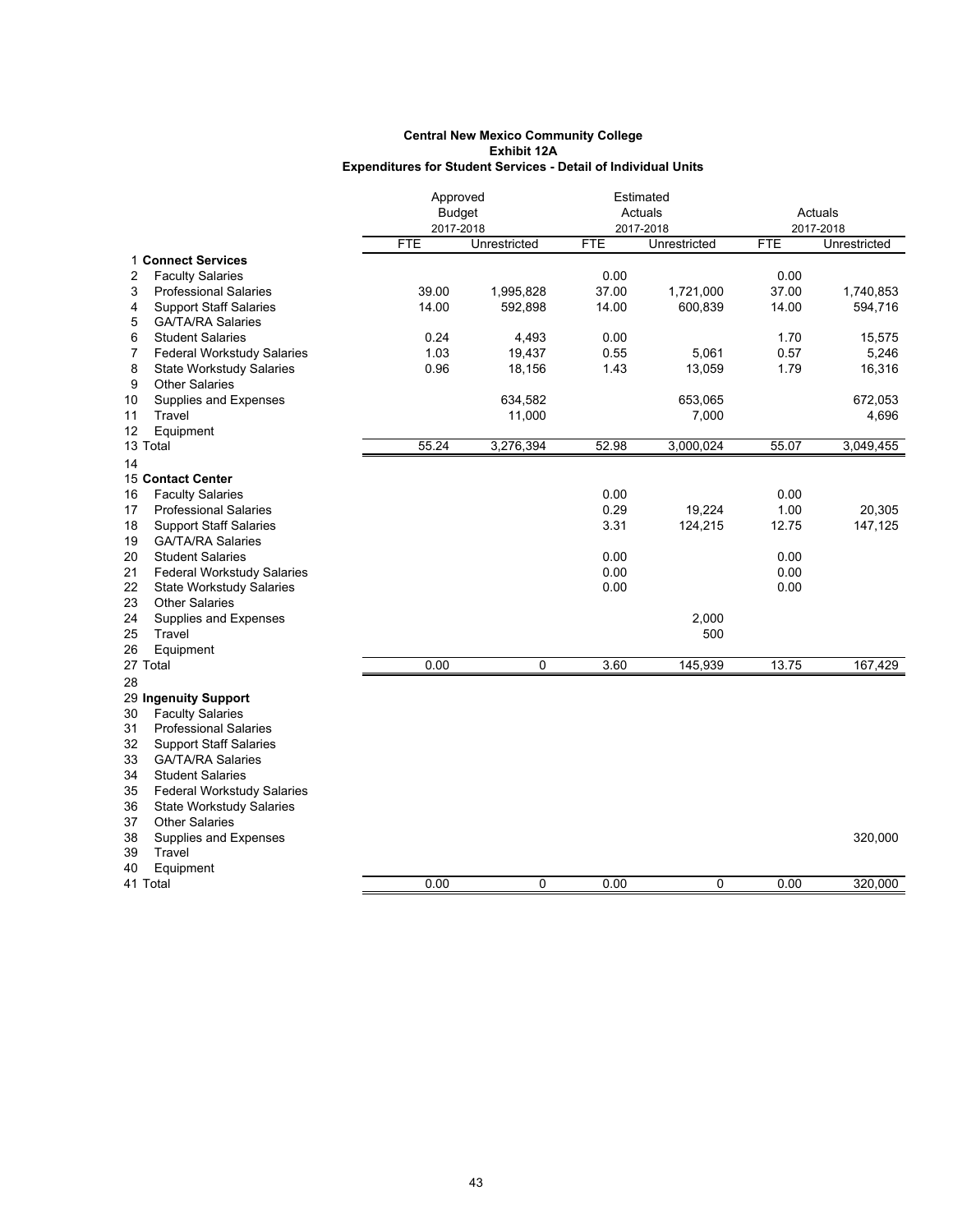**Central New Mexico Community College**
**Exhibit 12A**
**Expenditures for Student Services - Detail of Individual Units**

| | | Approved Budget 2017-2018 | | Estimated Actuals 2017-2018 | | Actuals 2017-2018 | |
|---|---|---|---|---|---|---|---|
| | | FTE | Unrestricted | FTE | Unrestricted | FTE | Unrestricted |
| 1 | **Connect Services** | | | | | | |
| 2 | Faculty Salaries | | | 0.00 | | 0.00 | |
| 3 | Professional Salaries | 39.00 | 1,995,828 | 37.00 | 1,721,000 | 37.00 | 1,740,853 |
| 4 | Support Staff Salaries | 14.00 | 592,898 | 14.00 | 600,839 | 14.00 | 594,716 |
| 5 | GA/TA/RA Salaries | | | | | | |
| 6 | Student Salaries | 0.24 | 4,493 | 0.00 | | 1.70 | 15,575 |
| 7 | Federal Workstudy Salaries | 1.03 | 19,437 | 0.55 | 5,061 | 0.57 | 5,246 |
| 8 | State Workstudy Salaries | 0.96 | 18,156 | 1.43 | 13,059 | 1.79 | 16,316 |
| 9 | Other Salaries | | | | | | |
| 10 | Supplies and Expenses | | 634,582 | | 653,065 | | 672,053 |
| 11 | Travel | | 11,000 | | 7,000 | | 4,696 |
| 12 | Equipment | | | | | | |
| 13 | Total | 55.24 | 3,276,394 | 52.98 | 3,000,024 | 55.07 | 3,049,455 |
| 14 | | | | | | | |
| 15 | **Contact Center** | | | | | | |
| 16 | Faculty Salaries | | | 0.00 | | 0.00 | |
| 17 | Professional Salaries | | | 0.29 | 19,224 | 1.00 | 20,305 |
| 18 | Support Staff Salaries | | | 3.31 | 124,215 | 12.75 | 147,125 |
| 19 | GA/TA/RA Salaries | | | | | | |
| 20 | Student Salaries | | | 0.00 | | 0.00 | |
| 21 | Federal Workstudy Salaries | | | 0.00 | | 0.00 | |
| 22 | State Workstudy Salaries | | | 0.00 | | 0.00 | |
| 23 | Other Salaries | | | | | | |
| 24 | Supplies and Expenses | | | | 2,000 | | |
| 25 | Travel | | | | 500 | | |
| 26 | Equipment | | | | | | |
| 27 | Total | 0.00 | 0 | 3.60 | 145,939 | 13.75 | 167,429 |
| 28 | | | | | | | |
| 29 | **Ingenuity Support** | | | | | | |
| 30 | Faculty Salaries | | | | | | |
| 31 | Professional Salaries | | | | | | |
| 32 | Support Staff Salaries | | | | | | |
| 33 | GA/TA/RA Salaries | | | | | | |
| 34 | Student Salaries | | | | | | |
| 35 | Federal Workstudy Salaries | | | | | | |
| 36 | State Workstudy Salaries | | | | | | |
| 37 | Other Salaries | | | | | | |
| 38 | Supplies and Expenses | | | | | | 320,000 |
| 39 | Travel | | | | | | |
| 40 | Equipment | | | | | | |
| 41 | Total | 0.00 | 0 | 0.00 | 0 | 0.00 | 320,000 |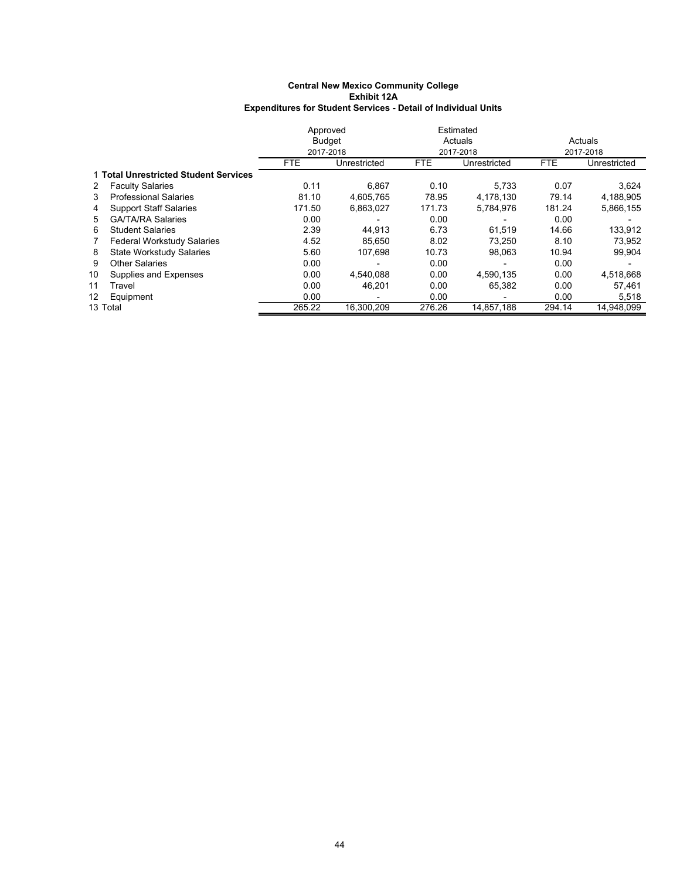**Central New Mexico Community College**
**Exhibit 12A**
**Expenditures for Student Services - Detail of Individual Units**

| | | Approved Budget 2017-2018 | | Estimated Actuals 2017-2018 | | Actuals 2017-2018 | |
|---|---|---|---|---|---|---|---|
| | | FTE | Unrestricted | FTE | Unrestricted | FTE | Unrestricted |
| 1 | **Total Unrestricted Student Services** | | | | | | |
| 2 | Faculty Salaries | 0.11 | 6,867 | 0.10 | 5,733 | 0.07 | 3,624 |
| 3 | Professional Salaries | 81.10 | 4,605,765 | 78.95 | 4,178,130 | 79.14 | 4,188,905 |
| 4 | Support Staff Salaries | 171.50 | 6,863,027 | 171.73 | 5,784,976 | 181.24 | 5,866,155 |
| 5 | GA/TA/RA Salaries | 0.00 | - | 0.00 | - | 0.00 | - |
| 6 | Student Salaries | 2.39 | 44,913 | 6.73 | 61,519 | 14.66 | 133,912 |
| 7 | Federal Workstudy Salaries | 4.52 | 85,650 | 8.02 | 73,250 | 8.10 | 73,952 |
| 8 | State Workstudy Salaries | 5.60 | 107,698 | 10.73 | 98,063 | 10.94 | 99,904 |
| 9 | Other Salaries | 0.00 | - | 0.00 | - | 0.00 | - |
| 10 | Supplies and Expenses | 0.00 | 4,540,088 | 0.00 | 4,590,135 | 0.00 | 4,518,668 |
| 11 | Travel | 0.00 | 46,201 | 0.00 | 65,382 | 0.00 | 57,461 |
| 12 | Equipment | 0.00 | - | 0.00 | - | 0.00 | 5,518 |
| 13 | Total | 265.22 | 16,300,209 | 276.26 | 14,857,188 | 294.14 | 14,948,099 |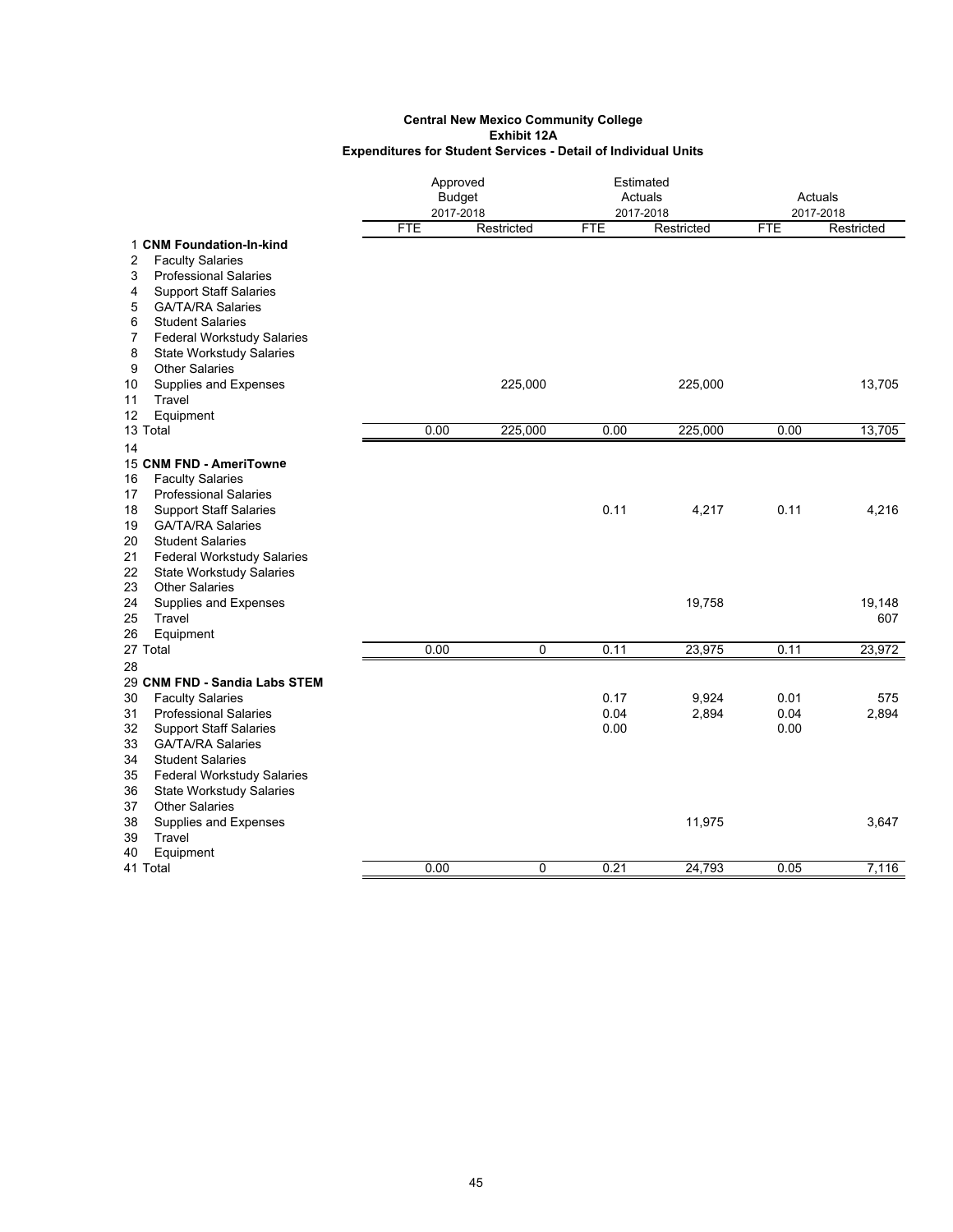**Central New Mexico Community College**
**Exhibit 12A**
**Expenditures for Student Services - Detail of Individual Units**

| | | Approved Budget 2017-2018 | | Estimated Actuals 2017-2018 | | Actuals 2017-2018 | |
|---|---|---|---|---|---|---|---|
| | | FTE | Restricted | FTE | Restricted | FTE | Restricted |
| 1 | **CNM Foundation-In-kind** | | | | | | |
| 2 | Faculty Salaries | | | | | | |
| 3 | Professional Salaries | | | | | | |
| 4 | Support Staff Salaries | | | | | | |
| 5 | GA/TA/RA Salaries | | | | | | |
| 6 | Student Salaries | | | | | | |
| 7 | Federal Workstudy Salaries | | | | | | |
| 8 | State Workstudy Salaries | | | | | | |
| 9 | Other Salaries | | | | | | |
| 10 | Supplies and Expenses | | 225,000 | | 225,000 | | 13,705 |
| 11 | Travel | | | | | | |
| 12 | Equipment | | | | | | |
| 13 | Total | 0.00 | 225,000 | 0.00 | 225,000 | 0.00 | 13,705 |
| 14 | | | | | | | |
| 15 | **CNM FND - AmeriTowne** | | | | | | |
| 16 | Faculty Salaries | | | | | | |
| 17 | Professional Salaries | | | | | | |
| 18 | Support Staff Salaries | | | 0.11 | 4,217 | 0.11 | 4,216 |
| 19 | GA/TA/RA Salaries | | | | | | |
| 20 | Student Salaries | | | | | | |
| 21 | Federal Workstudy Salaries | | | | | | |
| 22 | State Workstudy Salaries | | | | | | |
| 23 | Other Salaries | | | | | | |
| 24 | Supplies and Expenses | | | | 19,758 | | 19,148 |
| 25 | Travel | | | | | | 607 |
| 26 | Equipment | | | | | | |
| 27 | Total | 0.00 | 0 | 0.11 | 23,975 | 0.11 | 23,972 |
| 28 | | | | | | | |
| 29 | **CNM FND - Sandia Labs STEM** | | | | | | |
| 30 | Faculty Salaries | | | 0.17 | 9,924 | 0.01 | 575 |
| 31 | Professional Salaries | | | 0.04 | 2,894 | 0.04 | 2,894 |
| 32 | Support Staff Salaries | | | 0.00 | | 0.00 | |
| 33 | GA/TA/RA Salaries | | | | | | |
| 34 | Student Salaries | | | | | | |
| 35 | Federal Workstudy Salaries | | | | | | |
| 36 | State Workstudy Salaries | | | | | | |
| 37 | Other Salaries | | | | | | |
| 38 | Supplies and Expenses | | | | 11,975 | | 3,647 |
| 39 | Travel | | | | | | |
| 40 | Equipment | | | | | | |
| 41 | Total | 0.00 | 0 | 0.21 | 24,793 | 0.05 | 7,116 |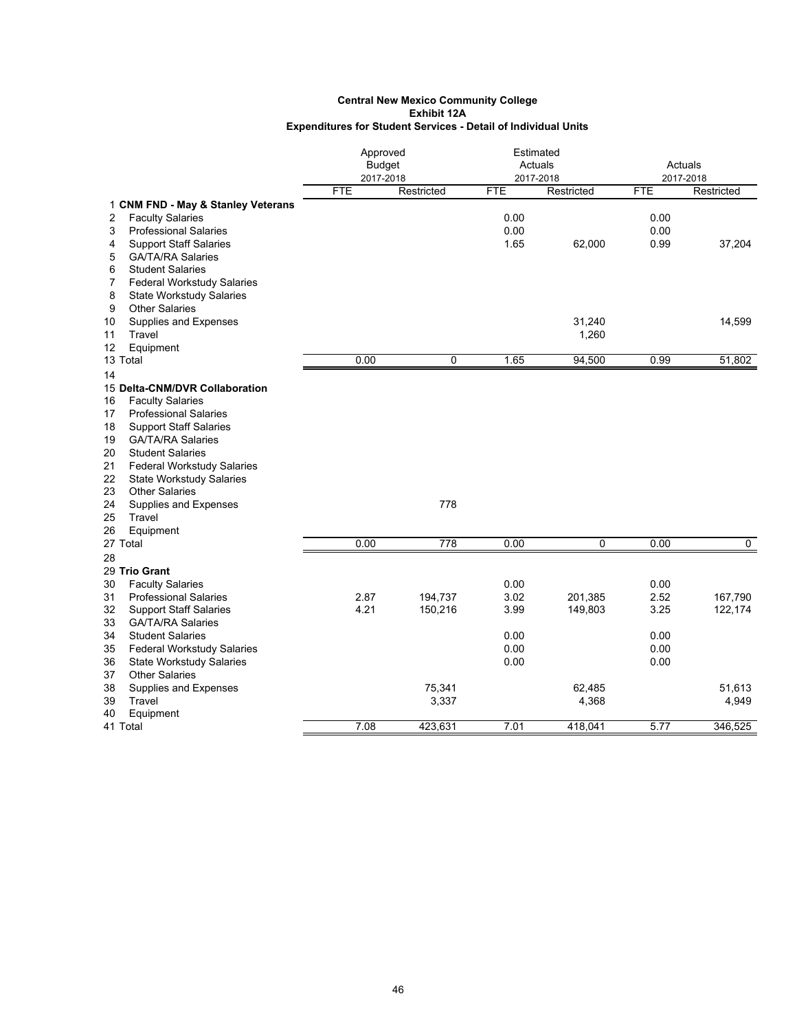**Central New Mexico Community College**
**Exhibit 12A**
**Expenditures for Student Services - Detail of Individual Units**

| | | Approved Budget 2017-2018 | | Estimated Actuals 2017-2018 | | Actuals 2017-2018 | |
|---|---|---|---|---|---|---|---|
| | | FTE | Restricted | FTE | Restricted | FTE | Restricted |
| 1 | **CNM FND - May & Stanley Veterans** | | | | | | |
| 2 | Faculty Salaries | | | 0.00 | | 0.00 | |
| 3 | Professional Salaries | | | 0.00 | | 0.00 | |
| 4 | Support Staff Salaries | | | 1.65 | 62,000 | 0.99 | 37,204 |
| 5 | GA/TA/RA Salaries | | | | | | |
| 6 | Student Salaries | | | | | | |
| 7 | Federal Workstudy Salaries | | | | | | |
| 8 | State Workstudy Salaries | | | | | | |
| 9 | Other Salaries | | | | | | |
| 10 | Supplies and Expenses | | | | 31,240 | | 14,599 |
| 11 | Travel | | | | 1,260 | | |
| 12 | Equipment | | | | | | |
| 13 | Total | 0.00 | 0 | 1.65 | 94,500 | 0.99 | 51,802 |
| 14 | | | | | | | |
| 15 | **Delta-CNM/DVR Collaboration** | | | | | | |
| 16 | Faculty Salaries | | | | | | |
| 17 | Professional Salaries | | | | | | |
| 18 | Support Staff Salaries | | | | | | |
| 19 | GA/TA/RA Salaries | | | | | | |
| 20 | Student Salaries | | | | | | |
| 21 | Federal Workstudy Salaries | | | | | | |
| 22 | State Workstudy Salaries | | | | | | |
| 23 | Other Salaries | | | | | | |
| 24 | Supplies and Expenses | | 778 | | | | |
| 25 | Travel | | | | | | |
| 26 | Equipment | | | | | | |
| 27 | Total | 0.00 | 778 | 0.00 | 0 | 0.00 | 0 |
| 28 | | | | | | | |
| 29 | **Trio Grant** | | | | | | |
| 30 | Faculty Salaries | | | 0.00 | | 0.00 | |
| 31 | Professional Salaries | 2.87 | 194,737 | 3.02 | 201,385 | 2.52 | 167,790 |
| 32 | Support Staff Salaries | 4.21 | 150,216 | 3.99 | 149,803 | 3.25 | 122,174 |
| 33 | GA/TA/RA Salaries | | | | | | |
| 34 | Student Salaries | | | 0.00 | | 0.00 | |
| 35 | Federal Workstudy Salaries | | | 0.00 | | 0.00 | |
| 36 | State Workstudy Salaries | | | 0.00 | | 0.00 | |
| 37 | Other Salaries | | | | | | |
| 38 | Supplies and Expenses | | 75,341 | | 62,485 | | 51,613 |
| 39 | Travel | | 3,337 | | 4,368 | | 4,949 |
| 40 | Equipment | | | | | | |
| 41 | Total | 7.08 | 423,631 | 7.01 | 418,041 | 5.77 | 346,525 |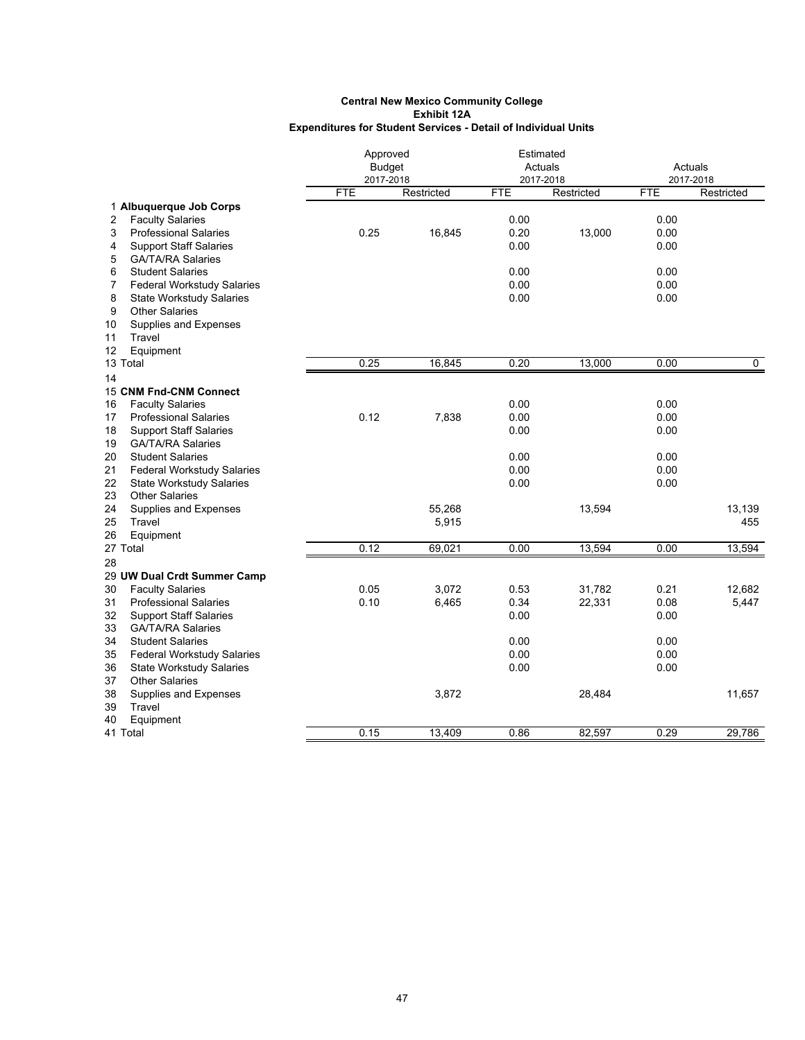**Central New Mexico Community College**
**Exhibit 12A**
**Expenditures for Student Services - Detail of Individual Units**

| | | Approved Budget 2017-2018 | | Estimated Actuals 2017-2018 | | Actuals 2017-2018 | |
|---|---|---|---|---|---|---|---|
| | | FTE | Restricted | FTE | Restricted | FTE | Restricted |
| 1 | **Albuquerque Job Corps** | | | | | | |
| 2 | Faculty Salaries | | | 0.00 | | 0.00 | |
| 3 | Professional Salaries | 0.25 | 16,845 | 0.20 | 13,000 | 0.00 | |
| 4 | Support Staff Salaries | | | 0.00 | | 0.00 | |
| 5 | GA/TA/RA Salaries | | | | | | |
| 6 | Student Salaries | | | 0.00 | | 0.00 | |
| 7 | Federal Workstudy Salaries | | | 0.00 | | 0.00 | |
| 8 | State Workstudy Salaries | | | 0.00 | | 0.00 | |
| 9 | Other Salaries | | | | | | |
| 10 | Supplies and Expenses | | | | | | |
| 11 | Travel | | | | | | |
| 12 | Equipment | | | | | | |
| 13 | Total | 0.25 | 16,845 | 0.20 | 13,000 | 0.00 | 0 |
| 14 | | | | | | | |
| 15 | **CNM Fnd-CNM Connect** | | | | | | |
| 16 | Faculty Salaries | | | 0.00 | | 0.00 | |
| 17 | Professional Salaries | 0.12 | 7,838 | 0.00 | | 0.00 | |
| 18 | Support Staff Salaries | | | 0.00 | | 0.00 | |
| 19 | GA/TA/RA Salaries | | | | | | |
| 20 | Student Salaries | | | 0.00 | | 0.00 | |
| 21 | Federal Workstudy Salaries | | | 0.00 | | 0.00 | |
| 22 | State Workstudy Salaries | | | 0.00 | | 0.00 | |
| 23 | Other Salaries | | | | | | |
| 24 | Supplies and Expenses | | 55,268 | | 13,594 | | 13,139 |
| 25 | Travel | | 5,915 | | | | 455 |
| 26 | Equipment | | | | | | |
| 27 | Total | 0.12 | 69,021 | 0.00 | 13,594 | 0.00 | 13,594 |
| 28 | | | | | | | |
| 29 | **UW Dual Crdt Summer Camp** | | | | | | |
| 30 | Faculty Salaries | 0.05 | 3,072 | 0.53 | 31,782 | 0.21 | 12,682 |
| 31 | Professional Salaries | 0.10 | 6,465 | 0.34 | 22,331 | 0.08 | 5,447 |
| 32 | Support Staff Salaries | | | 0.00 | | 0.00 | |
| 33 | GA/TA/RA Salaries | | | | | | |
| 34 | Student Salaries | | | 0.00 | | 0.00 | |
| 35 | Federal Workstudy Salaries | | | 0.00 | | 0.00 | |
| 36 | State Workstudy Salaries | | | 0.00 | | 0.00 | |
| 37 | Other Salaries | | | | | | |
| 38 | Supplies and Expenses | | 3,872 | | 28,484 | | 11,657 |
| 39 | Travel | | | | | | |
| 40 | Equipment | | | | | | |
| 41 | Total | 0.15 | 13,409 | 0.86 | 82,597 | 0.29 | 29,786 |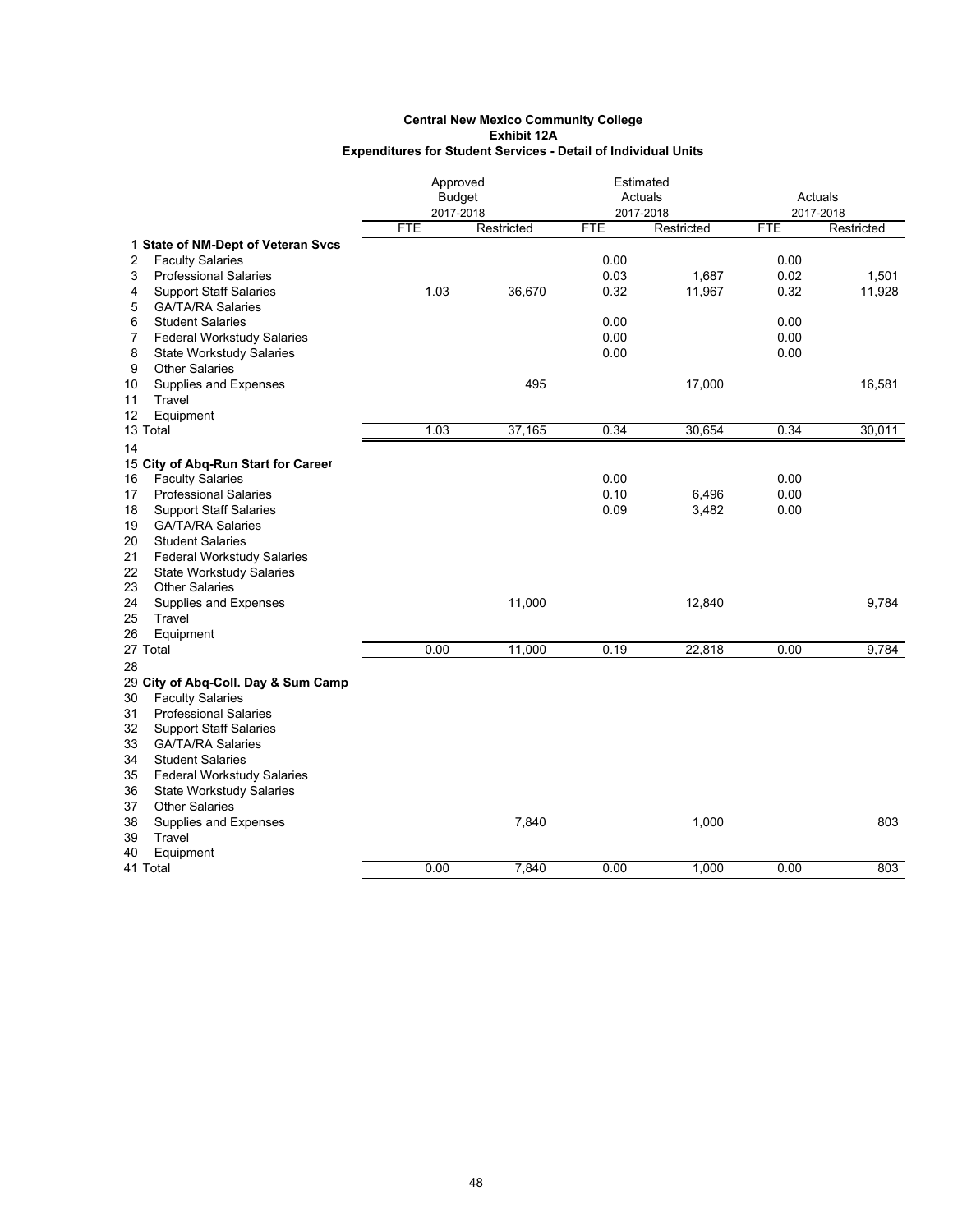**Central New Mexico Community College**
**Exhibit 12A**
**Expenditures for Student Services - Detail of Individual Units**

| | | Approved Budget 2017-2018 | | Estimated Actuals 2017-2018 | | Actuals 2017-2018 | |
|---|---|---|---|---|---|---|---|
| | | FTE | Restricted | FTE | Restricted | FTE | Restricted |
| 1 | **State of NM-Dept of Veteran Svcs** | | | | | | |
| 2 | Faculty Salaries | | | 0.00 | | 0.00 | |
| 3 | Professional Salaries | | | 0.03 | 1,687 | 0.02 | 1,501 |
| 4 | Support Staff Salaries | 1.03 | 36,670 | 0.32 | 11,967 | 0.32 | 11,928 |
| 5 | GA/TA/RA Salaries | | | | | | |
| 6 | Student Salaries | | | 0.00 | | 0.00 | |
| 7 | Federal Workstudy Salaries | | | 0.00 | | 0.00 | |
| 8 | State Workstudy Salaries | | | 0.00 | | 0.00 | |
| 9 | Other Salaries | | | | | | |
| 10 | Supplies and Expenses | | 495 | | 17,000 | | 16,581 |
| 11 | Travel | | | | | | |
| 12 | Equipment | | | | | | |
| 13 | Total | 1.03 | 37,165 | 0.34 | 30,654 | 0.34 | 30,011 |
| 14 | | | | | | | |
| 15 | **City of Abq-Run Start for Career** | | | | | | |
| 16 | Faculty Salaries | | | 0.00 | | 0.00 | |
| 17 | Professional Salaries | | | 0.10 | 6,496 | 0.00 | |
| 18 | Support Staff Salaries | | | 0.09 | 3,482 | 0.00 | |
| 19 | GA/TA/RA Salaries | | | | | | |
| 20 | Student Salaries | | | | | | |
| 21 | Federal Workstudy Salaries | | | | | | |
| 22 | State Workstudy Salaries | | | | | | |
| 23 | Other Salaries | | | | | | |
| 24 | Supplies and Expenses | | 11,000 | | 12,840 | | 9,784 |
| 25 | Travel | | | | | | |
| 26 | Equipment | | | | | | |
| 27 | Total | 0.00 | 11,000 | 0.19 | 22,818 | 0.00 | 9,784 |
| 28 | | | | | | | |
| 29 | **City of Abq-Coll. Day & Sum Camp** | | | | | | |
| 30 | Faculty Salaries | | | | | | |
| 31 | Professional Salaries | | | | | | |
| 32 | Support Staff Salaries | | | | | | |
| 33 | GA/TA/RA Salaries | | | | | | |
| 34 | Student Salaries | | | | | | |
| 35 | Federal Workstudy Salaries | | | | | | |
| 36 | State Workstudy Salaries | | | | | | |
| 37 | Other Salaries | | | | | | |
| 38 | Supplies and Expenses | | 7,840 | | 1,000 | | 803 |
| 39 | Travel | | | | | | |
| 40 | Equipment | | | | | | |
| 41 | Total | 0.00 | 7,840 | 0.00 | 1,000 | 0.00 | 803 |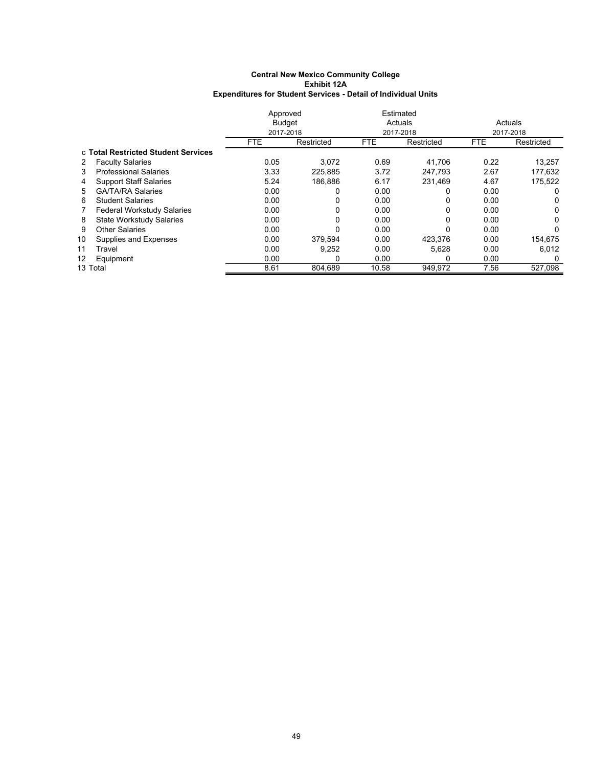**Central New Mexico Community College**
**Exhibit 12A**
**Expenditures for Student Services - Detail of Individual Units**

| | | Approved Budget 2017-2018 | | Estimated Actuals 2017-2018 | | Actuals 2017-2018 | |
|---|---|---|---|---|---|---|---|
| | | FTE | Restricted | FTE | Restricted | FTE | Restricted |
| c | **Total Restricted Student Services** | | | | | | |
| 2 | Faculty Salaries | 0.05 | 3,072 | 0.69 | 41,706 | 0.22 | 13,257 |
| 3 | Professional Salaries | 3.33 | 225,885 | 3.72 | 247,793 | 2.67 | 177,632 |
| 4 | Support Staff Salaries | 5.24 | 186,886 | 6.17 | 231,469 | 4.67 | 175,522 |
| 5 | GA/TA/RA Salaries | 0.00 | 0 | 0.00 | 0 | 0.00 | 0 |
| 6 | Student Salaries | 0.00 | 0 | 0.00 | 0 | 0.00 | 0 |
| 7 | Federal Workstudy Salaries | 0.00 | 0 | 0.00 | 0 | 0.00 | 0 |
| 8 | State Workstudy Salaries | 0.00 | 0 | 0.00 | 0 | 0.00 | 0 |
| 9 | Other Salaries | 0.00 | 0 | 0.00 | 0 | 0.00 | 0 |
| 10 | Supplies and Expenses | 0.00 | 379,594 | 0.00 | 423,376 | 0.00 | 154,675 |
| 11 | Travel | 0.00 | 9,252 | 0.00 | 5,628 | 0.00 | 6,012 |
| 12 | Equipment | 0.00 | 0 | 0.00 | 0 | 0.00 | 0 |
| 13 | Total | 8.61 | 804,689 | 10.58 | 949,972 | 7.56 | 527,098 |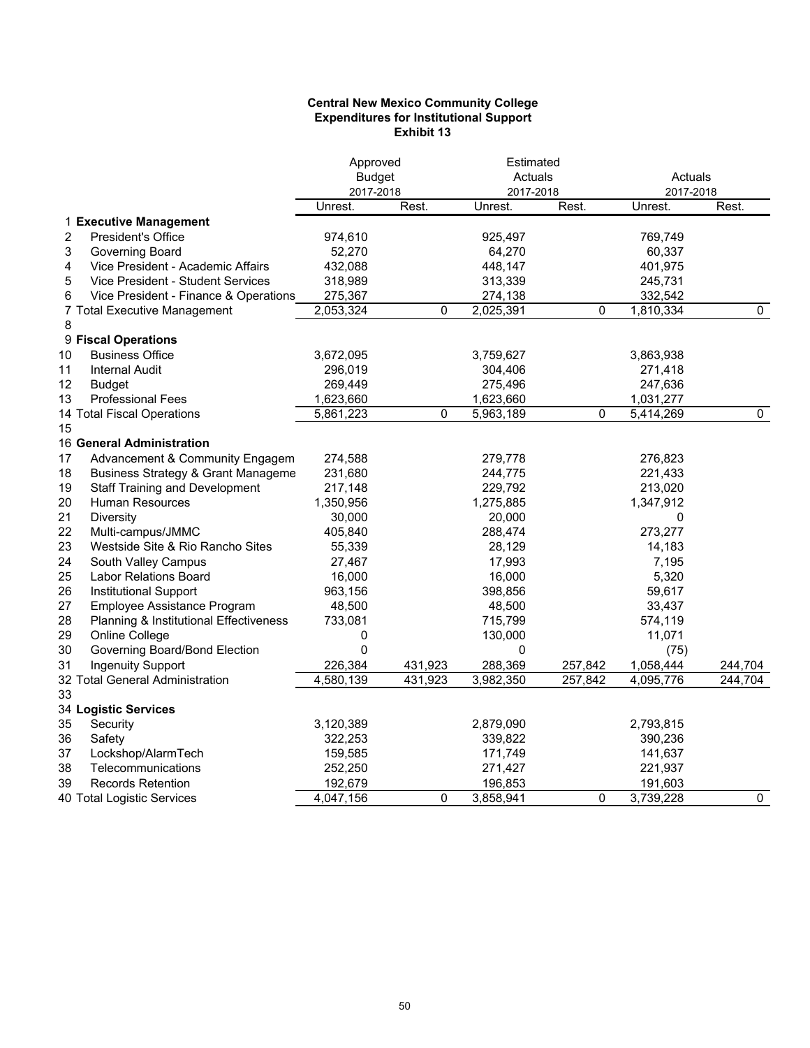**Central New Mexico Community College**
**Expenditures for Institutional Support**
**Exhibit 13**

| | | Approved Budget 2017-2018 | | Estimated Actuals 2017-2018 | | Actuals 2017-2018 | |
|---|---|---|---|---|---|---|---|
| | | Unrest. | Rest. | Unrest. | Rest. | Unrest. | Rest. |
| 1 | **Executive Management** | | | | | | |
| 2 | President's Office | 974,610 | | 925,497 | | 769,749 | |
| 3 | Governing Board | 52,270 | | 64,270 | | 60,337 | |
| 4 | Vice President - Academic Affairs | 432,088 | | 448,147 | | 401,975 | |
| 5 | Vice President - Student Services | 318,989 | | 313,339 | | 245,731 | |
| 6 | Vice President - Finance & Operations | 275,367 | | 274,138 | | 332,542 | |
| 7 | Total Executive Management | 2,053,324 | 0 | 2,025,391 | 0 | 1,810,334 | 0 |
| 8 | | | | | | | |
| 9 | **Fiscal Operations** | | | | | | |
| 10 | Business Office | 3,672,095 | | 3,759,627 | | 3,863,938 | |
| 11 | Internal Audit | 296,019 | | 304,406 | | 271,418 | |
| 12 | Budget | 269,449 | | 275,496 | | 247,636 | |
| 13 | Professional Fees | 1,623,660 | | 1,623,660 | | 1,031,277 | |
| 14 | Total Fiscal Operations | 5,861,223 | 0 | 5,963,189 | 0 | 5,414,269 | 0 |
| 15 | | | | | | | |
| 16 | **General Administration** | | | | | | |
| 17 | Advancement & Community Engagem | 274,588 | | 279,778 | | 276,823 | |
| 18 | Business Strategy & Grant Manageme | 231,680 | | 244,775 | | 221,433 | |
| 19 | Staff Training and Development | 217,148 | | 229,792 | | 213,020 | |
| 20 | Human Resources | 1,350,956 | | 1,275,885 | | 1,347,912 | |
| 21 | Diversity | 30,000 | | 20,000 | | 0 | |
| 22 | Multi-campus/JMMC | 405,840 | | 288,474 | | 273,277 | |
| 23 | Westside Site & Rio Rancho Sites | 55,339 | | 28,129 | | 14,183 | |
| 24 | South Valley Campus | 27,467 | | 17,993 | | 7,195 | |
| 25 | Labor Relations Board | 16,000 | | 16,000 | | 5,320 | |
| 26 | Institutional Support | 963,156 | | 398,856 | | 59,617 | |
| 27 | Employee Assistance Program | 48,500 | | 48,500 | | 33,437 | |
| 28 | Planning & Institutional Effectiveness | 733,081 | | 715,799 | | 574,119 | |
| 29 | Online College | 0 | | 130,000 | | 11,071 | |
| 30 | Governing Board/Bond Election | 0 | | 0 | | (75) | |
| 31 | Ingenuity Support | 226,384 | 431,923 | 288,369 | 257,842 | 1,058,444 | 244,704 |
| 32 | Total General Administration | 4,580,139 | 431,923 | 3,982,350 | 257,842 | 4,095,776 | 244,704 |
| 33 | | | | | | | |
| 34 | **Logistic Services** | | | | | | |
| 35 | Security | 3,120,389 | | 2,879,090 | | 2,793,815 | |
| 36 | Safety | 322,253 | | 339,822 | | 390,236 | |
| 37 | Lockshop/AlarmTech | 159,585 | | 171,749 | | 141,637 | |
| 38 | Telecommunications | 252,250 | | 271,427 | | 221,937 | |
| 39 | Records Retention | 192,679 | | 196,853 | | 191,603 | |
| 40 | Total Logistic Services | 4,047,156 | 0 | 3,858,941 | 0 | 3,739,228 | 0 |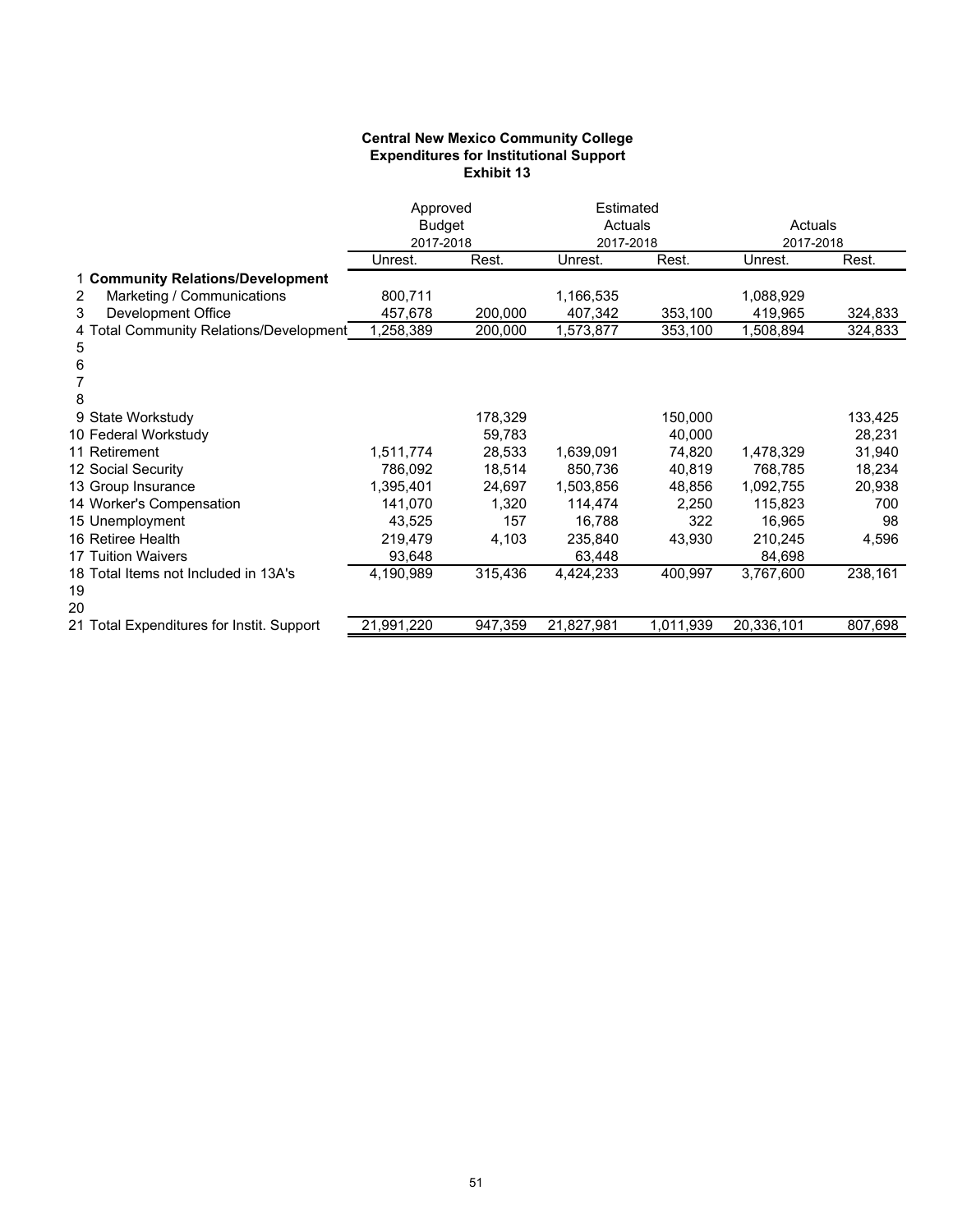**Central New Mexico Community College**
**Expenditures for Institutional Support**
**Exhibit 13**

| | | Approved Budget 2017-2018 | | Estimated Actuals 2017-2018 | | Actuals 2017-2018 | |
|---|---|---|---|---|---|---|---|
| | | Unrest. | Rest. | Unrest. | Rest. | Unrest. | Rest. |
| 1 | **Community Relations/Development** | | | | | | |
| 2 | Marketing / Communications | 800,711 | | 1,166,535 | | 1,088,929 | |
| 3 | Development Office | 457,678 | 200,000 | 407,342 | 353,100 | 419,965 | 324,833 |
| 4 | Total Community Relations/Development | 1,258,389 | 200,000 | 1,573,877 | 353,100 | 1,508,894 | 324,833 |
| 5 | | | | | | | |
| 6 | | | | | | | |
| 7 | | | | | | | |
| 8 | | | | | | | |
| 9 | State Workstudy | | 178,329 | | 150,000 | | 133,425 |
| 10 | Federal Workstudy | | 59,783 | | 40,000 | | 28,231 |
| 11 | Retirement | 1,511,774 | 28,533 | 1,639,091 | 74,820 | 1,478,329 | 31,940 |
| 12 | Social Security | 786,092 | 18,514 | 850,736 | 40,819 | 768,785 | 18,234 |
| 13 | Group Insurance | 1,395,401 | 24,697 | 1,503,856 | 48,856 | 1,092,755 | 20,938 |
| 14 | Worker's Compensation | 141,070 | 1,320 | 114,474 | 2,250 | 115,823 | 700 |
| 15 | Unemployment | 43,525 | 157 | 16,788 | 322 | 16,965 | 98 |
| 16 | Retiree Health | 219,479 | 4,103 | 235,840 | 43,930 | 210,245 | 4,596 |
| 17 | Tuition Waivers | 93,648 | | 63,448 | | 84,698 | |
| 18 | Total Items not Included in 13A's | 4,190,989 | 315,436 | 4,424,233 | 400,997 | 3,767,600 | 238,161 |
| 19 | | | | | | | |
| 20 | | | | | | | |
| 21 | Total Expenditures for Instit. Support | 21,991,220 | 947,359 | 21,827,981 | 1,011,939 | 20,336,101 | 807,698 |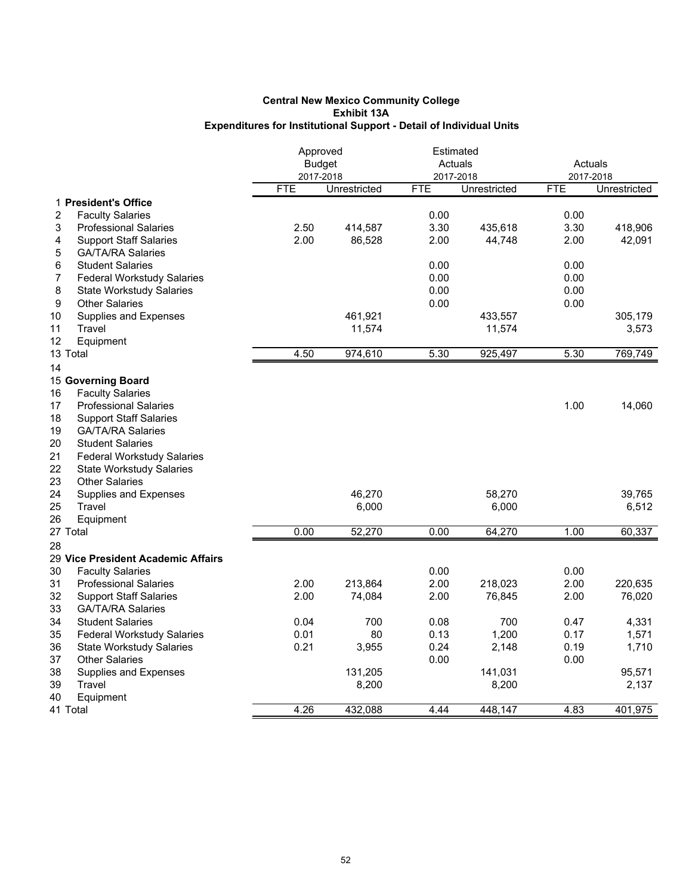**Central New Mexico Community College**
**Exhibit 13A**
**Expenditures for Institutional Support - Detail of Individual Units**

| | | Approved Budget 2017-2018 | | Estimated Actuals 2017-2018 | | Actuals 2017-2018 | |
|---|---|---|---|---|---|---|---|
| | | FTE | Unrestricted | FTE | Unrestricted | FTE | Unrestricted |
| 1 | **President's Office** | | | | | | |
| 2 | Faculty Salaries | | | 0.00 | | 0.00 | |
| 3 | Professional Salaries | 2.50 | 414,587 | 3.30 | 435,618 | 3.30 | 418,906 |
| 4 | Support Staff Salaries | 2.00 | 86,528 | 2.00 | 44,748 | 2.00 | 42,091 |
| 5 | GA/TA/RA Salaries | | | | | | |
| 6 | Student Salaries | | | 0.00 | | 0.00 | |
| 7 | Federal Workstudy Salaries | | | 0.00 | | 0.00 | |
| 8 | State Workstudy Salaries | | | 0.00 | | 0.00 | |
| 9 | Other Salaries | | | 0.00 | | 0.00 | |
| 10 | Supplies and Expenses | | 461,921 | | 433,557 | | 305,179 |
| 11 | Travel | | 11,574 | | 11,574 | | 3,573 |
| 12 | Equipment | | | | | | |
| 13 | Total | 4.50 | 974,610 | 5.30 | 925,497 | 5.30 | 769,749 |
| 14 | | | | | | | |
| 15 | **Governing Board** | | | | | | |
| 16 | Faculty Salaries | | | | | | |
| 17 | Professional Salaries | | | | | 1.00 | 14,060 |
| 18 | Support Staff Salaries | | | | | | |
| 19 | GA/TA/RA Salaries | | | | | | |
| 20 | Student Salaries | | | | | | |
| 21 | Federal Workstudy Salaries | | | | | | |
| 22 | State Workstudy Salaries | | | | | | |
| 23 | Other Salaries | | | | | | |
| 24 | Supplies and Expenses | | 46,270 | | 58,270 | | 39,765 |
| 25 | Travel | | 6,000 | | 6,000 | | 6,512 |
| 26 | Equipment | | | | | | |
| 27 | Total | 0.00 | 52,270 | 0.00 | 64,270 | 1.00 | 60,337 |
| 28 | | | | | | | |
| 29 | **Vice President Academic Affairs** | | | | | | |
| 30 | Faculty Salaries | | | 0.00 | | 0.00 | |
| 31 | Professional Salaries | 2.00 | 213,864 | 2.00 | 218,023 | 2.00 | 220,635 |
| 32 | Support Staff Salaries | 2.00 | 74,084 | 2.00 | 76,845 | 2.00 | 76,020 |
| 33 | GA/TA/RA Salaries | | | | | | |
| 34 | Student Salaries | 0.04 | 700 | 0.08 | 700 | 0.47 | 4,331 |
| 35 | Federal Workstudy Salaries | 0.01 | 80 | 0.13 | 1,200 | 0.17 | 1,571 |
| 36 | State Workstudy Salaries | 0.21 | 3,955 | 0.24 | 2,148 | 0.19 | 1,710 |
| 37 | Other Salaries | | | 0.00 | | 0.00 | |
| 38 | Supplies and Expenses | | 131,205 | | 141,031 | | 95,571 |
| 39 | Travel | | 8,200 | | 8,200 | | 2,137 |
| 40 | Equipment | | | | | | |
| 41 | Total | 4.26 | 432,088 | 4.44 | 448,147 | 4.83 | 401,975 |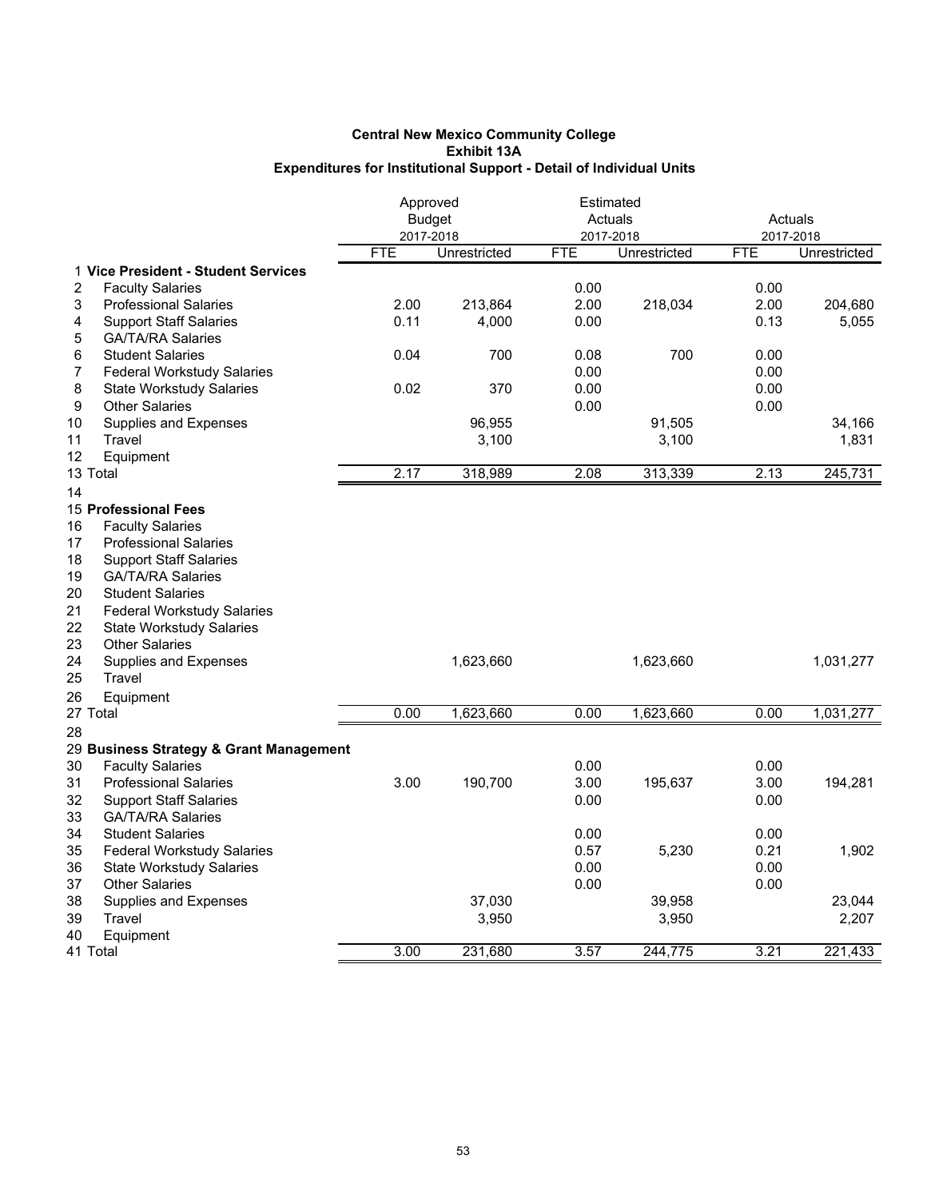**Central New Mexico Community College**
**Exhibit 13A**
**Expenditures for Institutional Support - Detail of Individual Units**

| | | Approved Budget 2017-2018 | | Estimated Actuals 2017-2018 | | Actuals 2017-2018 | |
|---|---|---|---|---|---|---|---|
| | | FTE | Unrestricted | FTE | Unrestricted | FTE | Unrestricted |
| 1 | **Vice President - Student Services** | | | | | | |
| 2 | Faculty Salaries | | | 0.00 | | 0.00 | |
| 3 | Professional Salaries | 2.00 | 213,864 | 2.00 | 218,034 | 2.00 | 204,680 |
| 4 | Support Staff Salaries | 0.11 | 4,000 | 0.00 | | 0.13 | 5,055 |
| 5 | GA/TA/RA Salaries | | | | | | |
| 6 | Student Salaries | 0.04 | 700 | 0.08 | 700 | 0.00 | |
| 7 | Federal Workstudy Salaries | | | 0.00 | | 0.00 | |
| 8 | State Workstudy Salaries | 0.02 | 370 | 0.00 | | 0.00 | |
| 9 | Other Salaries | | | 0.00 | | 0.00 | |
| 10 | Supplies and Expenses | | 96,955 | | 91,505 | | 34,166 |
| 11 | Travel | | 3,100 | | 3,100 | | 1,831 |
| 12 | Equipment | | | | | | |
| 13 | Total | 2.17 | 318,989 | 2.08 | 313,339 | 2.13 | 245,731 |
| 14 | | | | | | | |
| 15 | **Professional Fees** | | | | | | |
| 16 | Faculty Salaries | | | | | | |
| 17 | Professional Salaries | | | | | | |
| 18 | Support Staff Salaries | | | | | | |
| 19 | GA/TA/RA Salaries | | | | | | |
| 20 | Student Salaries | | | | | | |
| 21 | Federal Workstudy Salaries | | | | | | |
| 22 | State Workstudy Salaries | | | | | | |
| 23 | Other Salaries | | | | | | |
| 24 | Supplies and Expenses | | 1,623,660 | | 1,623,660 | | 1,031,277 |
| 25 | Travel | | | | | | |
| 26 | Equipment | | | | | | |
| 27 | Total | 0.00 | 1,623,660 | 0.00 | 1,623,660 | 0.00 | 1,031,277 |
| 28 | | | | | | | |
| 29 | **Business Strategy & Grant Management** | | | | | | |
| 30 | Faculty Salaries | | | 0.00 | | 0.00 | |
| 31 | Professional Salaries | 3.00 | 190,700 | 3.00 | 195,637 | 3.00 | 194,281 |
| 32 | Support Staff Salaries | | | 0.00 | | 0.00 | |
| 33 | GA/TA/RA Salaries | | | | | | |
| 34 | Student Salaries | | | 0.00 | | 0.00 | |
| 35 | Federal Workstudy Salaries | | | 0.57 | 5,230 | 0.21 | 1,902 |
| 36 | State Workstudy Salaries | | | 0.00 | | 0.00 | |
| 37 | Other Salaries | | | 0.00 | | 0.00 | |
| 38 | Supplies and Expenses | | 37,030 | | 39,958 | | 23,044 |
| 39 | Travel | | 3,950 | | 3,950 | | 2,207 |
| 40 | Equipment | | | | | | |
| 41 | Total | 3.00 | 231,680 | 3.57 | 244,775 | 3.21 | 221,433 |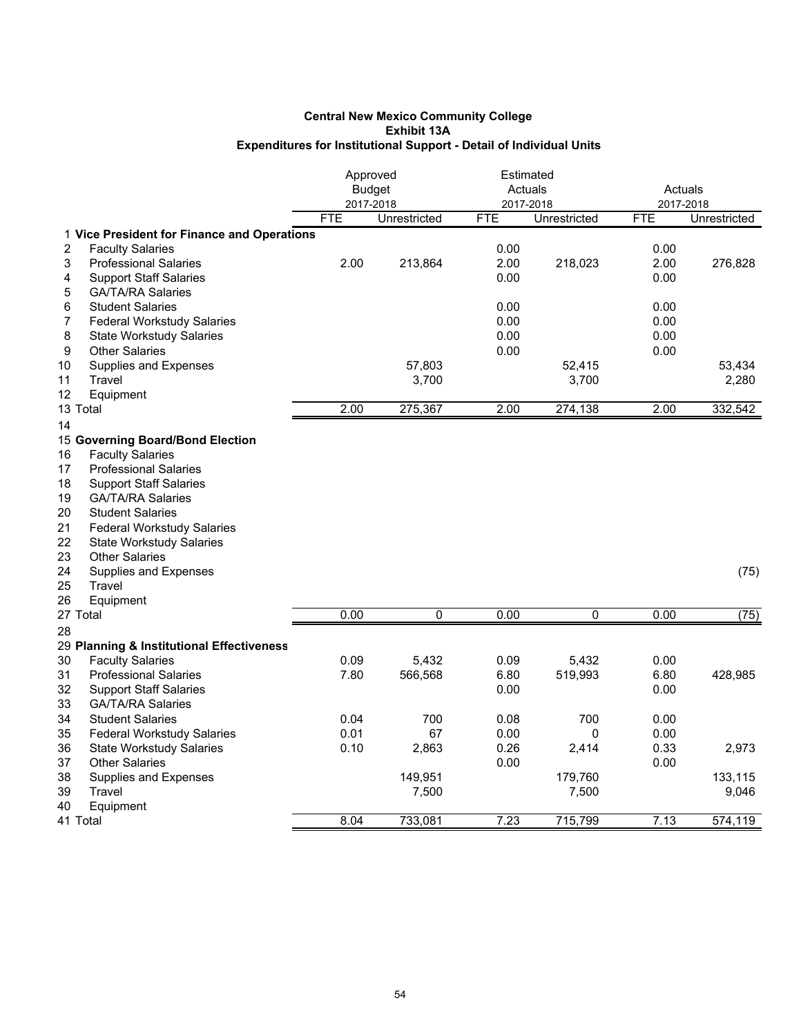**Central New Mexico Community College**
**Exhibit 13A**
**Expenditures for Institutional Support - Detail of Individual Units**

| | | Approved Budget 2017-2018 | | Estimated Actuals 2017-2018 | | Actuals 2017-2018 | |
|---|---|---|---|---|---|---|---|
| | | FTE | Unrestricted | FTE | Unrestricted | FTE | Unrestricted |
| 1 | **Vice President for Finance and Operations** | | | | | | |
| 2 | Faculty Salaries | | | 0.00 | | 0.00 | |
| 3 | Professional Salaries | 2.00 | 213,864 | 2.00 | 218,023 | 2.00 | 276,828 |
| 4 | Support Staff Salaries | | | 0.00 | | 0.00 | |
| 5 | GA/TA/RA Salaries | | | | | | |
| 6 | Student Salaries | | | 0.00 | | 0.00 | |
| 7 | Federal Workstudy Salaries | | | 0.00 | | 0.00 | |
| 8 | State Workstudy Salaries | | | 0.00 | | 0.00 | |
| 9 | Other Salaries | | | 0.00 | | 0.00 | |
| 10 | Supplies and Expenses | | 57,803 | | 52,415 | | 53,434 |
| 11 | Travel | | 3,700 | | 3,700 | | 2,280 |
| 12 | Equipment | | | | | | |
| 13 | Total | 2.00 | 275,367 | 2.00 | 274,138 | 2.00 | 332,542 |
| 14 | | | | | | | |
| 15 | **Governing Board/Bond Election** | | | | | | |
| 16 | Faculty Salaries | | | | | | |
| 17 | Professional Salaries | | | | | | |
| 18 | Support Staff Salaries | | | | | | |
| 19 | GA/TA/RA Salaries | | | | | | |
| 20 | Student Salaries | | | | | | |
| 21 | Federal Workstudy Salaries | | | | | | |
| 22 | State Workstudy Salaries | | | | | | |
| 23 | Other Salaries | | | | | | |
| 24 | Supplies and Expenses | | | | | | (75) |
| 25 | Travel | | | | | | |
| 26 | Equipment | | | | | | |
| 27 | Total | 0.00 | 0 | 0.00 | 0 | 0.00 | (75) |
| 28 | | | | | | | |
| 29 | **Planning & Institutional Effectiveness** | | | | | | |
| 30 | Faculty Salaries | 0.09 | 5,432 | 0.09 | 5,432 | 0.00 | |
| 31 | Professional Salaries | 7.80 | 566,568 | 6.80 | 519,993 | 6.80 | 428,985 |
| 32 | Support Staff Salaries | | | 0.00 | | 0.00 | |
| 33 | GA/TA/RA Salaries | | | | | | |
| 34 | Student Salaries | 0.04 | 700 | 0.08 | 700 | 0.00 | |
| 35 | Federal Workstudy Salaries | 0.01 | 67 | 0.00 | 0 | 0.00 | |
| 36 | State Workstudy Salaries | 0.10 | 2,863 | 0.26 | 2,414 | 0.33 | 2,973 |
| 37 | Other Salaries | | | 0.00 | | 0.00 | |
| 38 | Supplies and Expenses | | 149,951 | | 179,760 | | 133,115 |
| 39 | Travel | | 7,500 | | 7,500 | | 9,046 |
| 40 | Equipment | | | | | | |
| 41 | Total | 8.04 | 733,081 | 7.23 | 715,799 | 7.13 | 574,119 |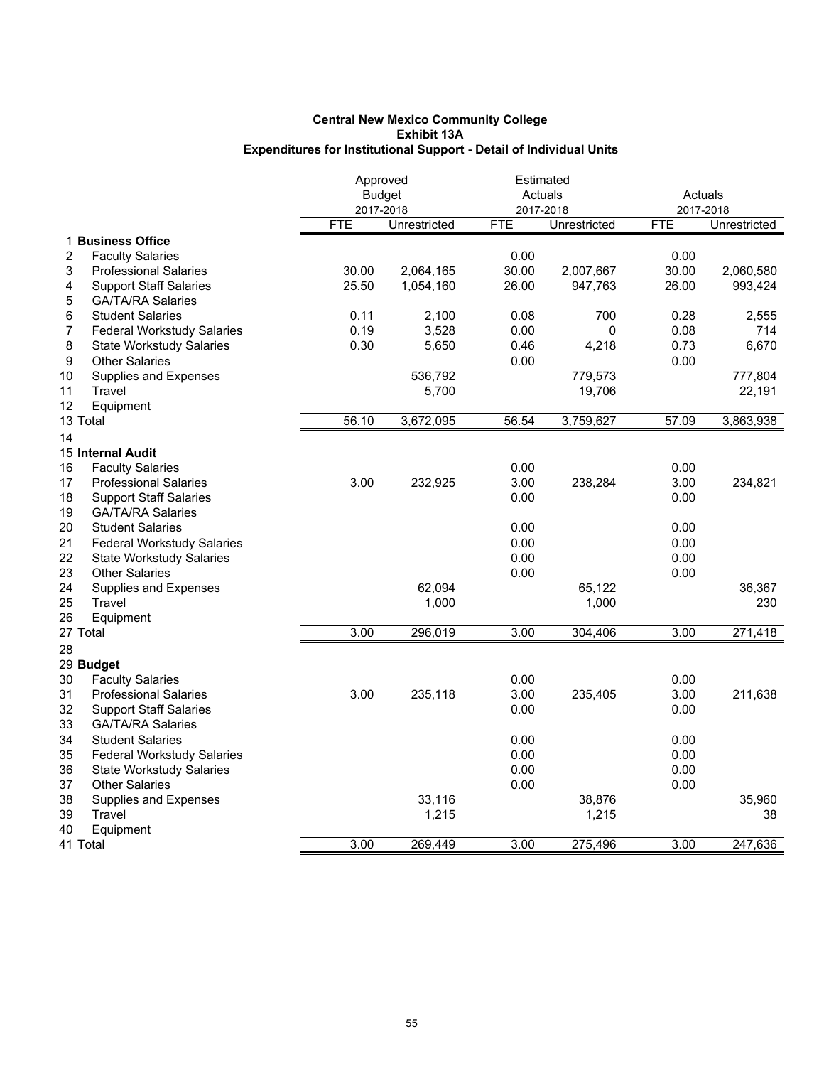**Central New Mexico Community College**
**Exhibit 13A**
**Expenditures for Institutional Support - Detail of Individual Units**

| | | Approved Budget 2017-2018 | | Estimated Actuals 2017-2018 | | Actuals 2017-2018 | |
|---|---|---|---|---|---|---|---|
| | | FTE | Unrestricted | FTE | Unrestricted | FTE | Unrestricted |
| 1 | **Business Office** | | | | | | |
| 2 | Faculty Salaries | | | 0.00 | | 0.00 | |
| 3 | Professional Salaries | 30.00 | 2,064,165 | 30.00 | 2,007,667 | 30.00 | 2,060,580 |
| 4 | Support Staff Salaries | 25.50 | 1,054,160 | 26.00 | 947,763 | 26.00 | 993,424 |
| 5 | GA/TA/RA Salaries | | | | | | |
| 6 | Student Salaries | 0.11 | 2,100 | 0.08 | 700 | 0.28 | 2,555 |
| 7 | Federal Workstudy Salaries | 0.19 | 3,528 | 0.00 | 0 | 0.08 | 714 |
| 8 | State Workstudy Salaries | 0.30 | 5,650 | 0.46 | 4,218 | 0.73 | 6,670 |
| 9 | Other Salaries | | | 0.00 | | 0.00 | |
| 10 | Supplies and Expenses | | 536,792 | | 779,573 | | 777,804 |
| 11 | Travel | | 5,700 | | 19,706 | | 22,191 |
| 12 | Equipment | | | | | | |
| 13 | Total | 56.10 | 3,672,095 | 56.54 | 3,759,627 | 57.09 | 3,863,938 |
| 14 | | | | | | | |
| 15 | **Internal Audit** | | | | | | |
| 16 | Faculty Salaries | | | 0.00 | | 0.00 | |
| 17 | Professional Salaries | 3.00 | 232,925 | 3.00 | 238,284 | 3.00 | 234,821 |
| 18 | Support Staff Salaries | | | 0.00 | | 0.00 | |
| 19 | GA/TA/RA Salaries | | | | | | |
| 20 | Student Salaries | | | 0.00 | | 0.00 | |
| 21 | Federal Workstudy Salaries | | | 0.00 | | 0.00 | |
| 22 | State Workstudy Salaries | | | 0.00 | | 0.00 | |
| 23 | Other Salaries | | | 0.00 | | 0.00 | |
| 24 | Supplies and Expenses | | 62,094 | | 65,122 | | 36,367 |
| 25 | Travel | | 1,000 | | 1,000 | | 230 |
| 26 | Equipment | | | | | | |
| 27 | Total | 3.00 | 296,019 | 3.00 | 304,406 | 3.00 | 271,418 |
| 28 | | | | | | | |
| 29 | **Budget** | | | | | | |
| 30 | Faculty Salaries | | | 0.00 | | 0.00 | |
| 31 | Professional Salaries | 3.00 | 235,118 | 3.00 | 235,405 | 3.00 | 211,638 |
| 32 | Support Staff Salaries | | | 0.00 | | 0.00 | |
| 33 | GA/TA/RA Salaries | | | | | | |
| 34 | Student Salaries | | | 0.00 | | 0.00 | |
| 35 | Federal Workstudy Salaries | | | 0.00 | | 0.00 | |
| 36 | State Workstudy Salaries | | | 0.00 | | 0.00 | |
| 37 | Other Salaries | | | 0.00 | | 0.00 | |
| 38 | Supplies and Expenses | | 33,116 | | 38,876 | | 35,960 |
| 39 | Travel | | 1,215 | | 1,215 | | 38 |
| 40 | Equipment | | | | | | |
| 41 | Total | 3.00 | 269,449 | 3.00 | 275,496 | 3.00 | 247,636 |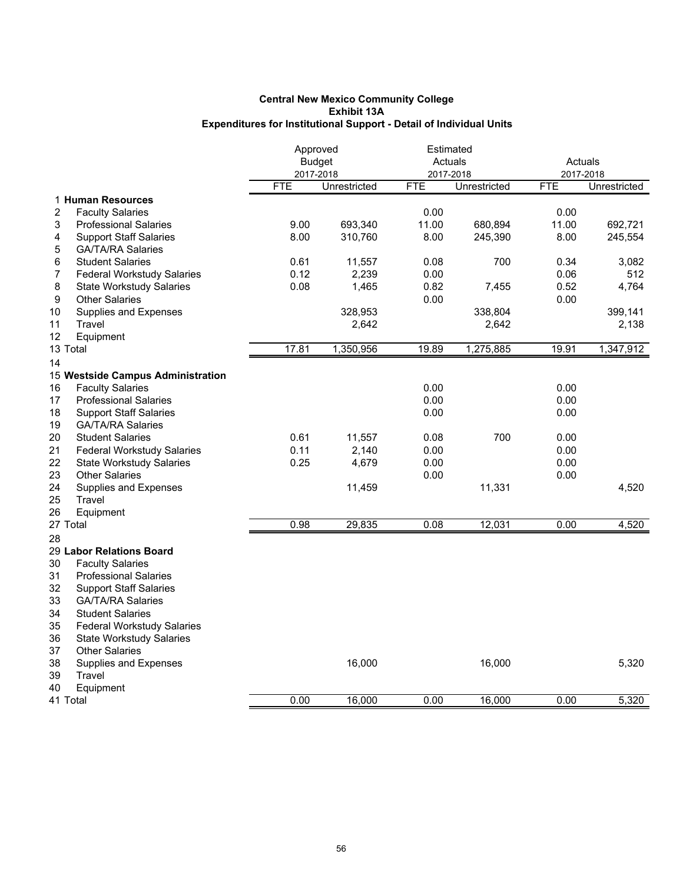**Central New Mexico Community College**
**Exhibit 13A**
**Expenditures for Institutional Support - Detail of Individual Units**

| | | Approved Budget 2017-2018 | | Estimated Actuals 2017-2018 | | Actuals 2017-2018 | |
|---|---|---|---|---|---|---|---|
| | | FTE | Unrestricted | FTE | Unrestricted | FTE | Unrestricted |
| 1 | **Human Resources** | | | | | | |
| 2 | Faculty Salaries | | | 0.00 | | 0.00 | |
| 3 | Professional Salaries | 9.00 | 693,340 | 11.00 | 680,894 | 11.00 | 692,721 |
| 4 | Support Staff Salaries | 8.00 | 310,760 | 8.00 | 245,390 | 8.00 | 245,554 |
| 5 | GA/TA/RA Salaries | | | | | | |
| 6 | Student Salaries | 0.61 | 11,557 | 0.08 | 700 | 0.34 | 3,082 |
| 7 | Federal Workstudy Salaries | 0.12 | 2,239 | 0.00 | | 0.06 | 512 |
| 8 | State Workstudy Salaries | 0.08 | 1,465 | 0.82 | 7,455 | 0.52 | 4,764 |
| 9 | Other Salaries | | | 0.00 | | 0.00 | |
| 10 | Supplies and Expenses | | 328,953 | | 338,804 | | 399,141 |
| 11 | Travel | | 2,642 | | 2,642 | | 2,138 |
| 12 | Equipment | | | | | | |
| 13 | Total | 17.81 | 1,350,956 | 19.89 | 1,275,885 | 19.91 | 1,347,912 |
| 14 | | | | | | | |
| 15 | **Westside Campus Administration** | | | | | | |
| 16 | Faculty Salaries | | | 0.00 | | 0.00 | |
| 17 | Professional Salaries | | | 0.00 | | 0.00 | |
| 18 | Support Staff Salaries | | | 0.00 | | 0.00 | |
| 19 | GA/TA/RA Salaries | | | | | | |
| 20 | Student Salaries | 0.61 | 11,557 | 0.08 | 700 | 0.00 | |
| 21 | Federal Workstudy Salaries | 0.11 | 2,140 | 0.00 | | 0.00 | |
| 22 | State Workstudy Salaries | 0.25 | 4,679 | 0.00 | | 0.00 | |
| 23 | Other Salaries | | | 0.00 | | 0.00 | |
| 24 | Supplies and Expenses | | 11,459 | | 11,331 | | 4,520 |
| 25 | Travel | | | | | | |
| 26 | Equipment | | | | | | |
| 27 | Total | 0.98 | 29,835 | 0.08 | 12,031 | 0.00 | 4,520 |
| 28 | | | | | | | |
| 29 | **Labor Relations Board** | | | | | | |
| 30 | Faculty Salaries | | | | | | |
| 31 | Professional Salaries | | | | | | |
| 32 | Support Staff Salaries | | | | | | |
| 33 | GA/TA/RA Salaries | | | | | | |
| 34 | Student Salaries | | | | | | |
| 35 | Federal Workstudy Salaries | | | | | | |
| 36 | State Workstudy Salaries | | | | | | |
| 37 | Other Salaries | | | | | | |
| 38 | Supplies and Expenses | | 16,000 | | 16,000 | | 5,320 |
| 39 | Travel | | | | | | |
| 40 | Equipment | | | | | | |
| 41 | Total | 0.00 | 16,000 | 0.00 | 16,000 | 0.00 | 5,320 |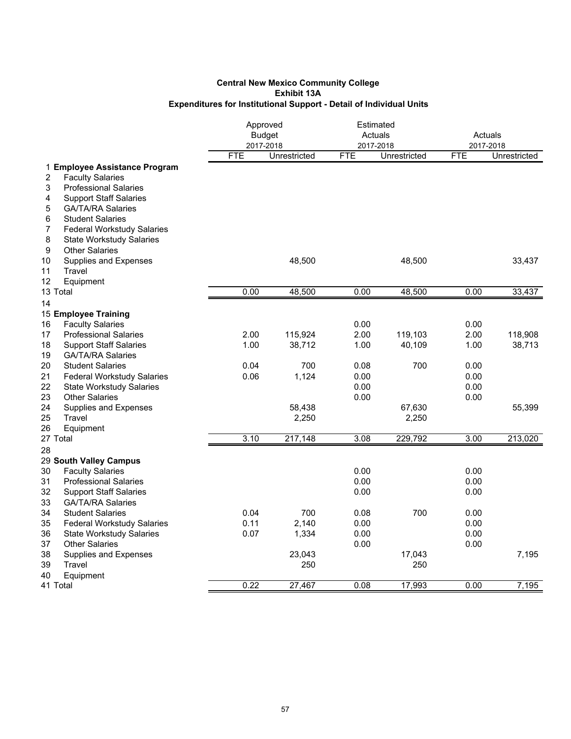**Central New Mexico Community College**
**Exhibit 13A**
**Expenditures for Institutional Support - Detail of Individual Units**

| | | Approved Budget 2017-2018 | | Estimated Actuals 2017-2018 | | Actuals 2017-2018 | |
|---|---|---|---|---|---|---|---|
| | | FTE | Unrestricted | FTE | Unrestricted | FTE | Unrestricted |
| 1 | **Employee Assistance Program** | | | | | | |
| 2 | Faculty Salaries | | | | | | |
| 3 | Professional Salaries | | | | | | |
| 4 | Support Staff Salaries | | | | | | |
| 5 | GA/TA/RA Salaries | | | | | | |
| 6 | Student Salaries | | | | | | |
| 7 | Federal Workstudy Salaries | | | | | | |
| 8 | State Workstudy Salaries | | | | | | |
| 9 | Other Salaries | | | | | | |
| 10 | Supplies and Expenses | | 48,500 | | 48,500 | | 33,437 |
| 11 | Travel | | | | | | |
| 12 | Equipment | | | | | | |
| 13 | Total | 0.00 | 48,500 | 0.00 | 48,500 | 0.00 | 33,437 |
| 14 | | | | | | | |
| 15 | **Employee Training** | | | | | | |
| 16 | Faculty Salaries | | | 0.00 | | 0.00 | |
| 17 | Professional Salaries | 2.00 | 115,924 | 2.00 | 119,103 | 2.00 | 118,908 |
| 18 | Support Staff Salaries | 1.00 | 38,712 | 1.00 | 40,109 | 1.00 | 38,713 |
| 19 | GA/TA/RA Salaries | | | | | | |
| 20 | Student Salaries | 0.04 | 700 | 0.08 | 700 | 0.00 | |
| 21 | Federal Workstudy Salaries | 0.06 | 1,124 | 0.00 | | 0.00 | |
| 22 | State Workstudy Salaries | | | 0.00 | | 0.00 | |
| 23 | Other Salaries | | | 0.00 | | 0.00 | |
| 24 | Supplies and Expenses | | 58,438 | | 67,630 | | 55,399 |
| 25 | Travel | | 2,250 | | 2,250 | | |
| 26 | Equipment | | | | | | |
| 27 | Total | 3.10 | 217,148 | 3.08 | 229,792 | 3.00 | 213,020 |
| 28 | | | | | | | |
| 29 | **South Valley Campus** | | | | | | |
| 30 | Faculty Salaries | | | 0.00 | | 0.00 | |
| 31 | Professional Salaries | | | 0.00 | | 0.00 | |
| 32 | Support Staff Salaries | | | 0.00 | | 0.00 | |
| 33 | GA/TA/RA Salaries | | | | | | |
| 34 | Student Salaries | 0.04 | 700 | 0.08 | 700 | 0.00 | |
| 35 | Federal Workstudy Salaries | 0.11 | 2,140 | 0.00 | | 0.00 | |
| 36 | State Workstudy Salaries | 0.07 | 1,334 | 0.00 | | 0.00 | |
| 37 | Other Salaries | | | 0.00 | | 0.00 | |
| 38 | Supplies and Expenses | | 23,043 | | 17,043 | | 7,195 |
| 39 | Travel | | 250 | | 250 | | |
| 40 | Equipment | | | | | | |
| 41 | Total | 0.22 | 27,467 | 0.08 | 17,993 | 0.00 | 7,195 |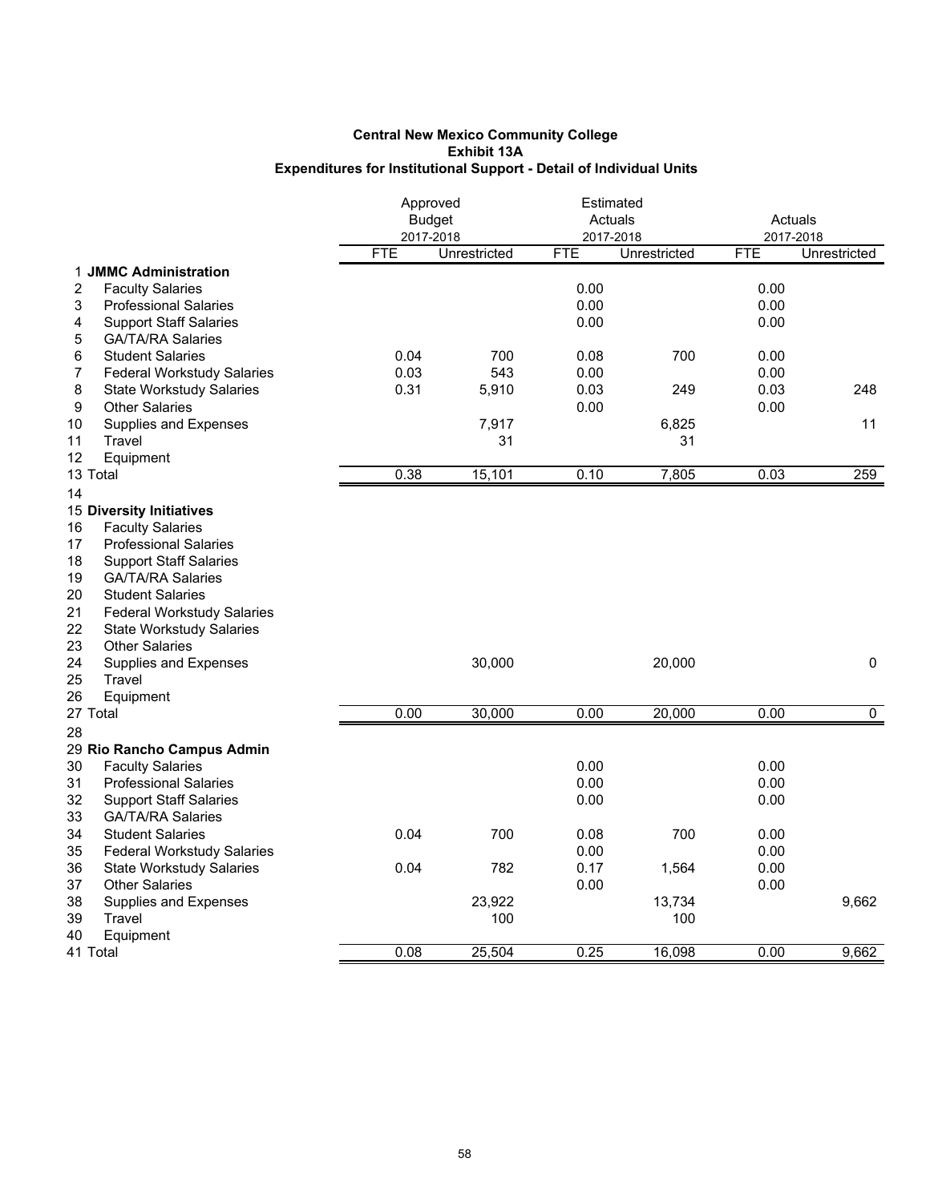**Central New Mexico Community College**
**Exhibit 13A**
**Expenditures for Institutional Support - Detail of Individual Units**

| | | Approved Budget 2017-2018 | | Estimated Actuals 2017-2018 | | Actuals 2017-2018 | |
|---|---|---|---|---|---|---|---|
| | | FTE | Unrestricted | FTE | Unrestricted | FTE | Unrestricted |
| 1 | **JMMC Administration** | | | | | | |
| 2 | Faculty Salaries | | | 0.00 | | 0.00 | |
| 3 | Professional Salaries | | | 0.00 | | 0.00 | |
| 4 | Support Staff Salaries | | | 0.00 | | 0.00 | |
| 5 | GA/TA/RA Salaries | | | | | | |
| 6 | Student Salaries | 0.04 | 700 | 0.08 | 700 | 0.00 | |
| 7 | Federal Workstudy Salaries | 0.03 | 543 | 0.00 | | 0.00 | |
| 8 | State Workstudy Salaries | 0.31 | 5,910 | 0.03 | 249 | 0.03 | 248 |
| 9 | Other Salaries | | | 0.00 | | 0.00 | |
| 10 | Supplies and Expenses | | 7,917 | | 6,825 | | 11 |
| 11 | Travel | | 31 | | 31 | | |
| 12 | Equipment | | | | | | |
| 13 | Total | 0.38 | 15,101 | 0.10 | 7,805 | 0.03 | 259 |
| 14 | | | | | | | |
| 15 | **Diversity Initiatives** | | | | | | |
| 16 | Faculty Salaries | | | | | | |
| 17 | Professional Salaries | | | | | | |
| 18 | Support Staff Salaries | | | | | | |
| 19 | GA/TA/RA Salaries | | | | | | |
| 20 | Student Salaries | | | | | | |
| 21 | Federal Workstudy Salaries | | | | | | |
| 22 | State Workstudy Salaries | | | | | | |
| 23 | Other Salaries | | | | | | |
| 24 | Supplies and Expenses | | 30,000 | | 20,000 | | 0 |
| 25 | Travel | | | | | | |
| 26 | Equipment | | | | | | |
| 27 | Total | 0.00 | 30,000 | 0.00 | 20,000 | 0.00 | 0 |
| 28 | | | | | | | |
| 29 | **Rio Rancho Campus Admin** | | | | | | |
| 30 | Faculty Salaries | | | 0.00 | | 0.00 | |
| 31 | Professional Salaries | | | 0.00 | | 0.00 | |
| 32 | Support Staff Salaries | | | 0.00 | | 0.00 | |
| 33 | GA/TA/RA Salaries | | | | | | |
| 34 | Student Salaries | 0.04 | 700 | 0.08 | 700 | 0.00 | |
| 35 | Federal Workstudy Salaries | | | 0.00 | | 0.00 | |
| 36 | State Workstudy Salaries | 0.04 | 782 | 0.17 | 1,564 | 0.00 | |
| 37 | Other Salaries | | | 0.00 | | 0.00 | |
| 38 | Supplies and Expenses | | 23,922 | | 13,734 | | 9,662 |
| 39 | Travel | | 100 | | 100 | | |
| 40 | Equipment | | | | | | |
| 41 | Total | 0.08 | 25,504 | 0.25 | 16,098 | 0.00 | 9,662 |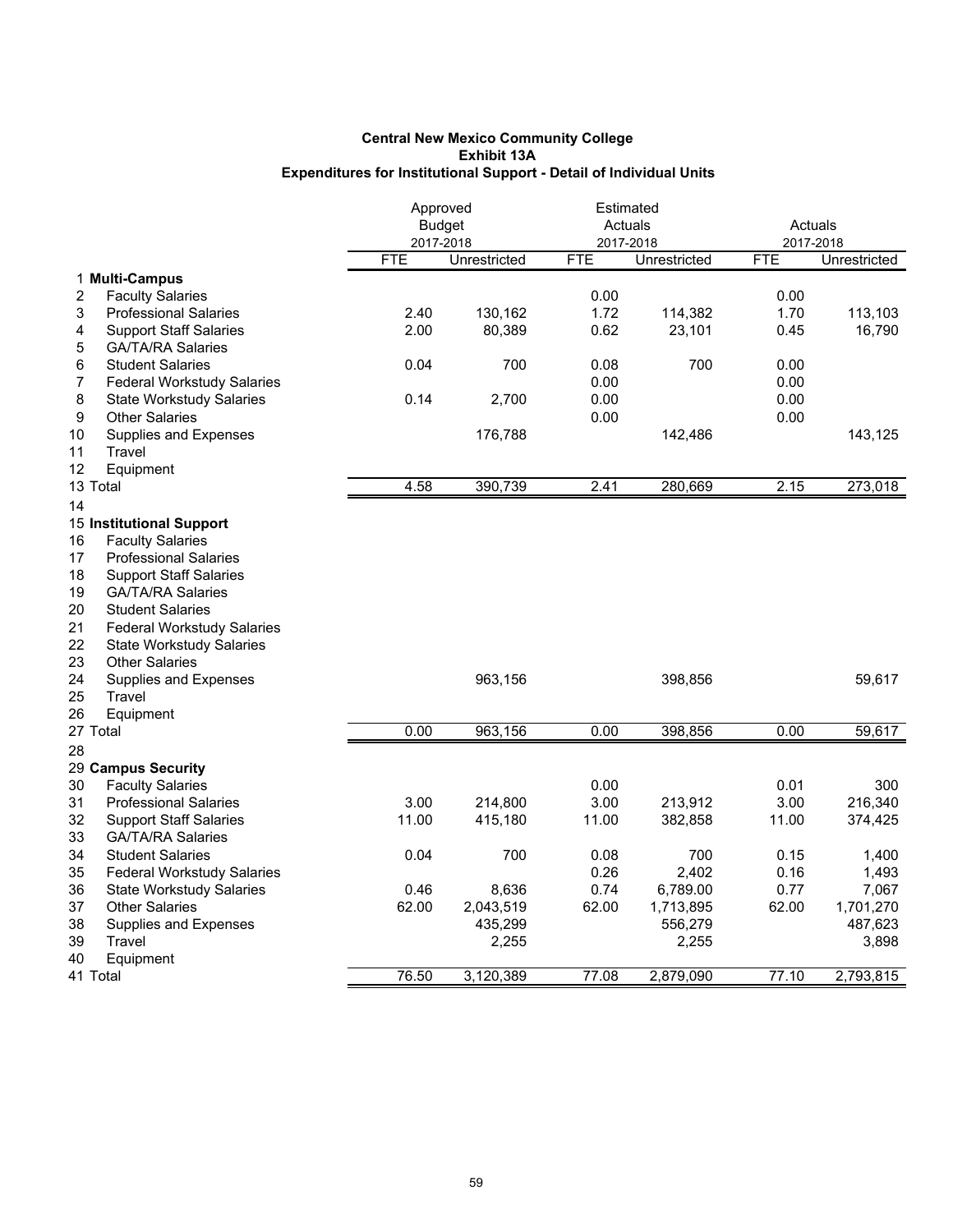**Central New Mexico Community College**
**Exhibit 13A**
**Expenditures for Institutional Support - Detail of Individual Units**

| | | Approved Budget 2017-2018 | | Estimated Actuals 2017-2018 | | Actuals 2017-2018 | |
|---|---|---|---|---|---|---|---|
| | | FTE | Unrestricted | FTE | Unrestricted | FTE | Unrestricted |
| 1 | **Multi-Campus** | | | | | | |
| 2 | Faculty Salaries | | | 0.00 | | 0.00 | |
| 3 | Professional Salaries | 2.40 | 130,162 | 1.72 | 114,382 | 1.70 | 113,103 |
| 4 | Support Staff Salaries | 2.00 | 80,389 | 0.62 | 23,101 | 0.45 | 16,790 |
| 5 | GA/TA/RA Salaries | | | | | | |
| 6 | Student Salaries | 0.04 | 700 | 0.08 | 700 | 0.00 | |
| 7 | Federal Workstudy Salaries | | | 0.00 | | 0.00 | |
| 8 | State Workstudy Salaries | 0.14 | 2,700 | 0.00 | | 0.00 | |
| 9 | Other Salaries | | | 0.00 | | 0.00 | |
| 10 | Supplies and Expenses | | 176,788 | | 142,486 | | 143,125 |
| 11 | Travel | | | | | | |
| 12 | Equipment | | | | | | |
| 13 | Total | 4.58 | 390,739 | 2.41 | 280,669 | 2.15 | 273,018 |
| 14 | | | | | | | |
| 15 | **Institutional Support** | | | | | | |
| 16 | Faculty Salaries | | | | | | |
| 17 | Professional Salaries | | | | | | |
| 18 | Support Staff Salaries | | | | | | |
| 19 | GA/TA/RA Salaries | | | | | | |
| 20 | Student Salaries | | | | | | |
| 21 | Federal Workstudy Salaries | | | | | | |
| 22 | State Workstudy Salaries | | | | | | |
| 23 | Other Salaries | | | | | | |
| 24 | Supplies and Expenses | | 963,156 | | 398,856 | | 59,617 |
| 25 | Travel | | | | | | |
| 26 | Equipment | | | | | | |
| 27 | Total | 0.00 | 963,156 | 0.00 | 398,856 | 0.00 | 59,617 |
| 28 | | | | | | | |
| 29 | **Campus Security** | | | | | | |
| 30 | Faculty Salaries | | | 0.00 | | 0.01 | 300 |
| 31 | Professional Salaries | 3.00 | 214,800 | 3.00 | 213,912 | 3.00 | 216,340 |
| 32 | Support Staff Salaries | 11.00 | 415,180 | 11.00 | 382,858 | 11.00 | 374,425 |
| 33 | GA/TA/RA Salaries | | | | | | |
| 34 | Student Salaries | 0.04 | 700 | 0.08 | 700 | 0.15 | 1,400 |
| 35 | Federal Workstudy Salaries | | | 0.26 | 2,402 | 0.16 | 1,493 |
| 36 | State Workstudy Salaries | 0.46 | 8,636 | 0.74 | 6,789.00 | 0.77 | 7,067 |
| 37 | Other Salaries | 62.00 | 2,043,519 | 62.00 | 1,713,895 | 62.00 | 1,701,270 |
| 38 | Supplies and Expenses | | 435,299 | | 556,279 | | 487,623 |
| 39 | Travel | | 2,255 | | 2,255 | | 3,898 |
| 40 | Equipment | | | | | | |
| 41 | Total | 76.50 | 3,120,389 | 77.08 | 2,879,090 | 77.10 | 2,793,815 |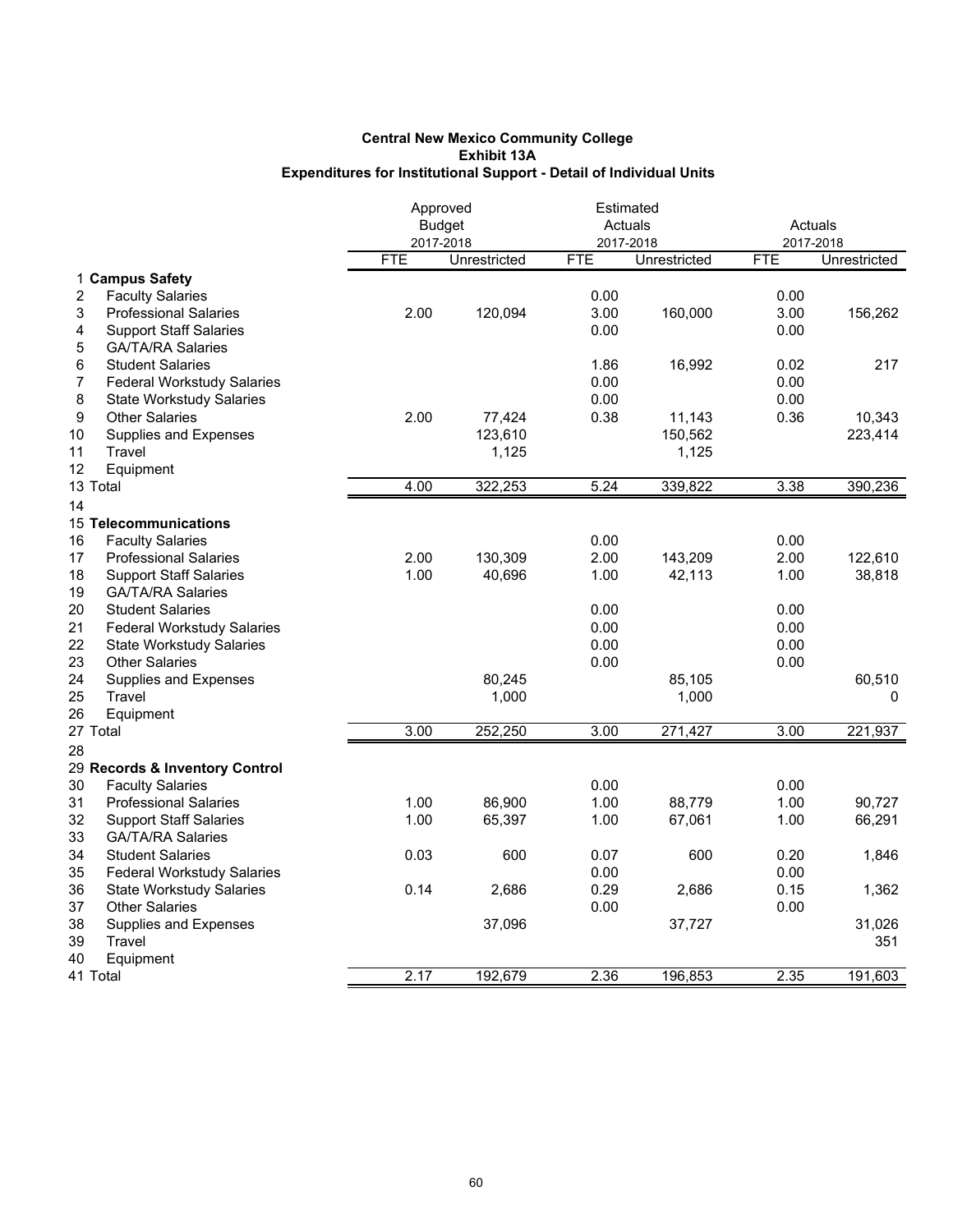**Central New Mexico Community College**
**Exhibit 13A**
**Expenditures for Institutional Support - Detail of Individual Units**

| | | Approved Budget 2017-2018 | | Estimated Actuals 2017-2018 | | Actuals 2017-2018 | |
|---|---|---|---|---|---|---|---|
| | | FTE | Unrestricted | FTE | Unrestricted | FTE | Unrestricted |
| 1 | **Campus Safety** | | | | | | |
| 2 | Faculty Salaries | | | 0.00 | | 0.00 | |
| 3 | Professional Salaries | 2.00 | 120,094 | 3.00 | 160,000 | 3.00 | 156,262 |
| 4 | Support Staff Salaries | | | 0.00 | | 0.00 | |
| 5 | GA/TA/RA Salaries | | | | | | |
| 6 | Student Salaries | | | 1.86 | 16,992 | 0.02 | 217 |
| 7 | Federal Workstudy Salaries | | | 0.00 | | 0.00 | |
| 8 | State Workstudy Salaries | | | 0.00 | | 0.00 | |
| 9 | Other Salaries | 2.00 | 77,424 | 0.38 | 11,143 | 0.36 | 10,343 |
| 10 | Supplies and Expenses | | 123,610 | | 150,562 | | 223,414 |
| 11 | Travel | | 1,125 | | 1,125 | | |
| 12 | Equipment | | | | | | |
| 13 | Total | 4.00 | 322,253 | 5.24 | 339,822 | 3.38 | 390,236 |
| 14 | | | | | | | |
| 15 | **Telecommunications** | | | | | | |
| 16 | Faculty Salaries | | | 0.00 | | 0.00 | |
| 17 | Professional Salaries | 2.00 | 130,309 | 2.00 | 143,209 | 2.00 | 122,610 |
| 18 | Support Staff Salaries | 1.00 | 40,696 | 1.00 | 42,113 | 1.00 | 38,818 |
| 19 | GA/TA/RA Salaries | | | | | | |
| 20 | Student Salaries | | | 0.00 | | 0.00 | |
| 21 | Federal Workstudy Salaries | | | 0.00 | | 0.00 | |
| 22 | State Workstudy Salaries | | | 0.00 | | 0.00 | |
| 23 | Other Salaries | | | 0.00 | | 0.00 | |
| 24 | Supplies and Expenses | | 80,245 | | 85,105 | | 60,510 |
| 25 | Travel | | 1,000 | | 1,000 | | 0 |
| 26 | Equipment | | | | | | |
| 27 | Total | 3.00 | 252,250 | 3.00 | 271,427 | 3.00 | 221,937 |
| 28 | | | | | | | |
| 29 | **Records & Inventory Control** | | | | | | |
| 30 | Faculty Salaries | | | 0.00 | | 0.00 | |
| 31 | Professional Salaries | 1.00 | 86,900 | 1.00 | 88,779 | 1.00 | 90,727 |
| 32 | Support Staff Salaries | 1.00 | 65,397 | 1.00 | 67,061 | 1.00 | 66,291 |
| 33 | GA/TA/RA Salaries | | | | | | |
| 34 | Student Salaries | 0.03 | 600 | 0.07 | 600 | 0.20 | 1,846 |
| 35 | Federal Workstudy Salaries | | | 0.00 | | 0.00 | |
| 36 | State Workstudy Salaries | 0.14 | 2,686 | 0.29 | 2,686 | 0.15 | 1,362 |
| 37 | Other Salaries | | | 0.00 | | 0.00 | |
| 38 | Supplies and Expenses | | 37,096 | | 37,727 | | 31,026 |
| 39 | Travel | | | | | | 351 |
| 40 | Equipment | | | | | | |
| 41 | Total | 2.17 | 192,679 | 2.36 | 196,853 | 2.35 | 191,603 |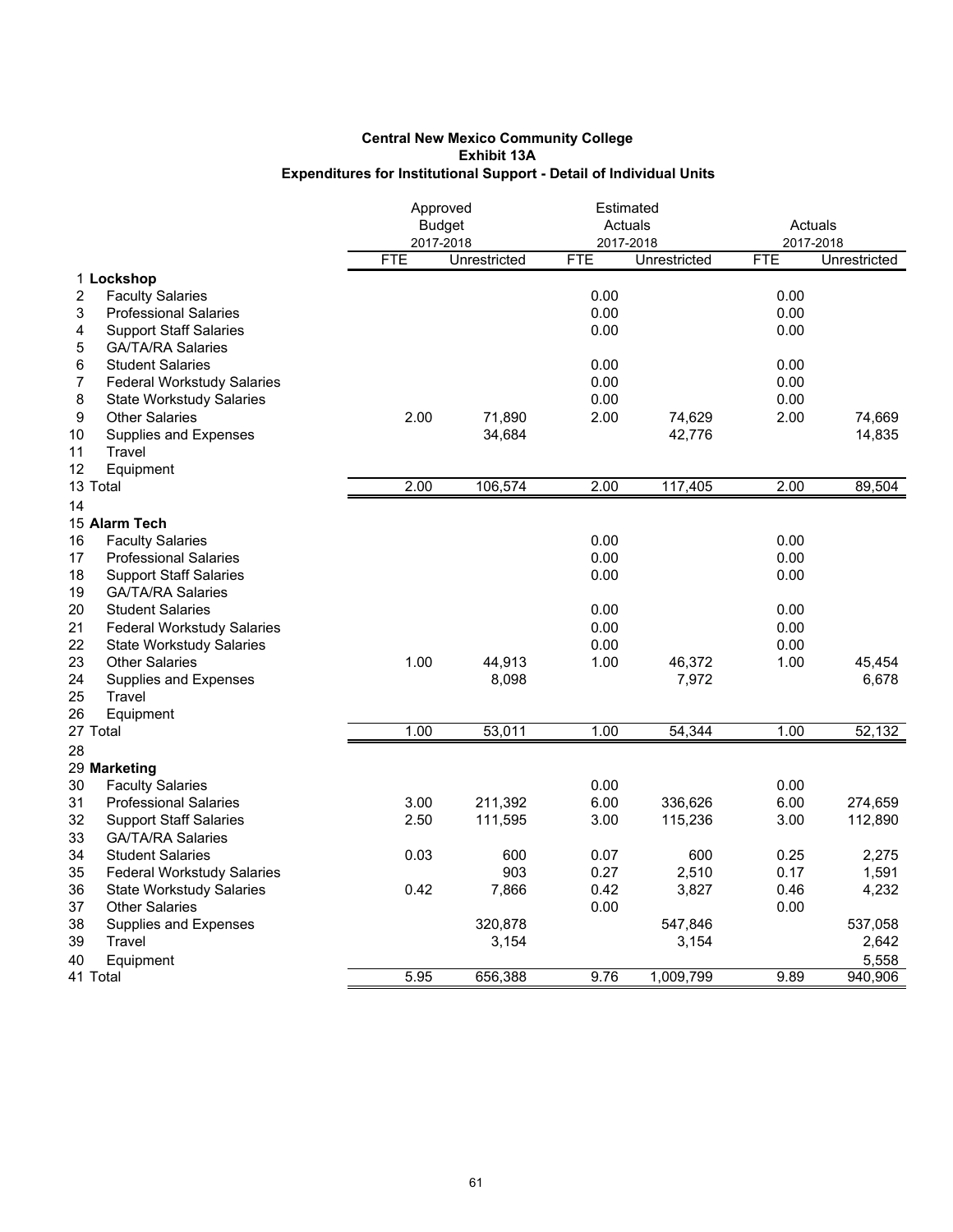**Central New Mexico Community College**
**Exhibit 13A**
**Expenditures for Institutional Support - Detail of Individual Units**

| | | Approved Budget 2017-2018 | | Estimated Actuals 2017-2018 | | Actuals 2017-2018 | |
|---|---|---|---|---|---|---|---|
| | | FTE | Unrestricted | FTE | Unrestricted | FTE | Unrestricted |
| 1 | **Lockshop** | | | | | | |
| 2 | Faculty Salaries | | | 0.00 | | 0.00 | |
| 3 | Professional Salaries | | | 0.00 | | 0.00 | |
| 4 | Support Staff Salaries | | | 0.00 | | 0.00 | |
| 5 | GA/TA/RA Salaries | | | | | | |
| 6 | Student Salaries | | | 0.00 | | 0.00 | |
| 7 | Federal Workstudy Salaries | | | 0.00 | | 0.00 | |
| 8 | State Workstudy Salaries | | | 0.00 | | 0.00 | |
| 9 | Other Salaries | 2.00 | 71,890 | 2.00 | 74,629 | 2.00 | 74,669 |
| 10 | Supplies and Expenses | | 34,684 | | 42,776 | | 14,835 |
| 11 | Travel | | | | | | |
| 12 | Equipment | | | | | | |
| 13 | Total | 2.00 | 106,574 | 2.00 | 117,405 | 2.00 | 89,504 |
| 14 | | | | | | | |
| 15 | **Alarm Tech** | | | | | | |
| 16 | Faculty Salaries | | | 0.00 | | 0.00 | |
| 17 | Professional Salaries | | | 0.00 | | 0.00 | |
| 18 | Support Staff Salaries | | | 0.00 | | 0.00 | |
| 19 | GA/TA/RA Salaries | | | | | | |
| 20 | Student Salaries | | | 0.00 | | 0.00 | |
| 21 | Federal Workstudy Salaries | | | 0.00 | | 0.00 | |
| 22 | State Workstudy Salaries | | | 0.00 | | 0.00 | |
| 23 | Other Salaries | 1.00 | 44,913 | 1.00 | 46,372 | 1.00 | 45,454 |
| 24 | Supplies and Expenses | | 8,098 | | 7,972 | | 6,678 |
| 25 | Travel | | | | | | |
| 26 | Equipment | | | | | | |
| 27 | Total | 1.00 | 53,011 | 1.00 | 54,344 | 1.00 | 52,132 |
| 28 | | | | | | | |
| 29 | **Marketing** | | | | | | |
| 30 | Faculty Salaries | | | 0.00 | | 0.00 | |
| 31 | Professional Salaries | 3.00 | 211,392 | 6.00 | 336,626 | 6.00 | 274,659 |
| 32 | Support Staff Salaries | 2.50 | 111,595 | 3.00 | 115,236 | 3.00 | 112,890 |
| 33 | GA/TA/RA Salaries | | | | | | |
| 34 | Student Salaries | 0.03 | 600 | 0.07 | 600 | 0.25 | 2,275 |
| 35 | Federal Workstudy Salaries | | 903 | 0.27 | 2,510 | 0.17 | 1,591 |
| 36 | State Workstudy Salaries | 0.42 | 7,866 | 0.42 | 3,827 | 0.46 | 4,232 |
| 37 | Other Salaries | | | 0.00 | | 0.00 | |
| 38 | Supplies and Expenses | | 320,878 | | 547,846 | | 537,058 |
| 39 | Travel | | 3,154 | | 3,154 | | 2,642 |
| 40 | Equipment | | | | | | 5,558 |
| 41 | Total | 5.95 | 656,388 | 9.76 | 1,009,799 | 9.89 | 940,906 |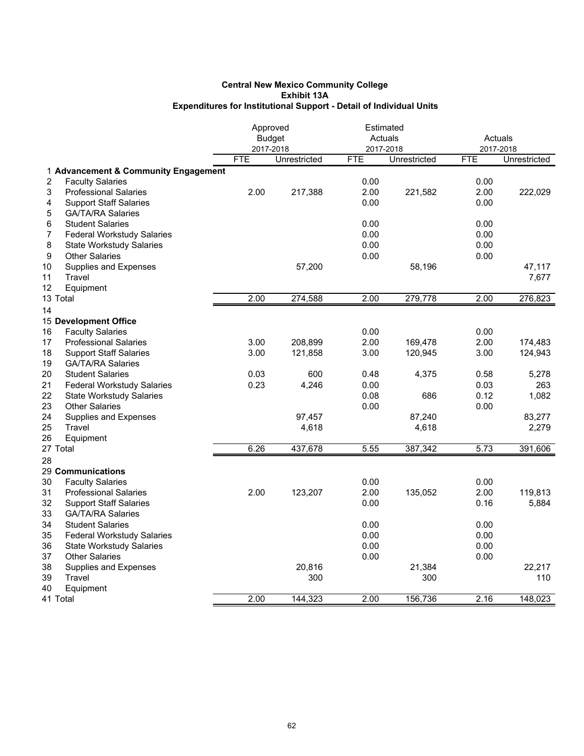**Central New Mexico Community College**
**Exhibit 13A**
**Expenditures for Institutional Support - Detail of Individual Units**

| | | Approved Budget 2017-2018 | | Estimated Actuals 2017-2018 | | Actuals 2017-2018 | |
|---|---|---|---|---|---|---|---|
| | | FTE | Unrestricted | FTE | Unrestricted | FTE | Unrestricted |
| 1 | **Advancement & Community Engagement** | | | | | | |
| 2 | Faculty Salaries | | | 0.00 | | 0.00 | |
| 3 | Professional Salaries | 2.00 | 217,388 | 2.00 | 221,582 | 2.00 | 222,029 |
| 4 | Support Staff Salaries | | | 0.00 | | 0.00 | |
| 5 | GA/TA/RA Salaries | | | | | | |
| 6 | Student Salaries | | | 0.00 | | 0.00 | |
| 7 | Federal Workstudy Salaries | | | 0.00 | | 0.00 | |
| 8 | State Workstudy Salaries | | | 0.00 | | 0.00 | |
| 9 | Other Salaries | | | 0.00 | | 0.00 | |
| 10 | Supplies and Expenses | | 57,200 | | 58,196 | | 47,117 |
| 11 | Travel | | | | | | 7,677 |
| 12 | Equipment | | | | | | |
| 13 | Total | 2.00 | 274,588 | 2.00 | 279,778 | 2.00 | 276,823 |
| 14 | | | | | | | |
| 15 | **Development Office** | | | | | | |
| 16 | Faculty Salaries | | | 0.00 | | 0.00 | |
| 17 | Professional Salaries | 3.00 | 208,899 | 2.00 | 169,478 | 2.00 | 174,483 |
| 18 | Support Staff Salaries | 3.00 | 121,858 | 3.00 | 120,945 | 3.00 | 124,943 |
| 19 | GA/TA/RA Salaries | | | | | | |
| 20 | Student Salaries | 0.03 | 600 | 0.48 | 4,375 | 0.58 | 5,278 |
| 21 | Federal Workstudy Salaries | 0.23 | 4,246 | 0.00 | | 0.03 | 263 |
| 22 | State Workstudy Salaries | | | 0.08 | 686 | 0.12 | 1,082 |
| 23 | Other Salaries | | | 0.00 | | 0.00 | |
| 24 | Supplies and Expenses | | 97,457 | | 87,240 | | 83,277 |
| 25 | Travel | | 4,618 | | 4,618 | | 2,279 |
| 26 | Equipment | | | | | | |
| 27 | Total | 6.26 | 437,678 | 5.55 | 387,342 | 5.73 | 391,606 |
| 28 | | | | | | | |
| 29 | **Communications** | | | | | | |
| 30 | Faculty Salaries | | | 0.00 | | 0.00 | |
| 31 | Professional Salaries | 2.00 | 123,207 | 2.00 | 135,052 | 2.00 | 119,813 |
| 32 | Support Staff Salaries | | | 0.00 | | 0.16 | 5,884 |
| 33 | GA/TA/RA Salaries | | | | | | |
| 34 | Student Salaries | | | 0.00 | | 0.00 | |
| 35 | Federal Workstudy Salaries | | | 0.00 | | 0.00 | |
| 36 | State Workstudy Salaries | | | 0.00 | | 0.00 | |
| 37 | Other Salaries | | | 0.00 | | 0.00 | |
| 38 | Supplies and Expenses | | 20,816 | | 21,384 | | 22,217 |
| 39 | Travel | | 300 | | 300 | | 110 |
| 40 | Equipment | | | | | | |
| 41 | Total | 2.00 | 144,323 | 2.00 | 156,736 | 2.16 | 148,023 |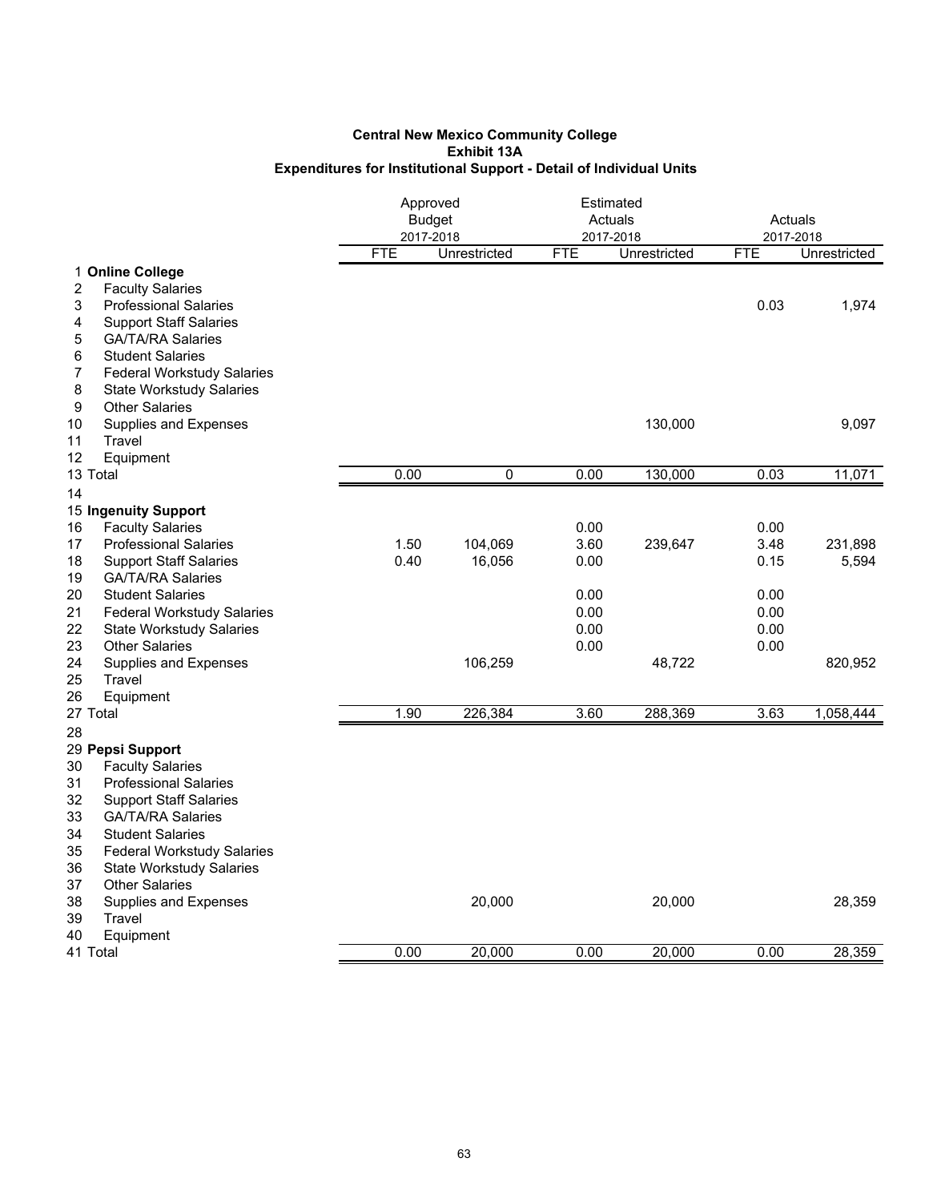**Central New Mexico Community College**
**Exhibit 13A**
**Expenditures for Institutional Support - Detail of Individual Units**

| | | Approved Budget 2017-2018 | | Estimated Actuals 2017-2018 | | Actuals 2017-2018 | |
|---|---|---|---|---|---|---|---|
| | | FTE | Unrestricted | FTE | Unrestricted | FTE | Unrestricted |
| 1 | **Online College** | | | | | | |
| 2 | Faculty Salaries | | | | | | |
| 3 | Professional Salaries | | | | | 0.03 | 1,974 |
| 4 | Support Staff Salaries | | | | | | |
| 5 | GA/TA/RA Salaries | | | | | | |
| 6 | Student Salaries | | | | | | |
| 7 | Federal Workstudy Salaries | | | | | | |
| 8 | State Workstudy Salaries | | | | | | |
| 9 | Other Salaries | | | | | | |
| 10 | Supplies and Expenses | | | | 130,000 | | 9,097 |
| 11 | Travel | | | | | | |
| 12 | Equipment | | | | | | |
| 13 | Total | 0.00 | 0 | 0.00 | 130,000 | 0.03 | 11,071 |
| 14 | | | | | | | |
| 15 | **Ingenuity Support** | | | | | | |
| 16 | Faculty Salaries | | | 0.00 | | 0.00 | |
| 17 | Professional Salaries | 1.50 | 104,069 | 3.60 | 239,647 | 3.48 | 231,898 |
| 18 | Support Staff Salaries | 0.40 | 16,056 | 0.00 | | 0.15 | 5,594 |
| 19 | GA/TA/RA Salaries | | | | | | |
| 20 | Student Salaries | | | 0.00 | | 0.00 | |
| 21 | Federal Workstudy Salaries | | | 0.00 | | 0.00 | |
| 22 | State Workstudy Salaries | | | 0.00 | | 0.00 | |
| 23 | Other Salaries | | | 0.00 | | 0.00 | |
| 24 | Supplies and Expenses | | 106,259 | | 48,722 | | 820,952 |
| 25 | Travel | | | | | | |
| 26 | Equipment | | | | | | |
| 27 | Total | 1.90 | 226,384 | 3.60 | 288,369 | 3.63 | 1,058,444 |
| 28 | | | | | | | |
| 29 | **Pepsi Support** | | | | | | |
| 30 | Faculty Salaries | | | | | | |
| 31 | Professional Salaries | | | | | | |
| 32 | Support Staff Salaries | | | | | | |
| 33 | GA/TA/RA Salaries | | | | | | |
| 34 | Student Salaries | | | | | | |
| 35 | Federal Workstudy Salaries | | | | | | |
| 36 | State Workstudy Salaries | | | | | | |
| 37 | Other Salaries | | | | | | |
| 38 | Supplies and Expenses | | 20,000 | | 20,000 | | 28,359 |
| 39 | Travel | | | | | | |
| 40 | Equipment | | | | | | |
| 41 | Total | 0.00 | 20,000 | 0.00 | 20,000 | 0.00 | 28,359 |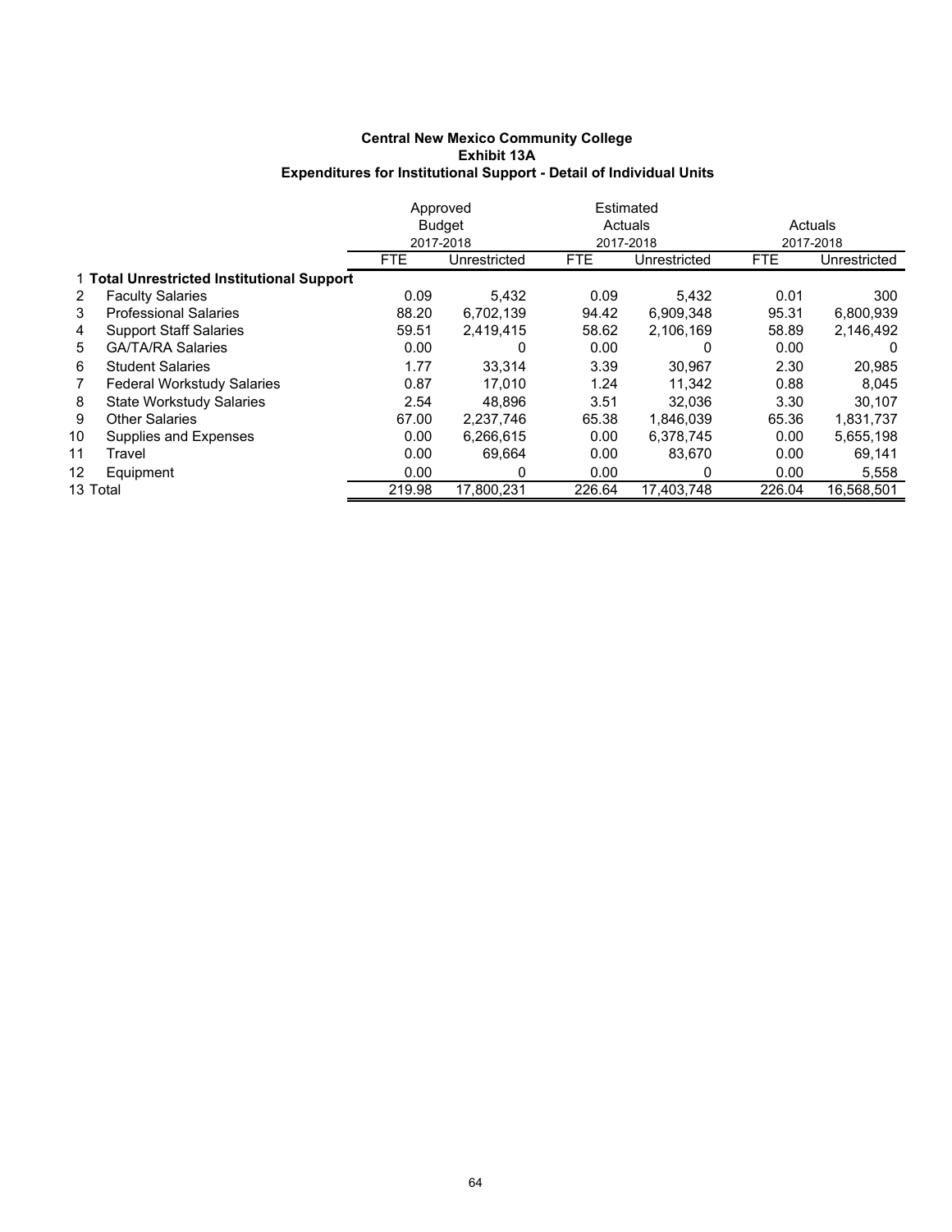**Central New Mexico Community College**
**Exhibit 13A**
**Expenditures for Institutional Support - Detail of Individual Units**

| | | Approved Budget 2017-2018 | | Estimated Actuals 2017-2018 | | Actuals 2017-2018 | |
|---|---|---|---|---|---|---|---|
| | | FTE | Unrestricted | FTE | Unrestricted | FTE | Unrestricted |
| 1 | **Total Unrestricted Institutional Support** | | | | | | |
| 2 | Faculty Salaries | 0.09 | 5,432 | 0.09 | 5,432 | 0.01 | 300 |
| 3 | Professional Salaries | 88.20 | 6,702,139 | 94.42 | 6,909,348 | 95.31 | 6,800,939 |
| 4 | Support Staff Salaries | 59.51 | 2,419,415 | 58.62 | 2,106,169 | 58.89 | 2,146,492 |
| 5 | GA/TA/RA Salaries | 0.00 | 0 | 0.00 | 0 | 0.00 | 0 |
| 6 | Student Salaries | 1.77 | 33,314 | 3.39 | 30,967 | 2.30 | 20,985 |
| 7 | Federal Workstudy Salaries | 0.87 | 17,010 | 1.24 | 11,342 | 0.88 | 8,045 |
| 8 | State Workstudy Salaries | 2.54 | 48,896 | 3.51 | 32,036 | 3.30 | 30,107 |
| 9 | Other Salaries | 67.00 | 2,237,746 | 65.38 | 1,846,039 | 65.36 | 1,831,737 |
| 10 | Supplies and Expenses | 0.00 | 6,266,615 | 0.00 | 6,378,745 | 0.00 | 5,655,198 |
| 11 | Travel | 0.00 | 69,664 | 0.00 | 83,670 | 0.00 | 69,141 |
| 12 | Equipment | 0.00 | 0 | 0.00 | 0 | 0.00 | 5,558 |
| 13 | Total | 219.98 | 17,800,231 | 226.64 | 17,403,748 | 226.04 | 16,568,501 |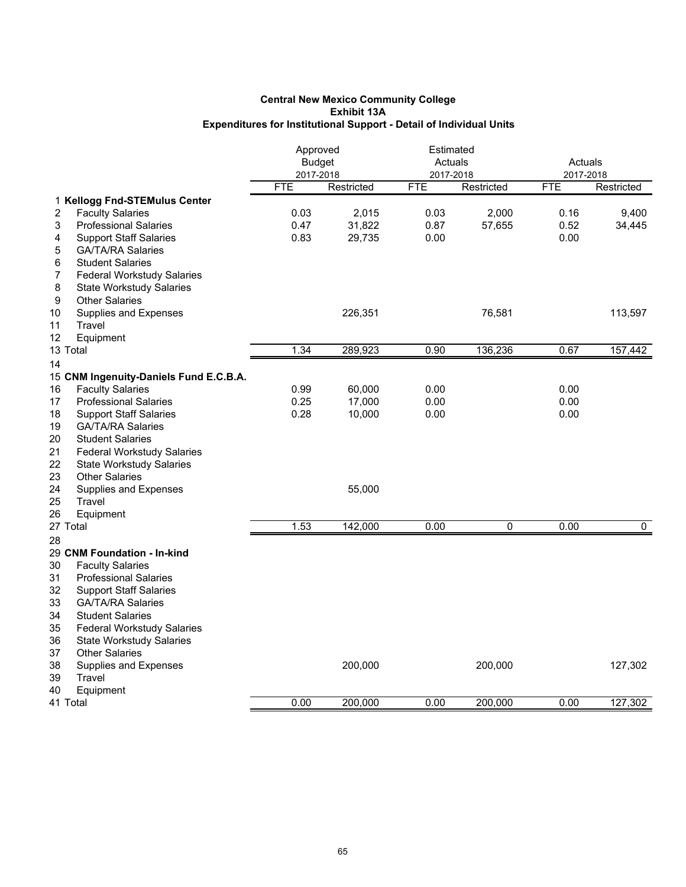**Central New Mexico Community College**
**Exhibit 13A**
**Expenditures for Institutional Support - Detail of Individual Units**

| | | Approved Budget 2017-2018 | | Estimated Actuals 2017-2018 | | Actuals 2017-2018 | |
|---|---|---|---|---|---|---|---|
| | | FTE | Restricted | FTE | Restricted | FTE | Restricted |
| 1 | **Kellogg Fnd-STEMulus Center** | | | | | | |
| 2 | Faculty Salaries | 0.03 | 2,015 | 0.03 | 2,000 | 0.16 | 9,400 |
| 3 | Professional Salaries | 0.47 | 31,822 | 0.87 | 57,655 | 0.52 | 34,445 |
| 4 | Support Staff Salaries | 0.83 | 29,735 | 0.00 | | 0.00 | |
| 5 | GA/TA/RA Salaries | | | | | | |
| 6 | Student Salaries | | | | | | |
| 7 | Federal Workstudy Salaries | | | | | | |
| 8 | State Workstudy Salaries | | | | | | |
| 9 | Other Salaries | | | | | | |
| 10 | Supplies and Expenses | | 226,351 | | 76,581 | | 113,597 |
| 11 | Travel | | | | | | |
| 12 | Equipment | | | | | | |
| 13 | Total | 1.34 | 289,923 | 0.90 | 136,236 | 0.67 | 157,442 |
| 14 | | | | | | | |
| 15 | **CNM Ingenuity-Daniels Fund E.C.B.A.** | | | | | | |
| 16 | Faculty Salaries | 0.99 | 60,000 | 0.00 | | 0.00 | |
| 17 | Professional Salaries | 0.25 | 17,000 | 0.00 | | 0.00 | |
| 18 | Support Staff Salaries | 0.28 | 10,000 | 0.00 | | 0.00 | |
| 19 | GA/TA/RA Salaries | | | | | | |
| 20 | Student Salaries | | | | | | |
| 21 | Federal Workstudy Salaries | | | | | | |
| 22 | State Workstudy Salaries | | | | | | |
| 23 | Other Salaries | | | | | | |
| 24 | Supplies and Expenses | | 55,000 | | | | |
| 25 | Travel | | | | | | |
| 26 | Equipment | | | | | | |
| 27 | Total | 1.53 | 142,000 | 0.00 | 0 | 0.00 | 0 |
| 28 | | | | | | | |
| 29 | **CNM Foundation - In-kind** | | | | | | |
| 30 | Faculty Salaries | | | | | | |
| 31 | Professional Salaries | | | | | | |
| 32 | Support Staff Salaries | | | | | | |
| 33 | GA/TA/RA Salaries | | | | | | |
| 34 | Student Salaries | | | | | | |
| 35 | Federal Workstudy Salaries | | | | | | |
| 36 | State Workstudy Salaries | | | | | | |
| 37 | Other Salaries | | | | | | |
| 38 | Supplies and Expenses | | 200,000 | | 200,000 | | 127,302 |
| 39 | Travel | | | | | | |
| 40 | Equipment | | | | | | |
| 41 | Total | 0.00 | 200,000 | 0.00 | 200,000 | 0.00 | 127,302 |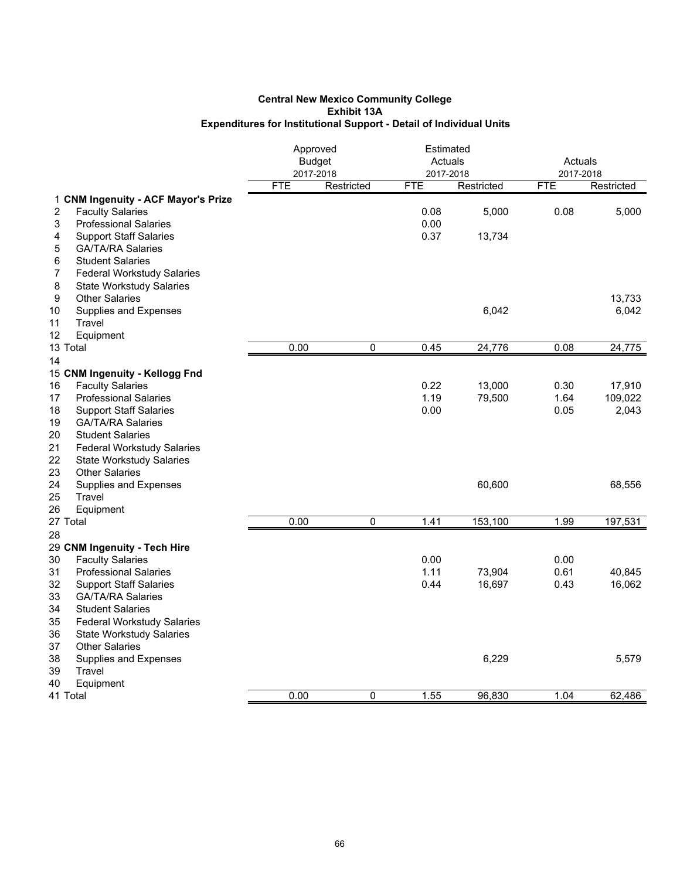**Central New Mexico Community College**
**Exhibit 13A**
**Expenditures for Institutional Support - Detail of Individual Units**

| | | Approved Budget 2017-2018 | | Estimated Actuals 2017-2018 | | Actuals 2017-2018 | |
|---|---|---|---|---|---|---|---|
| | | FTE | Restricted | FTE | Restricted | FTE | Restricted |
| 1 | **CNM Ingenuity - ACF Mayor's Prize** | | | | | | |
| 2 | Faculty Salaries | | | 0.08 | 5,000 | 0.08 | 5,000 |
| 3 | Professional Salaries | | | 0.00 | | | |
| 4 | Support Staff Salaries | | | 0.37 | 13,734 | | |
| 5 | GA/TA/RA Salaries | | | | | | |
| 6 | Student Salaries | | | | | | |
| 7 | Federal Workstudy Salaries | | | | | | |
| 8 | State Workstudy Salaries | | | | | | |
| 9 | Other Salaries | | | | | | 13,733 |
| 10 | Supplies and Expenses | | | | 6,042 | | 6,042 |
| 11 | Travel | | | | | | |
| 12 | Equipment | | | | | | |
| 13 | Total | 0.00 | 0 | 0.45 | 24,776 | 0.08 | 24,775 |
| 14 | | | | | | | |
| 15 | **CNM Ingenuity - Kellogg Fnd** | | | | | | |
| 16 | Faculty Salaries | | | 0.22 | 13,000 | 0.30 | 17,910 |
| 17 | Professional Salaries | | | 1.19 | 79,500 | 1.64 | 109,022 |
| 18 | Support Staff Salaries | | | 0.00 | | 0.05 | 2,043 |
| 19 | GA/TA/RA Salaries | | | | | | |
| 20 | Student Salaries | | | | | | |
| 21 | Federal Workstudy Salaries | | | | | | |
| 22 | State Workstudy Salaries | | | | | | |
| 23 | Other Salaries | | | | | | |
| 24 | Supplies and Expenses | | | | 60,600 | | 68,556 |
| 25 | Travel | | | | | | |
| 26 | Equipment | | | | | | |
| 27 | Total | 0.00 | 0 | 1.41 | 153,100 | 1.99 | 197,531 |
| 28 | | | | | | | |
| 29 | **CNM Ingenuity - Tech Hire** | | | | | | |
| 30 | Faculty Salaries | | | 0.00 | | 0.00 | |
| 31 | Professional Salaries | | | 1.11 | 73,904 | 0.61 | 40,845 |
| 32 | Support Staff Salaries | | | 0.44 | 16,697 | 0.43 | 16,062 |
| 33 | GA/TA/RA Salaries | | | | | | |
| 34 | Student Salaries | | | | | | |
| 35 | Federal Workstudy Salaries | | | | | | |
| 36 | State Workstudy Salaries | | | | | | |
| 37 | Other Salaries | | | | | | |
| 38 | Supplies and Expenses | | | | 6,229 | | 5,579 |
| 39 | Travel | | | | | | |
| 40 | Equipment | | | | | | |
| 41 | Total | 0.00 | 0 | 1.55 | 96,830 | 1.04 | 62,486 |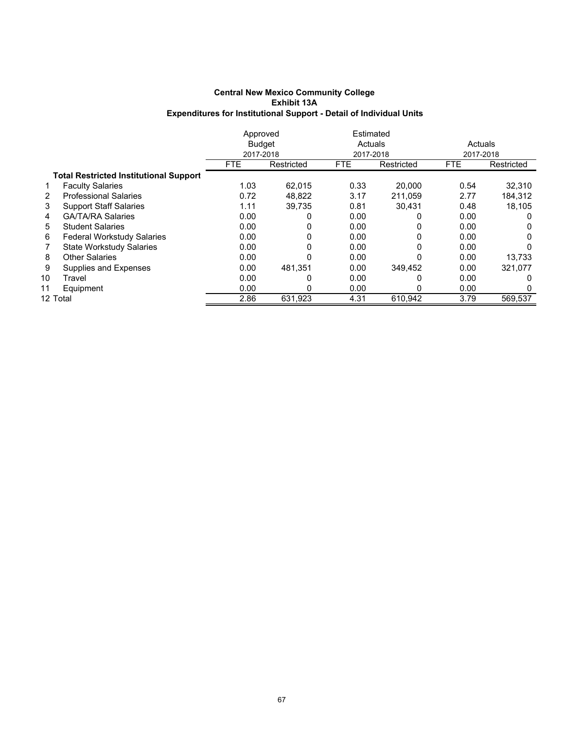**Central New Mexico Community College**
**Exhibit 13A**
**Expenditures for Institutional Support - Detail of Individual Units**

| | | Approved Budget 2017-2018 | | Estimated Actuals 2017-2018 | | Actuals 2017-2018 | |
|---|---|---|---|---|---|---|---|
| | | FTE | Restricted | FTE | Restricted | FTE | Restricted |
| | **Total Restricted Institutional Support** | | | | | | |
| 1 | Faculty Salaries | 1.03 | 62,015 | 0.33 | 20,000 | 0.54 | 32,310 |
| 2 | Professional Salaries | 0.72 | 48,822 | 3.17 | 211,059 | 2.77 | 184,312 |
| 3 | Support Staff Salaries | 1.11 | 39,735 | 0.81 | 30,431 | 0.48 | 18,105 |
| 4 | GA/TA/RA Salaries | 0.00 | 0 | 0.00 | 0 | 0.00 | 0 |
| 5 | Student Salaries | 0.00 | 0 | 0.00 | 0 | 0.00 | 0 |
| 6 | Federal Workstudy Salaries | 0.00 | 0 | 0.00 | 0 | 0.00 | 0 |
| 7 | State Workstudy Salaries | 0.00 | 0 | 0.00 | 0 | 0.00 | 0 |
| 8 | Other Salaries | 0.00 | 0 | 0.00 | 0 | 0.00 | 13,733 |
| 9 | Supplies and Expenses | 0.00 | 481,351 | 0.00 | 349,452 | 0.00 | 321,077 |
| 10 | Travel | 0.00 | 0 | 0.00 | 0 | 0.00 | 0 |
| 11 | Equipment | 0.00 | 0 | 0.00 | 0 | 0.00 | 0 |
| 12 | Total | 2.86 | 631,923 | 4.31 | 610,942 | 3.79 | 569,537 |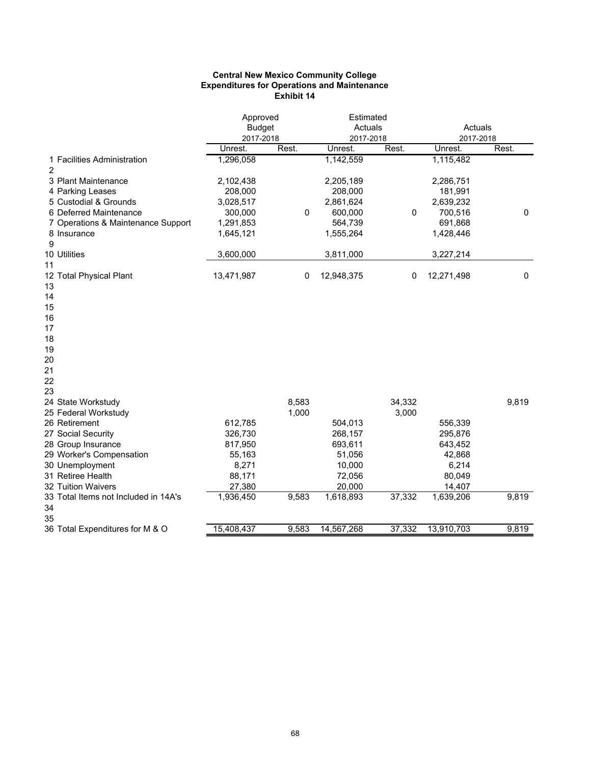**Central New Mexico Community College**
**Expenditures for Operations and Maintenance**
**Exhibit 14**

| | Approved Budget 2017-2018 | | Estimated Actuals 2017-2018 | | Actuals 2017-2018 | |
|---|---|---|---|---|---|---|
| | Unrest. | Rest. | Unrest. | Rest. | Unrest. | Rest. |
| 1 Facilities Administration | 1,296,058 | | 1,142,559 | | 1,115,482 | |
| 2 | | | | | | |
| 3 Plant Maintenance | 2,102,438 | | 2,205,189 | | 2,286,751 | |
| 4 Parking Leases | 208,000 | | 208,000 | | 181,991 | |
| 5 Custodial & Grounds | 3,028,517 | | 2,861,624 | | 2,639,232 | |
| 6 Deferred Maintenance | 300,000 | 0 | 600,000 | 0 | 700,516 | 0 |
| 7 Operations & Maintenance Support | 1,291,853 | | 564,739 | | 691,868 | |
| 8 Insurance | 1,645,121 | | 1,555,264 | | 1,428,446 | |
| 9 | | | | | | |
| 10 Utilities | 3,600,000 | | 3,811,000 | | 3,227,214 | |
| 11 | | | | | | |
| 12 Total Physical Plant | 13,471,987 | 0 | 12,948,375 | 0 | 12,271,498 | 0 |
| 13 | | | | | | |
| 14 | | | | | | |
| 15 | | | | | | |
| 16 | | | | | | |
| 17 | | | | | | |
| 18 | | | | | | |
| 19 | | | | | | |
| 20 | | | | | | |
| 21 | | | | | | |
| 22 | | | | | | |
| 23 | | | | | | |
| 24 State Workstudy | | 8,583 | | 34,332 | | 9,819 |
| 25 Federal Workstudy | | 1,000 | | 3,000 | | |
| 26 Retirement | 612,785 | | 504,013 | | 556,339 | |
| 27 Social Security | 326,730 | | 268,157 | | 295,876 | |
| 28 Group Insurance | 817,950 | | 693,611 | | 643,452 | |
| 29 Worker's Compensation | 55,163 | | 51,056 | | 42,868 | |
| 30 Unemployment | 8,271 | | 10,000 | | 6,214 | |
| 31 Retiree Health | 88,171 | | 72,056 | | 80,049 | |
| 32 Tuition Waivers | 27,380 | | 20,000 | | 14,407 | |
| 33 Total Items not Included in 14A's | 1,936,450 | 9,583 | 1,618,893 | 37,332 | 1,639,206 | 9,819 |
| 34 | | | | | | |
| 35 | | | | | | |
| 36 Total Expenditures for M & O | 15,408,437 | 9,583 | 14,567,268 | 37,332 | 13,910,703 | 9,819 |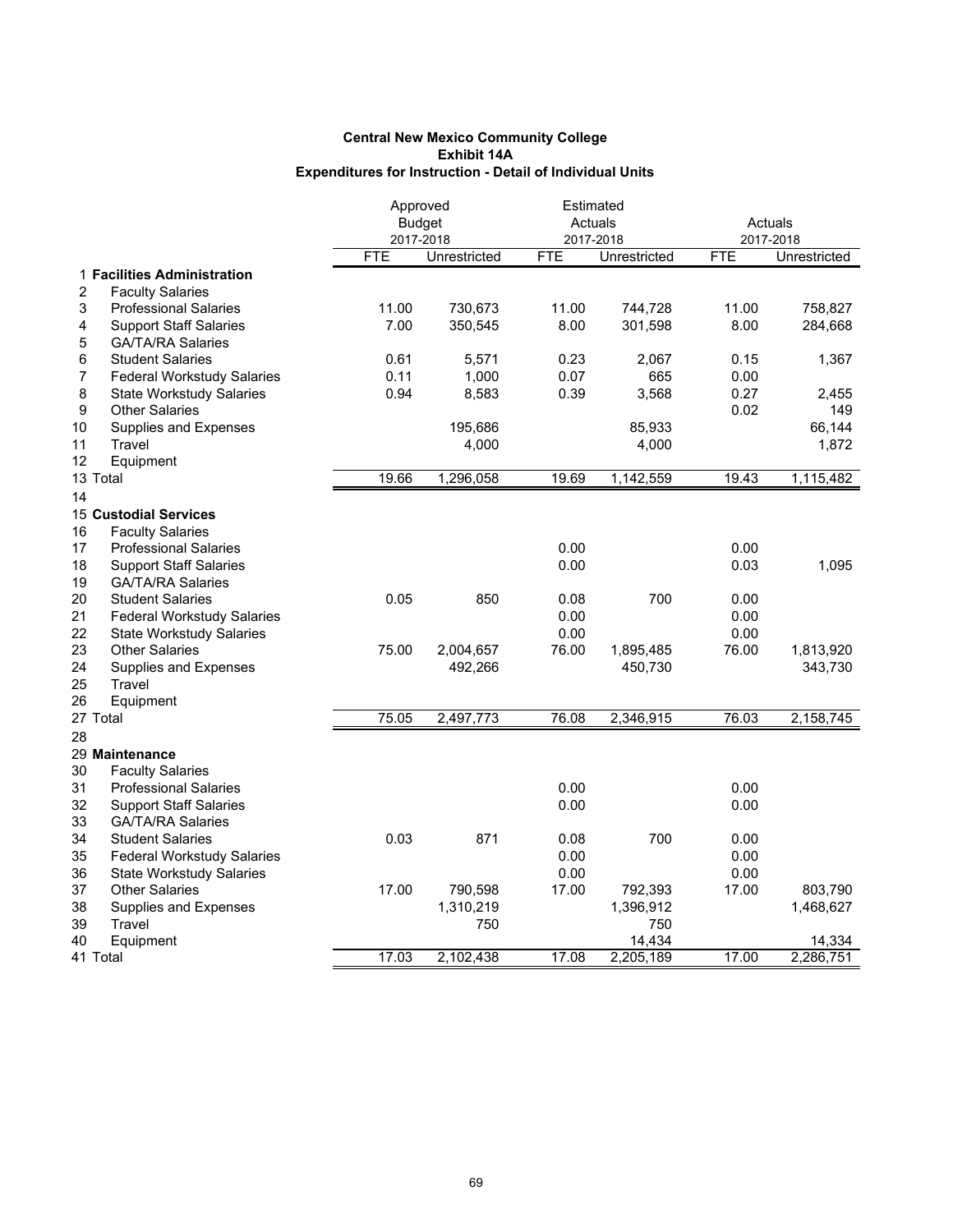**Central New Mexico Community College**
**Exhibit 14A**
**Expenditures for Instruction - Detail of Individual Units**

| | | Approved Budget 2017-2018 | | Estimated Actuals 2017-2018 | | Actuals 2017-2018 | |
|---|---|---|---|---|---|---|---|
| | | FTE | Unrestricted | FTE | Unrestricted | FTE | Unrestricted |
| 1 | **Facilities Administration** | | | | | | |
| 2 | Faculty Salaries | | | | | | |
| 3 | Professional Salaries | 11.00 | 730,673 | 11.00 | 744,728 | 11.00 | 758,827 |
| 4 | Support Staff Salaries | 7.00 | 350,545 | 8.00 | 301,598 | 8.00 | 284,668 |
| 5 | GA/TA/RA Salaries | | | | | | |
| 6 | Student Salaries | 0.61 | 5,571 | 0.23 | 2,067 | 0.15 | 1,367 |
| 7 | Federal Workstudy Salaries | 0.11 | 1,000 | 0.07 | 665 | 0.00 | |
| 8 | State Workstudy Salaries | 0.94 | 8,583 | 0.39 | 3,568 | 0.27 | 2,455 |
| 9 | Other Salaries | | | | | 0.02 | 149 |
| 10 | Supplies and Expenses | | 195,686 | | 85,933 | | 66,144 |
| 11 | Travel | | 4,000 | | 4,000 | | 1,872 |
| 12 | Equipment | | | | | | |
| 13 | Total | 19.66 | 1,296,058 | 19.69 | 1,142,559 | 19.43 | 1,115,482 |
| 14 | | | | | | | |
| 15 | **Custodial Services** | | | | | | |
| 16 | Faculty Salaries | | | | | | |
| 17 | Professional Salaries | | | 0.00 | | 0.00 | |
| 18 | Support Staff Salaries | | | 0.00 | | 0.03 | 1,095 |
| 19 | GA/TA/RA Salaries | | | | | | |
| 20 | Student Salaries | 0.05 | 850 | 0.08 | 700 | 0.00 | |
| 21 | Federal Workstudy Salaries | | | 0.00 | | 0.00 | |
| 22 | State Workstudy Salaries | | | 0.00 | | 0.00 | |
| 23 | Other Salaries | 75.00 | 2,004,657 | 76.00 | 1,895,485 | 76.00 | 1,813,920 |
| 24 | Supplies and Expenses | | 492,266 | | 450,730 | | 343,730 |
| 25 | Travel | | | | | | |
| 26 | Equipment | | | | | | |
| 27 | Total | 75.05 | 2,497,773 | 76.08 | 2,346,915 | 76.03 | 2,158,745 |
| 28 | | | | | | | |
| 29 | **Maintenance** | | | | | | |
| 30 | Faculty Salaries | | | | | | |
| 31 | Professional Salaries | | | 0.00 | | 0.00 | |
| 32 | Support Staff Salaries | | | 0.00 | | 0.00 | |
| 33 | GA/TA/RA Salaries | | | | | | |
| 34 | Student Salaries | 0.03 | 871 | 0.08 | 700 | 0.00 | |
| 35 | Federal Workstudy Salaries | | | 0.00 | | 0.00 | |
| 36 | State Workstudy Salaries | | | 0.00 | | 0.00 | |
| 37 | Other Salaries | 17.00 | 790,598 | 17.00 | 792,393 | 17.00 | 803,790 |
| 38 | Supplies and Expenses | | 1,310,219 | | 1,396,912 | | 1,468,627 |
| 39 | Travel | | 750 | | 750 | | |
| 40 | Equipment | | | | 14,434 | | 14,334 |
| 41 | Total | 17.03 | 2,102,438 | 17.08 | 2,205,189 | 17.00 | 2,286,751 |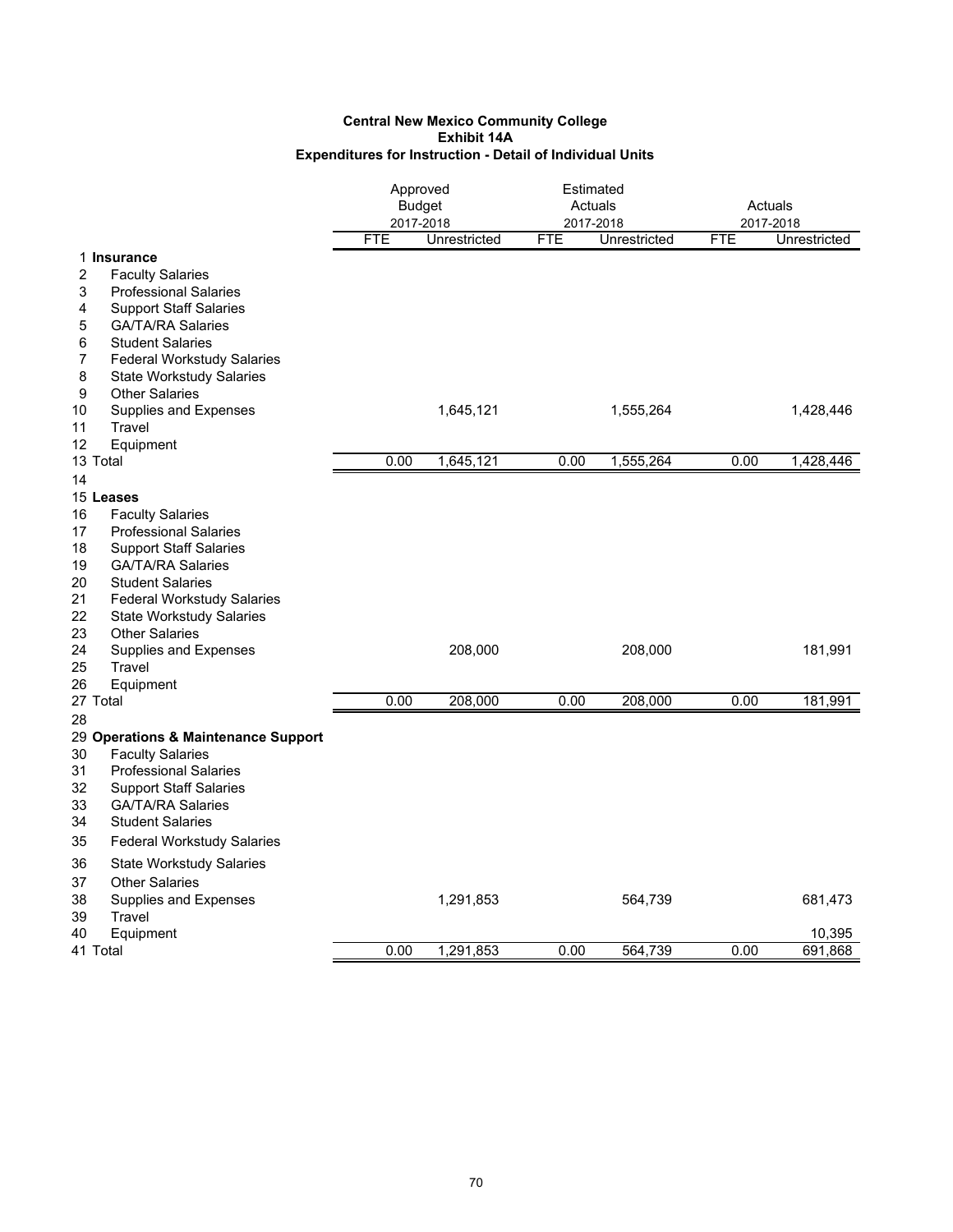**Central New Mexico Community College**
**Exhibit 14A**
**Expenditures for Instruction - Detail of Individual Units**

| | | Approved Budget 2017-2018 | | Estimated Actuals 2017-2018 | | Actuals 2017-2018 | |
|---|---|---|---|---|---|---|---|
| | | FTE | Unrestricted | FTE | Unrestricted | FTE | Unrestricted |
| 1 | **Insurance** | | | | | | |
| 2 | Faculty Salaries | | | | | | |
| 3 | Professional Salaries | | | | | | |
| 4 | Support Staff Salaries | | | | | | |
| 5 | GA/TA/RA Salaries | | | | | | |
| 6 | Student Salaries | | | | | | |
| 7 | Federal Workstudy Salaries | | | | | | |
| 8 | State Workstudy Salaries | | | | | | |
| 9 | Other Salaries | | | | | | |
| 10 | Supplies and Expenses | | 1,645,121 | | 1,555,264 | | 1,428,446 |
| 11 | Travel | | | | | | |
| 12 | Equipment | | | | | | |
| 13 | Total | 0.00 | 1,645,121 | 0.00 | 1,555,264 | 0.00 | 1,428,446 |
| 14 | | | | | | | |
| 15 | **Leases** | | | | | | |
| 16 | Faculty Salaries | | | | | | |
| 17 | Professional Salaries | | | | | | |
| 18 | Support Staff Salaries | | | | | | |
| 19 | GA/TA/RA Salaries | | | | | | |
| 20 | Student Salaries | | | | | | |
| 21 | Federal Workstudy Salaries | | | | | | |
| 22 | State Workstudy Salaries | | | | | | |
| 23 | Other Salaries | | | | | | |
| 24 | Supplies and Expenses | | 208,000 | | 208,000 | | 181,991 |
| 25 | Travel | | | | | | |
| 26 | Equipment | | | | | | |
| 27 | Total | 0.00 | 208,000 | 0.00 | 208,000 | 0.00 | 181,991 |
| 28 | | | | | | | |
| 29 | **Operations & Maintenance Support** | | | | | | |
| 30 | Faculty Salaries | | | | | | |
| 31 | Professional Salaries | | | | | | |
| 32 | Support Staff Salaries | | | | | | |
| 33 | GA/TA/RA Salaries | | | | | | |
| 34 | Student Salaries | | | | | | |
| 35 | Federal Workstudy Salaries | | | | | | |
| 36 | State Workstudy Salaries | | | | | | |
| 37 | Other Salaries | | | | | | |
| 38 | Supplies and Expenses | | 1,291,853 | | 564,739 | | 681,473 |
| 39 | Travel | | | | | | |
| 40 | Equipment | | | | | | 10,395 |
| 41 | Total | 0.00 | 1,291,853 | 0.00 | 564,739 | 0.00 | 691,868 |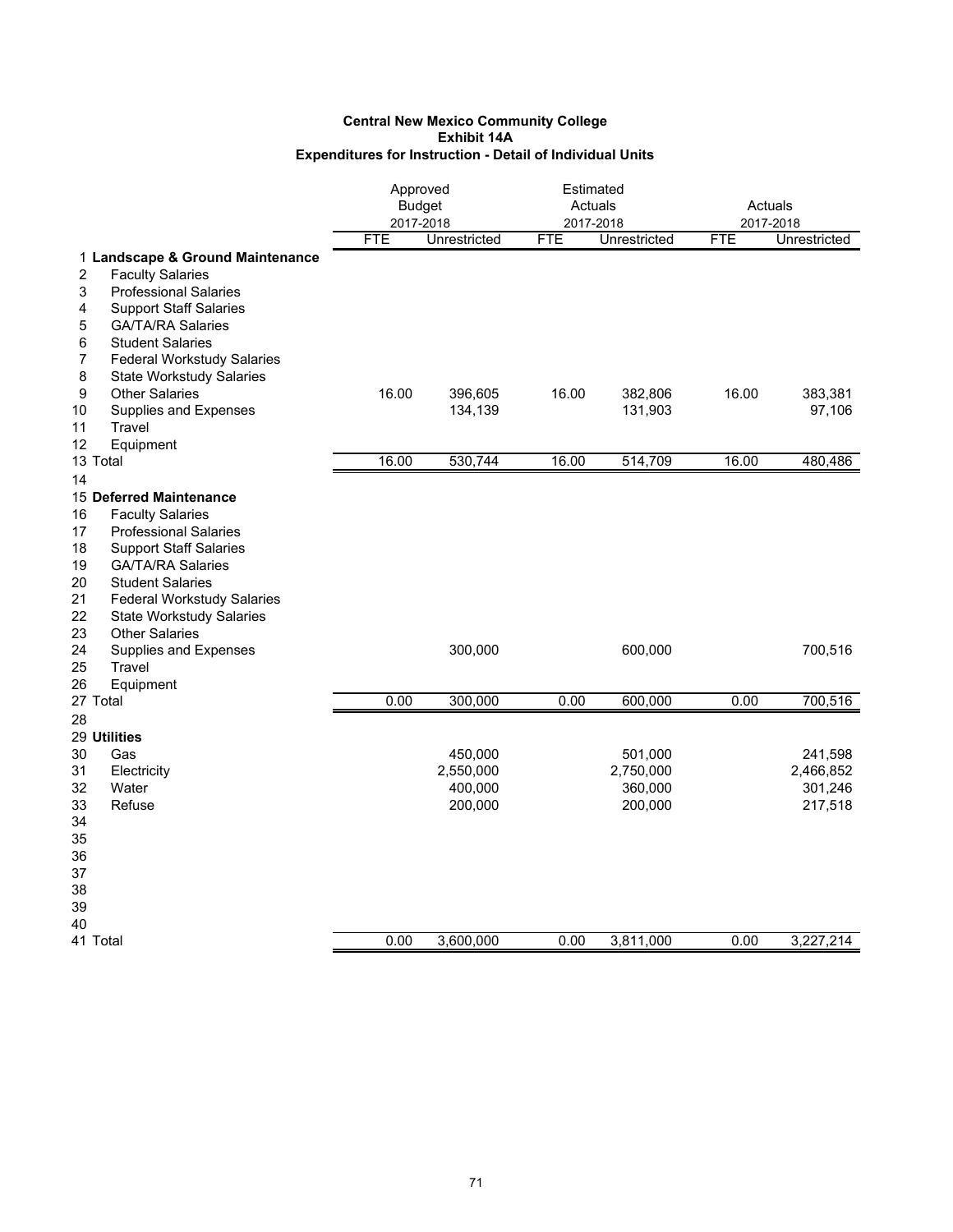**Central New Mexico Community College**
**Exhibit 14A**
**Expenditures for Instruction - Detail of Individual Units**

| | | Approved Budget 2017-2018 | | Estimated Actuals 2017-2018 | | Actuals 2017-2018 | |
|---|---|---|---|---|---|---|---|
| | | FTE | Unrestricted | FTE | Unrestricted | FTE | Unrestricted |
| 1 | **Landscape & Ground Maintenance** | | | | | | |
| 2 | Faculty Salaries | | | | | | |
| 3 | Professional Salaries | | | | | | |
| 4 | Support Staff Salaries | | | | | | |
| 5 | GA/TA/RA Salaries | | | | | | |
| 6 | Student Salaries | | | | | | |
| 7 | Federal Workstudy Salaries | | | | | | |
| 8 | State Workstudy Salaries | | | | | | |
| 9 | Other Salaries | 16.00 | 396,605 | 16.00 | 382,806 | 16.00 | 383,381 |
| 10 | Supplies and Expenses | | 134,139 | | 131,903 | | 97,106 |
| 11 | Travel | | | | | | |
| 12 | Equipment | | | | | | |
| 13 | Total | 16.00 | 530,744 | 16.00 | 514,709 | 16.00 | 480,486 |
| 14 | | | | | | | |
| 15 | **Deferred Maintenance** | | | | | | |
| 16 | Faculty Salaries | | | | | | |
| 17 | Professional Salaries | | | | | | |
| 18 | Support Staff Salaries | | | | | | |
| 19 | GA/TA/RA Salaries | | | | | | |
| 20 | Student Salaries | | | | | | |
| 21 | Federal Workstudy Salaries | | | | | | |
| 22 | State Workstudy Salaries | | | | | | |
| 23 | Other Salaries | | | | | | |
| 24 | Supplies and Expenses | | 300,000 | | 600,000 | | 700,516 |
| 25 | Travel | | | | | | |
| 26 | Equipment | | | | | | |
| 27 | Total | 0.00 | 300,000 | 0.00 | 600,000 | 0.00 | 700,516 |
| 28 | | | | | | | |
| 29 | **Utilities** | | | | | | |
| 30 | Gas | | 450,000 | | 501,000 | | 241,598 |
| 31 | Electricity | | 2,550,000 | | 2,750,000 | | 2,466,852 |
| 32 | Water | | 400,000 | | 360,000 | | 301,246 |
| 33 | Refuse | | 200,000 | | 200,000 | | 217,518 |
| 34 | | | | | | | |
| 35 | | | | | | | |
| 36 | | | | | | | |
| 37 | | | | | | | |
| 38 | | | | | | | |
| 39 | | | | | | | |
| 40 | | | | | | | |
| 41 | Total | 0.00 | 3,600,000 | 0.00 | 3,811,000 | 0.00 | 3,227,214 |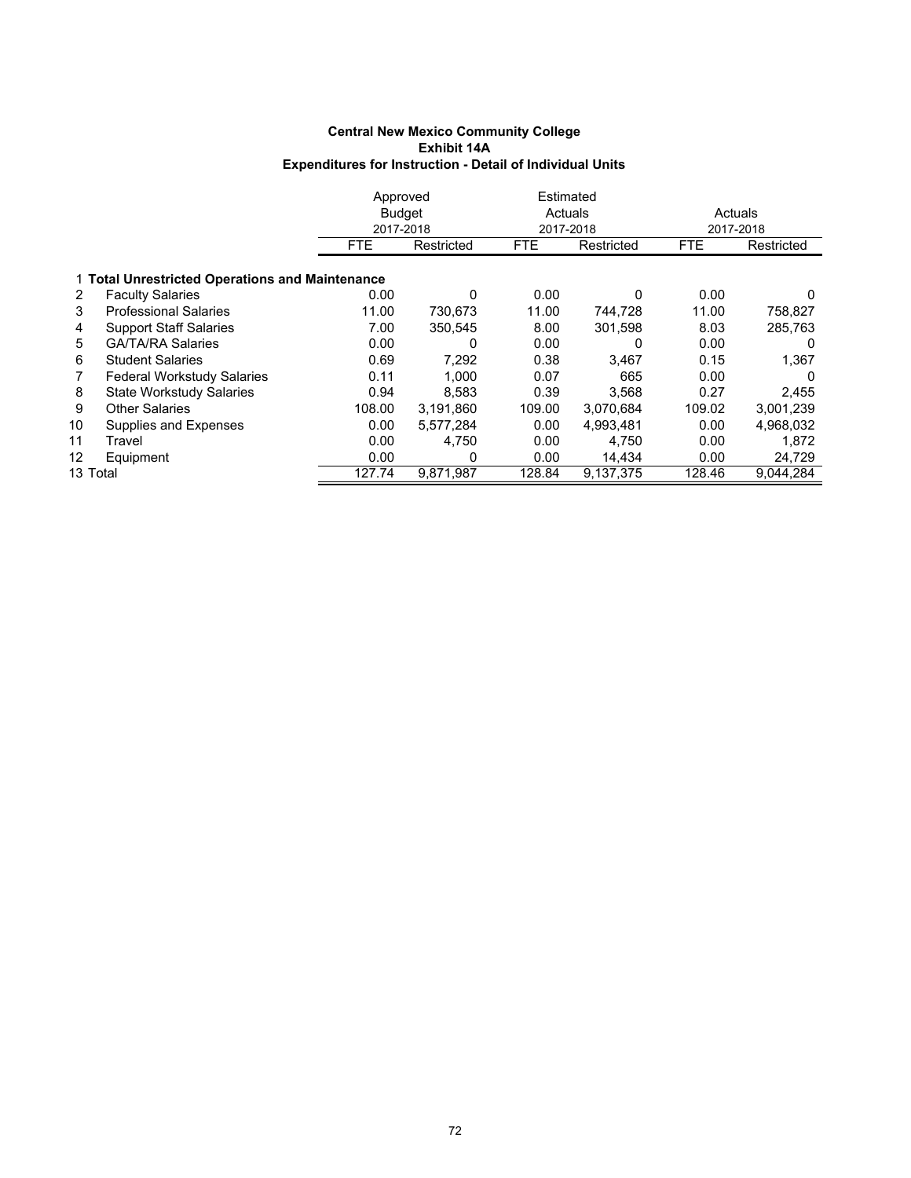**Central New Mexico Community College**
**Exhibit 14A**
**Expenditures for Instruction - Detail of Individual Units**

| | | Approved Budget 2017-2018 | | Estimated Actuals 2017-2018 | | Actuals 2017-2018 | |
|---|---|---|---|---|---|---|---|
| | | FTE | Restricted | FTE | Restricted | FTE | Restricted |
| 1 | **Total Unrestricted Operations and Maintenance** | | | | | | |
| 2 | Faculty Salaries | 0.00 | 0 | 0.00 | 0 | 0.00 | 0 |
| 3 | Professional Salaries | 11.00 | 730,673 | 11.00 | 744,728 | 11.00 | 758,827 |
| 4 | Support Staff Salaries | 7.00 | 350,545 | 8.00 | 301,598 | 8.03 | 285,763 |
| 5 | GA/TA/RA Salaries | 0.00 | 0 | 0.00 | 0 | 0.00 | 0 |
| 6 | Student Salaries | 0.69 | 7,292 | 0.38 | 3,467 | 0.15 | 1,367 |
| 7 | Federal Workstudy Salaries | 0.11 | 1,000 | 0.07 | 665 | 0.00 | 0 |
| 8 | State Workstudy Salaries | 0.94 | 8,583 | 0.39 | 3,568 | 0.27 | 2,455 |
| 9 | Other Salaries | 108.00 | 3,191,860 | 109.00 | 3,070,684 | 109.02 | 3,001,239 |
| 10 | Supplies and Expenses | 0.00 | 5,577,284 | 0.00 | 4,993,481 | 0.00 | 4,968,032 |
| 11 | Travel | 0.00 | 4,750 | 0.00 | 4,750 | 0.00 | 1,872 |
| 12 | Equipment | 0.00 | 0 | 0.00 | 14,434 | 0.00 | 24,729 |
| 13 | Total | 127.74 | 9,871,987 | 128.84 | 9,137,375 | 128.46 | 9,044,284 |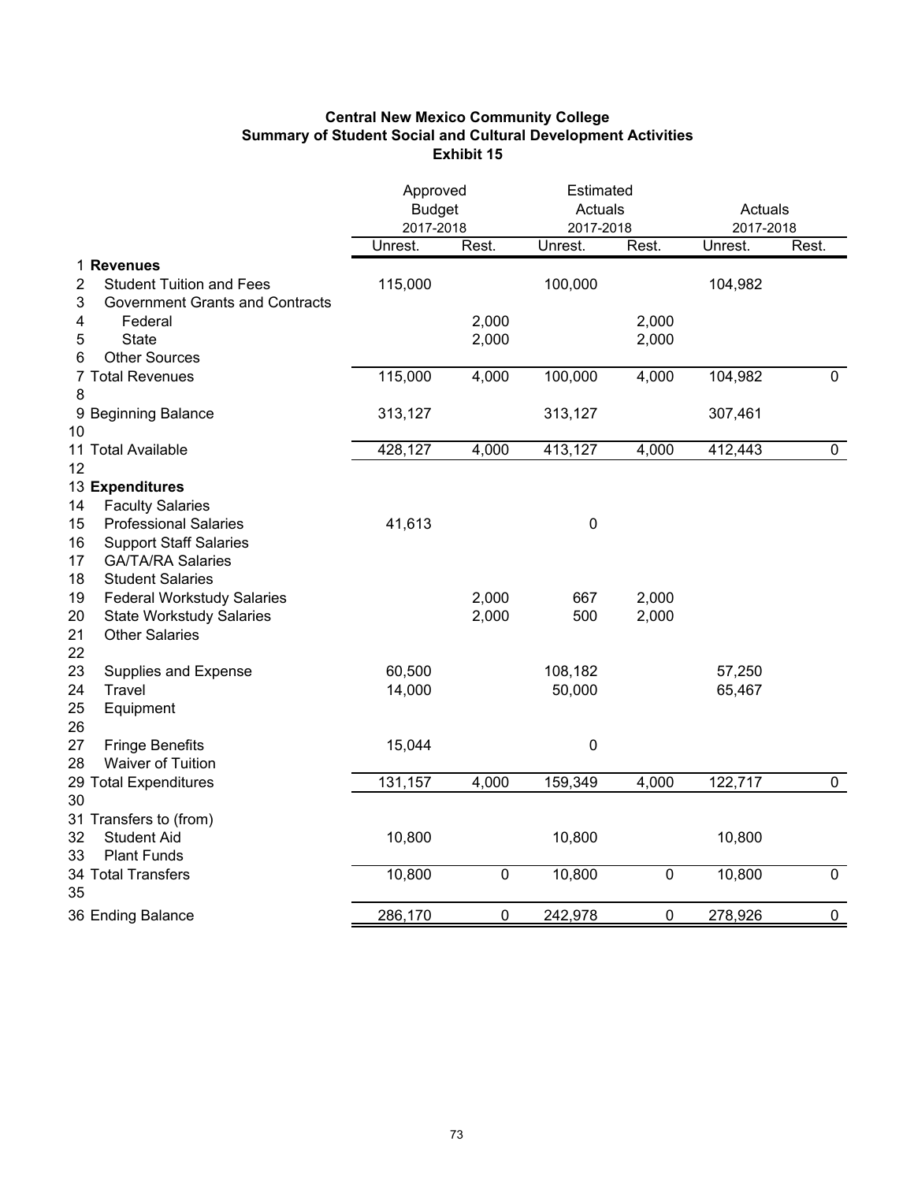**Central New Mexico Community College**
**Summary of Student Social and Cultural Development Activities**
**Exhibit 15**

| | | Approved Budget 2017-2018 | | Estimated Actuals 2017-2018 | | Actuals 2017-2018 | |
|---|---|---|---|---|---|---|---|
| | | Unrest. | Rest. | Unrest. | Rest. | Unrest. | Rest. |
| 1 | **Revenues** | | | | | | |
| 2 | Student Tuition and Fees | 115,000 | | 100,000 | | 104,982 | |
| 3 | Government Grants and Contracts | | | | | | |
| 4 | Federal | | 2,000 | | 2,000 | | |
| 5 | State | | 2,000 | | 2,000 | | |
| 6 | Other Sources | | | | | | |
| 7 | Total Revenues | 115,000 | 4,000 | 100,000 | 4,000 | 104,982 | 0 |
| 8 | | | | | | | |
| 9 | Beginning Balance | 313,127 | | 313,127 | | 307,461 | |
| 10 | | | | | | | |
| 11 | Total Available | 428,127 | 4,000 | 413,127 | 4,000 | 412,443 | 0 |
| 12 | | | | | | | |
| 13 | **Expenditures** | | | | | | |
| 14 | Faculty Salaries | | | | | | |
| 15 | Professional Salaries | 41,613 | | 0 | | | |
| 16 | Support Staff Salaries | | | | | | |
| 17 | GA/TA/RA Salaries | | | | | | |
| 18 | Student Salaries | | | | | | |
| 19 | Federal Workstudy Salaries | | 2,000 | 667 | 2,000 | | |
| 20 | State Workstudy Salaries | | 2,000 | 500 | 2,000 | | |
| 21 | Other Salaries | | | | | | |
| 22 | | | | | | | |
| 23 | Supplies and Expense | 60,500 | | 108,182 | | 57,250 | |
| 24 | Travel | 14,000 | | 50,000 | | 65,467 | |
| 25 | Equipment | | | | | | |
| 26 | | | | | | | |
| 27 | Fringe Benefits | 15,044 | | 0 | | | |
| 28 | Waiver of Tuition | | | | | | |
| 29 | Total Expenditures | 131,157 | 4,000 | 159,349 | 4,000 | 122,717 | 0 |
| 30 | | | | | | | |
| 31 | Transfers to (from) | | | | | | |
| 32 | Student Aid | 10,800 | | 10,800 | | 10,800 | |
| 33 | Plant Funds | | | | | | |
| 34 | Total Transfers | 10,800 | 0 | 10,800 | 0 | 10,800 | 0 |
| 35 | | | | | | | |
| 36 | Ending Balance | 286,170 | 0 | 242,978 | 0 | 278,926 | 0 |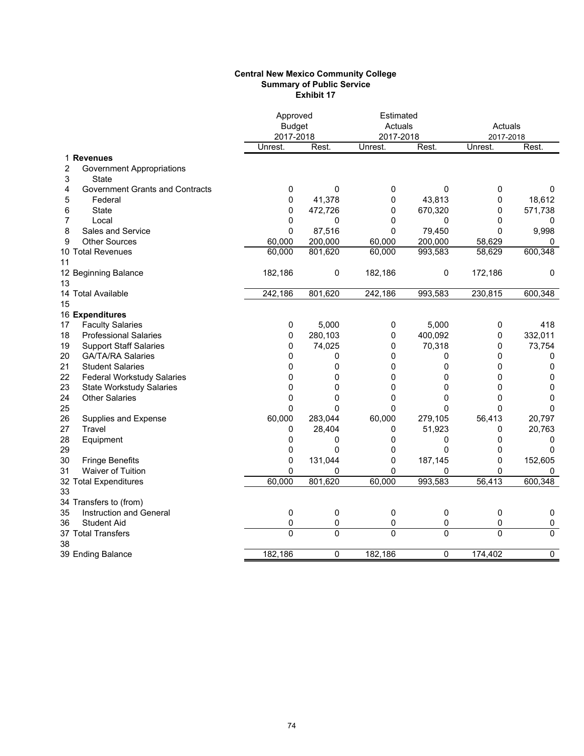**Central New Mexico Community College**
**Summary of Public Service**
**Exhibit 17**

| | | Approved Budget 2017-2018 | | Estimated Actuals 2017-2018 | | Actuals 2017-2018 | |
|---|---|---|---|---|---|---|---|
| | | Unrest. | Rest. | Unrest. | Rest. | Unrest. | Rest. |
| 1 | **Revenues** | | | | | | |
| 2 | Government Appropriations | | | | | | |
| 3 | State | | | | | | |
| 4 | Government Grants and Contracts | 0 | 0 | 0 | 0 | 0 | 0 |
| 5 | Federal | 0 | 41,378 | 0 | 43,813 | 0 | 18,612 |
| 6 | State | 0 | 472,726 | 0 | 670,320 | 0 | 571,738 |
| 7 | Local | 0 | 0 | 0 | 0 | 0 | 0 |
| 8 | Sales and Service | 0 | 87,516 | 0 | 79,450 | 0 | 9,998 |
| 9 | Other Sources | 60,000 | 200,000 | 60,000 | 200,000 | 58,629 | 0 |
| 10 | Total Revenues | 60,000 | 801,620 | 60,000 | 993,583 | 58,629 | 600,348 |
| 11 | | | | | | | |
| 12 | Beginning Balance | 182,186 | 0 | 182,186 | 0 | 172,186 | 0 |
| 13 | | | | | | | |
| 14 | Total Available | 242,186 | 801,620 | 242,186 | 993,583 | 230,815 | 600,348 |
| 15 | | | | | | | |
| 16 | **Expenditures** | | | | | | |
| 17 | Faculty Salaries | 0 | 5,000 | 0 | 5,000 | 0 | 418 |
| 18 | Professional Salaries | 0 | 280,103 | 0 | 400,092 | 0 | 332,011 |
| 19 | Support Staff Salaries | 0 | 74,025 | 0 | 70,318 | 0 | 73,754 |
| 20 | GA/TA/RA Salaries | 0 | 0 | 0 | 0 | 0 | 0 |
| 21 | Student Salaries | 0 | 0 | 0 | 0 | 0 | 0 |
| 22 | Federal Workstudy Salaries | 0 | 0 | 0 | 0 | 0 | 0 |
| 23 | State Workstudy Salaries | 0 | 0 | 0 | 0 | 0 | 0 |
| 24 | Other Salaries | 0 | 0 | 0 | 0 | 0 | 0 |
| 25 | | 0 | 0 | 0 | 0 | 0 | 0 |
| 26 | Supplies and Expense | 60,000 | 283,044 | 60,000 | 279,105 | 56,413 | 20,797 |
| 27 | Travel | 0 | 28,404 | 0 | 51,923 | 0 | 20,763 |
| 28 | Equipment | 0 | 0 | 0 | 0 | 0 | 0 |
| 29 | | 0 | 0 | 0 | 0 | 0 | 0 |
| 30 | Fringe Benefits | 0 | 131,044 | 0 | 187,145 | 0 | 152,605 |
| 31 | Waiver of Tuition | 0 | 0 | 0 | 0 | 0 | 0 |
| 32 | Total Expenditures | 60,000 | 801,620 | 60,000 | 993,583 | 56,413 | 600,348 |
| 33 | | | | | | | |
| 34 | Transfers to (from) | | | | | | |
| 35 | Instruction and General | 0 | 0 | 0 | 0 | 0 | 0 |
| 36 | Student Aid | 0 | 0 | 0 | 0 | 0 | 0 |
| 37 | Total Transfers | 0 | 0 | 0 | 0 | 0 | 0 |
| 38 | | | | | | | |
| 39 | Ending Balance | 182,186 | 0 | 182,186 | 0 | 174,402 | 0 |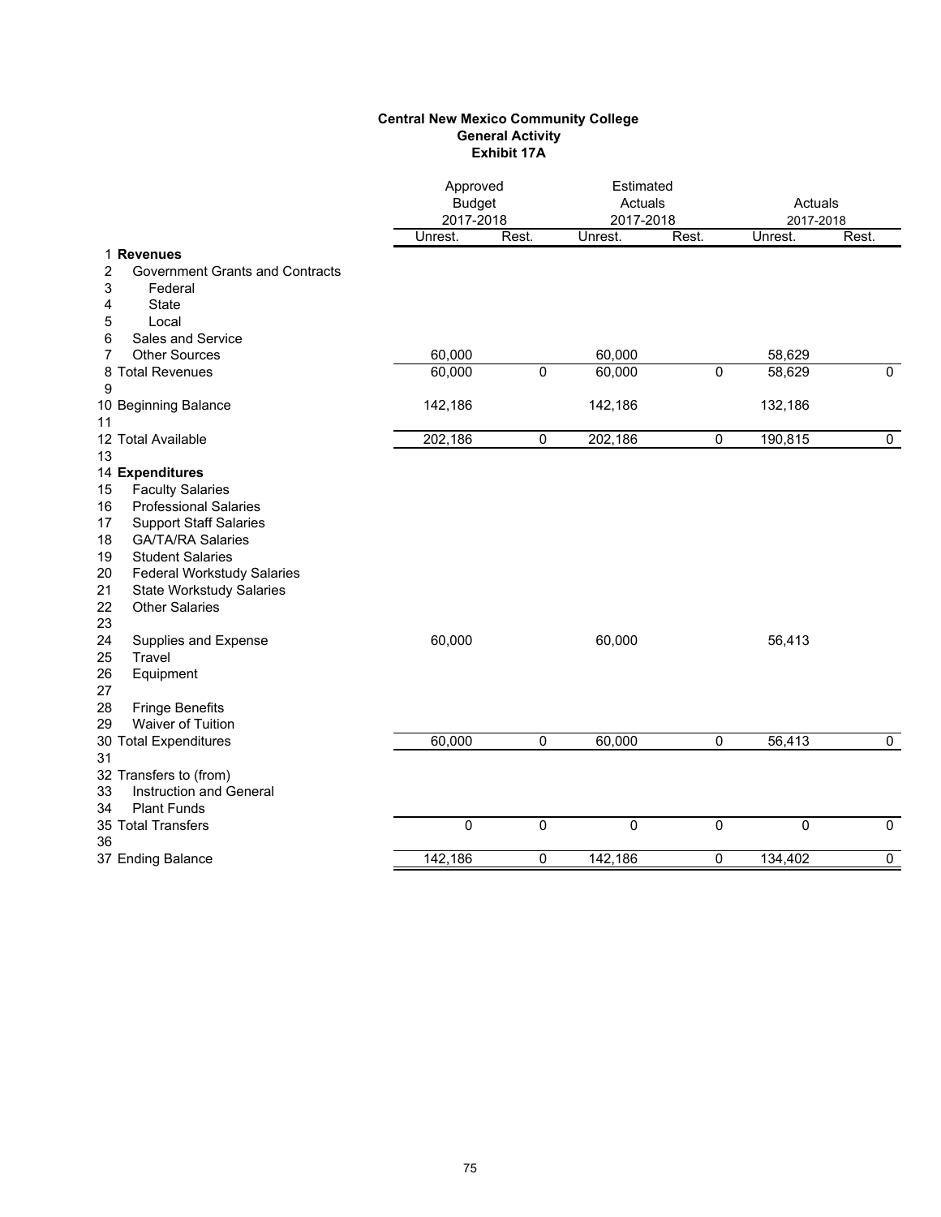**Central New Mexico Community College**
**General Activity**
**Exhibit 17A**

| | | Approved Budget 2017-2018 | | Estimated Actuals 2017-2018 | | Actuals 2017-2018 | |
|---|---|---|---|---|---|---|---|
| | | Unrest. | Rest. | Unrest. | Rest. | Unrest. | Rest. |
| 1 | **Revenues** | | | | | | |
| 2 | Government Grants and Contracts | | | | | | |
| 3 | Federal | | | | | | |
| 4 | State | | | | | | |
| 5 | Local | | | | | | |
| 6 | Sales and Service | | | | | | |
| 7 | Other Sources | 60,000 | | 60,000 | | 58,629 | |
| 8 | Total Revenues | 60,000 | 0 | 60,000 | 0 | 58,629 | 0 |
| 9 | | | | | | | |
| 10 | Beginning Balance | 142,186 | | 142,186 | | 132,186 | |
| 11 | | | | | | | |
| 12 | Total Available | 202,186 | 0 | 202,186 | 0 | 190,815 | 0 |
| 13 | | | | | | | |
| 14 | **Expenditures** | | | | | | |
| 15 | Faculty Salaries | | | | | | |
| 16 | Professional Salaries | | | | | | |
| 17 | Support Staff Salaries | | | | | | |
| 18 | GA/TA/RA Salaries | | | | | | |
| 19 | Student Salaries | | | | | | |
| 20 | Federal Workstudy Salaries | | | | | | |
| 21 | State Workstudy Salaries | | | | | | |
| 22 | Other Salaries | | | | | | |
| 23 | | | | | | | |
| 24 | Supplies and Expense | 60,000 | | 60,000 | | 56,413 | |
| 25 | Travel | | | | | | |
| 26 | Equipment | | | | | | |
| 27 | | | | | | | |
| 28 | Fringe Benefits | | | | | | |
| 29 | Waiver of Tuition | | | | | | |
| 30 | Total Expenditures | 60,000 | 0 | 60,000 | 0 | 56,413 | 0 |
| 31 | | | | | | | |
| 32 | Transfers to (from) | | | | | | |
| 33 | Instruction and General | | | | | | |
| 34 | Plant Funds | | | | | | |
| 35 | Total Transfers | 0 | 0 | 0 | 0 | 0 | 0 |
| 36 | | | | | | | |
| 37 | Ending Balance | 142,186 | 0 | 142,186 | 0 | 134,402 | 0 |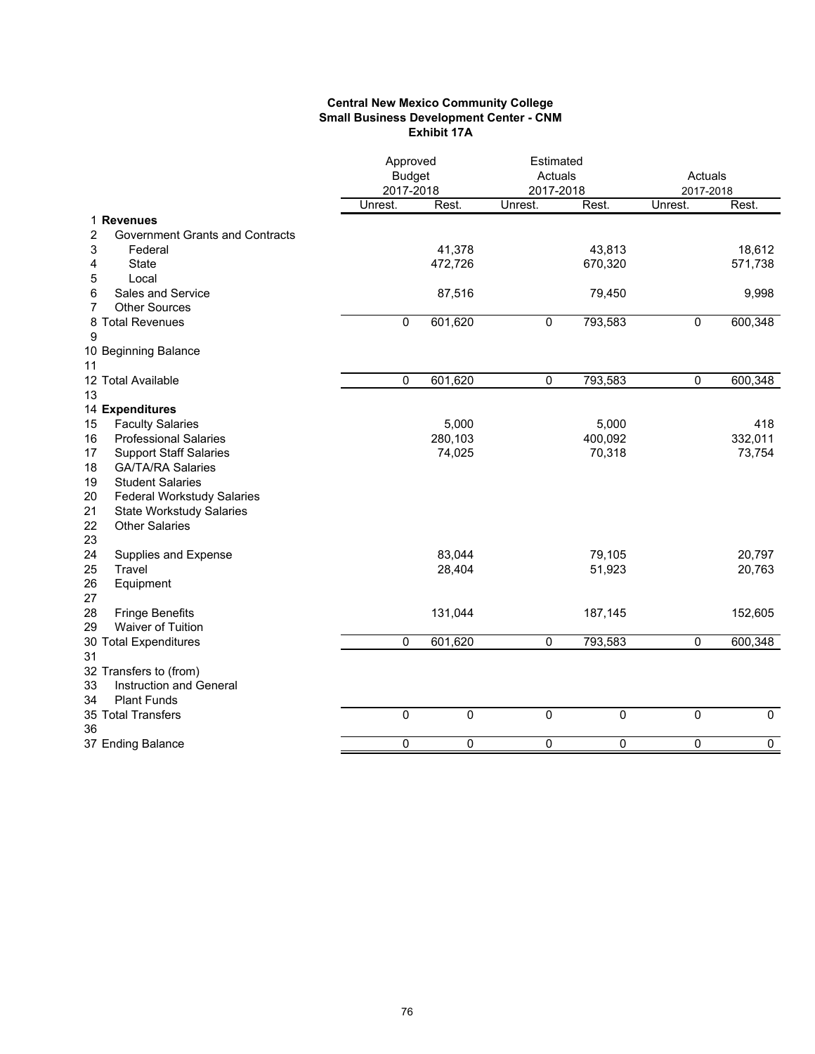**Central New Mexico Community College**
**Small Business Development Center - CNM**
**Exhibit 17A**

| | | Approved Budget 2017-2018 | | Estimated Actuals 2017-2018 | | Actuals 2017-2018 | |
|---|---|---|---|---|---|---|---|
| | | Unrest. | Rest. | Unrest. | Rest. | Unrest. | Rest. |
| 1 | **Revenues** | | | | | | |
| 2 | Government Grants and Contracts | | | | | | |
| 3 | Federal | | 41,378 | | 43,813 | | 18,612 |
| 4 | State | | 472,726 | | 670,320 | | 571,738 |
| 5 | Local | | | | | | |
| 6 | Sales and Service | | 87,516 | | 79,450 | | 9,998 |
| 7 | Other Sources | | | | | | |
| 8 | Total Revenues | 0 | 601,620 | 0 | 793,583 | 0 | 600,348 |
| 9 | | | | | | | |
| 10 | Beginning Balance | | | | | | |
| 11 | | | | | | | |
| 12 | Total Available | 0 | 601,620 | 0 | 793,583 | 0 | 600,348 |
| 13 | | | | | | | |
| 14 | **Expenditures** | | | | | | |
| 15 | Faculty Salaries | | 5,000 | | 5,000 | | 418 |
| 16 | Professional Salaries | | 280,103 | | 400,092 | | 332,011 |
| 17 | Support Staff Salaries | | 74,025 | | 70,318 | | 73,754 |
| 18 | GA/TA/RA Salaries | | | | | | |
| 19 | Student Salaries | | | | | | |
| 20 | Federal Workstudy Salaries | | | | | | |
| 21 | State Workstudy Salaries | | | | | | |
| 22 | Other Salaries | | | | | | |
| 23 | | | | | | | |
| 24 | Supplies and Expense | | 83,044 | | 79,105 | | 20,797 |
| 25 | Travel | | 28,404 | | 51,923 | | 20,763 |
| 26 | Equipment | | | | | | |
| 27 | | | | | | | |
| 28 | Fringe Benefits | | 131,044 | | 187,145 | | 152,605 |
| 29 | Waiver of Tuition | | | | | | |
| 30 | Total Expenditures | 0 | 601,620 | 0 | 793,583 | 0 | 600,348 |
| 31 | | | | | | | |
| 32 | Transfers to (from) | | | | | | |
| 33 | Instruction and General | | | | | | |
| 34 | Plant Funds | | | | | | |
| 35 | Total Transfers | 0 | 0 | 0 | 0 | 0 | 0 |
| 36 | | | | | | | |
| 37 | Ending Balance | 0 | 0 | 0 | 0 | 0 | 0 |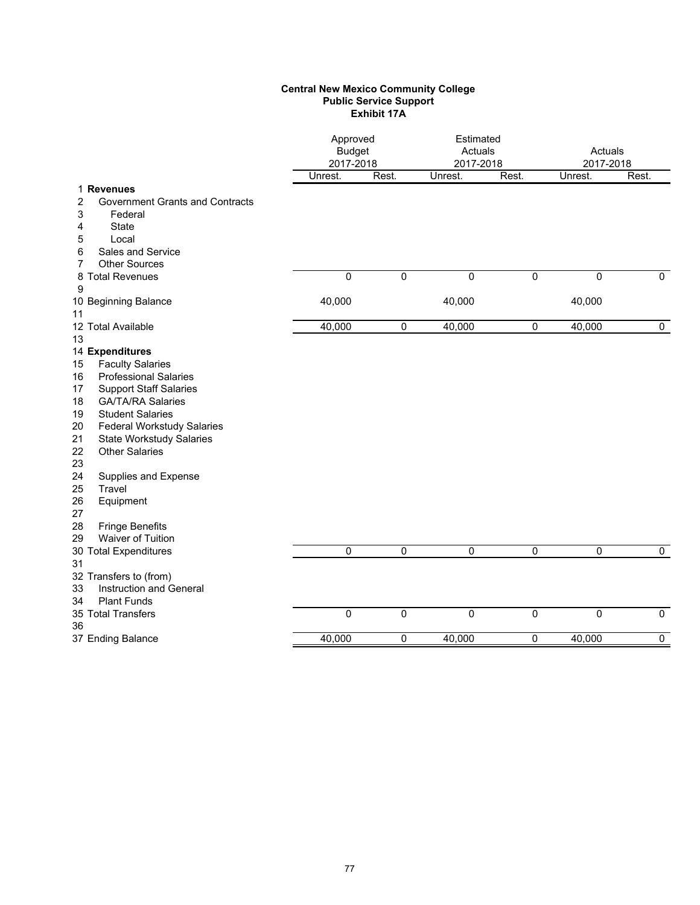**Central New Mexico Community College**
**Public Service Support**
**Exhibit 17A**

| | | Approved Budget 2017-2018 | | Estimated Actuals 2017-2018 | | Actuals 2017-2018 | |
|---|---|---|---|---|---|---|---|
| | | Unrest. | Rest. | Unrest. | Rest. | Unrest. | Rest. |
| 1 | **Revenues** | | | | | | |
| 2 | Government Grants and Contracts | | | | | | |
| 3 | Federal | | | | | | |
| 4 | State | | | | | | |
| 5 | Local | | | | | | |
| 6 | Sales and Service | | | | | | |
| 7 | Other Sources | | | | | | |
| 8 | Total Revenues | 0 | 0 | 0 | 0 | 0 | 0 |
| 9 | | | | | | | |
| 10 | Beginning Balance | 40,000 | | 40,000 | | 40,000 | |
| 11 | | | | | | | |
| 12 | Total Available | 40,000 | 0 | 40,000 | 0 | 40,000 | 0 |
| 13 | | | | | | | |
| 14 | **Expenditures** | | | | | | |
| 15 | Faculty Salaries | | | | | | |
| 16 | Professional Salaries | | | | | | |
| 17 | Support Staff Salaries | | | | | | |
| 18 | GA/TA/RA Salaries | | | | | | |
| 19 | Student Salaries | | | | | | |
| 20 | Federal Workstudy Salaries | | | | | | |
| 21 | State Workstudy Salaries | | | | | | |
| 22 | Other Salaries | | | | | | |
| 23 | | | | | | | |
| 24 | Supplies and Expense | | | | | | |
| 25 | Travel | | | | | | |
| 26 | Equipment | | | | | | |
| 27 | | | | | | | |
| 28 | Fringe Benefits | | | | | | |
| 29 | Waiver of Tuition | | | | | | |
| 30 | Total Expenditures | 0 | 0 | 0 | 0 | 0 | 0 |
| 31 | | | | | | | |
| 32 | Transfers to (from) | | | | | | |
| 33 | Instruction and General | | | | | | |
| 34 | Plant Funds | | | | | | |
| 35 | Total Transfers | 0 | 0 | 0 | 0 | 0 | 0 |
| 36 | | | | | | | |
| 37 | Ending Balance | 40,000 | 0 | 40,000 | 0 | 40,000 | 0 |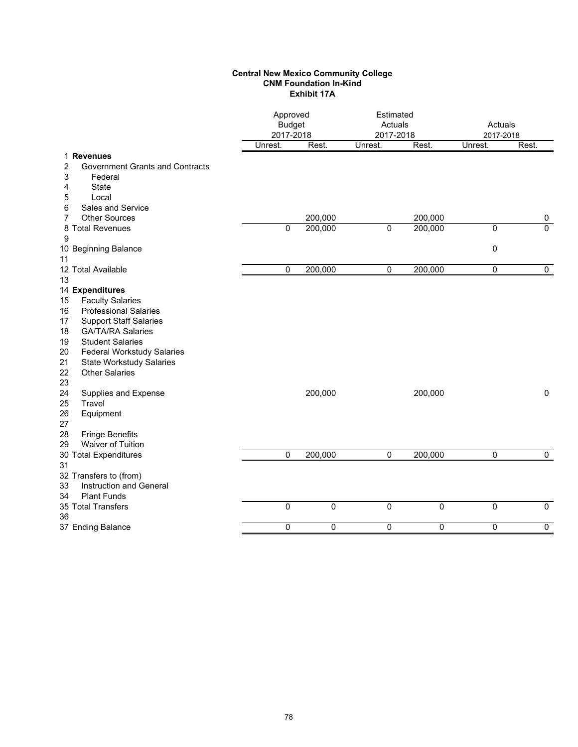**Central New Mexico Community College**
**CNM Foundation In-Kind**
**Exhibit 17A**

| | | Approved Budget 2017-2018 | | Estimated Actuals 2017-2018 | | Actuals 2017-2018 | |
|---|---|---|---|---|---|---|---|
| | | Unrest. | Rest. | Unrest. | Rest. | Unrest. | Rest. |
| 1 | **Revenues** | | | | | | |
| 2 | Government Grants and Contracts | | | | | | |
| 3 | Federal | | | | | | |
| 4 | State | | | | | | |
| 5 | Local | | | | | | |
| 6 | Sales and Service | | | | | | |
| 7 | Other Sources | | 200,000 | | 200,000 | | 0 |
| 8 | Total Revenues | 0 | 200,000 | 0 | 200,000 | 0 | 0 |
| 9 | | | | | | | |
| 10 | Beginning Balance | | | | | 0 | |
| 11 | | | | | | | |
| 12 | Total Available | 0 | 200,000 | 0 | 200,000 | 0 | 0 |
| 13 | | | | | | | |
| 14 | **Expenditures** | | | | | | |
| 15 | Faculty Salaries | | | | | | |
| 16 | Professional Salaries | | | | | | |
| 17 | Support Staff Salaries | | | | | | |
| 18 | GA/TA/RA Salaries | | | | | | |
| 19 | Student Salaries | | | | | | |
| 20 | Federal Workstudy Salaries | | | | | | |
| 21 | State Workstudy Salaries | | | | | | |
| 22 | Other Salaries | | | | | | |
| 23 | | | | | | | |
| 24 | Supplies and Expense | | 200,000 | | 200,000 | | 0 |
| 25 | Travel | | | | | | |
| 26 | Equipment | | | | | | |
| 27 | | | | | | | |
| 28 | Fringe Benefits | | | | | | |
| 29 | Waiver of Tuition | | | | | | |
| 30 | Total Expenditures | 0 | 200,000 | 0 | 200,000 | 0 | 0 |
| 31 | | | | | | | |
| 32 | Transfers to (from) | | | | | | |
| 33 | Instruction and General | | | | | | |
| 34 | Plant Funds | | | | | | |
| 35 | Total Transfers | 0 | 0 | 0 | 0 | 0 | 0 |
| 36 | | | | | | | |
| 37 | Ending Balance | 0 | 0 | 0 | 0 | 0 | 0 |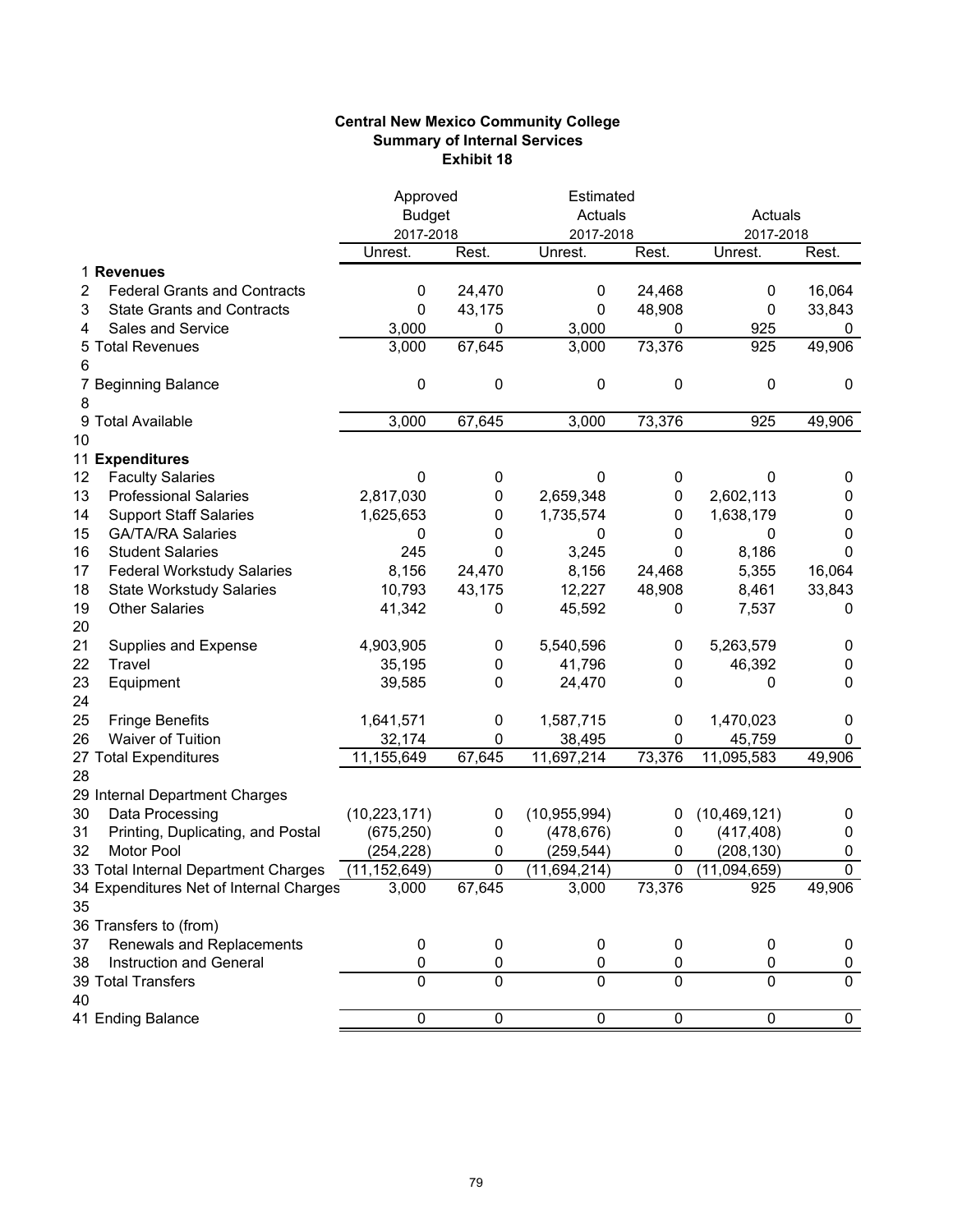**Central New Mexico Community College**
**Summary of Internal Services**
**Exhibit 18**

| | | Approved Budget 2017-2018 | | Estimated Actuals 2017-2018 | | Actuals 2017-2018 | |
|---|---|---|---|---|---|---|---|
| | | Unrest. | Rest. | Unrest. | Rest. | Unrest. | Rest. |
| 1 | **Revenues** | | | | | | |
| 2 | Federal Grants and Contracts | 0 | 24,470 | 0 | 24,468 | 0 | 16,064 |
| 3 | State Grants and Contracts | 0 | 43,175 | 0 | 48,908 | 0 | 33,843 |
| 4 | Sales and Service | 3,000 | 0 | 3,000 | 0 | 925 | 0 |
| 5 | Total Revenues | 3,000 | 67,645 | 3,000 | 73,376 | 925 | 49,906 |
| 6 | | | | | | | |
| 7 | Beginning Balance | 0 | 0 | 0 | 0 | 0 | 0 |
| 8 | | | | | | | |
| 9 | Total Available | 3,000 | 67,645 | 3,000 | 73,376 | 925 | 49,906 |
| 10 | | | | | | | |
| 11 | **Expenditures** | | | | | | |
| 12 | Faculty Salaries | 0 | 0 | 0 | 0 | 0 | 0 |
| 13 | Professional Salaries | 2,817,030 | 0 | 2,659,348 | 0 | 2,602,113 | 0 |
| 14 | Support Staff Salaries | 1,625,653 | 0 | 1,735,574 | 0 | 1,638,179 | 0 |
| 15 | GA/TA/RA Salaries | 0 | 0 | 0 | 0 | 0 | 0 |
| 16 | Student Salaries | 245 | 0 | 3,245 | 0 | 8,186 | 0 |
| 17 | Federal Workstudy Salaries | 8,156 | 24,470 | 8,156 | 24,468 | 5,355 | 16,064 |
| 18 | State Workstudy Salaries | 10,793 | 43,175 | 12,227 | 48,908 | 8,461 | 33,843 |
| 19 | Other Salaries | 41,342 | 0 | 45,592 | 0 | 7,537 | 0 |
| 20 | | | | | | | |
| 21 | Supplies and Expense | 4,903,905 | 0 | 5,540,596 | 0 | 5,263,579 | 0 |
| 22 | Travel | 35,195 | 0 | 41,796 | 0 | 46,392 | 0 |
| 23 | Equipment | 39,585 | 0 | 24,470 | 0 | 0 | 0 |
| 24 | | | | | | | |
| 25 | Fringe Benefits | 1,641,571 | 0 | 1,587,715 | 0 | 1,470,023 | 0 |
| 26 | Waiver of Tuition | 32,174 | 0 | 38,495 | 0 | 45,759 | 0 |
| 27 | Total Expenditures | 11,155,649 | 67,645 | 11,697,214 | 73,376 | 11,095,583 | 49,906 |
| 28 | | | | | | | |
| 29 | Internal Department Charges | | | | | | |
| 30 | Data Processing | (10,223,171) | 0 | (10,955,994) | 0 | (10,469,121) | 0 |
| 31 | Printing, Duplicating, and Postal | (675,250) | 0 | (478,676) | 0 | (417,408) | 0 |
| 32 | Motor Pool | (254,228) | 0 | (259,544) | 0 | (208,130) | 0 |
| 33 | Total Internal Department Charges | (11,152,649) | 0 | (11,694,214) | 0 | (11,094,659) | 0 |
| 34 | Expenditures Net of Internal Charges | 3,000 | 67,645 | 3,000 | 73,376 | 925 | 49,906 |
| 35 | | | | | | | |
| 36 | Transfers to (from) | | | | | | |
| 37 | Renewals and Replacements | 0 | 0 | 0 | 0 | 0 | 0 |
| 38 | Instruction and General | 0 | 0 | 0 | 0 | 0 | 0 |
| 39 | Total Transfers | 0 | 0 | 0 | 0 | 0 | 0 |
| 40 | | | | | | | |
| 41 | Ending Balance | 0 | 0 | 0 | 0 | 0 | 0 |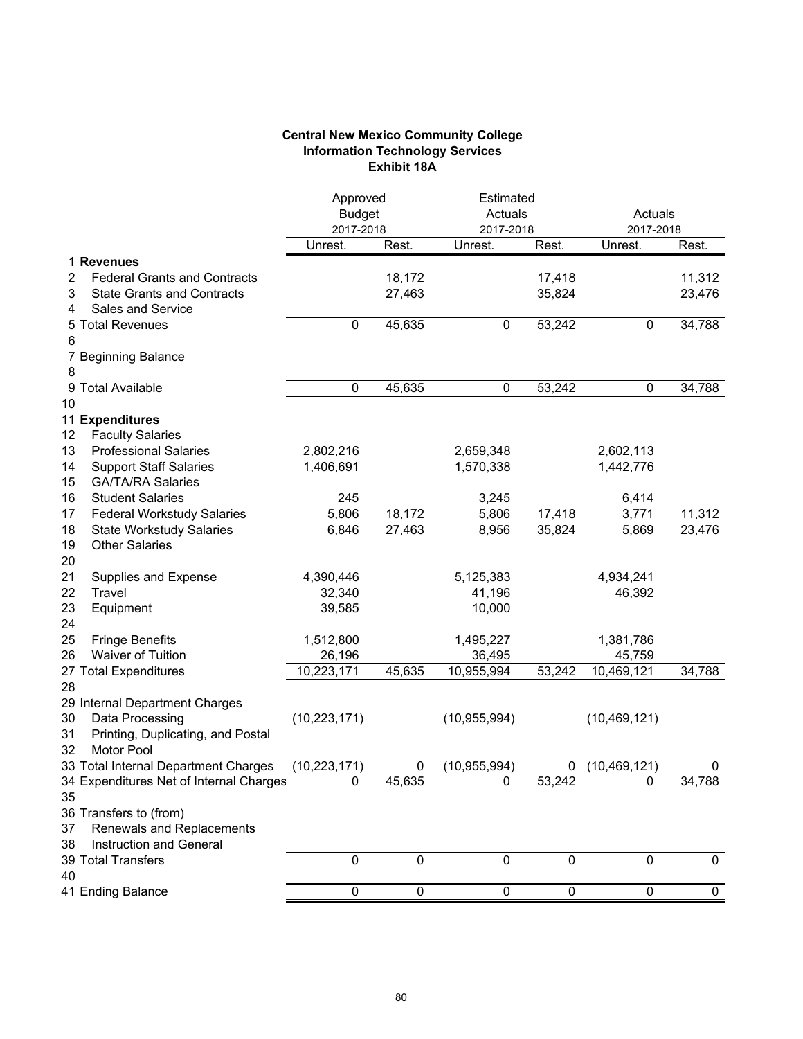**Central New Mexico Community College**
**Information Technology Services**
**Exhibit 18A**

| | | Approved Budget 2017-2018 | | Estimated Actuals 2017-2018 | | Actuals 2017-2018 | |
|---|---|---|---|---|---|---|---|
| | | Unrest. | Rest. | Unrest. | Rest. | Unrest. | Rest. |
| 1 | **Revenues** | | | | | | |
| 2 | Federal Grants and Contracts | | 18,172 | | 17,418 | | 11,312 |
| 3 | State Grants and Contracts | | 27,463 | | 35,824 | | 23,476 |
| 4 | Sales and Service | | | | | | |
| 5 | Total Revenues | 0 | 45,635 | 0 | 53,242 | 0 | 34,788 |
| 6 | | | | | | | |
| 7 | Beginning Balance | | | | | | |
| 8 | | | | | | | |
| 9 | Total Available | 0 | 45,635 | 0 | 53,242 | 0 | 34,788 |
| 10 | | | | | | | |
| 11 | **Expenditures** | | | | | | |
| 12 | Faculty Salaries | | | | | | |
| 13 | Professional Salaries | 2,802,216 | | 2,659,348 | | 2,602,113 | |
| 14 | Support Staff Salaries | 1,406,691 | | 1,570,338 | | 1,442,776 | |
| 15 | GA/TA/RA Salaries | | | | | | |
| 16 | Student Salaries | 245 | | 3,245 | | 6,414 | |
| 17 | Federal Workstudy Salaries | 5,806 | 18,172 | 5,806 | 17,418 | 3,771 | 11,312 |
| 18 | State Workstudy Salaries | 6,846 | 27,463 | 8,956 | 35,824 | 5,869 | 23,476 |
| 19 | Other Salaries | | | | | | |
| 20 | | | | | | | |
| 21 | Supplies and Expense | 4,390,446 | | 5,125,383 | | 4,934,241 | |
| 22 | Travel | 32,340 | | 41,196 | | 46,392 | |
| 23 | Equipment | 39,585 | | 10,000 | | | |
| 24 | | | | | | | |
| 25 | Fringe Benefits | 1,512,800 | | 1,495,227 | | 1,381,786 | |
| 26 | Waiver of Tuition | 26,196 | | 36,495 | | 45,759 | |
| 27 | Total Expenditures | 10,223,171 | 45,635 | 10,955,994 | 53,242 | 10,469,121 | 34,788 |
| 28 | | | | | | | |
| 29 | Internal Department Charges | | | | | | |
| 30 | Data Processing | (10,223,171) | | (10,955,994) | | (10,469,121) | |
| 31 | Printing, Duplicating, and Postal | | | | | | |
| 32 | Motor Pool | | | | | | |
| 33 | Total Internal Department Charges | (10,223,171) | 0 | (10,955,994) | 0 | (10,469,121) | 0 |
| 34 | Expenditures Net of Internal Charges | 0 | 45,635 | 0 | 53,242 | 0 | 34,788 |
| 35 | | | | | | | |
| 36 | Transfers to (from) | | | | | | |
| 37 | Renewals and Replacements | | | | | | |
| 38 | Instruction and General | | | | | | |
| 39 | Total Transfers | 0 | 0 | 0 | 0 | 0 | 0 |
| 40 | | | | | | | |
| 41 | Ending Balance | 0 | 0 | 0 | 0 | 0 | 0 |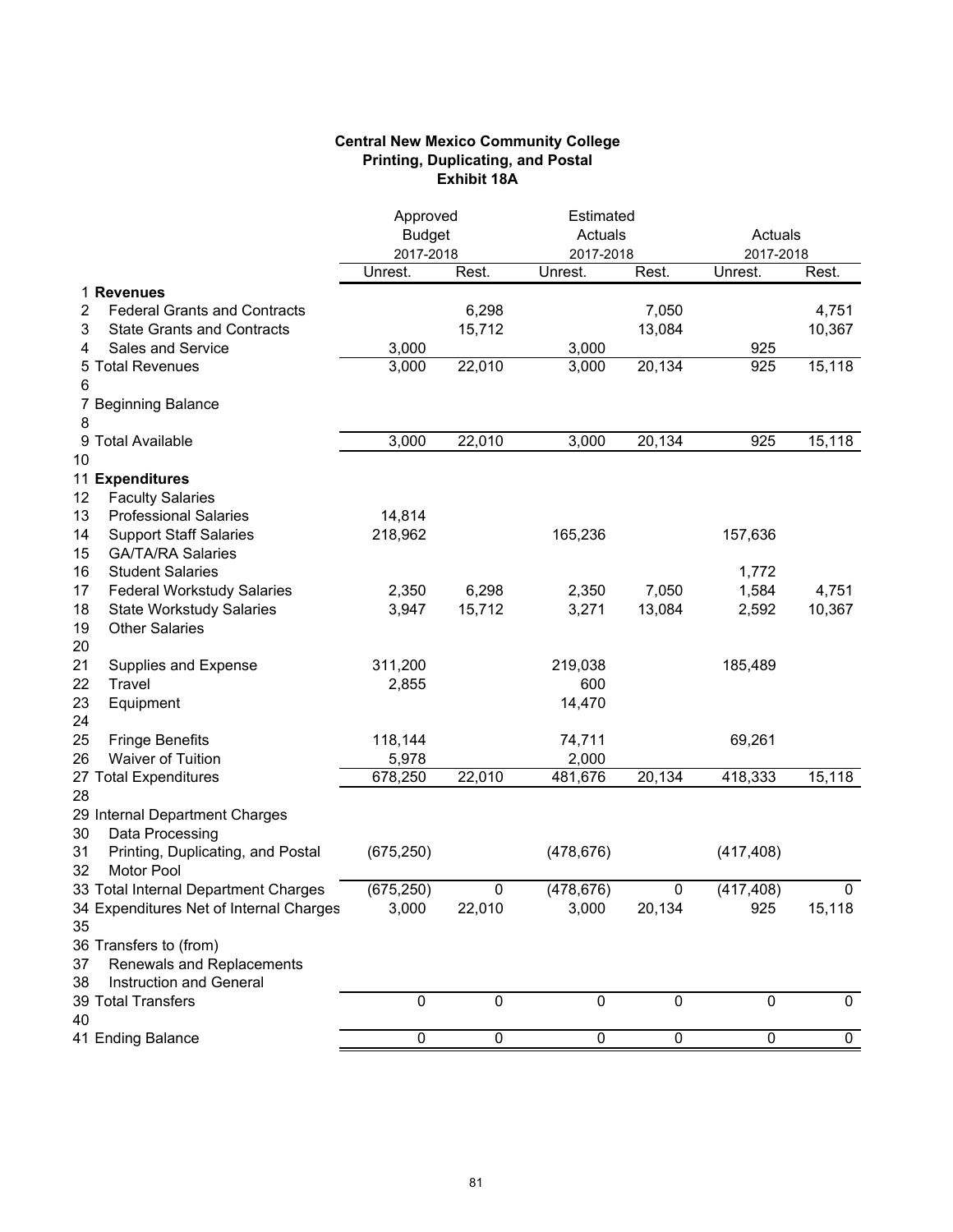**Central New Mexico Community College**
**Printing, Duplicating, and Postal**
**Exhibit 18A**

| | | Approved Budget 2017-2018 | | Estimated Actuals 2017-2018 | | Actuals 2017-2018 | |
|---|---|---|---|---|---|---|---|
| | | Unrest. | Rest. | Unrest. | Rest. | Unrest. | Rest. |
| 1 | **Revenues** | | | | | | |
| 2 | Federal Grants and Contracts | | 6,298 | | 7,050 | | 4,751 |
| 3 | State Grants and Contracts | | 15,712 | | 13,084 | | 10,367 |
| 4 | Sales and Service | 3,000 | | 3,000 | | 925 | |
| 5 | Total Revenues | 3,000 | 22,010 | 3,000 | 20,134 | 925 | 15,118 |
| 6 | | | | | | | |
| 7 | Beginning Balance | | | | | | |
| 8 | | | | | | | |
| 9 | Total Available | 3,000 | 22,010 | 3,000 | 20,134 | 925 | 15,118 |
| 10 | | | | | | | |
| 11 | **Expenditures** | | | | | | |
| 12 | Faculty Salaries | | | | | | |
| 13 | Professional Salaries | 14,814 | | | | | |
| 14 | Support Staff Salaries | 218,962 | | 165,236 | | 157,636 | |
| 15 | GA/TA/RA Salaries | | | | | | |
| 16 | Student Salaries | | | | | 1,772 | |
| 17 | Federal Workstudy Salaries | 2,350 | 6,298 | 2,350 | 7,050 | 1,584 | 4,751 |
| 18 | State Workstudy Salaries | 3,947 | 15,712 | 3,271 | 13,084 | 2,592 | 10,367 |
| 19 | Other Salaries | | | | | | |
| 20 | | | | | | | |
| 21 | Supplies and Expense | 311,200 | | 219,038 | | 185,489 | |
| 22 | Travel | 2,855 | | 600 | | | |
| 23 | Equipment | | | 14,470 | | | |
| 24 | | | | | | | |
| 25 | Fringe Benefits | 118,144 | | 74,711 | | 69,261 | |
| 26 | Waiver of Tuition | 5,978 | | 2,000 | | | |
| 27 | Total Expenditures | 678,250 | 22,010 | 481,676 | 20,134 | 418,333 | 15,118 |
| 28 | | | | | | | |
| 29 | Internal Department Charges | | | | | | |
| 30 | Data Processing | | | | | | |
| 31 | Printing, Duplicating, and Postal | (675,250) | | (478,676) | | (417,408) | |
| 32 | Motor Pool | | | | | | |
| 33 | Total Internal Department Charges | (675,250) | 0 | (478,676) | 0 | (417,408) | 0 |
| 34 | Expenditures Net of Internal Charges | 3,000 | 22,010 | 3,000 | 20,134 | 925 | 15,118 |
| 35 | | | | | | | |
| 36 | Transfers to (from) | | | | | | |
| 37 | Renewals and Replacements | | | | | | |
| 38 | Instruction and General | | | | | | |
| 39 | Total Transfers | 0 | 0 | 0 | 0 | 0 | 0 |
| 40 | | | | | | | |
| 41 | Ending Balance | 0 | 0 | 0 | 0 | 0 | 0 |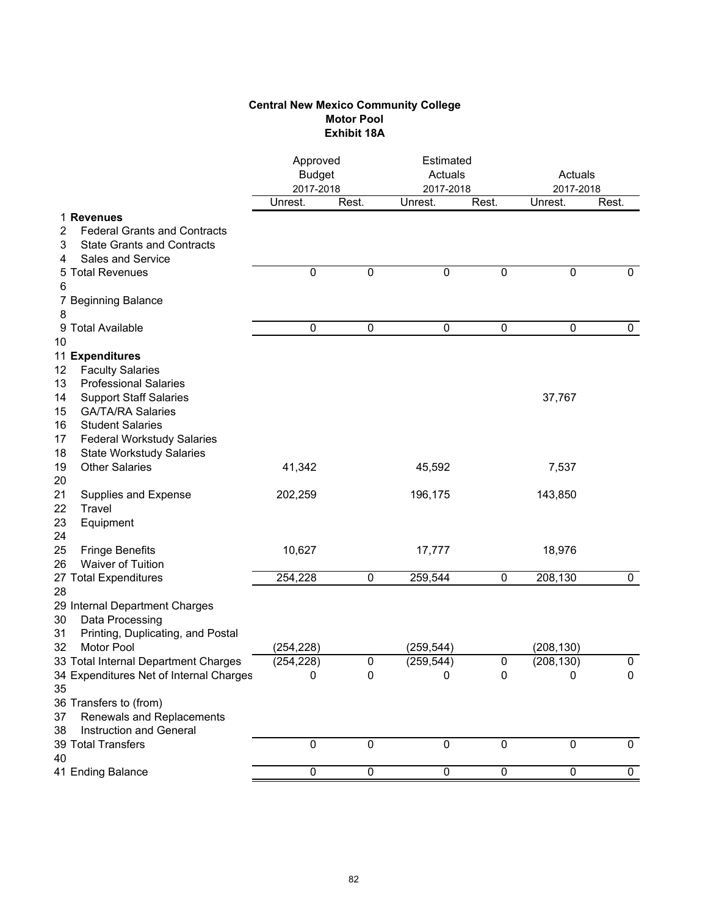**Central New Mexico Community College**
**Motor Pool**
**Exhibit 18A**

| | | Approved Budget 2017-2018 | | Estimated Actuals 2017-2018 | | Actuals 2017-2018 | |
|---|---|---|---|---|---|---|---|
| | | Unrest. | Rest. | Unrest. | Rest. | Unrest. | Rest. |
| 1 | **Revenues** | | | | | | |
| 2 | Federal Grants and Contracts | | | | | | |
| 3 | State Grants and Contracts | | | | | | |
| 4 | Sales and Service | | | | | | |
| 5 | Total Revenues | 0 | 0 | 0 | 0 | 0 | 0 |
| 6 | | | | | | | |
| 7 | Beginning Balance | | | | | | |
| 8 | | | | | | | |
| 9 | Total Available | 0 | 0 | 0 | 0 | 0 | 0 |
| 10 | | | | | | | |
| 11 | **Expenditures** | | | | | | |
| 12 | Faculty Salaries | | | | | | |
| 13 | Professional Salaries | | | | | | |
| 14 | Support Staff Salaries | | | | | 37,767 | |
| 15 | GA/TA/RA Salaries | | | | | | |
| 16 | Student Salaries | | | | | | |
| 17 | Federal Workstudy Salaries | | | | | | |
| 18 | State Workstudy Salaries | | | | | | |
| 19 | Other Salaries | 41,342 | | 45,592 | | 7,537 | |
| 20 | | | | | | | |
| 21 | Supplies and Expense | 202,259 | | 196,175 | | 143,850 | |
| 22 | Travel | | | | | | |
| 23 | Equipment | | | | | | |
| 24 | | | | | | | |
| 25 | Fringe Benefits | 10,627 | | 17,777 | | 18,976 | |
| 26 | Waiver of Tuition | | | | | | |
| 27 | Total Expenditures | 254,228 | 0 | 259,544 | 0 | 208,130 | 0 |
| 28 | | | | | | | |
| 29 | Internal Department Charges | | | | | | |
| 30 | Data Processing | | | | | | |
| 31 | Printing, Duplicating, and Postal | | | | | | |
| 32 | Motor Pool | (254,228) | | (259,544) | | (208,130) | |
| 33 | Total Internal Department Charges | (254,228) | 0 | (259,544) | 0 | (208,130) | 0 |
| 34 | Expenditures Net of Internal Charges | 0 | 0 | 0 | 0 | 0 | 0 |
| 35 | | | | | | | |
| 36 | Transfers to (from) | | | | | | |
| 37 | Renewals and Replacements | | | | | | |
| 38 | Instruction and General | | | | | | |
| 39 | Total Transfers | 0 | 0 | 0 | 0 | 0 | 0 |
| 40 | | | | | | | |
| 41 | Ending Balance | 0 | 0 | 0 | 0 | 0 | 0 |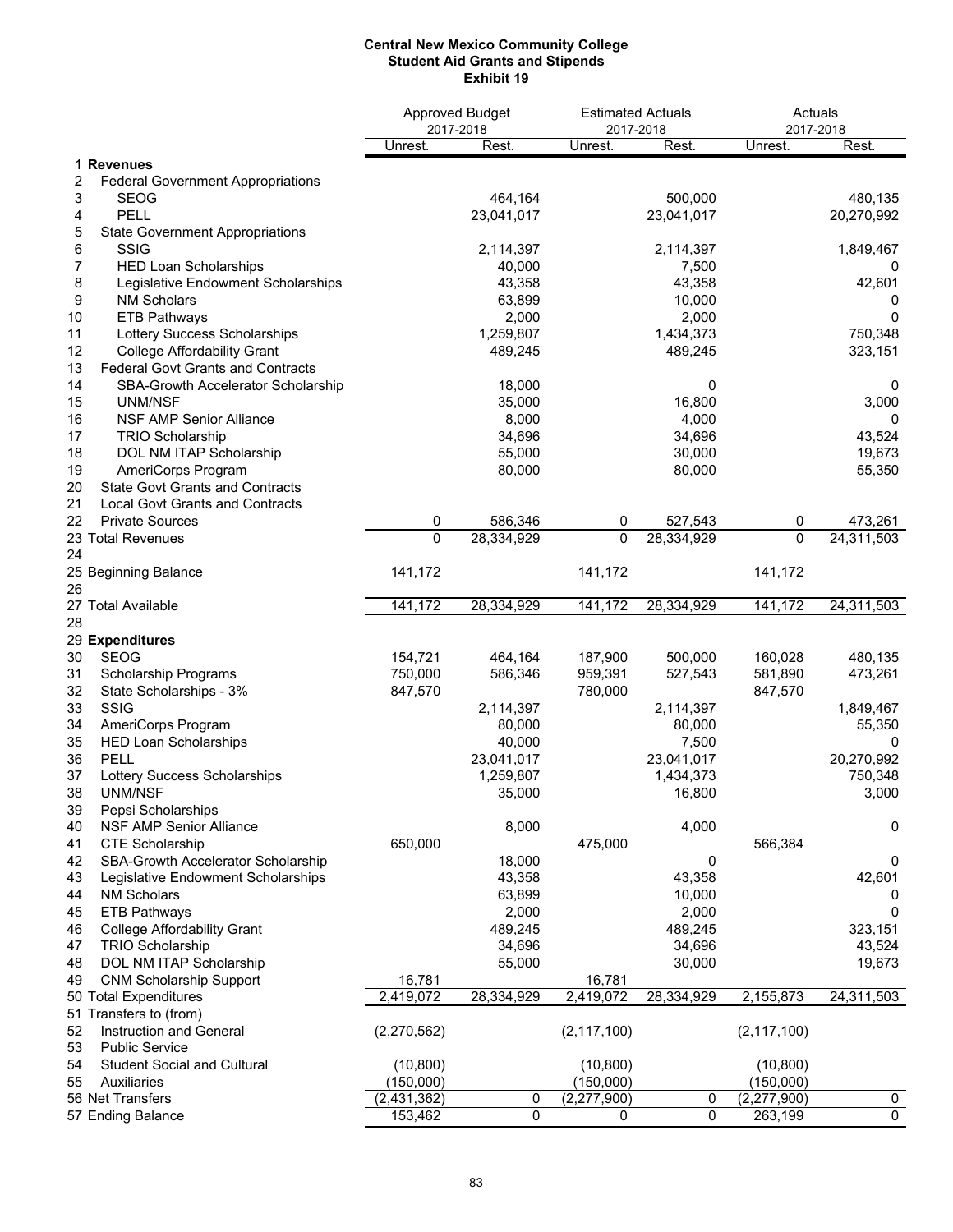**Central New Mexico Community College**
**Student Aid Grants and Stipends**
**Exhibit 19**

| | | Approved Budget 2017-2018 | | Estimated Actuals 2017-2018 | | Actuals 2017-2018 | |
|---|---|---|---|---|---|---|---|
| | | Unrest. | Rest. | Unrest. | Rest. | Unrest. | Rest. |
| 1 | **Revenues** | | | | | | |
| 2 | Federal Government Appropriations | | | | | | |
| 3 | SEOG | | 464,164 | | 500,000 | | 480,135 |
| 4 | PELL | | 23,041,017 | | 23,041,017 | | 20,270,992 |
| 5 | State Government Appropriations | | | | | | |
| 6 | SSIG | | 2,114,397 | | 2,114,397 | | 1,849,467 |
| 7 | HED Loan Scholarships | | 40,000 | | 7,500 | | 0 |
| 8 | Legislative Endowment Scholarships | | 43,358 | | 43,358 | | 42,601 |
| 9 | NM Scholars | | 63,899 | | 10,000 | | 0 |
| 10 | ETB Pathways | | 2,000 | | 2,000 | | 0 |
| 11 | Lottery Success Scholarships | | 1,259,807 | | 1,434,373 | | 750,348 |
| 12 | College Affordability Grant | | 489,245 | | 489,245 | | 323,151 |
| 13 | Federal Govt Grants and Contracts | | | | | | |
| 14 | SBA-Growth Accelerator Scholarship | | 18,000 | | 0 | | 0 |
| 15 | UNM/NSF | | 35,000 | | 16,800 | | 3,000 |
| 16 | NSF AMP Senior Alliance | | 8,000 | | 4,000 | | 0 |
| 17 | TRIO Scholarship | | 34,696 | | 34,696 | | 43,524 |
| 18 | DOL NM ITAP Scholarship | | 55,000 | | 30,000 | | 19,673 |
| 19 | AmeriCorps Program | | 80,000 | | 80,000 | | 55,350 |
| 20 | State Govt Grants and Contracts | | | | | | |
| 21 | Local Govt Grants and Contracts | | | | | | |
| 22 | Private Sources | 0 | 586,346 | 0 | 527,543 | 0 | 473,261 |
| 23 | Total Revenues | 0 | 28,334,929 | 0 | 28,334,929 | 0 | 24,311,503 |
| 24 | | | | | | | |
| 25 | Beginning Balance | 141,172 | | 141,172 | | 141,172 | |
| 26 | | | | | | | |
| 27 | Total Available | 141,172 | 28,334,929 | 141,172 | 28,334,929 | 141,172 | 24,311,503 |
| 28 | | | | | | | |
| 29 | **Expenditures** | | | | | | |
| 30 | SEOG | 154,721 | 464,164 | 187,900 | 500,000 | 160,028 | 480,135 |
| 31 | Scholarship Programs | 750,000 | 586,346 | 959,391 | 527,543 | 581,890 | 473,261 |
| 32 | State Scholarships - 3% | 847,570 | | 780,000 | | 847,570 | |
| 33 | SSIG | | 2,114,397 | | 2,114,397 | | 1,849,467 |
| 34 | AmeriCorps Program | | 80,000 | | 80,000 | | 55,350 |
| 35 | HED Loan Scholarships | | 40,000 | | 7,500 | | 0 |
| 36 | PELL | | 23,041,017 | | 23,041,017 | | 20,270,992 |
| 37 | Lottery Success Scholarships | | 1,259,807 | | 1,434,373 | | 750,348 |
| 38 | UNM/NSF | | 35,000 | | 16,800 | | 3,000 |
| 39 | Pepsi Scholarships | | | | | | |
| 40 | NSF AMP Senior Alliance | | 8,000 | | 4,000 | | 0 |
| 41 | CTE Scholarship | 650,000 | | 475,000 | | 566,384 | |
| 42 | SBA-Growth Accelerator Scholarship | | 18,000 | | 0 | | 0 |
| 43 | Legislative Endowment Scholarships | | 43,358 | | 43,358 | | 42,601 |
| 44 | NM Scholars | | 63,899 | | 10,000 | | 0 |
| 45 | ETB Pathways | | 2,000 | | 2,000 | | 0 |
| 46 | College Affordability Grant | | 489,245 | | 489,245 | | 323,151 |
| 47 | TRIO Scholarship | | 34,696 | | 34,696 | | 43,524 |
| 48 | DOL NM ITAP Scholarship | | 55,000 | | 30,000 | | 19,673 |
| 49 | CNM Scholarship Support | 16,781 | | 16,781 | | | |
| 50 | Total Expenditures | 2,419,072 | 28,334,929 | 2,419,072 | 28,334,929 | 2,155,873 | 24,311,503 |
| 51 | Transfers to (from) | | | | | | |
| 52 | Instruction and General | (2,270,562) | | (2,117,100) | | (2,117,100) | |
| 53 | Public Service | | | | | | |
| 54 | Student Social and Cultural | (10,800) | | (10,800) | | (10,800) | |
| 55 | Auxiliaries | (150,000) | | (150,000) | | (150,000) | |
| 56 | Net Transfers | (2,431,362) | 0 | (2,277,900) | 0 | (2,277,900) | 0 |
| 57 | Ending Balance | 153,462 | 0 | 0 | 0 | 263,199 | 0 |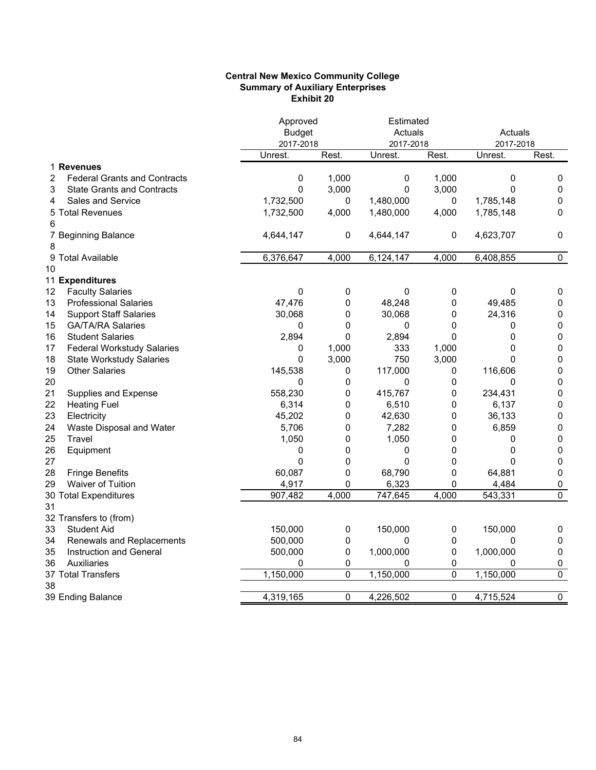**Central New Mexico Community College**
**Summary of Auxiliary Enterprises**
**Exhibit 20**

| | | Approved Budget 2017-2018 | | Estimated Actuals 2017-2018 | | Actuals 2017-2018 | |
|---|---|---|---|---|---|---|---|
| | | Unrest. | Rest. | Unrest. | Rest. | Unrest. | Rest. |
| 1 | **Revenues** | | | | | | |
| 2 | Federal Grants and Contracts | 0 | 1,000 | 0 | 1,000 | 0 | 0 |
| 3 | State Grants and Contracts | 0 | 3,000 | 0 | 3,000 | 0 | 0 |
| 4 | Sales and Service | 1,732,500 | 0 | 1,480,000 | 0 | 1,785,148 | 0 |
| 5 | Total Revenues | 1,732,500 | 4,000 | 1,480,000 | 4,000 | 1,785,148 | 0 |
| 6 | | | | | | | |
| 7 | Beginning Balance | 4,644,147 | 0 | 4,644,147 | 0 | 4,623,707 | 0 |
| 8 | | | | | | | |
| 9 | Total Available | 6,376,647 | 4,000 | 6,124,147 | 4,000 | 6,408,855 | 0 |
| 10 | | | | | | | |
| 11 | **Expenditures** | | | | | | |
| 12 | Faculty Salaries | 0 | 0 | 0 | 0 | 0 | 0 |
| 13 | Professional Salaries | 47,476 | 0 | 48,248 | 0 | 49,485 | 0 |
| 14 | Support Staff Salaries | 30,068 | 0 | 30,068 | 0 | 24,316 | 0 |
| 15 | GA/TA/RA Salaries | 0 | 0 | 0 | 0 | 0 | 0 |
| 16 | Student Salaries | 2,894 | 0 | 2,894 | 0 | 0 | 0 |
| 17 | Federal Workstudy Salaries | 0 | 1,000 | 333 | 1,000 | 0 | 0 |
| 18 | State Workstudy Salaries | 0 | 3,000 | 750 | 3,000 | 0 | 0 |
| 19 | Other Salaries | 145,538 | 0 | 117,000 | 0 | 116,606 | 0 |
| 20 | | 0 | 0 | 0 | 0 | 0 | 0 |
| 21 | Supplies and Expense | 558,230 | 0 | 415,767 | 0 | 234,431 | 0 |
| 22 | Heating Fuel | 6,314 | 0 | 6,510 | 0 | 6,137 | 0 |
| 23 | Electricity | 45,202 | 0 | 42,630 | 0 | 36,133 | 0 |
| 24 | Waste Disposal and Water | 5,706 | 0 | 7,282 | 0 | 6,859 | 0 |
| 25 | Travel | 1,050 | 0 | 1,050 | 0 | 0 | 0 |
| 26 | Equipment | 0 | 0 | 0 | 0 | 0 | 0 |
| 27 | | 0 | 0 | 0 | 0 | 0 | 0 |
| 28 | Fringe Benefits | 60,087 | 0 | 68,790 | 0 | 64,881 | 0 |
| 29 | Waiver of Tuition | 4,917 | 0 | 6,323 | 0 | 4,484 | 0 |
| 30 | Total Expenditures | 907,482 | 4,000 | 747,645 | 4,000 | 543,331 | 0 |
| 31 | | | | | | | |
| 32 | Transfers to (from) | | | | | | |
| 33 | Student Aid | 150,000 | 0 | 150,000 | 0 | 150,000 | 0 |
| 34 | Renewals and Replacements | 500,000 | 0 | 0 | 0 | 0 | 0 |
| 35 | Instruction and General | 500,000 | 0 | 1,000,000 | 0 | 1,000,000 | 0 |
| 36 | Auxiliaries | 0 | 0 | 0 | 0 | 0 | 0 |
| 37 | Total Transfers | 1,150,000 | 0 | 1,150,000 | 0 | 1,150,000 | 0 |
| 38 | | | | | | | |
| 39 | Ending Balance | 4,319,165 | 0 | 4,226,502 | 0 | 4,715,524 | 0 |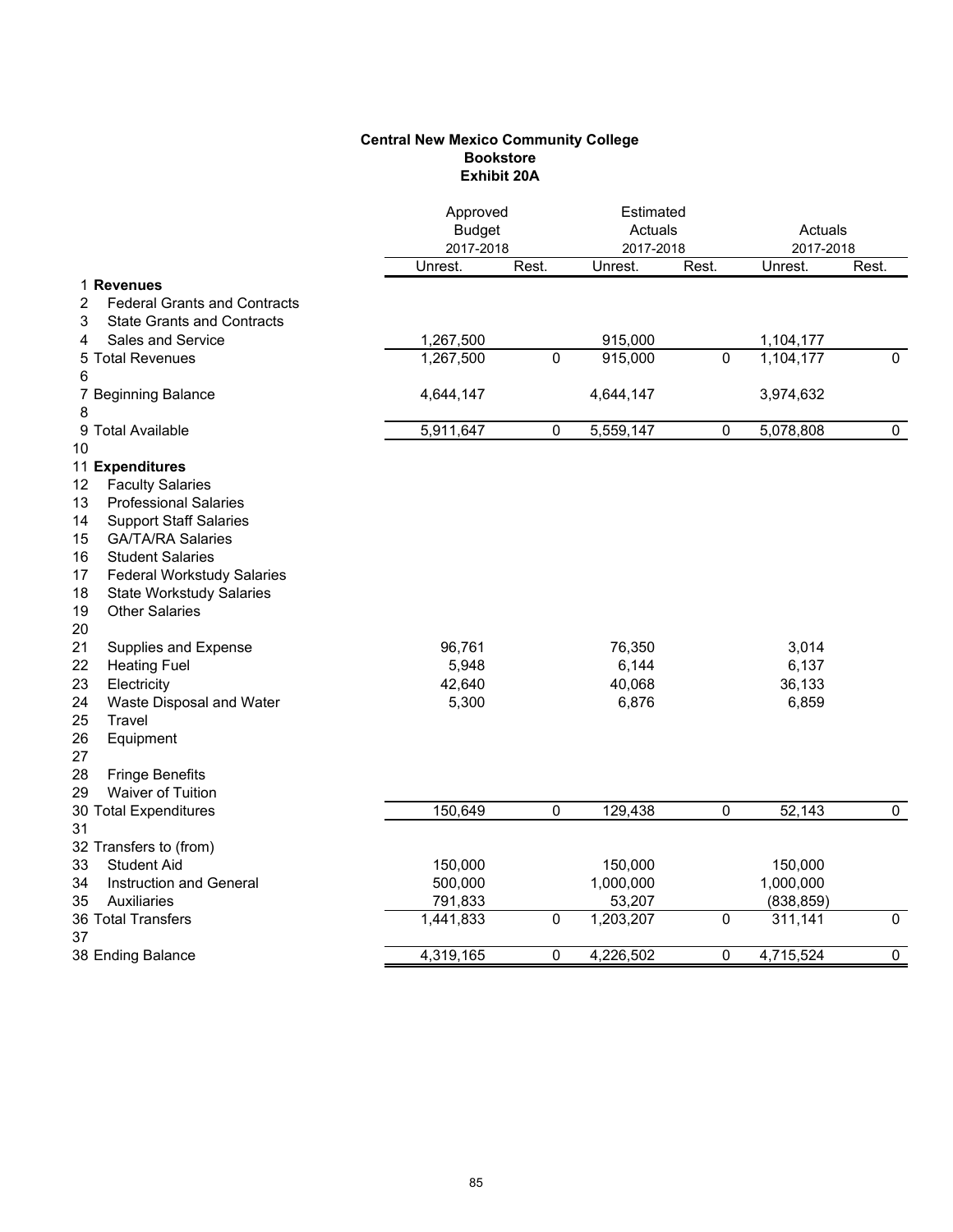**Central New Mexico Community College**
**Bookstore**
**Exhibit 20A**

| | | Approved Budget 2017-2018 | | Estimated Actuals 2017-2018 | | Actuals 2017-2018 | |
|---|---|---|---|---|---|---|---|
| | | Unrest. | Rest. | Unrest. | Rest. | Unrest. | Rest. |
| 1 | **Revenues** | | | | | | |
| 2 | Federal Grants and Contracts | | | | | | |
| 3 | State Grants and Contracts | | | | | | |
| 4 | Sales and Service | 1,267,500 | | 915,000 | | 1,104,177 | |
| 5 | Total Revenues | 1,267,500 | 0 | 915,000 | 0 | 1,104,177 | 0 |
| 6 | | | | | | | |
| 7 | Beginning Balance | 4,644,147 | | 4,644,147 | | 3,974,632 | |
| 8 | | | | | | | |
| 9 | Total Available | 5,911,647 | 0 | 5,559,147 | 0 | 5,078,808 | 0 |
| 10 | | | | | | | |
| 11 | **Expenditures** | | | | | | |
| 12 | Faculty Salaries | | | | | | |
| 13 | Professional Salaries | | | | | | |
| 14 | Support Staff Salaries | | | | | | |
| 15 | GA/TA/RA Salaries | | | | | | |
| 16 | Student Salaries | | | | | | |
| 17 | Federal Workstudy Salaries | | | | | | |
| 18 | State Workstudy Salaries | | | | | | |
| 19 | Other Salaries | | | | | | |
| 20 | | | | | | | |
| 21 | Supplies and Expense | 96,761 | | 76,350 | | 3,014 | |
| 22 | Heating Fuel | 5,948 | | 6,144 | | 6,137 | |
| 23 | Electricity | 42,640 | | 40,068 | | 36,133 | |
| 24 | Waste Disposal and Water | 5,300 | | 6,876 | | 6,859 | |
| 25 | Travel | | | | | | |
| 26 | Equipment | | | | | | |
| 27 | | | | | | | |
| 28 | Fringe Benefits | | | | | | |
| 29 | Waiver of Tuition | | | | | | |
| 30 | Total Expenditures | 150,649 | 0 | 129,438 | 0 | 52,143 | 0 |
| 31 | | | | | | | |
| 32 | Transfers to (from) | | | | | | |
| 33 | Student Aid | 150,000 | | 150,000 | | 150,000 | |
| 34 | Instruction and General | 500,000 | | 1,000,000 | | 1,000,000 | |
| 35 | Auxiliaries | 791,833 | | 53,207 | | (838,859) | |
| 36 | Total Transfers | 1,441,833 | 0 | 1,203,207 | 0 | 311,141 | 0 |
| 37 | | | | | | | |
| 38 | Ending Balance | 4,319,165 | 0 | 4,226,502 | 0 | 4,715,524 | 0 |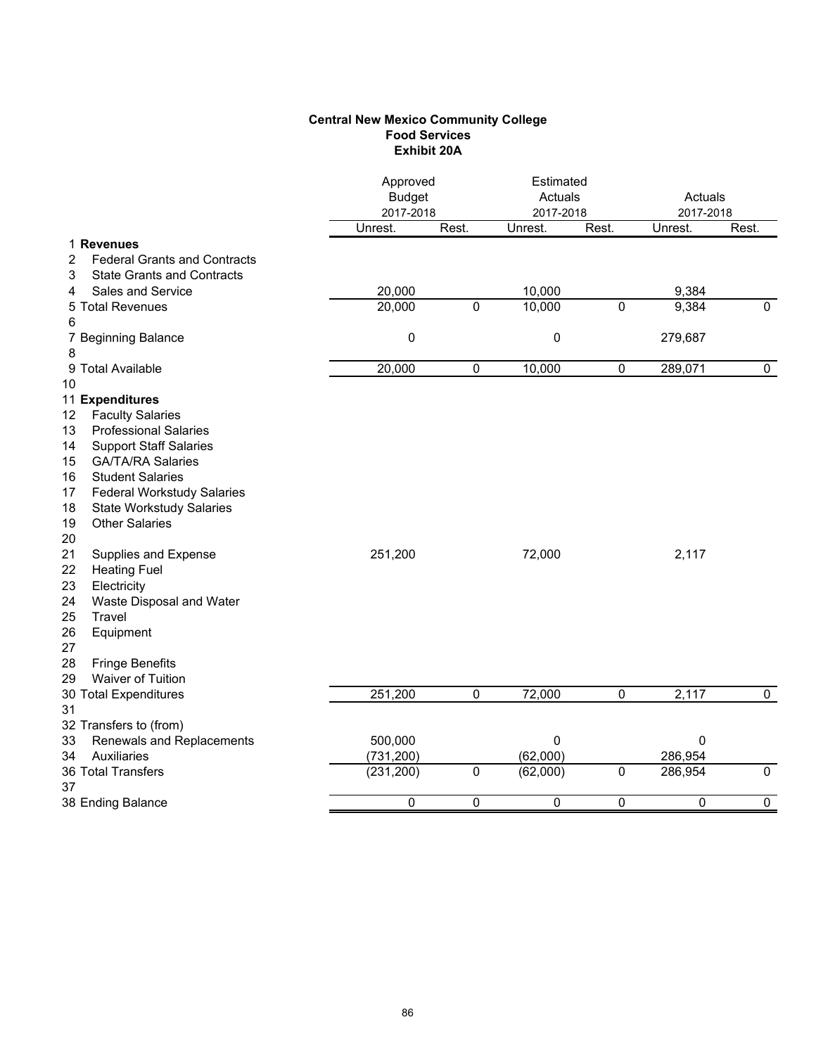**Central New Mexico Community College**
**Food Services**
**Exhibit 20A**

| | | Approved Budget 2017-2018 | | Estimated Actuals 2017-2018 | | Actuals 2017-2018 | |
|---|---|---|---|---|---|---|---|
| | | Unrest. | Rest. | Unrest. | Rest. | Unrest. | Rest. |
| 1 | **Revenues** | | | | | | |
| 2 | Federal Grants and Contracts | | | | | | |
| 3 | State Grants and Contracts | | | | | | |
| 4 | Sales and Service | 20,000 | | 10,000 | | 9,384 | |
| 5 | Total Revenues | 20,000 | 0 | 10,000 | 0 | 9,384 | 0 |
| 6 | | | | | | | |
| 7 | Beginning Balance | 0 | | 0 | | 279,687 | |
| 8 | | | | | | | |
| 9 | Total Available | 20,000 | 0 | 10,000 | 0 | 289,071 | 0 |
| 10 | | | | | | | |
| 11 | **Expenditures** | | | | | | |
| 12 | Faculty Salaries | | | | | | |
| 13 | Professional Salaries | | | | | | |
| 14 | Support Staff Salaries | | | | | | |
| 15 | GA/TA/RA Salaries | | | | | | |
| 16 | Student Salaries | | | | | | |
| 17 | Federal Workstudy Salaries | | | | | | |
| 18 | State Workstudy Salaries | | | | | | |
| 19 | Other Salaries | | | | | | |
| 20 | | | | | | | |
| 21 | Supplies and Expense | 251,200 | | 72,000 | | 2,117 | |
| 22 | Heating Fuel | | | | | | |
| 23 | Electricity | | | | | | |
| 24 | Waste Disposal and Water | | | | | | |
| 25 | Travel | | | | | | |
| 26 | Equipment | | | | | | |
| 27 | | | | | | | |
| 28 | Fringe Benefits | | | | | | |
| 29 | Waiver of Tuition | | | | | | |
| 30 | Total Expenditures | 251,200 | 0 | 72,000 | 0 | 2,117 | 0 |
| 31 | | | | | | | |
| 32 | Transfers to (from) | | | | | | |
| 33 | Renewals and Replacements | 500,000 | | 0 | | 0 | |
| 34 | Auxiliaries | (731,200) | | (62,000) | | 286,954 | |
| 36 | Total Transfers | (231,200) | 0 | (62,000) | 0 | 286,954 | 0 |
| 37 | | | | | | | |
| 38 | Ending Balance | 0 | 0 | 0 | 0 | 0 | 0 |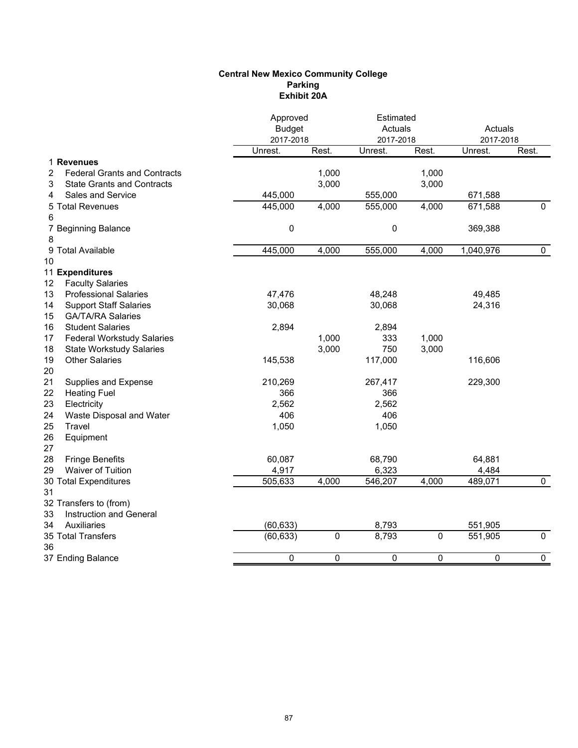**Central New Mexico Community College**
**Parking**
**Exhibit 20A**

| | | Approved Budget 2017-2018 | | Estimated Actuals 2017-2018 | | Actuals 2017-2018 | |
|---|---|---|---|---|---|---|---|
| | | Unrest. | Rest. | Unrest. | Rest. | Unrest. | Rest. |
| 1 | **Revenues** | | | | | | |
| 2 | Federal Grants and Contracts | | 1,000 | | 1,000 | | |
| 3 | State Grants and Contracts | | 3,000 | | 3,000 | | |
| 4 | Sales and Service | 445,000 | | 555,000 | | 671,588 | |
| 5 | Total Revenues | 445,000 | 4,000 | 555,000 | 4,000 | 671,588 | 0 |
| 6 | | | | | | | |
| 7 | Beginning Balance | 0 | | 0 | | 369,388 | |
| 8 | | | | | | | |
| 9 | Total Available | 445,000 | 4,000 | 555,000 | 4,000 | 1,040,976 | 0 |
| 10 | | | | | | | |
| 11 | **Expenditures** | | | | | | |
| 12 | Faculty Salaries | | | | | | |
| 13 | Professional Salaries | 47,476 | | 48,248 | | 49,485 | |
| 14 | Support Staff Salaries | 30,068 | | 30,068 | | 24,316 | |
| 15 | GA/TA/RA Salaries | | | | | | |
| 16 | Student Salaries | 2,894 | | 2,894 | | | |
| 17 | Federal Workstudy Salaries | | 1,000 | 333 | 1,000 | | |
| 18 | State Workstudy Salaries | | 3,000 | 750 | 3,000 | | |
| 19 | Other Salaries | 145,538 | | 117,000 | | 116,606 | |
| 20 | | | | | | | |
| 21 | Supplies and Expense | 210,269 | | 267,417 | | 229,300 | |
| 22 | Heating Fuel | 366 | | 366 | | | |
| 23 | Electricity | 2,562 | | 2,562 | | | |
| 24 | Waste Disposal and Water | 406 | | 406 | | | |
| 25 | Travel | 1,050 | | 1,050 | | | |
| 26 | Equipment | | | | | | |
| 27 | | | | | | | |
| 28 | Fringe Benefits | 60,087 | | 68,790 | | 64,881 | |
| 29 | Waiver of Tuition | 4,917 | | 6,323 | | 4,484 | |
| 30 | Total Expenditures | 505,633 | 4,000 | 546,207 | 4,000 | 489,071 | 0 |
| 31 | | | | | | | |
| 32 | Transfers to (from) | | | | | | |
| 33 | Instruction and General | | | | | | |
| 34 | Auxiliaries | (60,633) | | 8,793 | | 551,905 | |
| 35 | Total Transfers | (60,633) | 0 | 8,793 | 0 | 551,905 | 0 |
| 36 | | | | | | | |
| 37 | Ending Balance | 0 | 0 | 0 | 0 | 0 | 0 |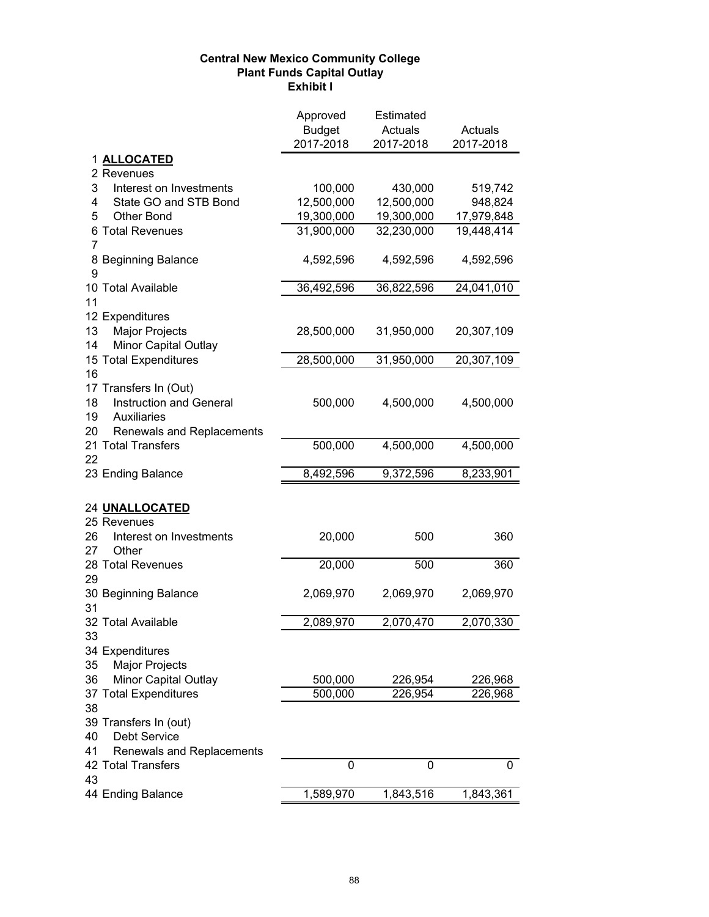**Central New Mexico Community College**
**Plant Funds Capital Outlay**
**Exhibit I**

| | | Approved Budget 2017-2018 | Estimated Actuals 2017-2018 | Actuals 2017-2018 |
|---|---|---|---|---|
| 1 | **ALLOCATED** | | | |
| 2 | Revenues | | | |
| 3 | Interest on Investments | 100,000 | 430,000 | 519,742 |
| 4 | State GO and STB Bond | 12,500,000 | 12,500,000 | 948,824 |
| 5 | Other Bond | 19,300,000 | 19,300,000 | 17,979,848 |
| 6 | Total Revenues | 31,900,000 | 32,230,000 | 19,448,414 |
| 7 | | | | |
| 8 | Beginning Balance | 4,592,596 | 4,592,596 | 4,592,596 |
| 9 | | | | |
| 10 | Total Available | 36,492,596 | 36,822,596 | 24,041,010 |
| 11 | | | | |
| 12 | Expenditures | | | |
| 13 | Major Projects | 28,500,000 | 31,950,000 | 20,307,109 |
| 14 | Minor Capital Outlay | | | |
| 15 | Total Expenditures | 28,500,000 | 31,950,000 | 20,307,109 |
| 16 | | | | |
| 17 | Transfers In (Out) | | | |
| 18 | Instruction and General | 500,000 | 4,500,000 | 4,500,000 |
| 19 | Auxiliaries | | | |
| 20 | Renewals and Replacements | | | |
| 21 | Total Transfers | 500,000 | 4,500,000 | 4,500,000 |
| 22 | | | | |
| 23 | Ending Balance | 8,492,596 | 9,372,596 | 8,233,901 |
| 24 | **UNALLOCATED** | | | |
| 25 | Revenues | | | |
| 26 | Interest on Investments | 20,000 | 500 | 360 |
| 27 | Other | | | |
| 28 | Total Revenues | 20,000 | 500 | 360 |
| 29 | | | | |
| 30 | Beginning Balance | 2,069,970 | 2,069,970 | 2,069,970 |
| 31 | | | | |
| 32 | Total Available | 2,089,970 | 2,070,470 | 2,070,330 |
| 33 | | | | |
| 34 | Expenditures | | | |
| 35 | Major Projects | | | |
| 36 | Minor Capital Outlay | 500,000 | 226,954 | 226,968 |
| 37 | Total Expenditures | 500,000 | 226,954 | 226,968 |
| 38 | | | | |
| 39 | Transfers In (out) | | | |
| 40 | Debt Service | | | |
| 41 | Renewals and Replacements | | | |
| 42 | Total Transfers | 0 | 0 | 0 |
| 43 | | | | |
| 44 | Ending Balance | 1,589,970 | 1,843,516 | 1,843,361 |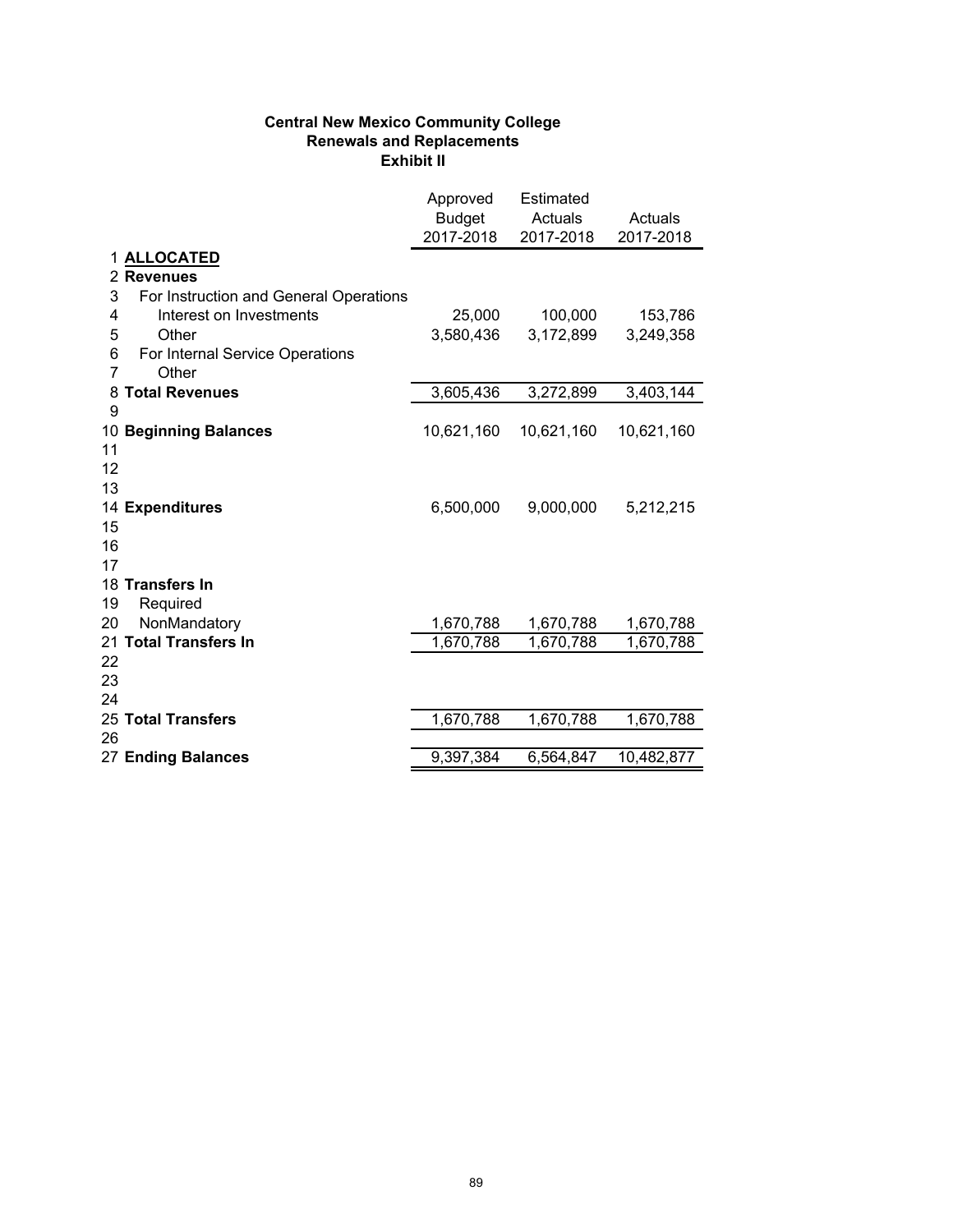**Central New Mexico Community College**
**Renewals and Replacements**
**Exhibit II**

| | | Approved Budget 2017-2018 | Estimated Actuals 2017-2018 | Actuals 2017-2018 |
|---|---|---|---|---|
| 1 | **ALLOCATED** | | | |
| 2 | **Revenues** | | | |
| 3 | For Instruction and General Operations | | | |
| 4 | Interest on Investments | 25,000 | 100,000 | 153,786 |
| 5 | Other | 3,580,436 | 3,172,899 | 3,249,358 |
| 6 | For Internal Service Operations | | | |
| 7 | Other | | | |
| 8 | **Total Revenues** | 3,605,436 | 3,272,899 | 3,403,144 |
| 9 | | | | |
| 10 | **Beginning Balances** | 10,621,160 | 10,621,160 | 10,621,160 |
| 11 | | | | |
| 12 | | | | |
| 13 | | | | |
| 14 | **Expenditures** | 6,500,000 | 9,000,000 | 5,212,215 |
| 15 | | | | |
| 16 | | | | |
| 17 | | | | |
| 18 | **Transfers In** | | | |
| 19 | Required | | | |
| 20 | NonMandatory | 1,670,788 | 1,670,788 | 1,670,788 |
| 21 | **Total Transfers In** | 1,670,788 | 1,670,788 | 1,670,788 |
| 22 | | | | |
| 23 | | | | |
| 24 | | | | |
| 25 | **Total Transfers** | 1,670,788 | 1,670,788 | 1,670,788 |
| 26 | | | | |
| 27 | **Ending Balances** | 9,397,384 | 6,564,847 | 10,482,877 |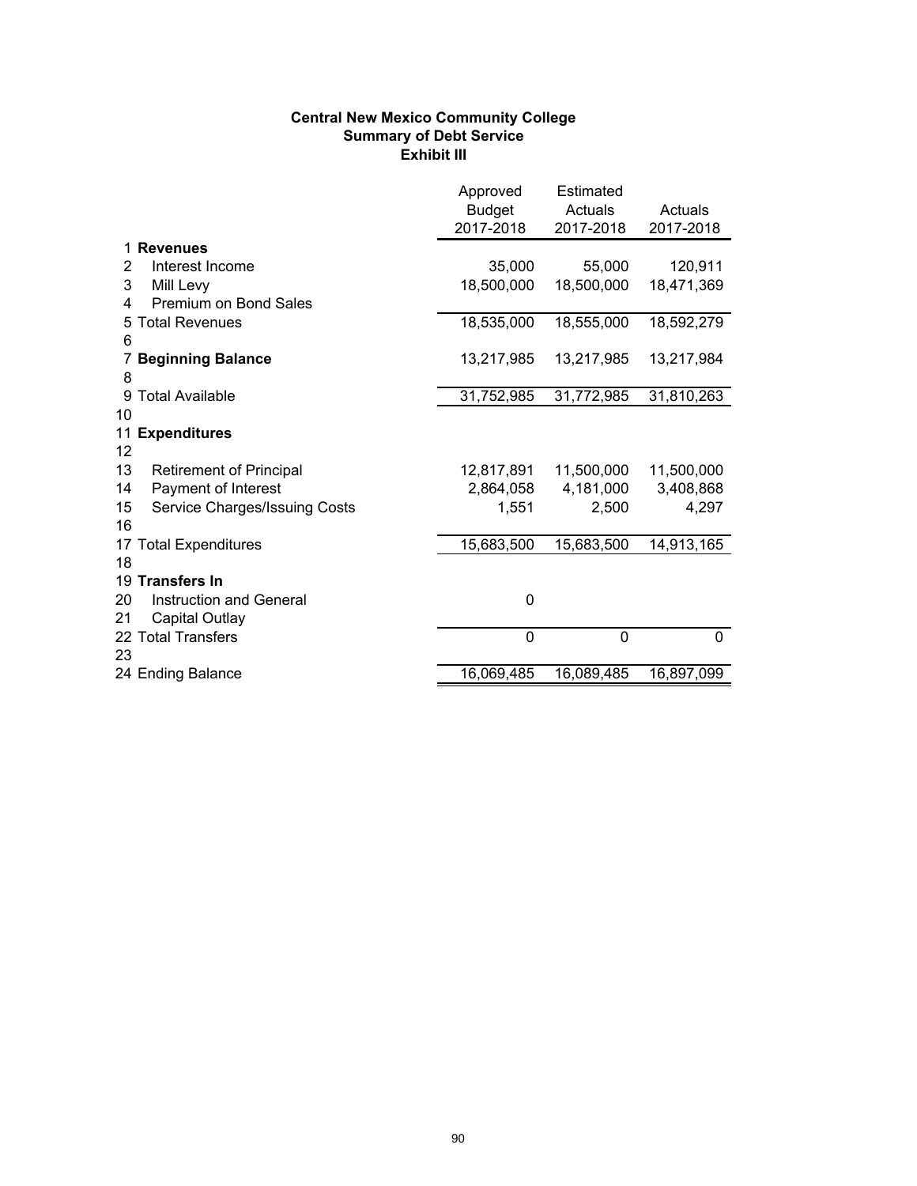**Central New Mexico Community College**
**Summary of Debt Service**
**Exhibit III**

| | | Approved Budget 2017-2018 | Estimated Actuals 2017-2018 | Actuals 2017-2018 |
|---|---|---|---|---|
| 1 | **Revenues** | | | |
| 2 | Interest Income | 35,000 | 55,000 | 120,911 |
| 3 | Mill Levy | 18,500,000 | 18,500,000 | 18,471,369 |
| 4 | Premium on Bond Sales | | | |
| 5 | Total Revenues | 18,535,000 | 18,555,000 | 18,592,279 |
| 6 | | | | |
| 7 | **Beginning Balance** | 13,217,985 | 13,217,985 | 13,217,984 |
| 8 | | | | |
| 9 | Total Available | 31,752,985 | 31,772,985 | 31,810,263 |
| 10 | | | | |
| 11 | **Expenditures** | | | |
| 12 | | | | |
| 13 | Retirement of Principal | 12,817,891 | 11,500,000 | 11,500,000 |
| 14 | Payment of Interest | 2,864,058 | 4,181,000 | 3,408,868 |
| 15 | Service Charges/Issuing Costs | 1,551 | 2,500 | 4,297 |
| 16 | | | | |
| 17 | Total Expenditures | 15,683,500 | 15,683,500 | 14,913,165 |
| 18 | | | | |
| 19 | **Transfers In** | | | |
| 20 | Instruction and General | 0 | | |
| 21 | Capital Outlay | | | |
| 22 | Total Transfers | 0 | 0 | 0 |
| 23 | | | | |
| 24 | Ending Balance | 16,069,485 | 16,089,485 | 16,897,099 |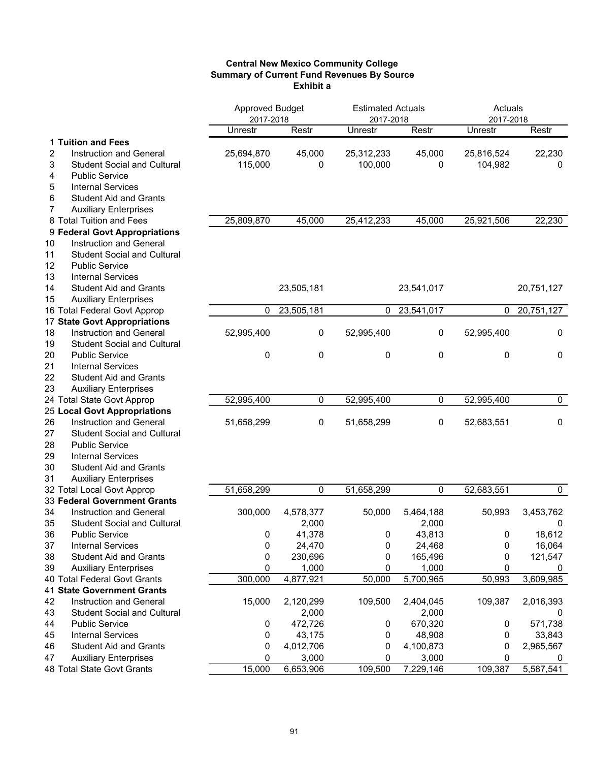**Central New Mexico Community College**
**Summary of Current Fund Revenues By Source**
**Exhibit a**

| | | Approved Budget 2017-2018 | | Estimated Actuals 2017-2018 | | Actuals 2017-2018 | |
|---|---|---|---|---|---|---|---|
| | | Unrestr | Restr | Unrestr | Restr | Unrestr | Restr |
| 1 | **Tuition and Fees** | | | | | | |
| 2 | Instruction and General | 25,694,870 | 45,000 | 25,312,233 | 45,000 | 25,816,524 | 22,230 |
| 3 | Student Social and Cultural | 115,000 | 0 | 100,000 | 0 | 104,982 | 0 |
| 4 | Public Service | | | | | | |
| 5 | Internal Services | | | | | | |
| 6 | Student Aid and Grants | | | | | | |
| 7 | Auxiliary Enterprises | | | | | | |
| 8 | Total Tuition and Fees | 25,809,870 | 45,000 | 25,412,233 | 45,000 | 25,921,506 | 22,230 |
| 9 | **Federal Govt Appropriations** | | | | | | |
| 10 | Instruction and General | | | | | | |
| 11 | Student Social and Cultural | | | | | | |
| 12 | Public Service | | | | | | |
| 13 | Internal Services | | | | | | |
| 14 | Student Aid and Grants | | 23,505,181 | | 23,541,017 | | 20,751,127 |
| 15 | Auxiliary Enterprises | | | | | | |
| 16 | Total Federal Govt Approp | 0 | 23,505,181 | 0 | 23,541,017 | 0 | 20,751,127 |
| 17 | **State Govt Appropriations** | | | | | | |
| 18 | Instruction and General | 52,995,400 | 0 | 52,995,400 | 0 | 52,995,400 | 0 |
| 19 | Student Social and Cultural | | | | | | |
| 20 | Public Service | 0 | 0 | 0 | 0 | 0 | 0 |
| 21 | Internal Services | | | | | | |
| 22 | Student Aid and Grants | | | | | | |
| 23 | Auxiliary Enterprises | | | | | | |
| 24 | Total State Govt Approp | 52,995,400 | 0 | 52,995,400 | 0 | 52,995,400 | 0 |
| 25 | **Local Govt Appropriations** | | | | | | |
| 26 | Instruction and General | 51,658,299 | 0 | 51,658,299 | 0 | 52,683,551 | 0 |
| 27 | Student Social and Cultural | | | | | | |
| 28 | Public Service | | | | | | |
| 29 | Internal Services | | | | | | |
| 30 | Student Aid and Grants | | | | | | |
| 31 | Auxiliary Enterprises | | | | | | |
| 32 | Total Local Govt Approp | 51,658,299 | 0 | 51,658,299 | 0 | 52,683,551 | 0 |
| 33 | **Federal Government Grants** | | | | | | |
| 34 | Instruction and General | 300,000 | 4,578,377 | 50,000 | 5,464,188 | 50,993 | 3,453,762 |
| 35 | Student Social and Cultural | | 2,000 | | 2,000 | | 0 |
| 36 | Public Service | 0 | 41,378 | 0 | 43,813 | 0 | 18,612 |
| 37 | Internal Services | 0 | 24,470 | 0 | 24,468 | 0 | 16,064 |
| 38 | Student Aid and Grants | 0 | 230,696 | 0 | 165,496 | 0 | 121,547 |
| 39 | Auxiliary Enterprises | 0 | 1,000 | 0 | 1,000 | 0 | 0 |
| 40 | Total Federal Govt Grants | 300,000 | 4,877,921 | 50,000 | 5,700,965 | 50,993 | 3,609,985 |
| 41 | **State Government Grants** | | | | | | |
| 42 | Instruction and General | 15,000 | 2,120,299 | 109,500 | 2,404,045 | 109,387 | 2,016,393 |
| 43 | Student Social and Cultural | | 2,000 | | 2,000 | | 0 |
| 44 | Public Service | 0 | 472,726 | 0 | 670,320 | 0 | 571,738 |
| 45 | Internal Services | 0 | 43,175 | 0 | 48,908 | 0 | 33,843 |
| 46 | Student Aid and Grants | 0 | 4,012,706 | 0 | 4,100,873 | 0 | 2,965,567 |
| 47 | Auxiliary Enterprises | 0 | 3,000 | 0 | 3,000 | 0 | 0 |
| 48 | Total State Govt Grants | 15,000 | 6,653,906 | 109,500 | 7,229,146 | 109,387 | 5,587,541 |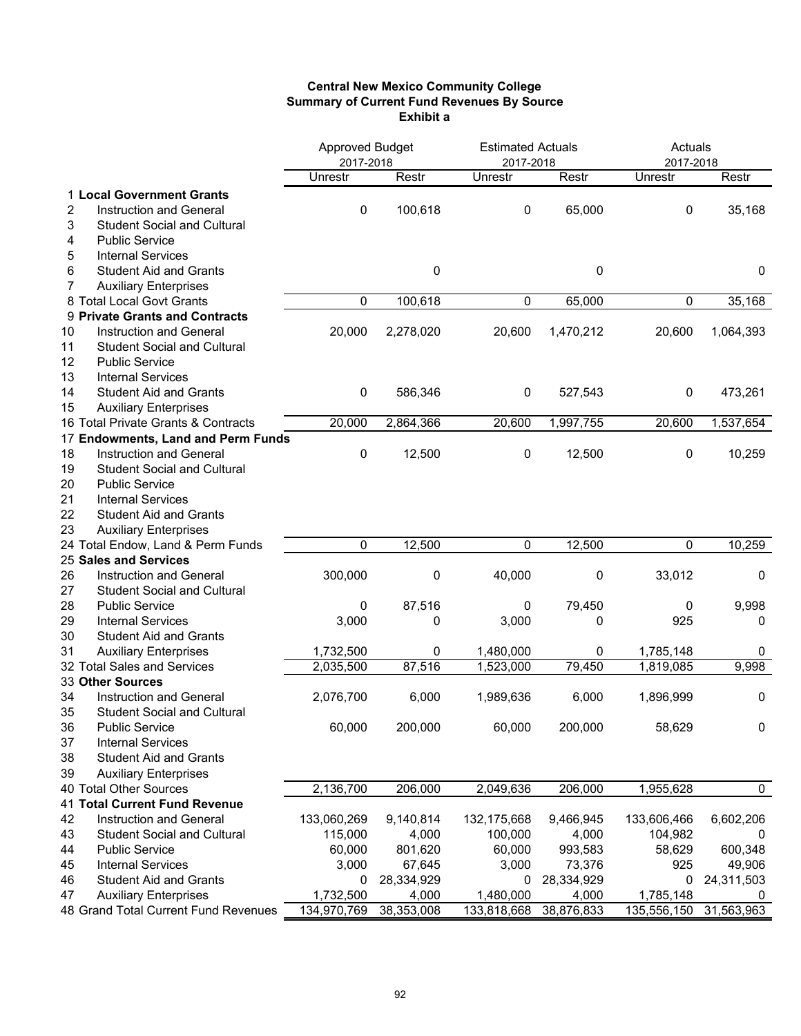**Central New Mexico Community College**
**Summary of Current Fund Revenues By Source**
**Exhibit a**

| | | Approved Budget 2017-2018 | | Estimated Actuals 2017-2018 | | Actuals 2017-2018 | |
|---|---|---|---|---|---|---|---|
| | | Unrestr | Restr | Unrestr | Restr | Unrestr | Restr |
| 1 | **Local Government Grants** | | | | | | |
| 2 | Instruction and General | 0 | 100,618 | 0 | 65,000 | 0 | 35,168 |
| 3 | Student Social and Cultural | | | | | | |
| 4 | Public Service | | | | | | |
| 5 | Internal Services | | | | | | |
| 6 | Student Aid and Grants | | 0 | | 0 | | 0 |
| 7 | Auxiliary Enterprises | | | | | | |
| 8 | Total Local Govt Grants | 0 | 100,618 | 0 | 65,000 | 0 | 35,168 |
| 9 | **Private Grants and Contracts** | | | | | | |
| 10 | Instruction and General | 20,000 | 2,278,020 | 20,600 | 1,470,212 | 20,600 | 1,064,393 |
| 11 | Student Social and Cultural | | | | | | |
| 12 | Public Service | | | | | | |
| 13 | Internal Services | | | | | | |
| 14 | Student Aid and Grants | 0 | 586,346 | 0 | 527,543 | 0 | 473,261 |
| 15 | Auxiliary Enterprises | | | | | | |
| 16 | Total Private Grants & Contracts | 20,000 | 2,864,366 | 20,600 | 1,997,755 | 20,600 | 1,537,654 |
| 17 | **Endowments, Land and Perm Funds** | | | | | | |
| 18 | Instruction and General | 0 | 12,500 | 0 | 12,500 | 0 | 10,259 |
| 19 | Student Social and Cultural | | | | | | |
| 20 | Public Service | | | | | | |
| 21 | Internal Services | | | | | | |
| 22 | Student Aid and Grants | | | | | | |
| 23 | Auxiliary Enterprises | | | | | | |
| 24 | Total Endow, Land & Perm Funds | 0 | 12,500 | 0 | 12,500 | 0 | 10,259 |
| 25 | **Sales and Services** | | | | | | |
| 26 | Instruction and General | 300,000 | 0 | 40,000 | 0 | 33,012 | 0 |
| 27 | Student Social and Cultural | | | | | | |
| 28 | Public Service | 0 | 87,516 | 0 | 79,450 | 0 | 9,998 |
| 29 | Internal Services | 3,000 | 0 | 3,000 | 0 | 925 | 0 |
| 30 | Student Aid and Grants | | | | | | |
| 31 | Auxiliary Enterprises | 1,732,500 | 0 | 1,480,000 | 0 | 1,785,148 | 0 |
| 32 | Total Sales and Services | 2,035,500 | 87,516 | 1,523,000 | 79,450 | 1,819,085 | 9,998 |
| 33 | **Other Sources** | | | | | | |
| 34 | Instruction and General | 2,076,700 | 6,000 | 1,989,636 | 6,000 | 1,896,999 | 0 |
| 35 | Student Social and Cultural | | | | | | |
| 36 | Public Service | 60,000 | 200,000 | 60,000 | 200,000 | 58,629 | 0 |
| 37 | Internal Services | | | | | | |
| 38 | Student Aid and Grants | | | | | | |
| 39 | Auxiliary Enterprises | | | | | | |
| 40 | Total Other Sources | 2,136,700 | 206,000 | 2,049,636 | 206,000 | 1,955,628 | 0 |
| 41 | **Total Current Fund Revenue** | | | | | | |
| 42 | Instruction and General | 133,060,269 | 9,140,814 | 132,175,668 | 9,466,945 | 133,606,466 | 6,602,206 |
| 43 | Student Social and Cultural | 115,000 | 4,000 | 100,000 | 4,000 | 104,982 | 0 |
| 44 | Public Service | 60,000 | 801,620 | 60,000 | 993,583 | 58,629 | 600,348 |
| 45 | Internal Services | 3,000 | 67,645 | 3,000 | 73,376 | 925 | 49,906 |
| 46 | Student Aid and Grants | 0 | 28,334,929 | 0 | 28,334,929 | 0 | 24,311,503 |
| 47 | Auxiliary Enterprises | 1,732,500 | 4,000 | 1,480,000 | 4,000 | 1,785,148 | 0 |
| 48 | Grand Total Current Fund Revenues | 134,970,769 | 38,353,008 | 133,818,668 | 38,876,833 | 135,556,150 | 31,563,963 |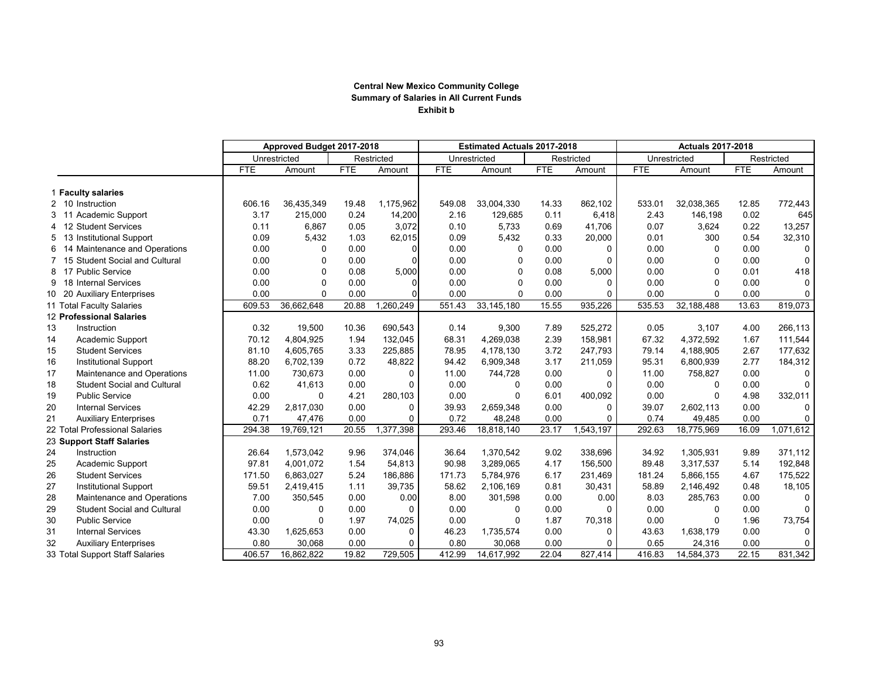**Central New Mexico Community College**
**Summary of Salaries in All Current Funds**
**Exhibit b**

| | | Approved Budget 2017-2018 | | | | Estimated Actuals 2017-2018 | | | | Actuals 2017-2018 | | | |
|---|---|---|---|---|---|---|---|---|---|---|---|---|---|
| | | Unrestricted | | Restricted | | Unrestricted | | Restricted | | Unrestricted | | Restricted | |
| | | FTE | Amount | FTE | Amount | FTE | Amount | FTE | Amount | FTE | Amount | FTE | Amount |
| 1 | **Faculty salaries** | | | | | | | | | | | | |
| 2 | 10 Instruction | 606.16 | 36,435,349 | 19.48 | 1,175,962 | 549.08 | 33,004,330 | 14.33 | 862,102 | 533.01 | 32,038,365 | 12.85 | 772,443 |
| 3 | 11 Academic Support | 3.17 | 215,000 | 0.24 | 14,200 | 2.16 | 129,685 | 0.11 | 6,418 | 2.43 | 146,198 | 0.02 | 645 |
| 4 | 12 Student Services | 0.11 | 6,867 | 0.05 | 3,072 | 0.10 | 5,733 | 0.69 | 41,706 | 0.07 | 3,624 | 0.22 | 13,257 |
| 5 | 13 Institutional Support | 0.09 | 5,432 | 1.03 | 62,015 | 0.09 | 5,432 | 0.33 | 20,000 | 0.01 | 300 | 0.54 | 32,310 |
| 6 | 14 Maintenance and Operations | 0.00 | 0 | 0.00 | 0 | 0.00 | 0 | 0.00 | 0 | 0.00 | 0 | 0.00 | 0 |
| 7 | 15 Student Social and Cultural | 0.00 | 0 | 0.00 | 0 | 0.00 | 0 | 0.00 | 0 | 0.00 | 0 | 0.00 | 0 |
| 8 | 17 Public Service | 0.00 | 0 | 0.08 | 5,000 | 0.00 | 0 | 0.08 | 5,000 | 0.00 | 0 | 0.01 | 418 |
| 9 | 18 Internal Services | 0.00 | 0 | 0.00 | 0 | 0.00 | 0 | 0.00 | 0 | 0.00 | 0 | 0.00 | 0 |
| 10 | 20 Auxiliary Enterprises | 0.00 | 0 | 0.00 | 0 | 0.00 | 0 | 0.00 | 0 | 0.00 | 0 | 0.00 | 0 |
| 11 | Total Faculty Salaries | 609.53 | 36,662,648 | 20.88 | 1,260,249 | 551.43 | 33,145,180 | 15.55 | 935,226 | 535.53 | 32,188,488 | 13.63 | 819,073 |
| 12 | **Professional Salaries** | | | | | | | | | | | | |
| 13 | Instruction | 0.32 | 19,500 | 10.36 | 690,543 | 0.14 | 9,300 | 7.89 | 525,272 | 0.05 | 3,107 | 4.00 | 266,113 |
| 14 | Academic Support | 70.12 | 4,804,925 | 1.94 | 132,045 | 68.31 | 4,269,038 | 2.39 | 158,981 | 67.32 | 4,372,592 | 1.67 | 111,544 |
| 15 | Student Services | 81.10 | 4,605,765 | 3.33 | 225,885 | 78.95 | 4,178,130 | 3.72 | 247,793 | 79.14 | 4,188,905 | 2.67 | 177,632 |
| 16 | Institutional Support | 88.20 | 6,702,139 | 0.72 | 48,822 | 94.42 | 6,909,348 | 3.17 | 211,059 | 95.31 | 6,800,939 | 2.77 | 184,312 |
| 17 | Maintenance and Operations | 11.00 | 730,673 | 0.00 | 0 | 11.00 | 744,728 | 0.00 | 0 | 11.00 | 758,827 | 0.00 | 0 |
| 18 | Student Social and Cultural | 0.62 | 41,613 | 0.00 | 0 | 0.00 | 0 | 0.00 | 0 | 0.00 | 0 | 0.00 | 0 |
| 19 | Public Service | 0.00 | 0 | 4.21 | 280,103 | 0.00 | 0 | 6.01 | 400,092 | 0.00 | 0 | 4.98 | 332,011 |
| 20 | Internal Services | 42.29 | 2,817,030 | 0.00 | 0 | 39.93 | 2,659,348 | 0.00 | 0 | 39.07 | 2,602,113 | 0.00 | 0 |
| 21 | Auxiliary Enterprises | 0.71 | 47,476 | 0.00 | 0 | 0.72 | 48,248 | 0.00 | 0 | 0.74 | 49,485 | 0.00 | 0 |
| 22 | Total Professional Salaries | 294.38 | 19,769,121 | 20.55 | 1,377,398 | 293.46 | 18,818,140 | 23.17 | 1,543,197 | 292.63 | 18,775,969 | 16.09 | 1,071,612 |
| 23 | **Support Staff Salaries** | | | | | | | | | | | | |
| 24 | Instruction | 26.64 | 1,573,042 | 9.96 | 374,046 | 36.64 | 1,370,542 | 9.02 | 338,696 | 34.92 | 1,305,931 | 9.89 | 371,112 |
| 25 | Academic Support | 97.81 | 4,001,072 | 1.54 | 54,813 | 90.98 | 3,289,065 | 4.17 | 156,500 | 89.48 | 3,317,537 | 5.14 | 192,848 |
| 26 | Student Services | 171.50 | 6,863,027 | 5.24 | 186,886 | 171.73 | 5,784,976 | 6.17 | 231,469 | 181.24 | 5,866,155 | 4.67 | 175,522 |
| 27 | Institutional Support | 59.51 | 2,419,415 | 1.11 | 39,735 | 58.62 | 2,106,169 | 0.81 | 30,431 | 58.89 | 2,146,492 | 0.48 | 18,105 |
| 28 | Maintenance and Operations | 7.00 | 350,545 | 0.00 | 0.00 | 8.00 | 301,598 | 0.00 | 0.00 | 8.03 | 285,763 | 0.00 | 0 |
| 29 | Student Social and Cultural | 0.00 | 0 | 0.00 | 0 | 0.00 | 0 | 0.00 | 0 | 0.00 | 0 | 0.00 | 0 |
| 30 | Public Service | 0.00 | 0 | 1.97 | 74,025 | 0.00 | 0 | 1.87 | 70,318 | 0.00 | 0 | 1.96 | 73,754 |
| 31 | Internal Services | 43.30 | 1,625,653 | 0.00 | 0 | 46.23 | 1,735,574 | 0.00 | 0 | 43.63 | 1,638,179 | 0.00 | 0 |
| 32 | Auxiliary Enterprises | 0.80 | 30,068 | 0.00 | 0 | 0.80 | 30,068 | 0.00 | 0 | 0.65 | 24,316 | 0.00 | 0 |
| 33 | Total Support Staff Salaries | 406.57 | 16,862,822 | 19.82 | 729,505 | 412.99 | 14,617,992 | 22.04 | 827,414 | 416.83 | 14,584,373 | 22.15 | 831,342 |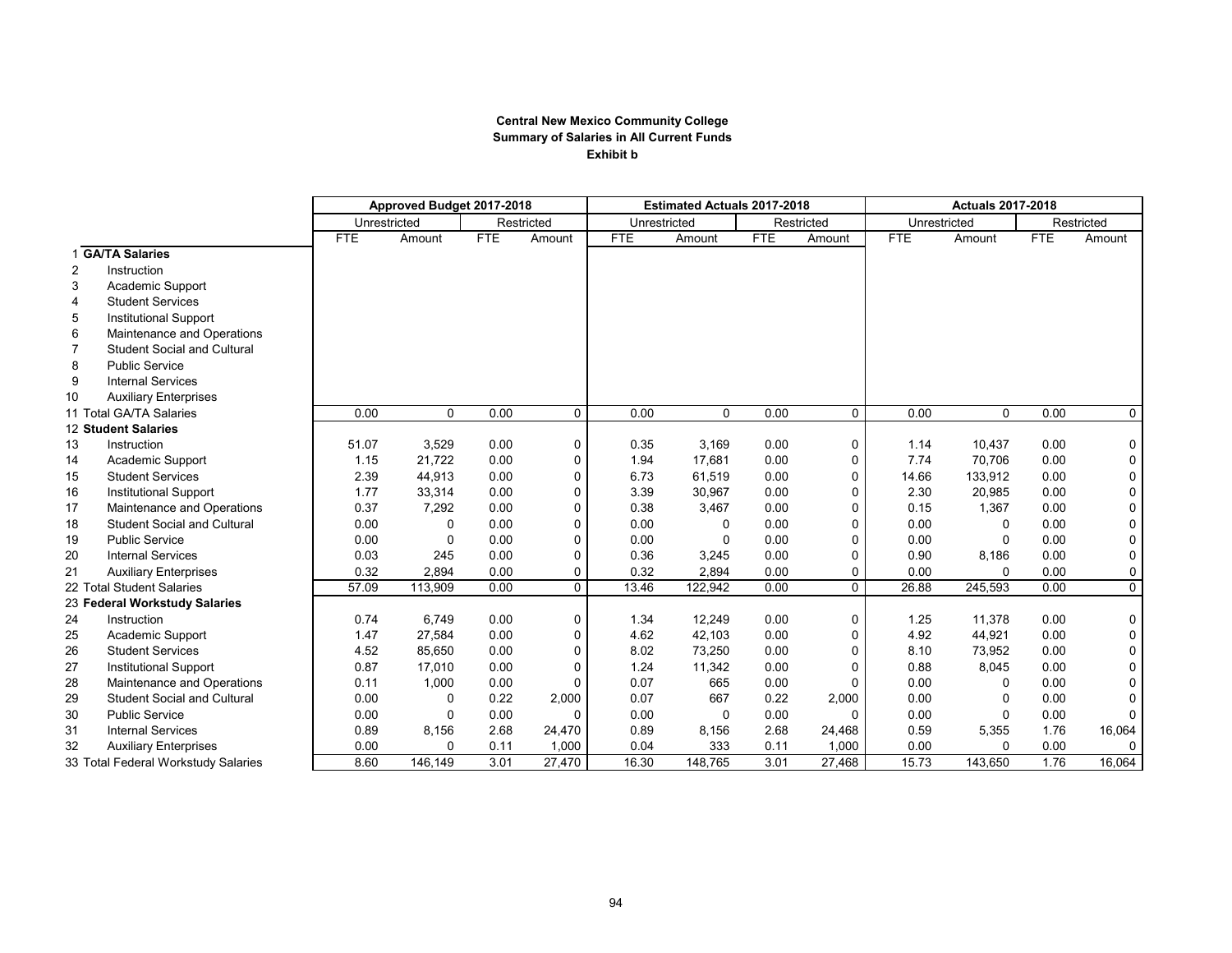**Central New Mexico Community College**
**Summary of Salaries in All Current Funds**
**Exhibit b**

| | | Approved Budget 2017-2018 | | | | Estimated Actuals 2017-2018 | | | | Actuals 2017-2018 | | | |
|---|---|---|---|---|---|---|---|---|---|---|---|---|---|
| | | Unrestricted | | Restricted | | Unrestricted | | Restricted | | Unrestricted | | Restricted | |
| | | FTE | Amount | FTE | Amount | FTE | Amount | FTE | Amount | FTE | Amount | FTE | Amount |
| 1 | **GA/TA Salaries** | | | | | | | | | | | | |
| 2 | Instruction | | | | | | | | | | | | |
| 3 | Academic Support | | | | | | | | | | | | |
| 4 | Student Services | | | | | | | | | | | | |
| 5 | Institutional Support | | | | | | | | | | | | |
| 6 | Maintenance and Operations | | | | | | | | | | | | |
| 7 | Student Social and Cultural | | | | | | | | | | | | |
| 8 | Public Service | | | | | | | | | | | | |
| 9 | Internal Services | | | | | | | | | | | | |
| 10 | Auxiliary Enterprises | | | | | | | | | | | | |
| 11 | Total GA/TA Salaries | 0.00 | 0 | 0.00 | 0 | 0.00 | 0 | 0.00 | 0 | 0.00 | 0 | 0.00 | 0 |
| 12 | **Student Salaries** | | | | | | | | | | | | |
| 13 | Instruction | 51.07 | 3,529 | 0.00 | 0 | 0.35 | 3,169 | 0.00 | 0 | 1.14 | 10,437 | 0.00 | 0 |
| 14 | Academic Support | 1.15 | 21,722 | 0.00 | 0 | 1.94 | 17,681 | 0.00 | 0 | 7.74 | 70,706 | 0.00 | 0 |
| 15 | Student Services | 2.39 | 44,913 | 0.00 | 0 | 6.73 | 61,519 | 0.00 | 0 | 14.66 | 133,912 | 0.00 | 0 |
| 16 | Institutional Support | 1.77 | 33,314 | 0.00 | 0 | 3.39 | 30,967 | 0.00 | 0 | 2.30 | 20,985 | 0.00 | 0 |
| 17 | Maintenance and Operations | 0.37 | 7,292 | 0.00 | 0 | 0.38 | 3,467 | 0.00 | 0 | 0.15 | 1,367 | 0.00 | 0 |
| 18 | Student Social and Cultural | 0.00 | 0 | 0.00 | 0 | 0.00 | 0 | 0.00 | 0 | 0.00 | 0 | 0.00 | 0 |
| 19 | Public Service | 0.00 | 0 | 0.00 | 0 | 0.00 | 0 | 0.00 | 0 | 0.00 | 0 | 0.00 | 0 |
| 20 | Internal Services | 0.03 | 245 | 0.00 | 0 | 0.36 | 3,245 | 0.00 | 0 | 0.90 | 8,186 | 0.00 | 0 |
| 21 | Auxiliary Enterprises | 0.32 | 2,894 | 0.00 | 0 | 0.32 | 2,894 | 0.00 | 0 | 0.00 | 0 | 0.00 | 0 |
| 22 | Total Student Salaries | 57.09 | 113,909 | 0.00 | 0 | 13.46 | 122,942 | 0.00 | 0 | 26.88 | 245,593 | 0.00 | 0 |
| 23 | **Federal Workstudy Salaries** | | | | | | | | | | | | |
| 24 | Instruction | 0.74 | 6,749 | 0.00 | 0 | 1.34 | 12,249 | 0.00 | 0 | 1.25 | 11,378 | 0.00 | 0 |
| 25 | Academic Support | 1.47 | 27,584 | 0.00 | 0 | 4.62 | 42,103 | 0.00 | 0 | 4.92 | 44,921 | 0.00 | 0 |
| 26 | Student Services | 4.52 | 85,650 | 0.00 | 0 | 8.02 | 73,250 | 0.00 | 0 | 8.10 | 73,952 | 0.00 | 0 |
| 27 | Institutional Support | 0.87 | 17,010 | 0.00 | 0 | 1.24 | 11,342 | 0.00 | 0 | 0.88 | 8,045 | 0.00 | 0 |
| 28 | Maintenance and Operations | 0.11 | 1,000 | 0.00 | 0 | 0.07 | 665 | 0.00 | 0 | 0.00 | 0 | 0.00 | 0 |
| 29 | Student Social and Cultural | 0.00 | 0 | 0.22 | 2,000 | 0.07 | 667 | 0.22 | 2,000 | 0.00 | 0 | 0.00 | 0 |
| 30 | Public Service | 0.00 | 0 | 0.00 | 0 | 0.00 | 0 | 0.00 | 0 | 0.00 | 0 | 0.00 | 0 |
| 31 | Internal Services | 0.89 | 8,156 | 2.68 | 24,470 | 0.89 | 8,156 | 2.68 | 24,468 | 0.59 | 5,355 | 1.76 | 16,064 |
| 32 | Auxiliary Enterprises | 0.00 | 0 | 0.11 | 1,000 | 0.04 | 333 | 0.11 | 1,000 | 0.00 | 0 | 0.00 | 0 |
| 33 | Total Federal Workstudy Salaries | 8.60 | 146,149 | 3.01 | 27,470 | 16.30 | 148,765 | 3.01 | 27,468 | 15.73 | 143,650 | 1.76 | 16,064 |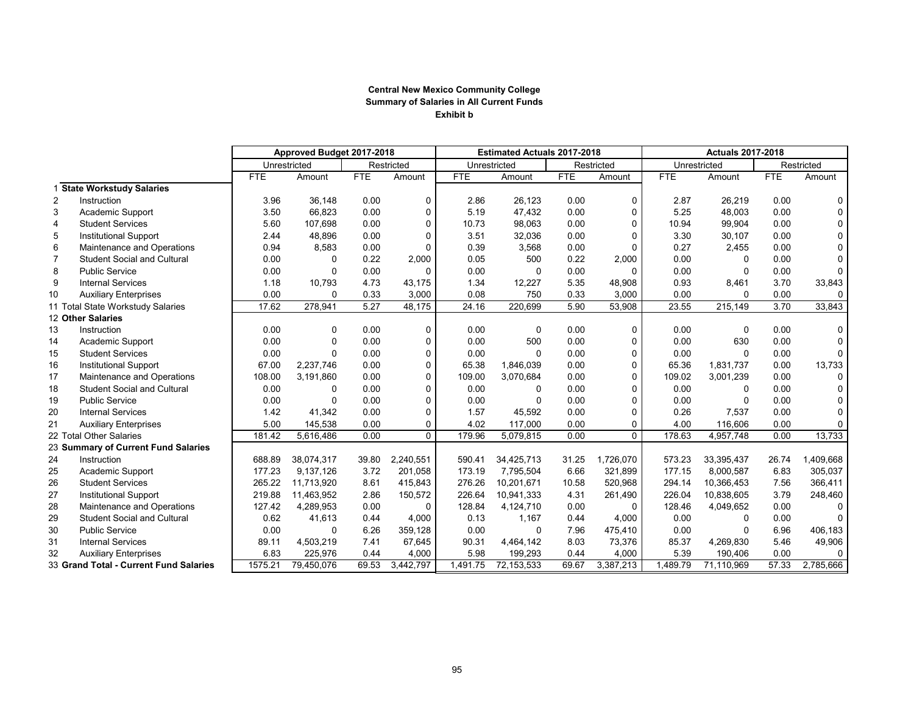**Central New Mexico Community College**
**Summary of Salaries in All Current Funds**
**Exhibit b**

| | | Approved Budget 2017-2018 | | | | Estimated Actuals 2017-2018 | | | | Actuals 2017-2018 | | | |
|---|---|---|---|---|---|---|---|---|---|---|---|---|---|
| | | Unrestricted | | Restricted | | Unrestricted | | Restricted | | Unrestricted | | Restricted | |
| | | FTE | Amount | FTE | Amount | FTE | Amount | FTE | Amount | FTE | Amount | FTE | Amount |
| 1 | **State Workstudy Salaries** | | | | | | | | | | | | |
| 2 | Instruction | 3.96 | 36,148 | 0.00 | 0 | 2.86 | 26,123 | 0.00 | 0 | 2.87 | 26,219 | 0.00 | 0 |
| 3 | Academic Support | 3.50 | 66,823 | 0.00 | 0 | 5.19 | 47,432 | 0.00 | 0 | 5.25 | 48,003 | 0.00 | 0 |
| 4 | Student Services | 5.60 | 107,698 | 0.00 | 0 | 10.73 | 98,063 | 0.00 | 0 | 10.94 | 99,904 | 0.00 | 0 |
| 5 | Institutional Support | 2.44 | 48,896 | 0.00 | 0 | 3.51 | 32,036 | 0.00 | 0 | 3.30 | 30,107 | 0.00 | 0 |
| 6 | Maintenance and Operations | 0.94 | 8,583 | 0.00 | 0 | 0.39 | 3,568 | 0.00 | 0 | 0.27 | 2,455 | 0.00 | 0 |
| 7 | Student Social and Cultural | 0.00 | 0 | 0.22 | 2,000 | 0.05 | 500 | 0.22 | 2,000 | 0.00 | 0 | 0.00 | 0 |
| 8 | Public Service | 0.00 | 0 | 0.00 | 0 | 0.00 | 0 | 0.00 | 0 | 0.00 | 0 | 0.00 | 0 |
| 9 | Internal Services | 1.18 | 10,793 | 4.73 | 43,175 | 1.34 | 12,227 | 5.35 | 48,908 | 0.93 | 8,461 | 3.70 | 33,843 |
| 10 | Auxiliary Enterprises | 0.00 | 0 | 0.33 | 3,000 | 0.08 | 750 | 0.33 | 3,000 | 0.00 | 0 | 0.00 | 0 |
| 11 | Total State Workstudy Salaries | 17.62 | 278,941 | 5.27 | 48,175 | 24.16 | 220,699 | 5.90 | 53,908 | 23.55 | 215,149 | 3.70 | 33,843 |
| 12 | **Other Salaries** | | | | | | | | | | | | |
| 13 | Instruction | 0.00 | 0 | 0.00 | 0 | 0.00 | 0 | 0.00 | 0 | 0.00 | 0 | 0.00 | 0 |
| 14 | Academic Support | 0.00 | 0 | 0.00 | 0 | 0.00 | 500 | 0.00 | 0 | 0.00 | 630 | 0.00 | 0 |
| 15 | Student Services | 0.00 | 0 | 0.00 | 0 | 0.00 | 0 | 0.00 | 0 | 0.00 | 0 | 0.00 | 0 |
| 16 | Institutional Support | 67.00 | 2,237,746 | 0.00 | 0 | 65.38 | 1,846,039 | 0.00 | 0 | 65.36 | 1,831,737 | 0.00 | 13,733 |
| 17 | Maintenance and Operations | 108.00 | 3,191,860 | 0.00 | 0 | 109.00 | 3,070,684 | 0.00 | 0 | 109.02 | 3,001,239 | 0.00 | 0 |
| 18 | Student Social and Cultural | 0.00 | 0 | 0.00 | 0 | 0.00 | 0 | 0.00 | 0 | 0.00 | 0 | 0.00 | 0 |
| 19 | Public Service | 0.00 | 0 | 0.00 | 0 | 0.00 | 0 | 0.00 | 0 | 0.00 | 0 | 0.00 | 0 |
| 20 | Internal Services | 1.42 | 41,342 | 0.00 | 0 | 1.57 | 45,592 | 0.00 | 0 | 0.26 | 7,537 | 0.00 | 0 |
| 21 | Auxiliary Enterprises | 5.00 | 145,538 | 0.00 | 0 | 4.02 | 117,000 | 0.00 | 0 | 4.00 | 116,606 | 0.00 | 0 |
| 22 | Total Other Salaries | 181.42 | 5,616,486 | 0.00 | 0 | 179.96 | 5,079,815 | 0.00 | 0 | 178.63 | 4,957,748 | 0.00 | 13,733 |
| 23 | **Summary of Current Fund Salaries** | | | | | | | | | | | | |
| 24 | Instruction | 688.89 | 38,074,317 | 39.80 | 2,240,551 | 590.41 | 34,425,713 | 31.25 | 1,726,070 | 573.23 | 33,395,437 | 26.74 | 1,409,668 |
| 25 | Academic Support | 177.23 | 9,137,126 | 3.72 | 201,058 | 173.19 | 7,795,504 | 6.66 | 321,899 | 177.15 | 8,000,587 | 6.83 | 305,037 |
| 26 | Student Services | 265.22 | 11,713,920 | 8.61 | 415,843 | 276.26 | 10,201,671 | 10.58 | 520,968 | 294.14 | 10,366,453 | 7.56 | 366,411 |
| 27 | Institutional Support | 219.88 | 11,463,952 | 2.86 | 150,572 | 226.64 | 10,941,333 | 4.31 | 261,490 | 226.04 | 10,838,605 | 3.79 | 248,460 |
| 28 | Maintenance and Operations | 127.42 | 4,289,953 | 0.00 | 0 | 128.84 | 4,124,710 | 0.00 | 0 | 128.46 | 4,049,652 | 0.00 | 0 |
| 29 | Student Social and Cultural | 0.62 | 41,613 | 0.44 | 4,000 | 0.13 | 1,167 | 0.44 | 4,000 | 0.00 | 0 | 0.00 | 0 |
| 30 | Public Service | 0.00 | 0 | 6.26 | 359,128 | 0.00 | 0 | 7.96 | 475,410 | 0.00 | 0 | 6.96 | 406,183 |
| 31 | Internal Services | 89.11 | 4,503,219 | 7.41 | 67,645 | 90.31 | 4,464,142 | 8.03 | 73,376 | 85.37 | 4,269,830 | 5.46 | 49,906 |
| 32 | Auxiliary Enterprises | 6.83 | 225,976 | 0.44 | 4,000 | 5.98 | 199,293 | 0.44 | 4,000 | 5.39 | 190,406 | 0.00 | 0 |
| 33 | **Grand Total - Current Fund Salaries** | 1575.21 | 79,450,076 | 69.53 | 3,442,797 | 1,491.75 | 72,153,533 | 69.67 | 3,387,213 | 1,489.79 | 71,110,969 | 57.33 | 2,785,666 |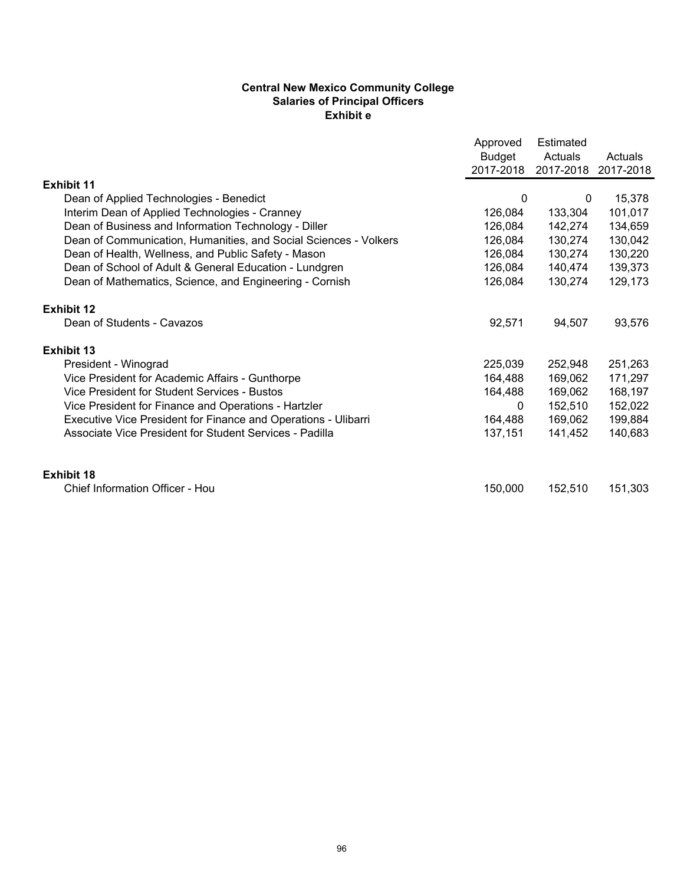**Central New Mexico Community College**
**Salaries of Principal Officers**
**Exhibit e**

| | Approved Budget 2017-2018 | Estimated Actuals 2017-2018 | Actuals 2017-2018 |
|---|---|---|---|
| **Exhibit 11** | | | |
| Dean of Applied Technologies - Benedict | 0 | 0 | 15,378 |
| Interim Dean of Applied Technologies - Cranney | 126,084 | 133,304 | 101,017 |
| Dean of Business and Information Technology - Diller | 126,084 | 142,274 | 134,659 |
| Dean of Communication, Humanities, and Social Sciences - Volkers | 126,084 | 130,274 | 130,042 |
| Dean of Health, Wellness, and Public Safety - Mason | 126,084 | 130,274 | 130,220 |
| Dean of School of Adult & General Education - Lundgren | 126,084 | 140,474 | 139,373 |
| Dean of Mathematics, Science, and Engineering - Cornish | 126,084 | 130,274 | 129,173 |
| **Exhibit 12** | | | |
| Dean of Students - Cavazos | 92,571 | 94,507 | 93,576 |
| **Exhibit 13** | | | |
| President - Winograd | 225,039 | 252,948 | 251,263 |
| Vice President for Academic Affairs - Gunthorpe | 164,488 | 169,062 | 171,297 |
| Vice President for Student Services - Bustos | 164,488 | 169,062 | 168,197 |
| Vice President for Finance and Operations - Hartzler | 0 | 152,510 | 152,022 |
| Executive Vice President for Finance and Operations - Ulibarri | 164,488 | 169,062 | 199,884 |
| Associate Vice President for Student Services - Padilla | 137,151 | 141,452 | 140,683 |
| **Exhibit 18** | | | |
| Chief Information Officer - Hou | 150,000 | 152,510 | 151,303 |